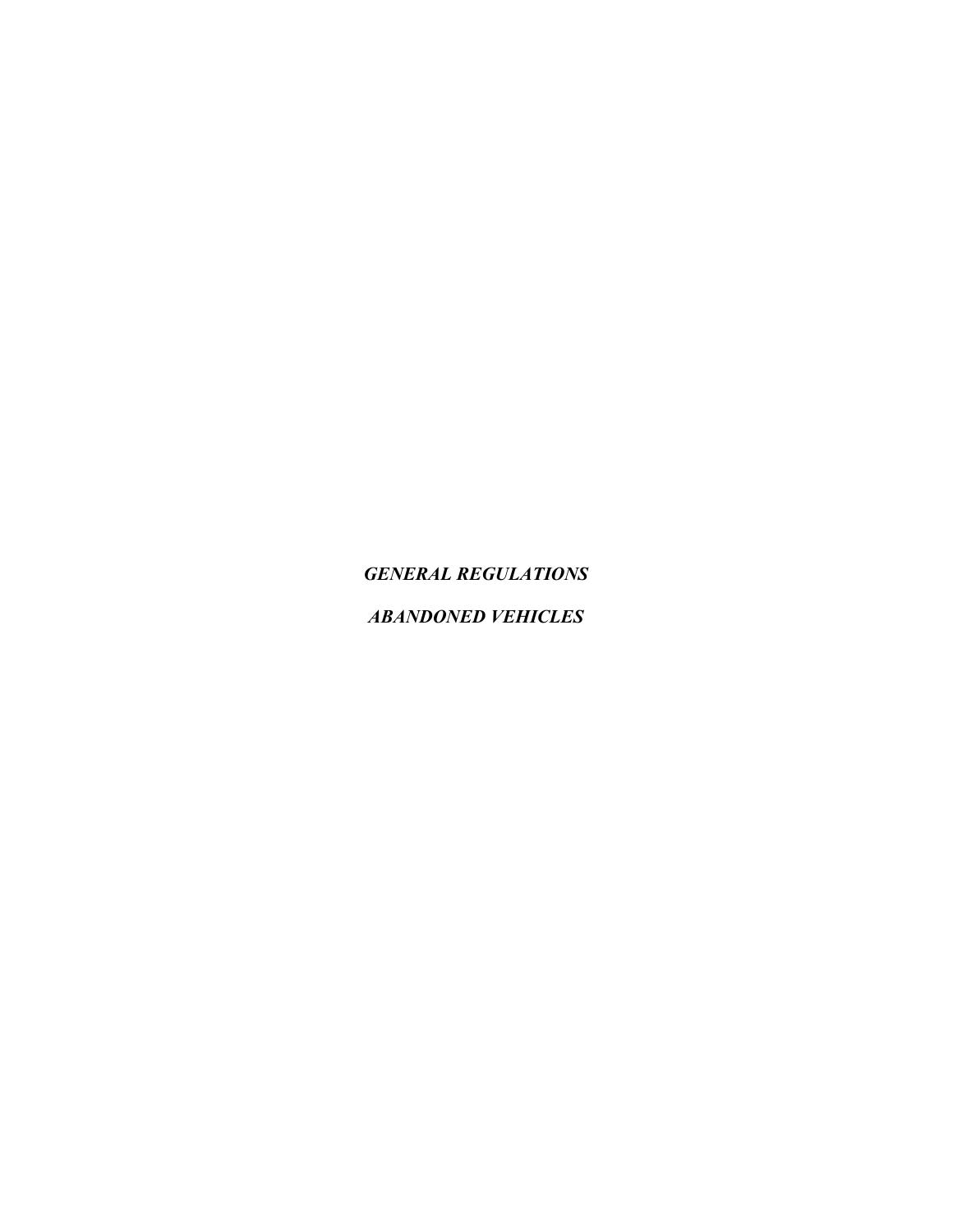***GENERAL REGULATIONS***

***ABANDONED VEHICLES***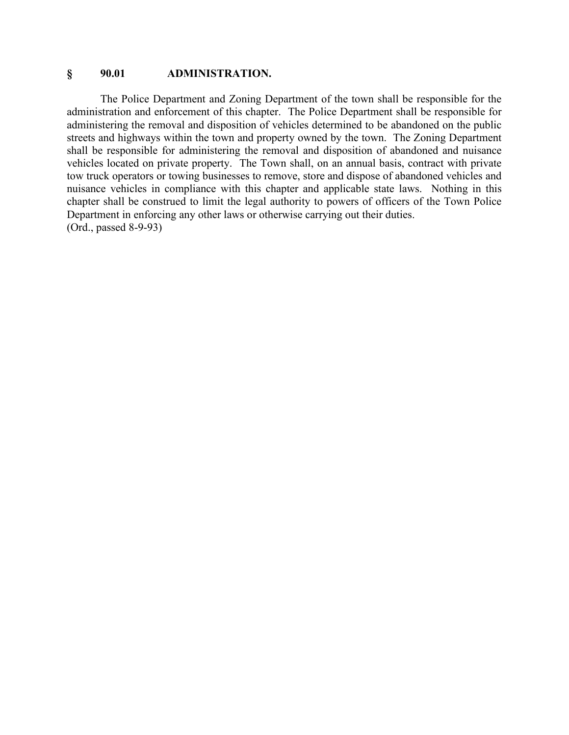## § 90.01 ADMINISTRATION.

The Police Department and Zoning Department of the town shall be responsible for the administration and enforcement of this chapter. The Police Department shall be responsible for administering the removal and disposition of vehicles determined to be abandoned on the public streets and highways within the town and property owned by the town. The Zoning Department shall be responsible for administering the removal and disposition of abandoned and nuisance vehicles located on private property. The Town shall, on an annual basis, contract with private tow truck operators or towing businesses to remove, store and dispose of abandoned vehicles and nuisance vehicles in compliance with this chapter and applicable state laws. Nothing in this chapter shall be construed to limit the legal authority to powers of officers of the Town Police Department in enforcing any other laws or otherwise carrying out their duties.
(Ord., passed 8-9-93)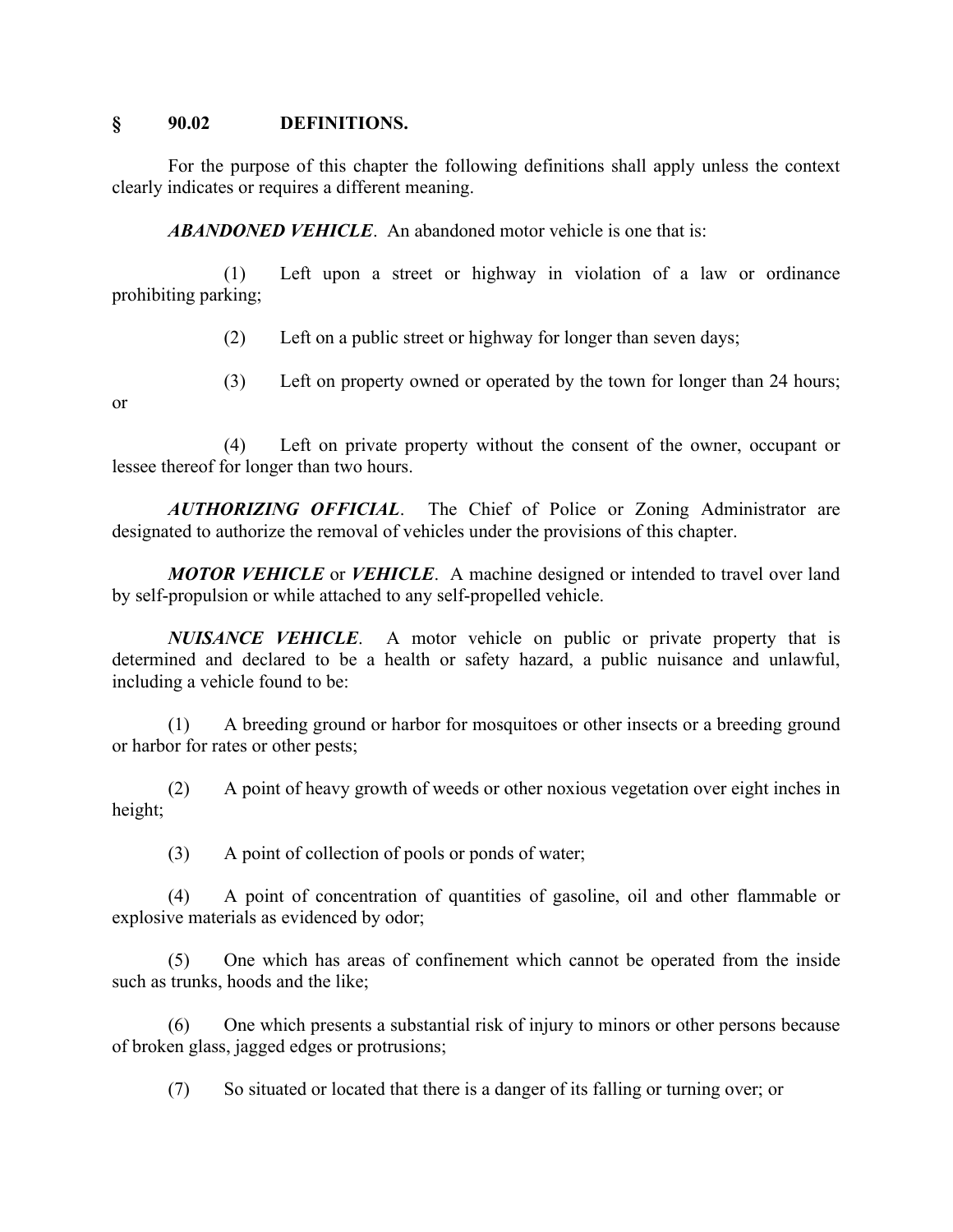## § 90.02 DEFINITIONS.

For the purpose of this chapter the following definitions shall apply unless the context clearly indicates or requires a different meaning.

***ABANDONED VEHICLE***. An abandoned motor vehicle is one that is:

(1) Left upon a street or highway in violation of a law or ordinance prohibiting parking;

(2) Left on a public street or highway for longer than seven days;

(3) Left on property owned or operated by the town for longer than 24 hours; or

(4) Left on private property without the consent of the owner, occupant or lessee thereof for longer than two hours.

***AUTHORIZING OFFICIAL***. The Chief of Police or Zoning Administrator are designated to authorize the removal of vehicles under the provisions of this chapter.

***MOTOR VEHICLE*** or ***VEHICLE***. A machine designed or intended to travel over land by self-propulsion or while attached to any self-propelled vehicle.

***NUISANCE VEHICLE***. A motor vehicle on public or private property that is determined and declared to be a health or safety hazard, a public nuisance and unlawful, including a vehicle found to be:

(1) A breeding ground or harbor for mosquitoes or other insects or a breeding ground or harbor for rates or other pests;

(2) A point of heavy growth of weeds or other noxious vegetation over eight inches in height;

(3) A point of collection of pools or ponds of water;

(4) A point of concentration of quantities of gasoline, oil and other flammable or explosive materials as evidenced by odor;

(5) One which has areas of confinement which cannot be operated from the inside such as trunks, hoods and the like;

(6) One which presents a substantial risk of injury to minors or other persons because of broken glass, jagged edges or protrusions;

(7) So situated or located that there is a danger of its falling or turning over; or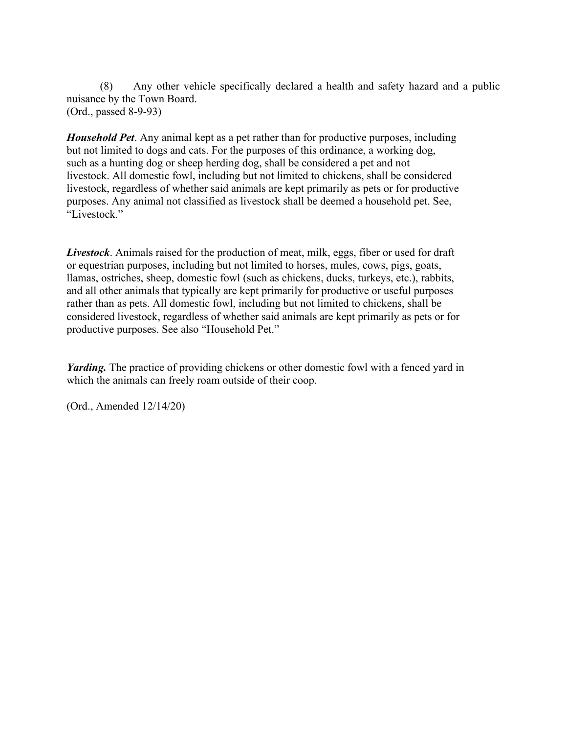(8) Any other vehicle specifically declared a health and safety hazard and a public nuisance by the Town Board.
(Ord., passed 8-9-93)

***Household Pet***. Any animal kept as a pet rather than for productive purposes, including but not limited to dogs and cats. For the purposes of this ordinance, a working dog, such as a hunting dog or sheep herding dog, shall be considered a pet and not livestock. All domestic fowl, including but not limited to chickens, shall be considered livestock, regardless of whether said animals are kept primarily as pets or for productive purposes. Any animal not classified as livestock shall be deemed a household pet. See, "Livestock."

***Livestock***. Animals raised for the production of meat, milk, eggs, fiber or used for draft or equestrian purposes, including but not limited to horses, mules, cows, pigs, goats, llamas, ostriches, sheep, domestic fowl (such as chickens, ducks, turkeys, etc.), rabbits, and all other animals that typically are kept primarily for productive or useful purposes rather than as pets. All domestic fowl, including but not limited to chickens, shall be considered livestock, regardless of whether said animals are kept primarily as pets or for productive purposes. See also "Household Pet."

***Yarding.*** The practice of providing chickens or other domestic fowl with a fenced yard in which the animals can freely roam outside of their coop.

(Ord., Amended 12/14/20)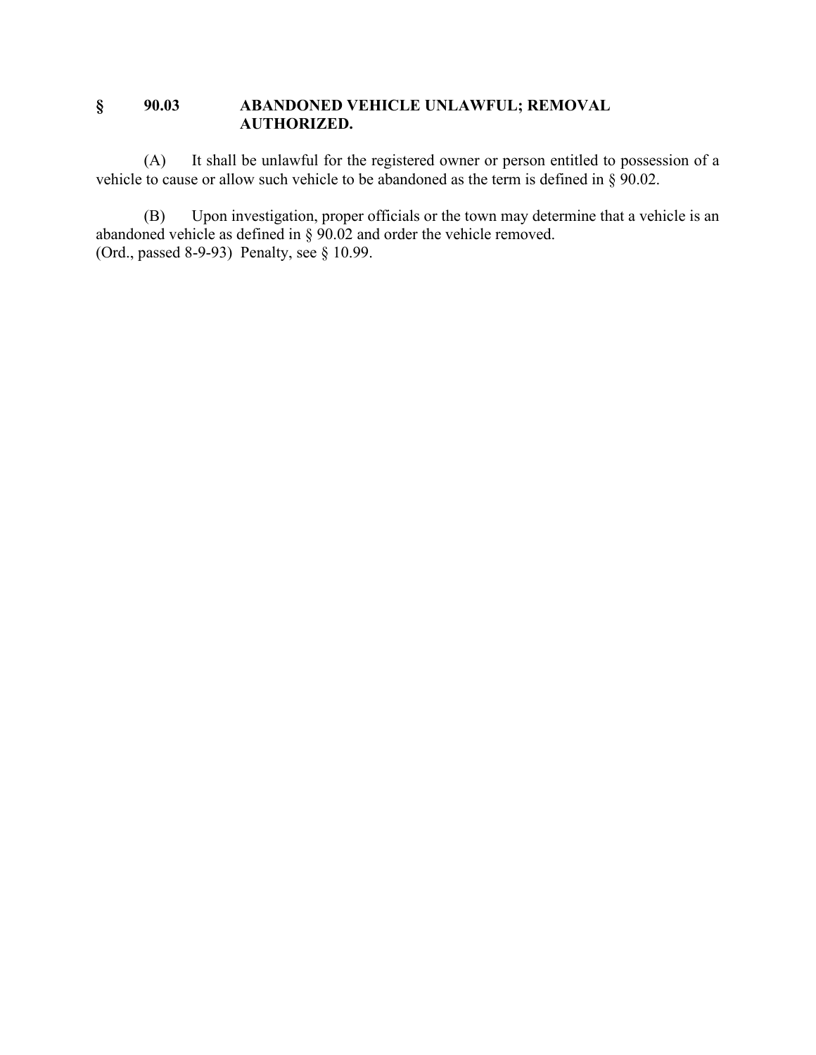## § 90.03 ABANDONED VEHICLE UNLAWFUL; REMOVAL AUTHORIZED.

(A) It shall be unlawful for the registered owner or person entitled to possession of a vehicle to cause or allow such vehicle to be abandoned as the term is defined in § 90.02.

(B) Upon investigation, proper officials or the town may determine that a vehicle is an abandoned vehicle as defined in § 90.02 and order the vehicle removed.
(Ord., passed 8-9-93) Penalty, see § 10.99.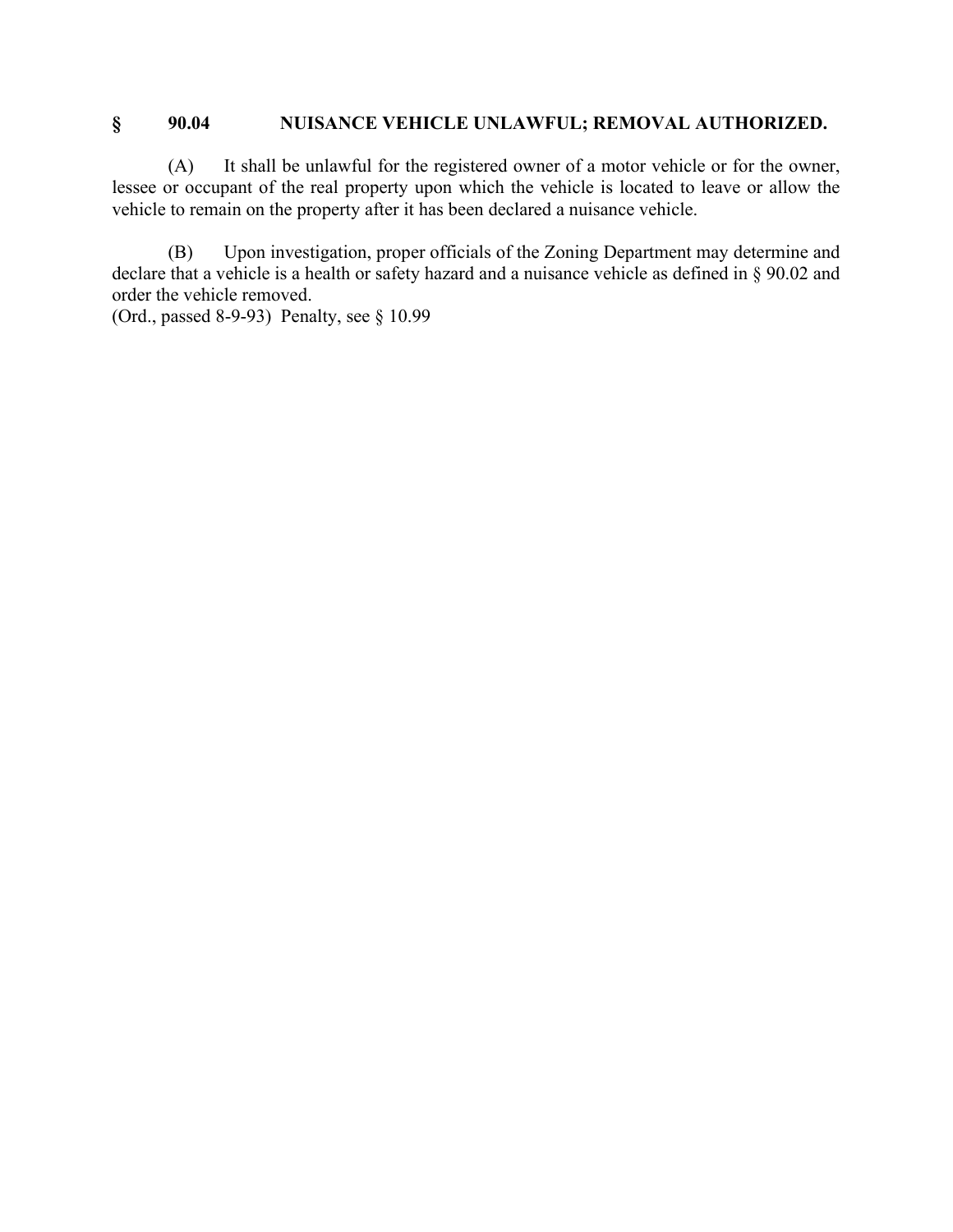## § 90.04 NUISANCE VEHICLE UNLAWFUL; REMOVAL AUTHORIZED.

(A) It shall be unlawful for the registered owner of a motor vehicle or for the owner, lessee or occupant of the real property upon which the vehicle is located to leave or allow the vehicle to remain on the property after it has been declared a nuisance vehicle.

(B) Upon investigation, proper officials of the Zoning Department may determine and declare that a vehicle is a health or safety hazard and a nuisance vehicle as defined in § 90.02 and order the vehicle removed.
(Ord., passed 8-9-93) Penalty, see § 10.99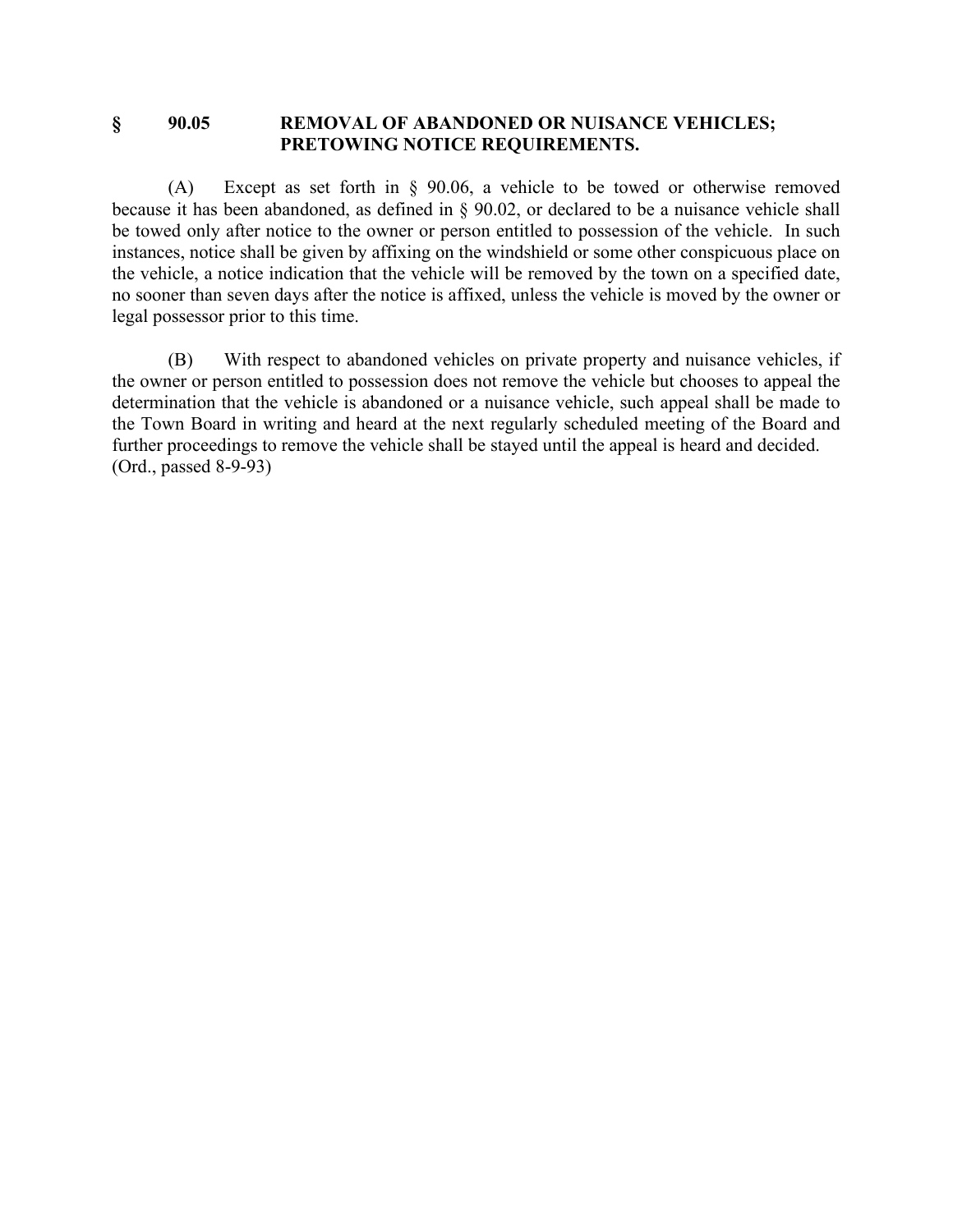## § 90.05 REMOVAL OF ABANDONED OR NUISANCE VEHICLES; PRETOWING NOTICE REQUIREMENTS.

(A) Except as set forth in § 90.06, a vehicle to be towed or otherwise removed because it has been abandoned, as defined in § 90.02, or declared to be a nuisance vehicle shall be towed only after notice to the owner or person entitled to possession of the vehicle. In such instances, notice shall be given by affixing on the windshield or some other conspicuous place on the vehicle, a notice indication that the vehicle will be removed by the town on a specified date, no sooner than seven days after the notice is affixed, unless the vehicle is moved by the owner or legal possessor prior to this time.

(B) With respect to abandoned vehicles on private property and nuisance vehicles, if the owner or person entitled to possession does not remove the vehicle but chooses to appeal the determination that the vehicle is abandoned or a nuisance vehicle, such appeal shall be made to the Town Board in writing and heard at the next regularly scheduled meeting of the Board and further proceedings to remove the vehicle shall be stayed until the appeal is heard and decided.
(Ord., passed 8-9-93)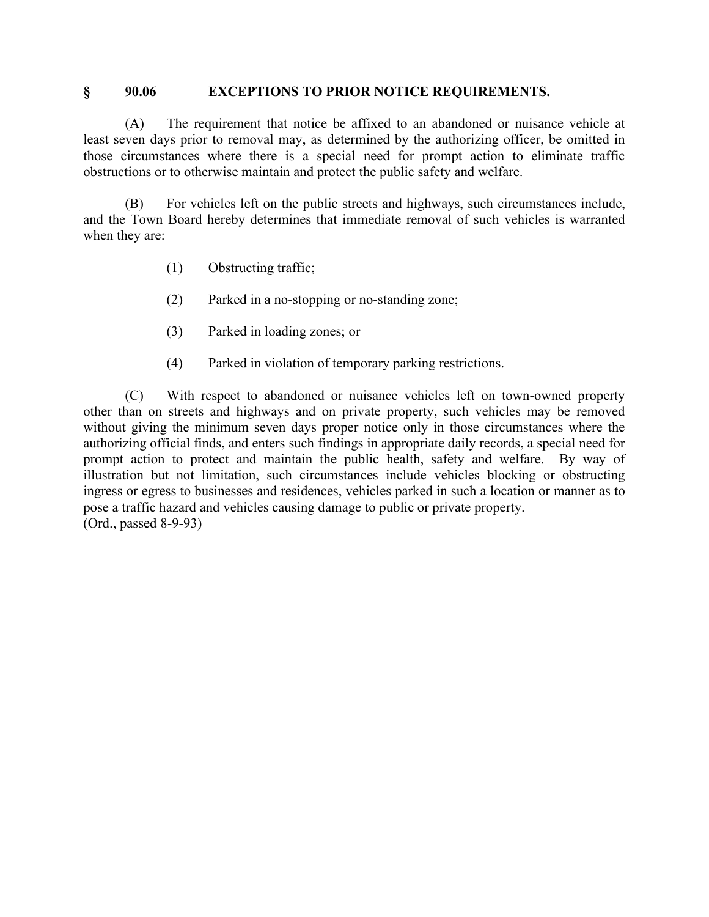## § 90.06 EXCEPTIONS TO PRIOR NOTICE REQUIREMENTS.

(A) The requirement that notice be affixed to an abandoned or nuisance vehicle at least seven days prior to removal may, as determined by the authorizing officer, be omitted in those circumstances where there is a special need for prompt action to eliminate traffic obstructions or to otherwise maintain and protect the public safety and welfare.

(B) For vehicles left on the public streets and highways, such circumstances include, and the Town Board hereby determines that immediate removal of such vehicles is warranted when they are:

(1) Obstructing traffic;

(2) Parked in a no-stopping or no-standing zone;

(3) Parked in loading zones; or

(4) Parked in violation of temporary parking restrictions.

(C) With respect to abandoned or nuisance vehicles left on town-owned property other than on streets and highways and on private property, such vehicles may be removed without giving the minimum seven days proper notice only in those circumstances where the authorizing official finds, and enters such findings in appropriate daily records, a special need for prompt action to protect and maintain the public health, safety and welfare. By way of illustration but not limitation, such circumstances include vehicles blocking or obstructing ingress or egress to businesses and residences, vehicles parked in such a location or manner as to pose a traffic hazard and vehicles causing damage to public or private property.
(Ord., passed 8-9-93)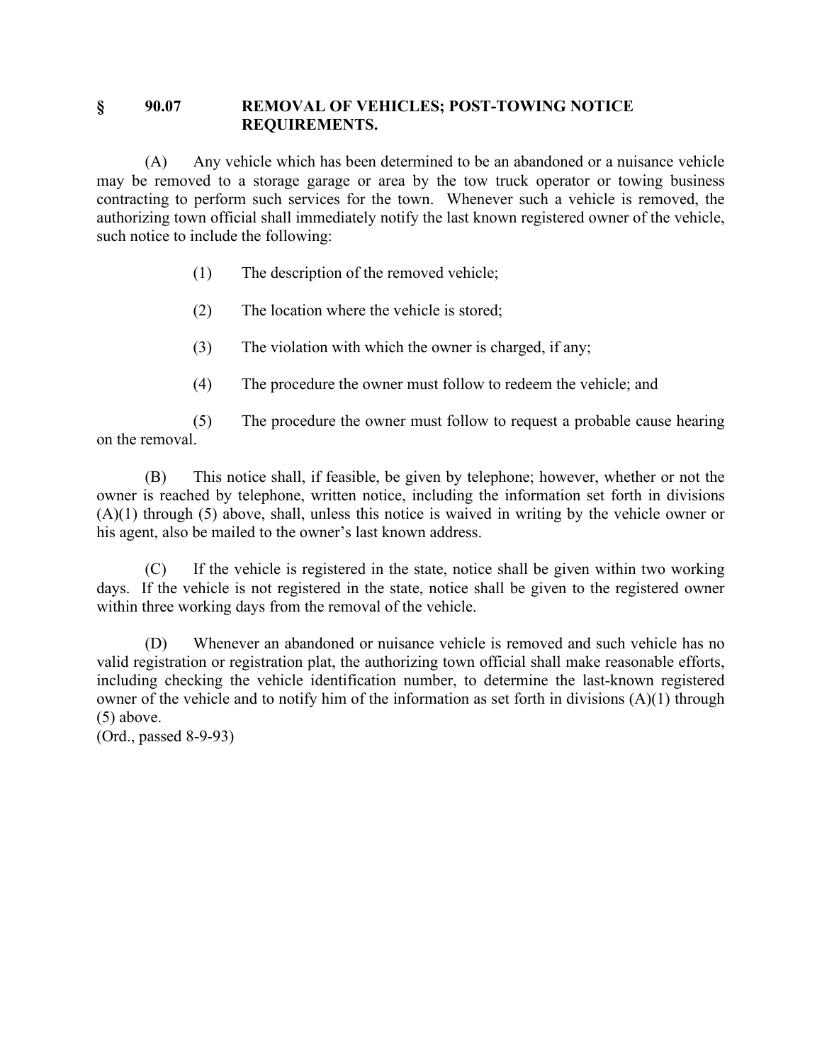## § 90.07 REMOVAL OF VEHICLES; POST-TOWING NOTICE REQUIREMENTS.

(A) Any vehicle which has been determined to be an abandoned or a nuisance vehicle may be removed to a storage garage or area by the tow truck operator or towing business contracting to perform such services for the town. Whenever such a vehicle is removed, the authorizing town official shall immediately notify the last known registered owner of the vehicle, such notice to include the following:

(1) The description of the removed vehicle;

(2) The location where the vehicle is stored;

(3) The violation with which the owner is charged, if any;

(4) The procedure the owner must follow to redeem the vehicle; and

(5) The procedure the owner must follow to request a probable cause hearing on the removal.

(B) This notice shall, if feasible, be given by telephone; however, whether or not the owner is reached by telephone, written notice, including the information set forth in divisions (A)(1) through (5) above, shall, unless this notice is waived in writing by the vehicle owner or his agent, also be mailed to the owner's last known address.

(C) If the vehicle is registered in the state, notice shall be given within two working days. If the vehicle is not registered in the state, notice shall be given to the registered owner within three working days from the removal of the vehicle.

(D) Whenever an abandoned or nuisance vehicle is removed and such vehicle has no valid registration or registration plat, the authorizing town official shall make reasonable efforts, including checking the vehicle identification number, to determine the last-known registered owner of the vehicle and to notify him of the information as set forth in divisions (A)(1) through (5) above.

(Ord., passed 8-9-93)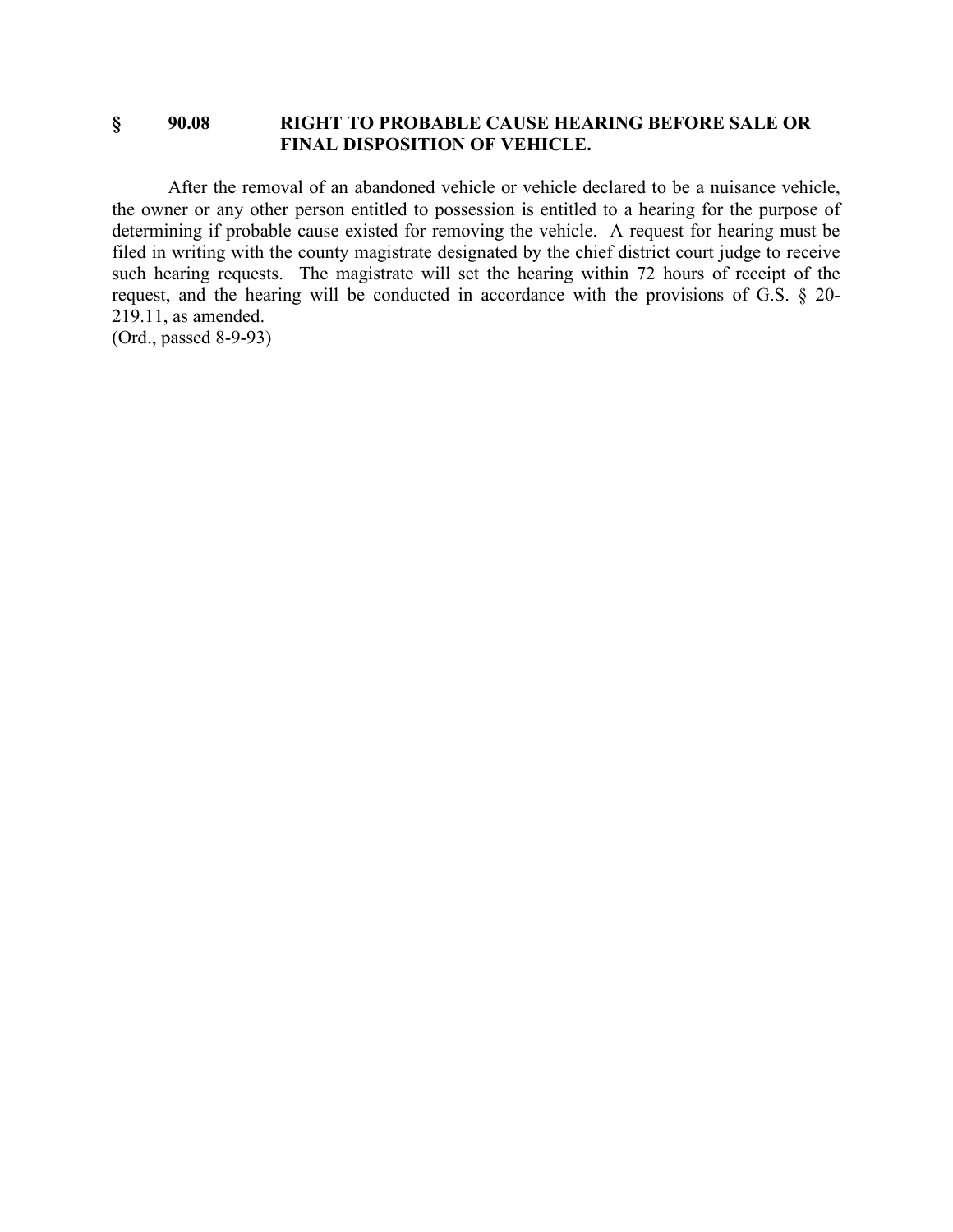## § 90.08 RIGHT TO PROBABLE CAUSE HEARING BEFORE SALE OR FINAL DISPOSITION OF VEHICLE.

After the removal of an abandoned vehicle or vehicle declared to be a nuisance vehicle, the owner or any other person entitled to possession is entitled to a hearing for the purpose of determining if probable cause existed for removing the vehicle. A request for hearing must be filed in writing with the county magistrate designated by the chief district court judge to receive such hearing requests. The magistrate will set the hearing within 72 hours of receipt of the request, and the hearing will be conducted in accordance with the provisions of G.S. § 20-219.11, as amended.
(Ord., passed 8-9-93)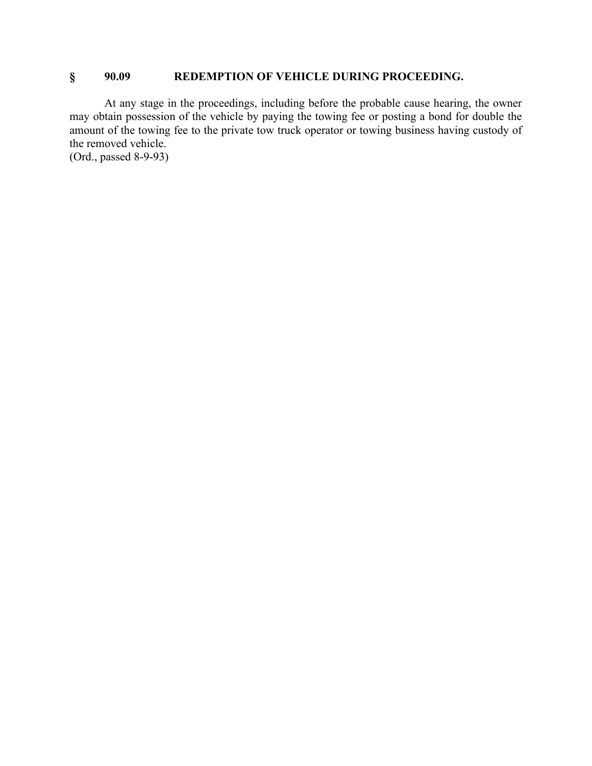## § 90.09 REDEMPTION OF VEHICLE DURING PROCEEDING.

At any stage in the proceedings, including before the probable cause hearing, the owner may obtain possession of the vehicle by paying the towing fee or posting a bond for double the amount of the towing fee to the private tow truck operator or towing business having custody of the removed vehicle.
(Ord., passed 8-9-93)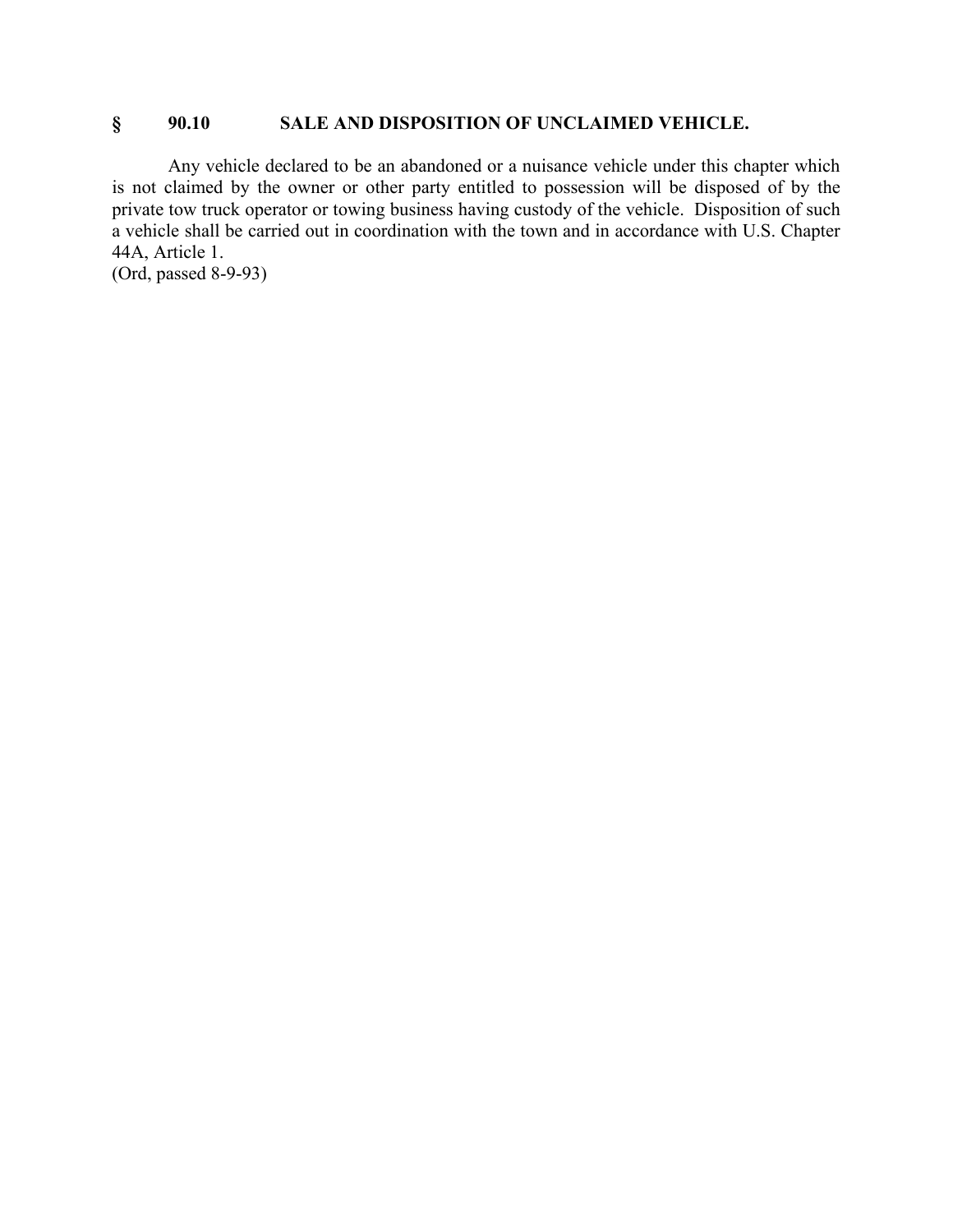## § 90.10 SALE AND DISPOSITION OF UNCLAIMED VEHICLE.

Any vehicle declared to be an abandoned or a nuisance vehicle under this chapter which is not claimed by the owner or other party entitled to possession will be disposed of by the private tow truck operator or towing business having custody of the vehicle. Disposition of such a vehicle shall be carried out in coordination with the town and in accordance with U.S. Chapter 44A, Article 1.
(Ord, passed 8-9-93)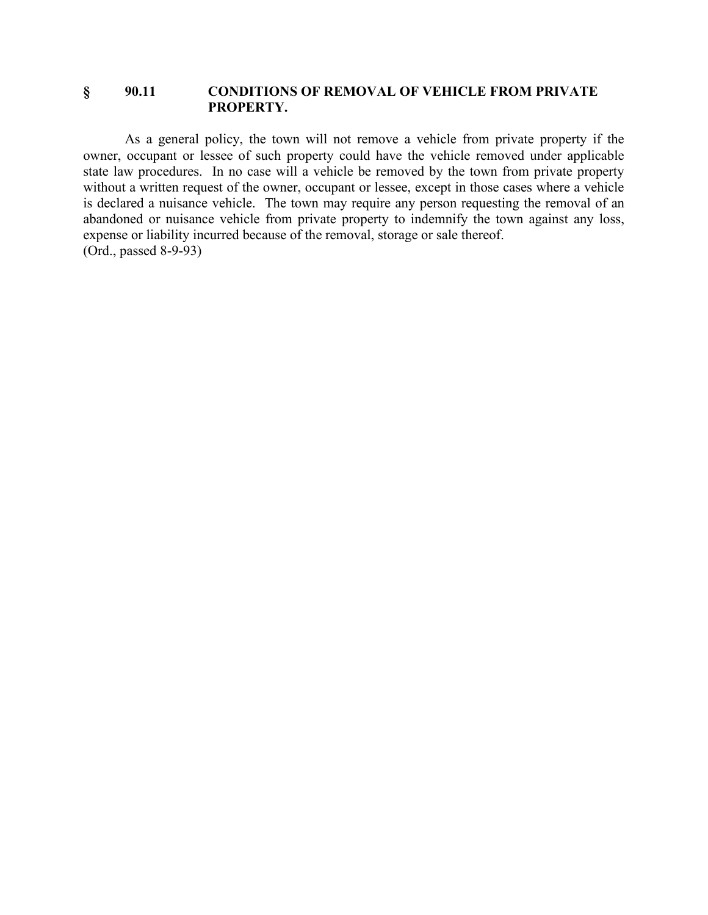## § 90.11 CONDITIONS OF REMOVAL OF VEHICLE FROM PRIVATE PROPERTY.

As a general policy, the town will not remove a vehicle from private property if the owner, occupant or lessee of such property could have the vehicle removed under applicable state law procedures. In no case will a vehicle be removed by the town from private property without a written request of the owner, occupant or lessee, except in those cases where a vehicle is declared a nuisance vehicle. The town may require any person requesting the removal of an abandoned or nuisance vehicle from private property to indemnify the town against any loss, expense or liability incurred because of the removal, storage or sale thereof.
(Ord., passed 8-9-93)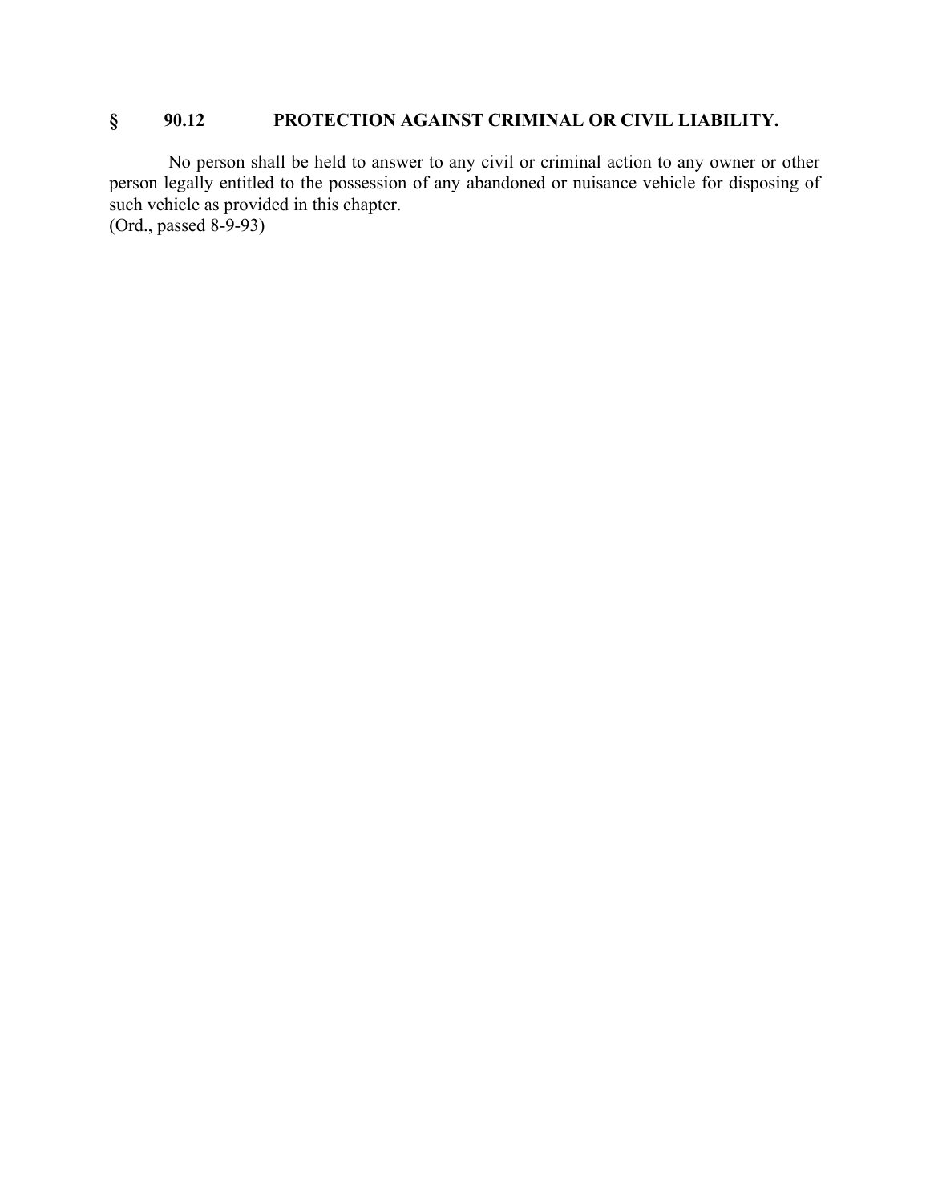## § 90.12 PROTECTION AGAINST CRIMINAL OR CIVIL LIABILITY.

No person shall be held to answer to any civil or criminal action to any owner or other person legally entitled to the possession of any abandoned or nuisance vehicle for disposing of such vehicle as provided in this chapter.
(Ord., passed 8-9-93)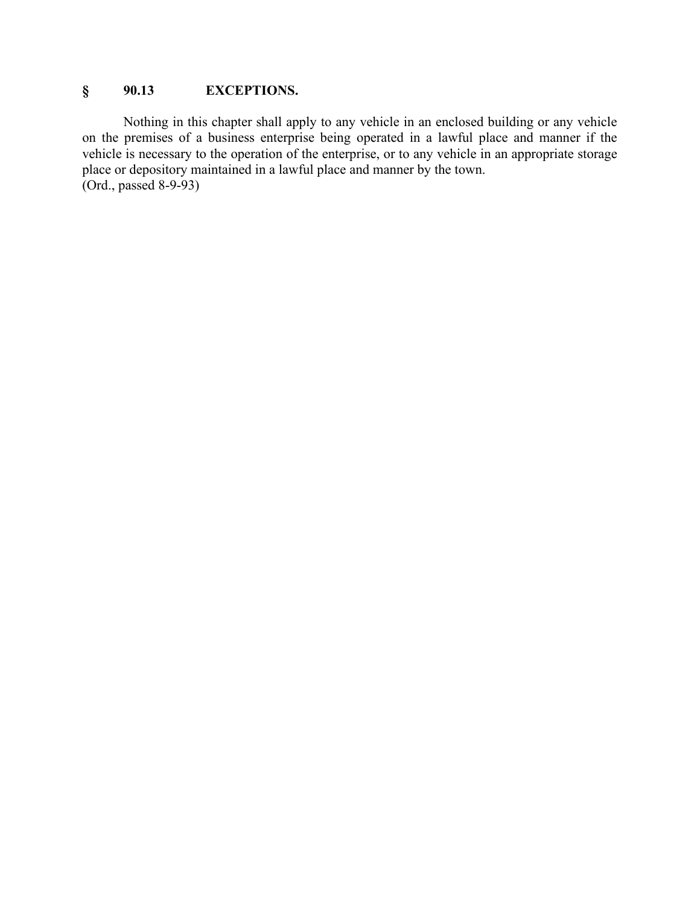### § 90.13 EXCEPTIONS.

Nothing in this chapter shall apply to any vehicle in an enclosed building or any vehicle on the premises of a business enterprise being operated in a lawful place and manner if the vehicle is necessary to the operation of the enterprise, or to any vehicle in an appropriate storage place or depository maintained in a lawful place and manner by the town.
(Ord., passed 8-9-93)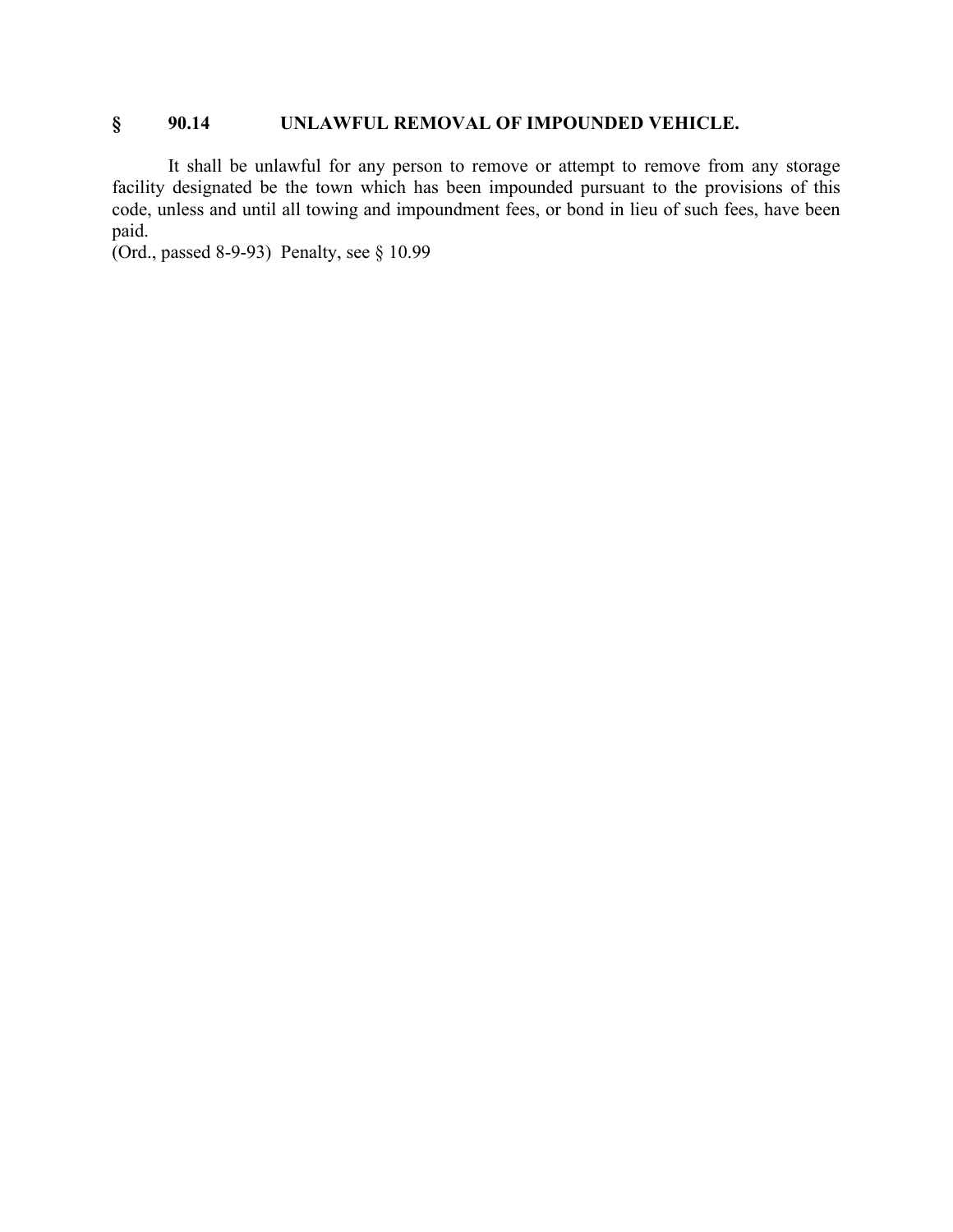## § 90.14 UNLAWFUL REMOVAL OF IMPOUNDED VEHICLE.

It shall be unlawful for any person to remove or attempt to remove from any storage facility designated be the town which has been impounded pursuant to the provisions of this code, unless and until all towing and impoundment fees, or bond in lieu of such fees, have been paid.

(Ord., passed 8-9-93) Penalty, see § 10.99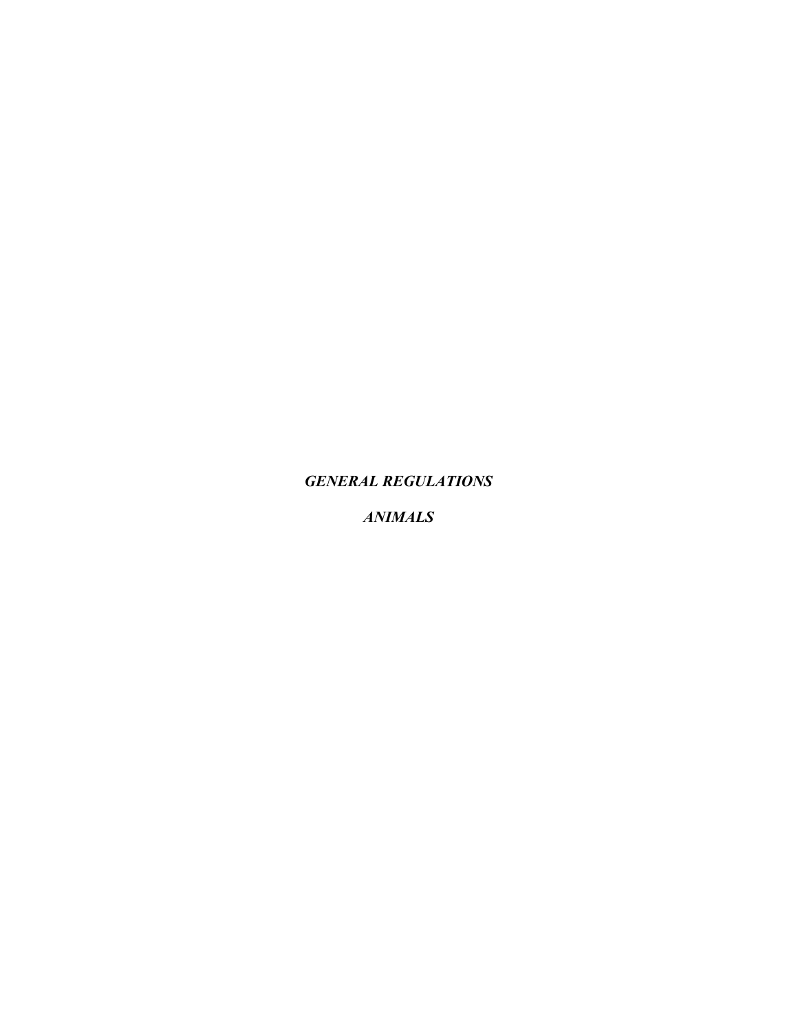***GENERAL REGULATIONS***

***ANIMALS***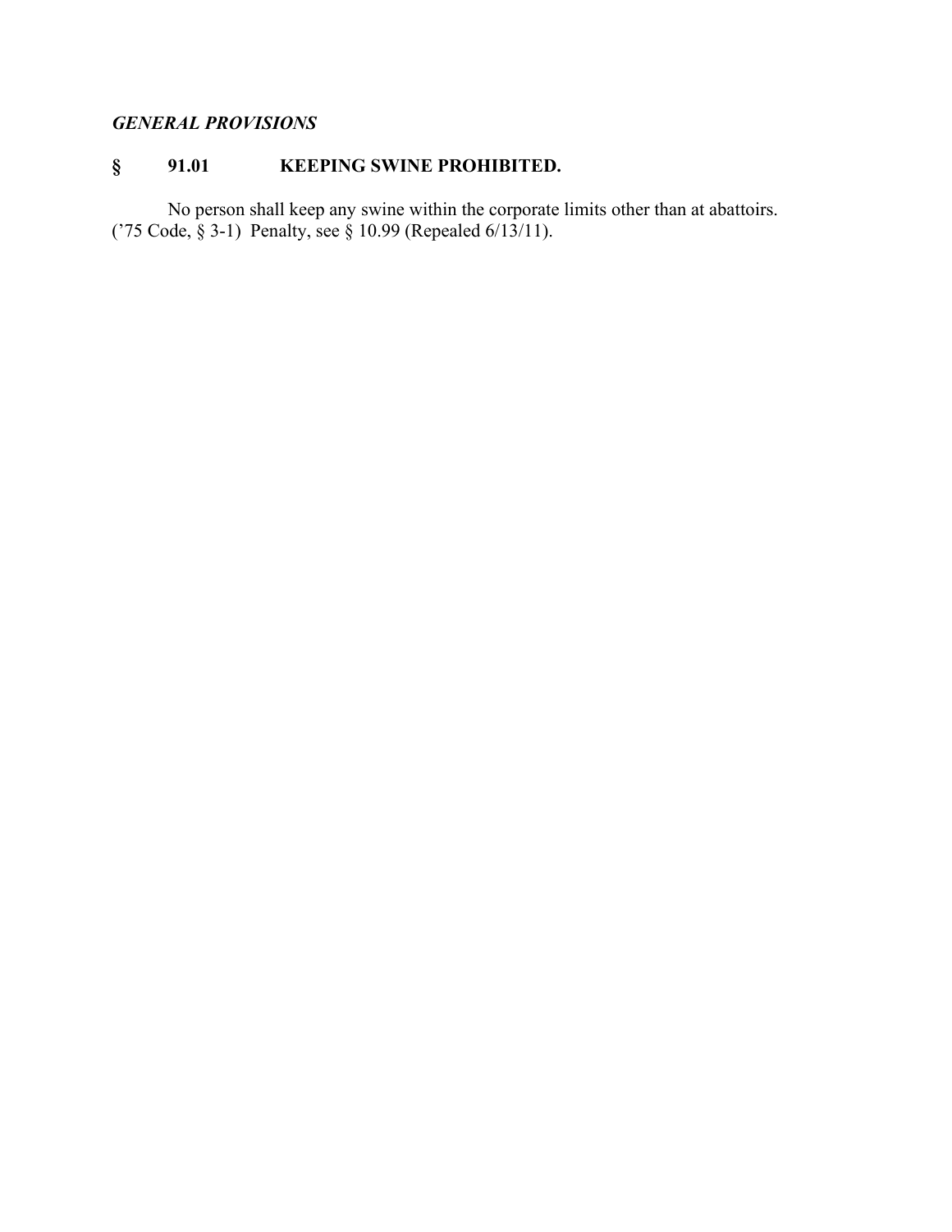*GENERAL PROVISIONS*

## § 91.01 KEEPING SWINE PROHIBITED.

No person shall keep any swine within the corporate limits other than at abattoirs.
('75 Code, § 3-1) Penalty, see § 10.99 (Repealed 6/13/11).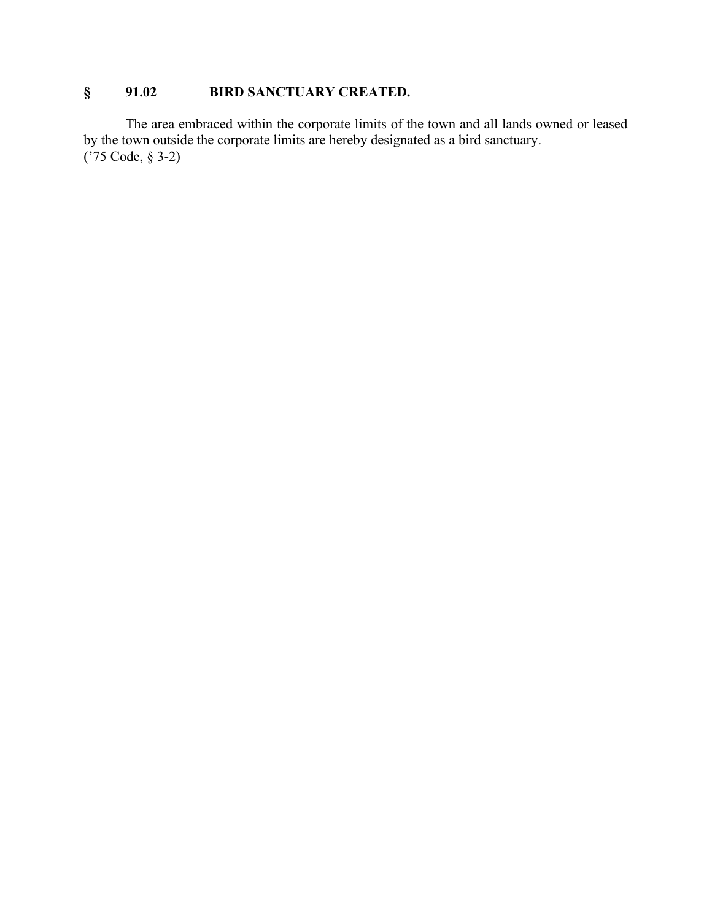## § 91.02 BIRD SANCTUARY CREATED.

The area embraced within the corporate limits of the town and all lands owned or leased by the town outside the corporate limits are hereby designated as a bird sanctuary.
('75 Code, § 3-2)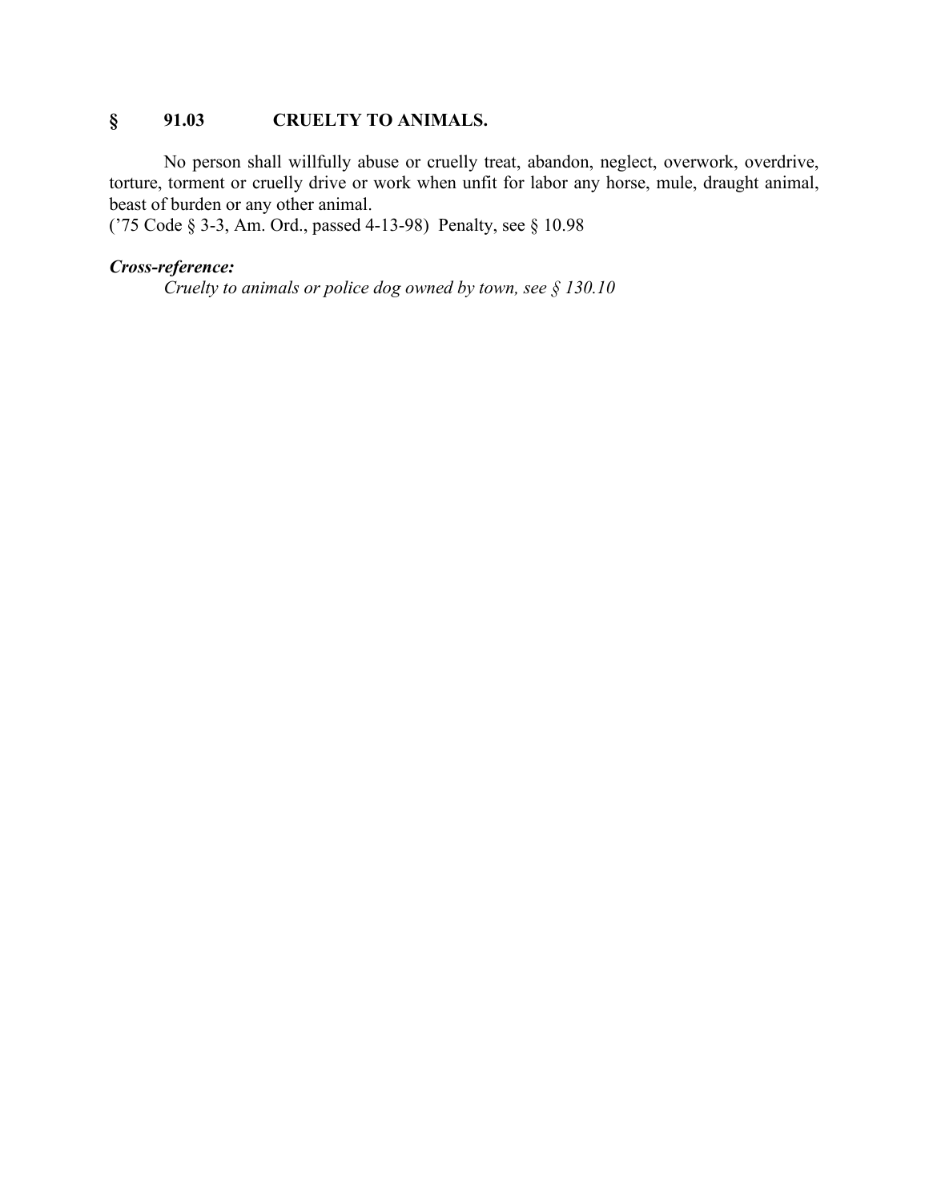## § 91.03 CRUELTY TO ANIMALS.

No person shall willfully abuse or cruelly treat, abandon, neglect, overwork, overdrive, torture, torment or cruelly drive or work when unfit for labor any horse, mule, draught animal, beast of burden or any other animal.
('75 Code § 3-3, Am. Ord., passed 4-13-98) Penalty, see § 10.98

***Cross-reference:***

*Cruelty to animals or police dog owned by town, see § 130.10*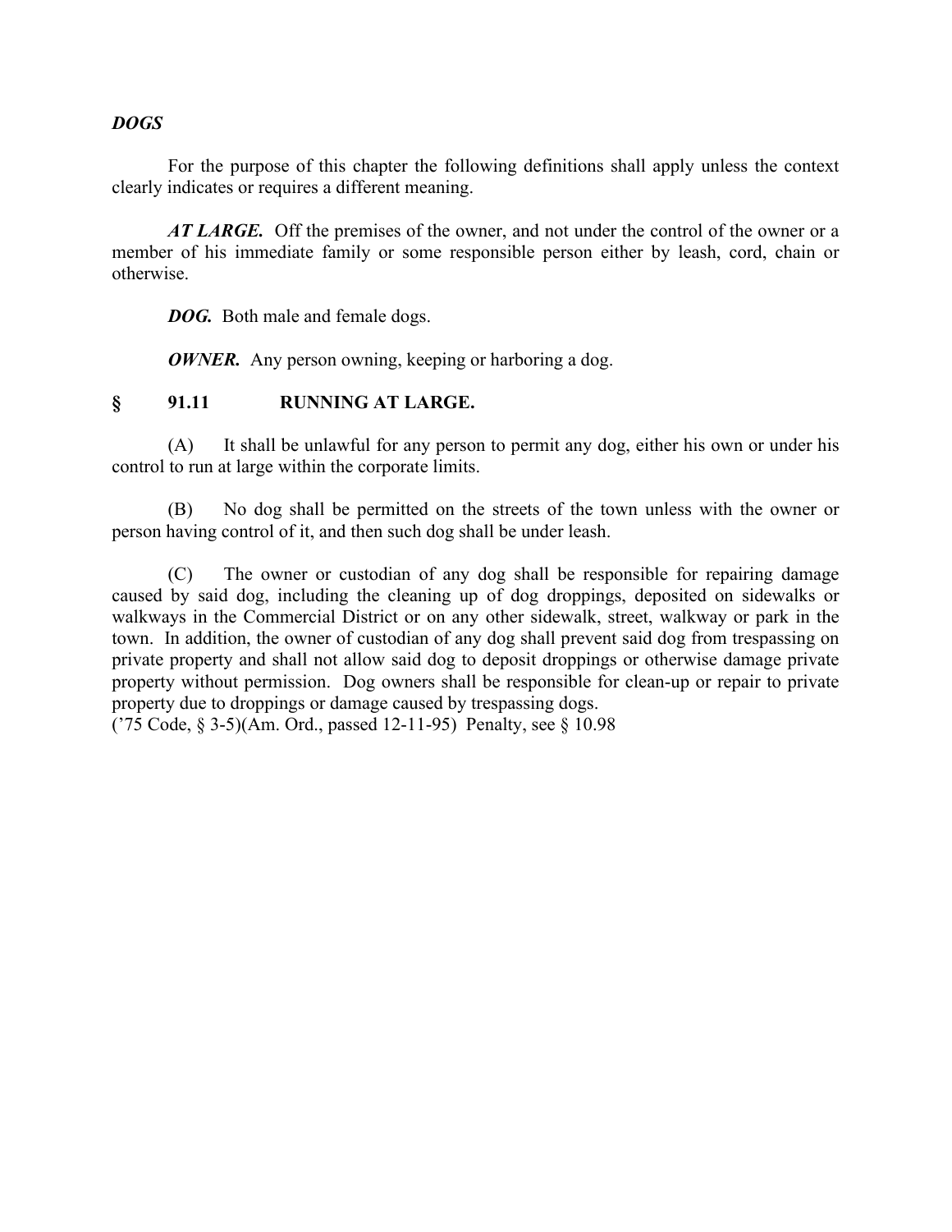***DOGS***

For the purpose of this chapter the following definitions shall apply unless the context clearly indicates or requires a different meaning.

***AT LARGE.*** Off the premises of the owner, and not under the control of the owner or a member of his immediate family or some responsible person either by leash, cord, chain or otherwise.

***DOG.*** Both male and female dogs.

***OWNER.*** Any person owning, keeping or harboring a dog.

## § 91.11 RUNNING AT LARGE.

(A) It shall be unlawful for any person to permit any dog, either his own or under his control to run at large within the corporate limits.

(B) No dog shall be permitted on the streets of the town unless with the owner or person having control of it, and then such dog shall be under leash.

(C) The owner or custodian of any dog shall be responsible for repairing damage caused by said dog, including the cleaning up of dog droppings, deposited on sidewalks or walkways in the Commercial District or on any other sidewalk, street, walkway or park in the town. In addition, the owner of custodian of any dog shall prevent said dog from trespassing on private property and shall not allow said dog to deposit droppings or otherwise damage private property without permission. Dog owners shall be responsible for clean-up or repair to private property due to droppings or damage caused by trespassing dogs.
('75 Code, § 3-5)(Am. Ord., passed 12-11-95) Penalty, see § 10.98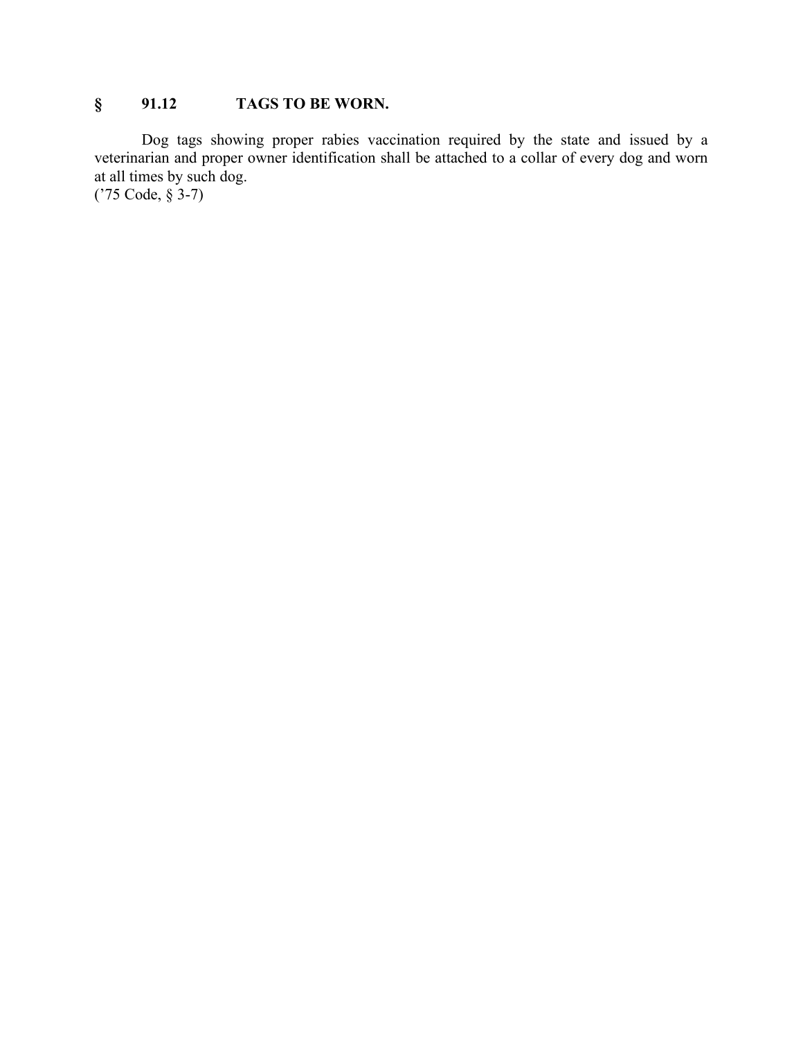## § 91.12 TAGS TO BE WORN.

Dog tags showing proper rabies vaccination required by the state and issued by a veterinarian and proper owner identification shall be attached to a collar of every dog and worn at all times by such dog.
('75 Code, § 3-7)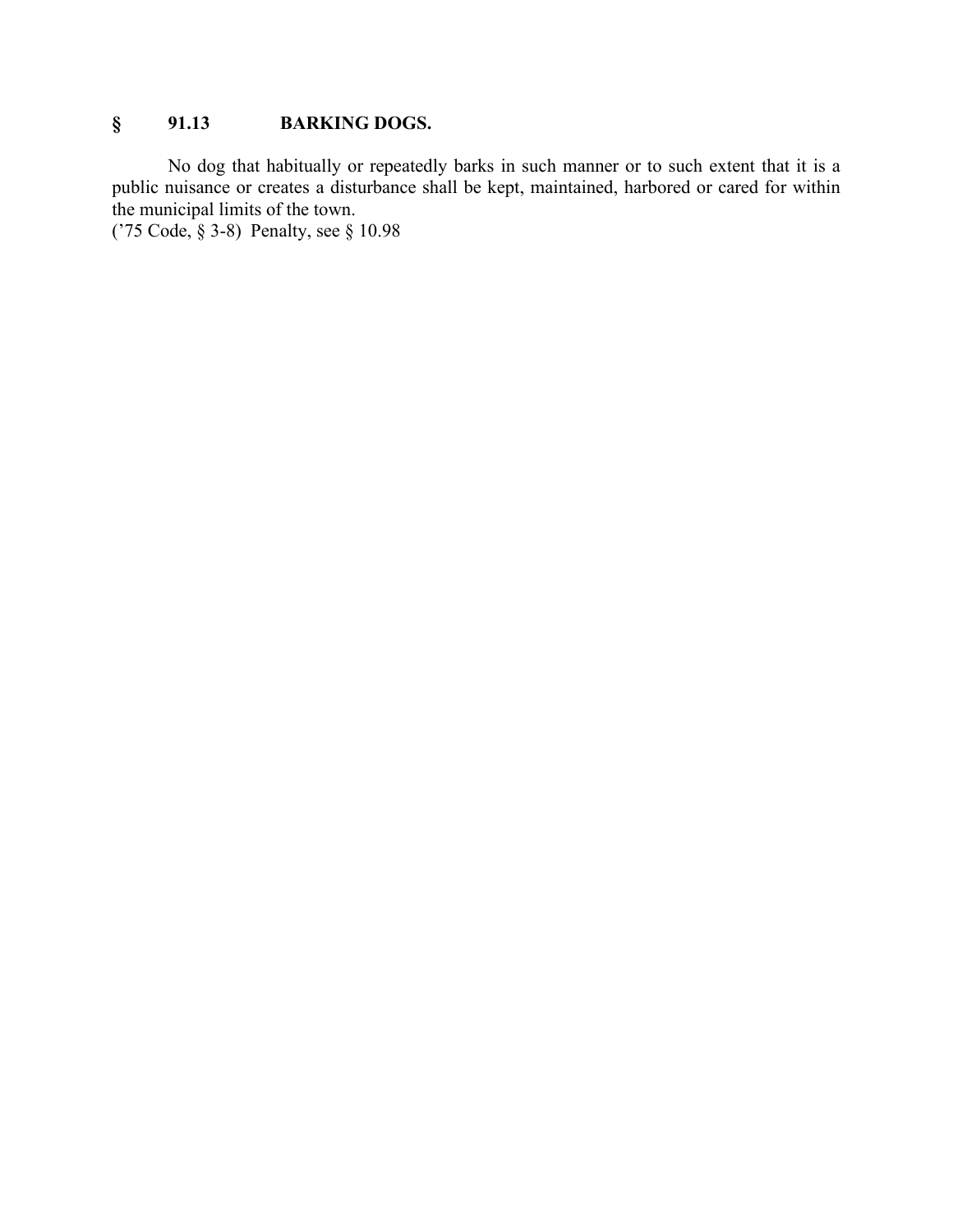## § 91.13 BARKING DOGS.

No dog that habitually or repeatedly barks in such manner or to such extent that it is a public nuisance or creates a disturbance shall be kept, maintained, harbored or cared for within the municipal limits of the town.
('75 Code, § 3-8) Penalty, see § 10.98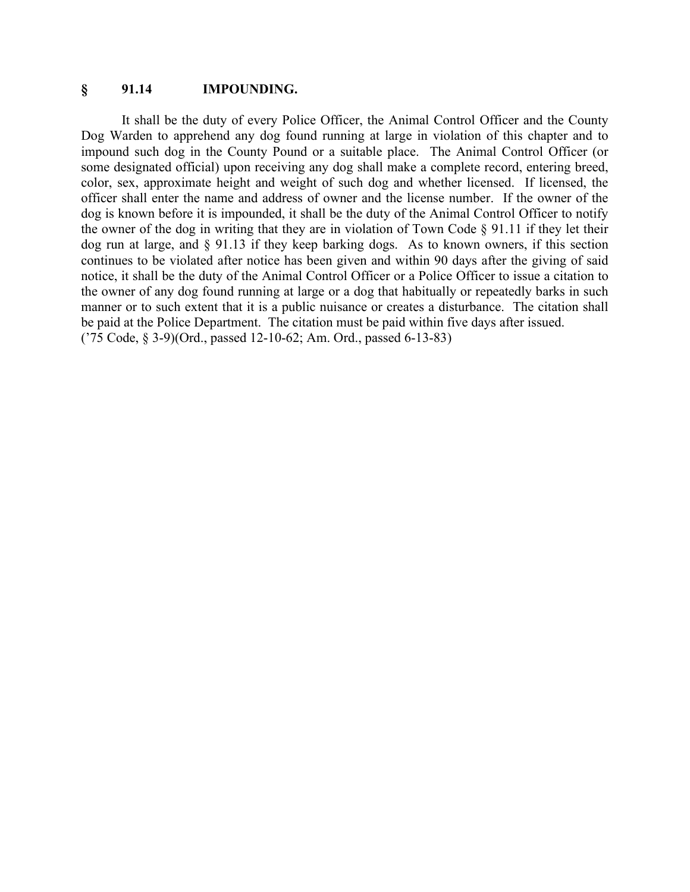## § 91.14 IMPOUNDING.

It shall be the duty of every Police Officer, the Animal Control Officer and the County Dog Warden to apprehend any dog found running at large in violation of this chapter and to impound such dog in the County Pound or a suitable place. The Animal Control Officer (or some designated official) upon receiving any dog shall make a complete record, entering breed, color, sex, approximate height and weight of such dog and whether licensed. If licensed, the officer shall enter the name and address of owner and the license number. If the owner of the dog is known before it is impounded, it shall be the duty of the Animal Control Officer to notify the owner of the dog in writing that they are in violation of Town Code § 91.11 if they let their dog run at large, and § 91.13 if they keep barking dogs. As to known owners, if this section continues to be violated after notice has been given and within 90 days after the giving of said notice, it shall be the duty of the Animal Control Officer or a Police Officer to issue a citation to the owner of any dog found running at large or a dog that habitually or repeatedly barks in such manner or to such extent that it is a public nuisance or creates a disturbance. The citation shall be paid at the Police Department. The citation must be paid within five days after issued.
('75 Code, § 3-9)(Ord., passed 12-10-62; Am. Ord., passed 6-13-83)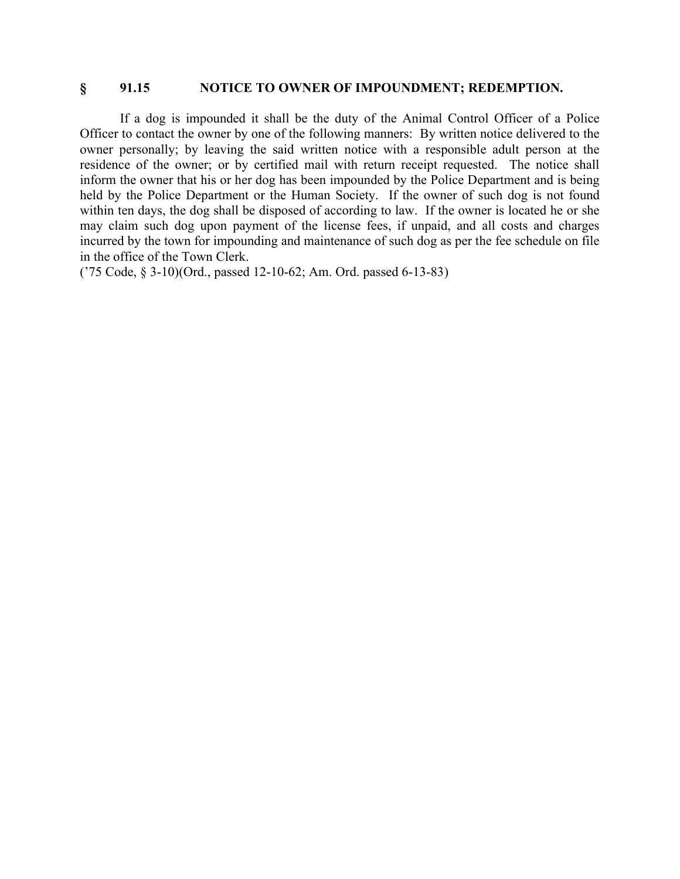## § 91.15 NOTICE TO OWNER OF IMPOUNDMENT; REDEMPTION.

If a dog is impounded it shall be the duty of the Animal Control Officer of a Police Officer to contact the owner by one of the following manners: By written notice delivered to the owner personally; by leaving the said written notice with a responsible adult person at the residence of the owner; or by certified mail with return receipt requested. The notice shall inform the owner that his or her dog has been impounded by the Police Department and is being held by the Police Department or the Human Society. If the owner of such dog is not found within ten days, the dog shall be disposed of according to law. If the owner is located he or she may claim such dog upon payment of the license fees, if unpaid, and all costs and charges incurred by the town for impounding and maintenance of such dog as per the fee schedule on file in the office of the Town Clerk.

('75 Code, § 3-10)(Ord., passed 12-10-62; Am. Ord. passed 6-13-83)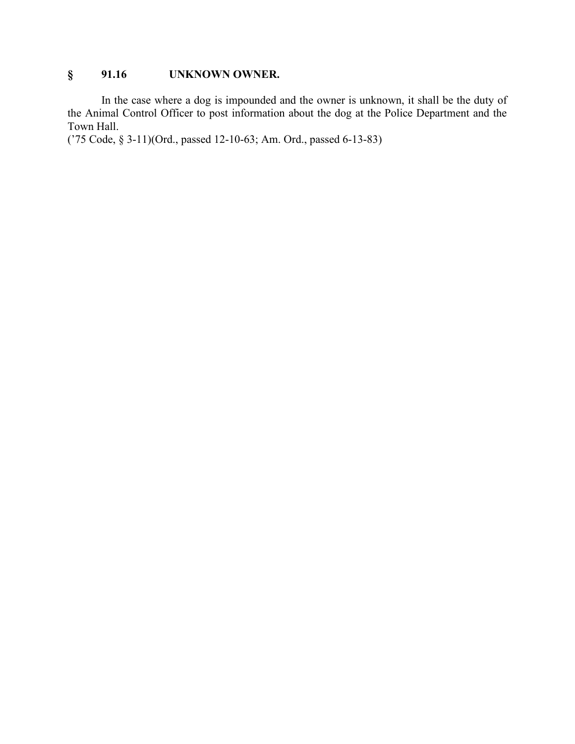## § 91.16 UNKNOWN OWNER.

In the case where a dog is impounded and the owner is unknown, it shall be the duty of the Animal Control Officer to post information about the dog at the Police Department and the Town Hall.

('75 Code, § 3-11)(Ord., passed 12-10-63; Am. Ord., passed 6-13-83)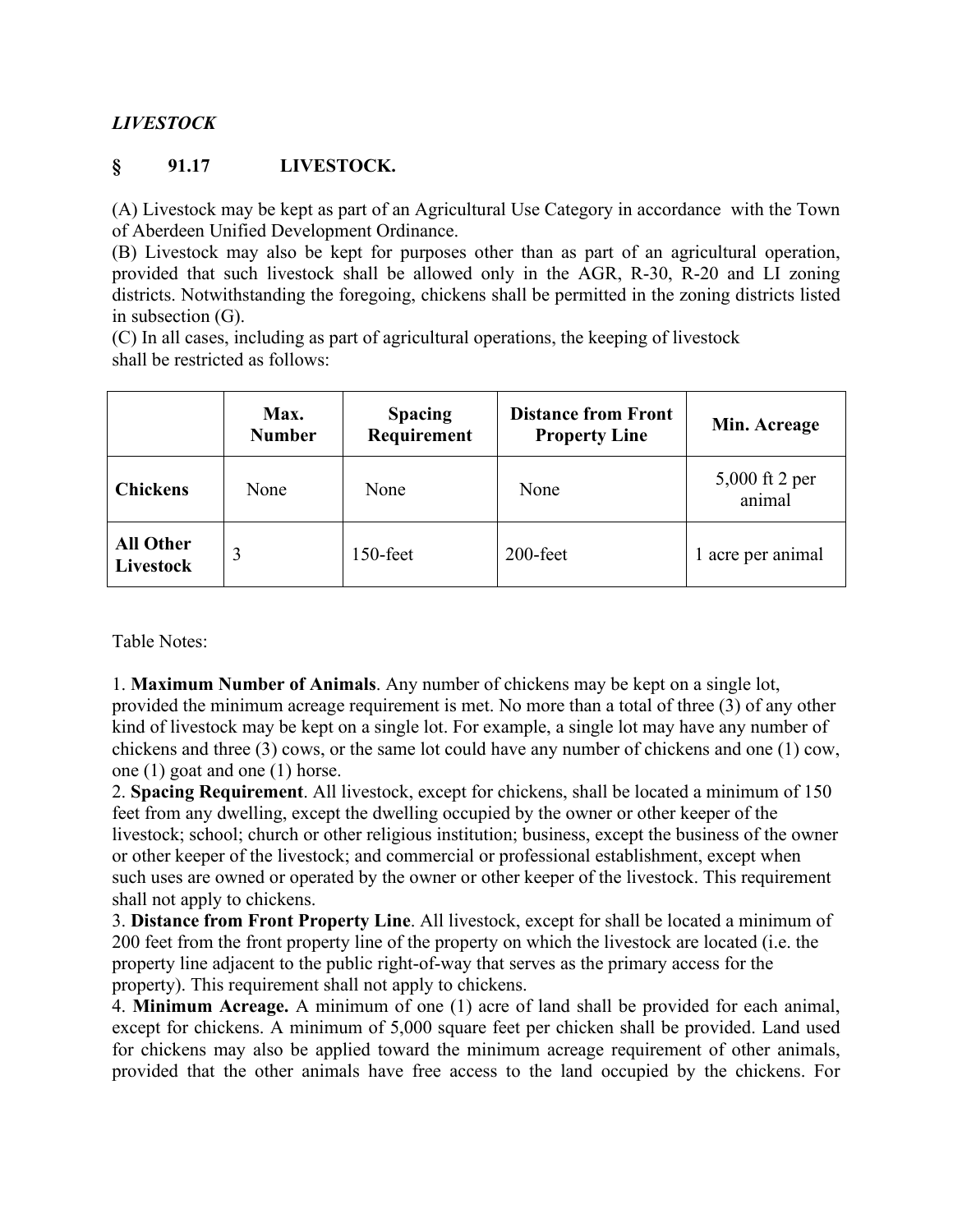***LIVESTOCK***

## § 91.17 LIVESTOCK.

(A) Livestock may be kept as part of an Agricultural Use Category in accordance with the Town of Aberdeen Unified Development Ordinance.
(B) Livestock may also be kept for purposes other than as part of an agricultural operation, provided that such livestock shall be allowed only in the AGR, R-30, R-20 and LI zoning districts. Notwithstanding the foregoing, chickens shall be permitted in the zoning districts listed in subsection (G).
(C) In all cases, including as part of agricultural operations, the keeping of livestock shall be restricted as follows:

| | Max. Number | Spacing Requirement | Distance from Front Property Line | Min. Acreage |
|---|---|---|---|---|
| **Chickens** | None | None | None | 5,000 ft 2 per animal |
| **All Other Livestock** | 3 | 150-feet | 200-feet | 1 acre per animal |

Table Notes:

1. **Maximum Number of Animals**. Any number of chickens may be kept on a single lot, provided the minimum acreage requirement is met. No more than a total of three (3) of any other kind of livestock may be kept on a single lot. For example, a single lot may have any number of chickens and three (3) cows, or the same lot could have any number of chickens and one (1) cow, one (1) goat and one (1) horse.
2. **Spacing Requirement**. All livestock, except for chickens, shall be located a minimum of 150 feet from any dwelling, except the dwelling occupied by the owner or other keeper of the livestock; school; church or other religious institution; business, except the business of the owner or other keeper of the livestock; and commercial or professional establishment, except when such uses are owned or operated by the owner or other keeper of the livestock. This requirement shall not apply to chickens.
3. **Distance from Front Property Line**. All livestock, except for shall be located a minimum of 200 feet from the front property line of the property on which the livestock are located (i.e. the property line adjacent to the public right-of-way that serves as the primary access for the property). This requirement shall not apply to chickens.
4. **Minimum Acreage.** A minimum of one (1) acre of land shall be provided for each animal, except for chickens. A minimum of 5,000 square feet per chicken shall be provided. Land used for chickens may also be applied toward the minimum acreage requirement of other animals, provided that the other animals have free access to the land occupied by the chickens. For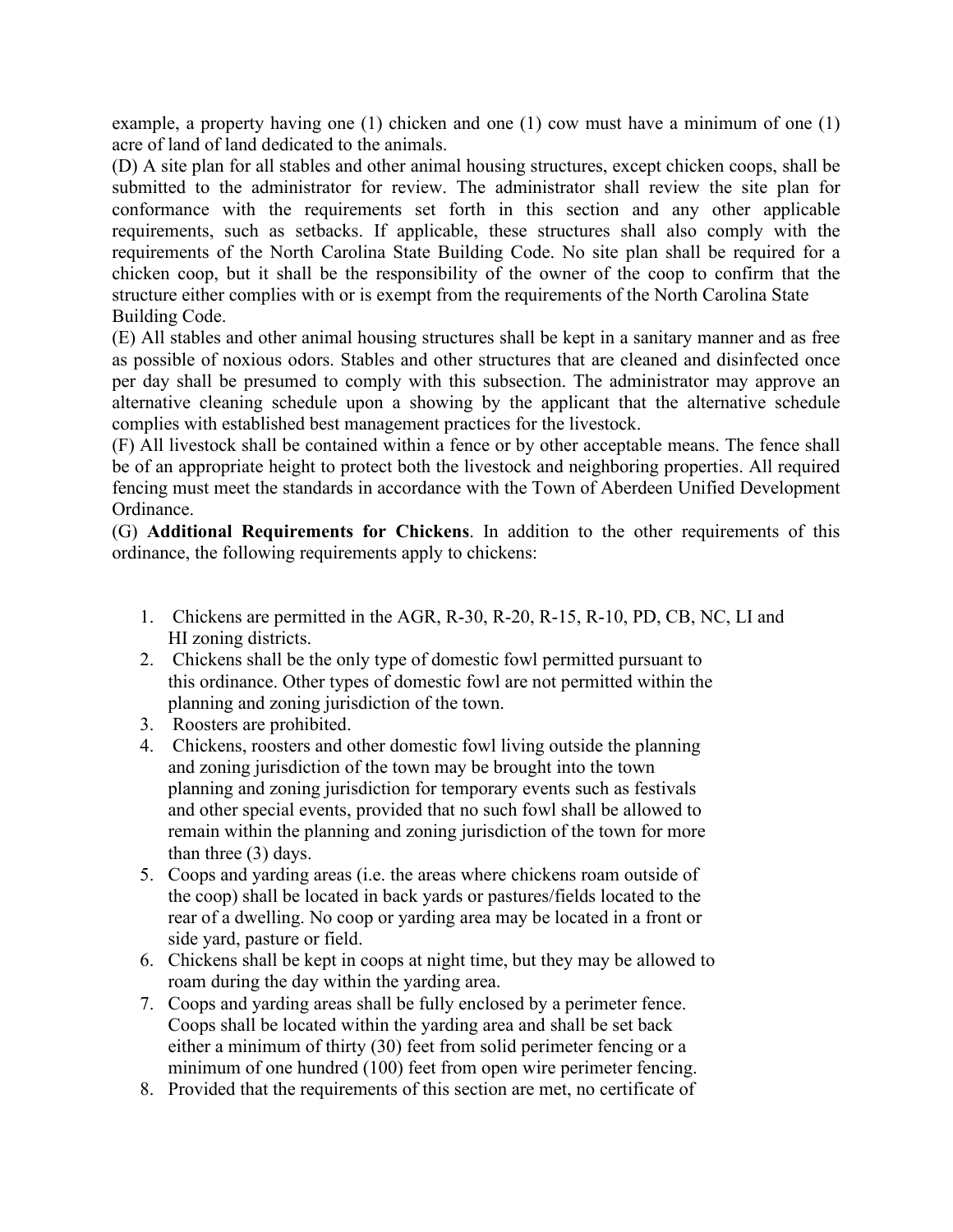example, a property having one (1) chicken and one (1) cow must have a minimum of one (1) acre of land of land dedicated to the animals.

(D) A site plan for all stables and other animal housing structures, except chicken coops, shall be submitted to the administrator for review. The administrator shall review the site plan for conformance with the requirements set forth in this section and any other applicable requirements, such as setbacks. If applicable, these structures shall also comply with the requirements of the North Carolina State Building Code. No site plan shall be required for a chicken coop, but it shall be the responsibility of the owner of the coop to confirm that the structure either complies with or is exempt from the requirements of the North Carolina State Building Code.

(E) All stables and other animal housing structures shall be kept in a sanitary manner and as free as possible of noxious odors. Stables and other structures that are cleaned and disinfected once per day shall be presumed to comply with this subsection. The administrator may approve an alternative cleaning schedule upon a showing by the applicant that the alternative schedule complies with established best management practices for the livestock.

(F) All livestock shall be contained within a fence or by other acceptable means. The fence shall be of an appropriate height to protect both the livestock and neighboring properties. All required fencing must meet the standards in accordance with the Town of Aberdeen Unified Development Ordinance.

(G) **Additional Requirements for Chickens**. In addition to the other requirements of this ordinance, the following requirements apply to chickens:

1. Chickens are permitted in the AGR, R-30, R-20, R-15, R-10, PD, CB, NC, LI and HI zoning districts.
2. Chickens shall be the only type of domestic fowl permitted pursuant to this ordinance. Other types of domestic fowl are not permitted within the planning and zoning jurisdiction of the town.
3. Roosters are prohibited.
4. Chickens, roosters and other domestic fowl living outside the planning and zoning jurisdiction of the town may be brought into the town planning and zoning jurisdiction for temporary events such as festivals and other special events, provided that no such fowl shall be allowed to remain within the planning and zoning jurisdiction of the town for more than three (3) days.
5. Coops and yarding areas (i.e. the areas where chickens roam outside of the coop) shall be located in back yards or pastures/fields located to the rear of a dwelling. No coop or yarding area may be located in a front or side yard, pasture or field.
6. Chickens shall be kept in coops at night time, but they may be allowed to roam during the day within the yarding area.
7. Coops and yarding areas shall be fully enclosed by a perimeter fence. Coops shall be located within the yarding area and shall be set back either a minimum of thirty (30) feet from solid perimeter fencing or a minimum of one hundred (100) feet from open wire perimeter fencing.
8. Provided that the requirements of this section are met, no certificate of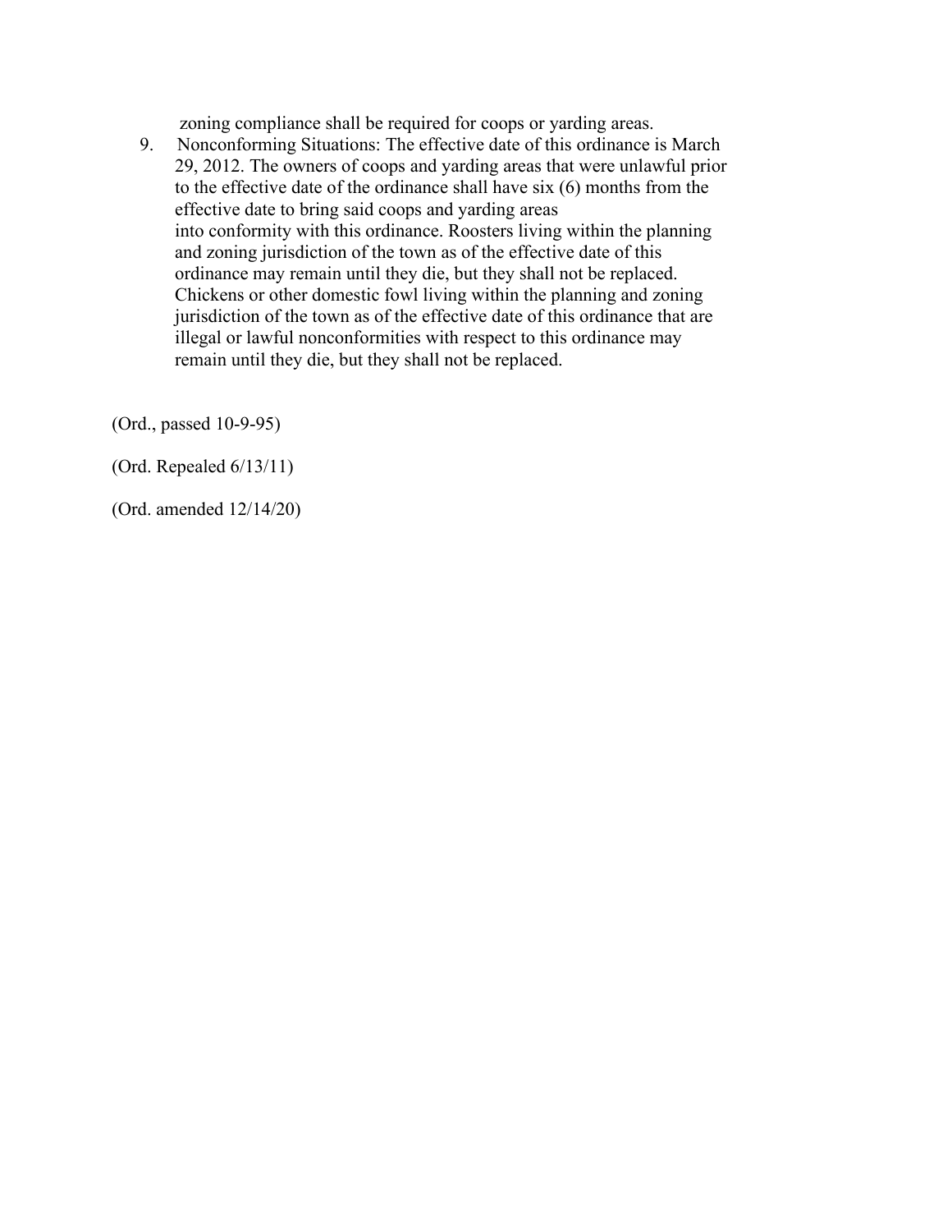zoning compliance shall be required for coops or yarding areas.

9. Nonconforming Situations: The effective date of this ordinance is March 29, 2012. The owners of coops and yarding areas that were unlawful prior to the effective date of the ordinance shall have six (6) months from the effective date to bring said coops and yarding areas into conformity with this ordinance. Roosters living within the planning and zoning jurisdiction of the town as of the effective date of this ordinance may remain until they die, but they shall not be replaced. Chickens or other domestic fowl living within the planning and zoning jurisdiction of the town as of the effective date of this ordinance that are illegal or lawful nonconformities with respect to this ordinance may remain until they die, but they shall not be replaced.

(Ord., passed 10-9-95)

(Ord. Repealed 6/13/11)

(Ord. amended 12/14/20)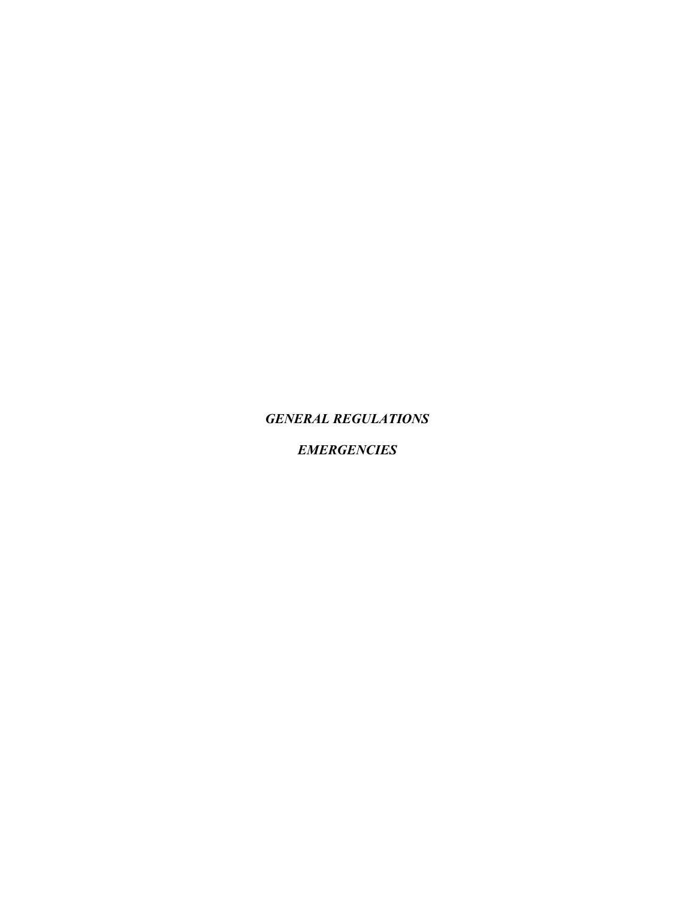***GENERAL REGULATIONS***

***EMERGENCIES***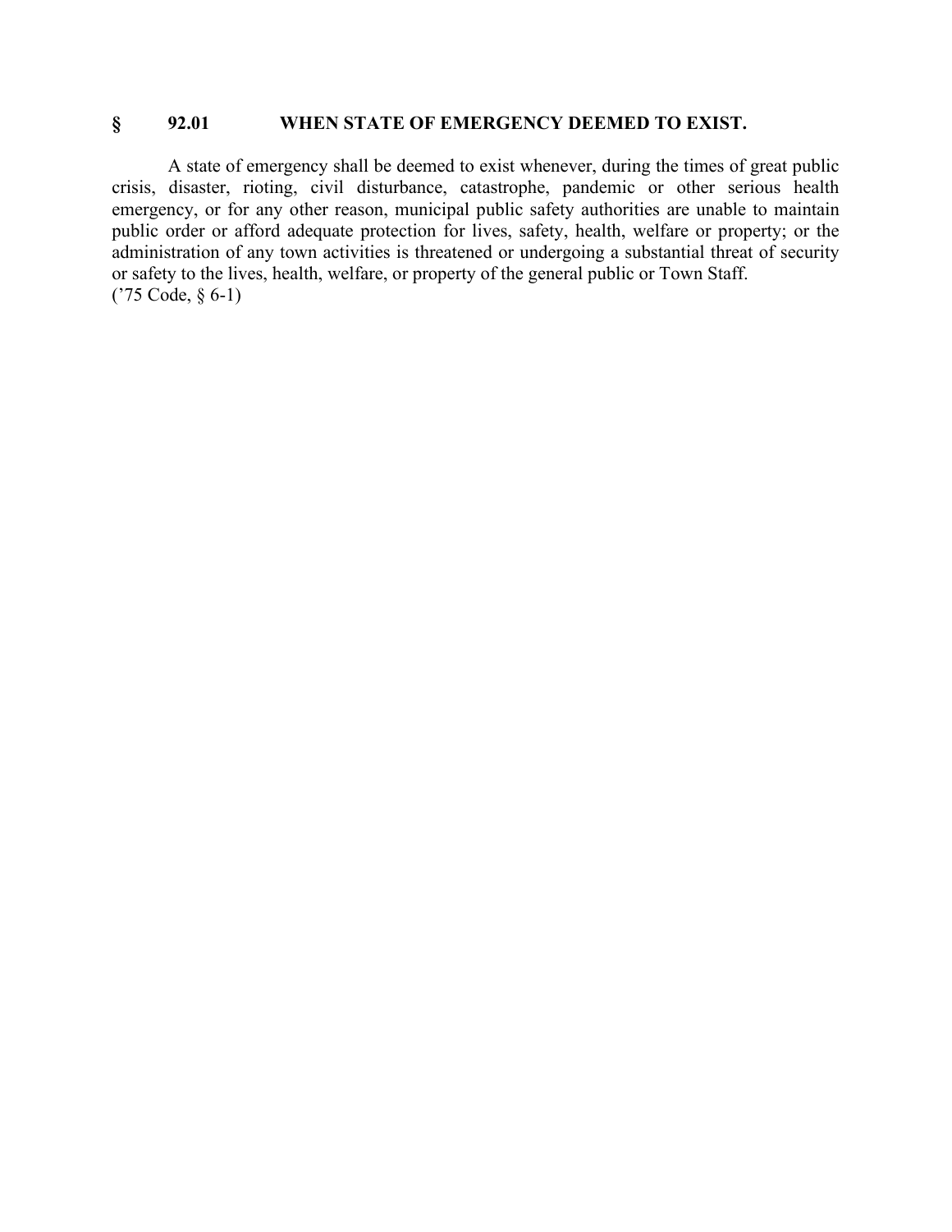## § 92.01 WHEN STATE OF EMERGENCY DEEMED TO EXIST.

A state of emergency shall be deemed to exist whenever, during the times of great public crisis, disaster, rioting, civil disturbance, catastrophe, pandemic or other serious health emergency, or for any other reason, municipal public safety authorities are unable to maintain public order or afford adequate protection for lives, safety, health, welfare or property; or the administration of any town activities is threatened or undergoing a substantial threat of security or safety to the lives, health, welfare, or property of the general public or Town Staff.
('75 Code, § 6-1)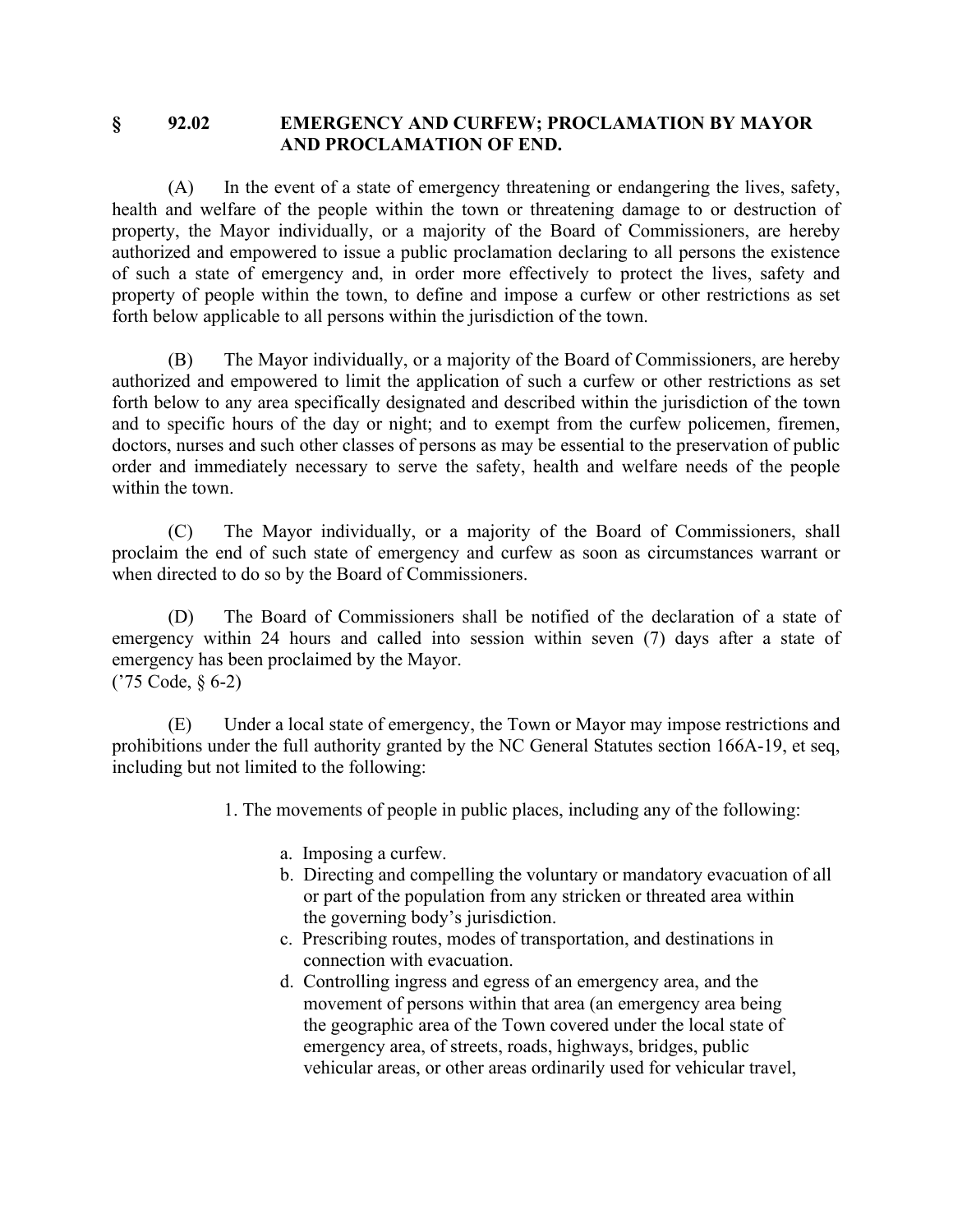## § 92.02 EMERGENCY AND CURFEW; PROCLAMATION BY MAYOR AND PROCLAMATION OF END.

(A) In the event of a state of emergency threatening or endangering the lives, safety, health and welfare of the people within the town or threatening damage to or destruction of property, the Mayor individually, or a majority of the Board of Commissioners, are hereby authorized and empowered to issue a public proclamation declaring to all persons the existence of such a state of emergency and, in order more effectively to protect the lives, safety and property of people within the town, to define and impose a curfew or other restrictions as set forth below applicable to all persons within the jurisdiction of the town.

(B) The Mayor individually, or a majority of the Board of Commissioners, are hereby authorized and empowered to limit the application of such a curfew or other restrictions as set forth below to any area specifically designated and described within the jurisdiction of the town and to specific hours of the day or night; and to exempt from the curfew policemen, firemen, doctors, nurses and such other classes of persons as may be essential to the preservation of public order and immediately necessary to serve the safety, health and welfare needs of the people within the town.

(C) The Mayor individually, or a majority of the Board of Commissioners, shall proclaim the end of such state of emergency and curfew as soon as circumstances warrant or when directed to do so by the Board of Commissioners.

(D) The Board of Commissioners shall be notified of the declaration of a state of emergency within 24 hours and called into session within seven (7) days after a state of emergency has been proclaimed by the Mayor.
('75 Code, § 6-2)

(E) Under a local state of emergency, the Town or Mayor may impose restrictions and prohibitions under the full authority granted by the NC General Statutes section 166A-19, et seq, including but not limited to the following:

1. The movements of people in public places, including any of the following:

   a. Imposing a curfew.
   b. Directing and compelling the voluntary or mandatory evacuation of all or part of the population from any stricken or threated area within the governing body's jurisdiction.
   c. Prescribing routes, modes of transportation, and destinations in connection with evacuation.
   d. Controlling ingress and egress of an emergency area, and the movement of persons within that area (an emergency area being the geographic area of the Town covered under the local state of emergency area, of streets, roads, highways, bridges, public vehicular areas, or other areas ordinarily used for vehicular travel,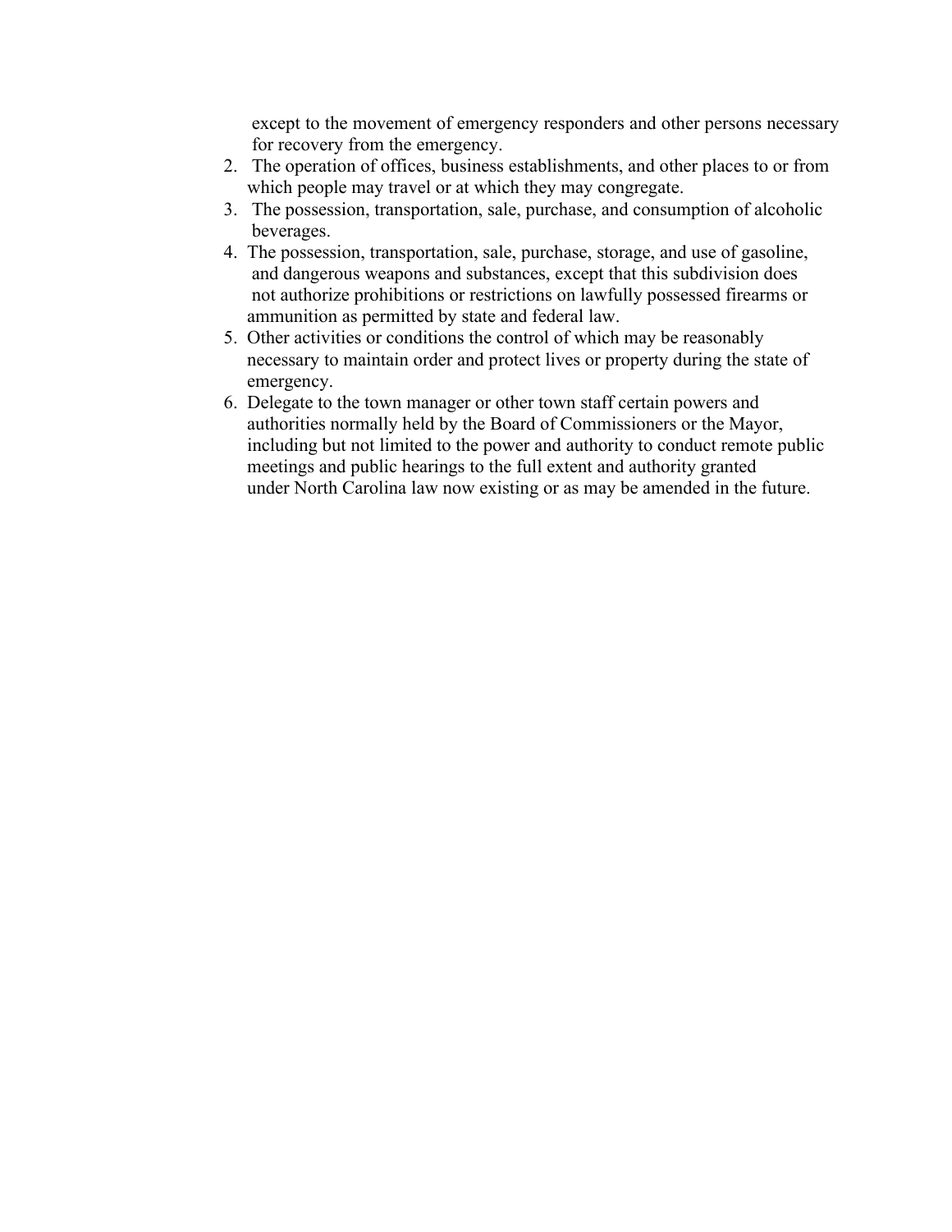except to the movement of emergency responders and other persons necessary for recovery from the emergency.

2. The operation of offices, business establishments, and other places to or from which people may travel or at which they may congregate.
3. The possession, transportation, sale, purchase, and consumption of alcoholic beverages.
4. The possession, transportation, sale, purchase, storage, and use of gasoline, and dangerous weapons and substances, except that this subdivision does not authorize prohibitions or restrictions on lawfully possessed firearms or ammunition as permitted by state and federal law.
5. Other activities or conditions the control of which may be reasonably necessary to maintain order and protect lives or property during the state of emergency.
6. Delegate to the town manager or other town staff certain powers and authorities normally held by the Board of Commissioners or the Mayor, including but not limited to the power and authority to conduct remote public meetings and public hearings to the full extent and authority granted under North Carolina law now existing or as may be amended in the future.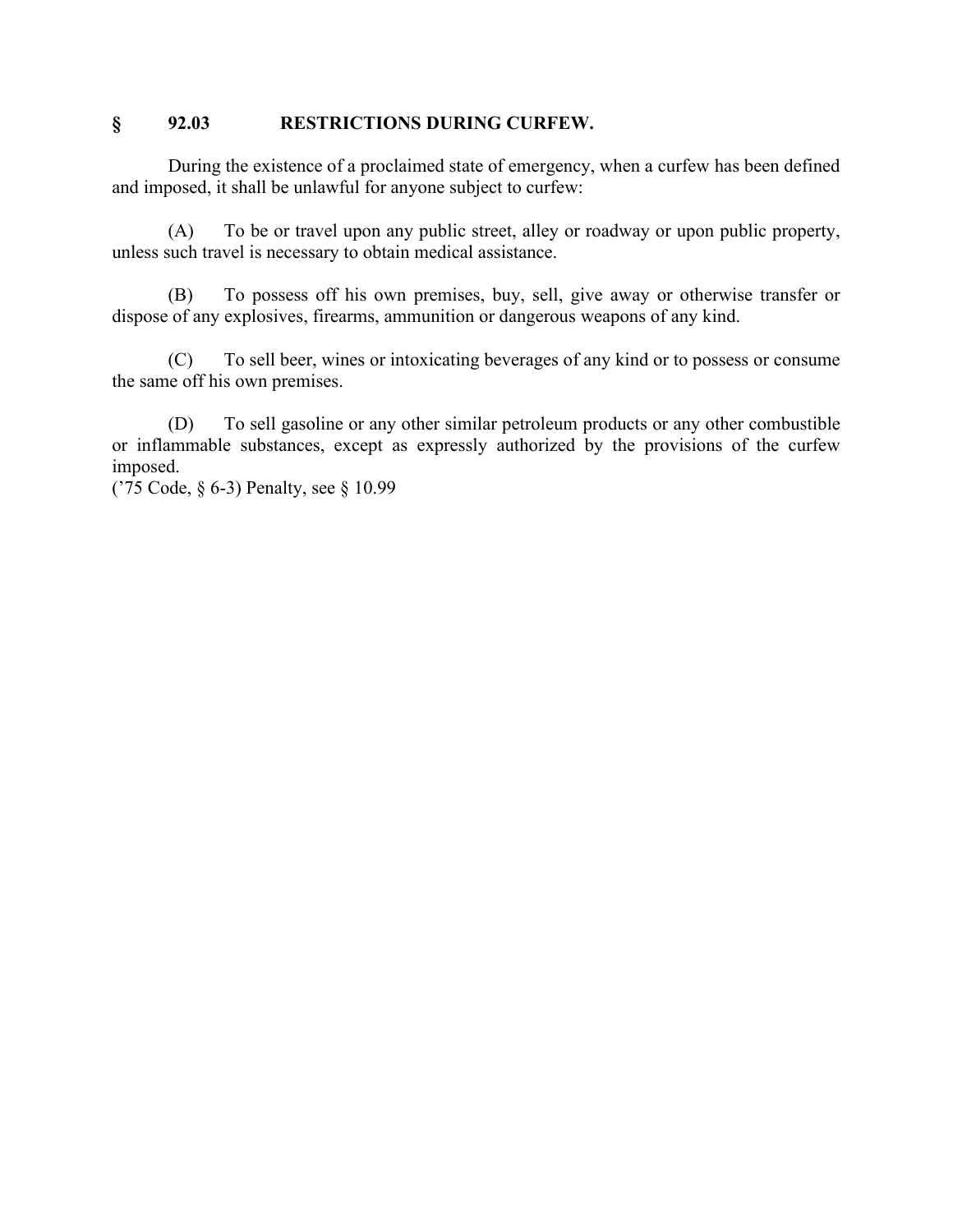## § 92.03 RESTRICTIONS DURING CURFEW.

During the existence of a proclaimed state of emergency, when a curfew has been defined and imposed, it shall be unlawful for anyone subject to curfew:

(A) To be or travel upon any public street, alley or roadway or upon public property, unless such travel is necessary to obtain medical assistance.

(B) To possess off his own premises, buy, sell, give away or otherwise transfer or dispose of any explosives, firearms, ammunition or dangerous weapons of any kind.

(C) To sell beer, wines or intoxicating beverages of any kind or to possess or consume the same off his own premises.

(D) To sell gasoline or any other similar petroleum products or any other combustible or inflammable substances, except as expressly authorized by the provisions of the curfew imposed.
('75 Code, § 6-3) Penalty, see § 10.99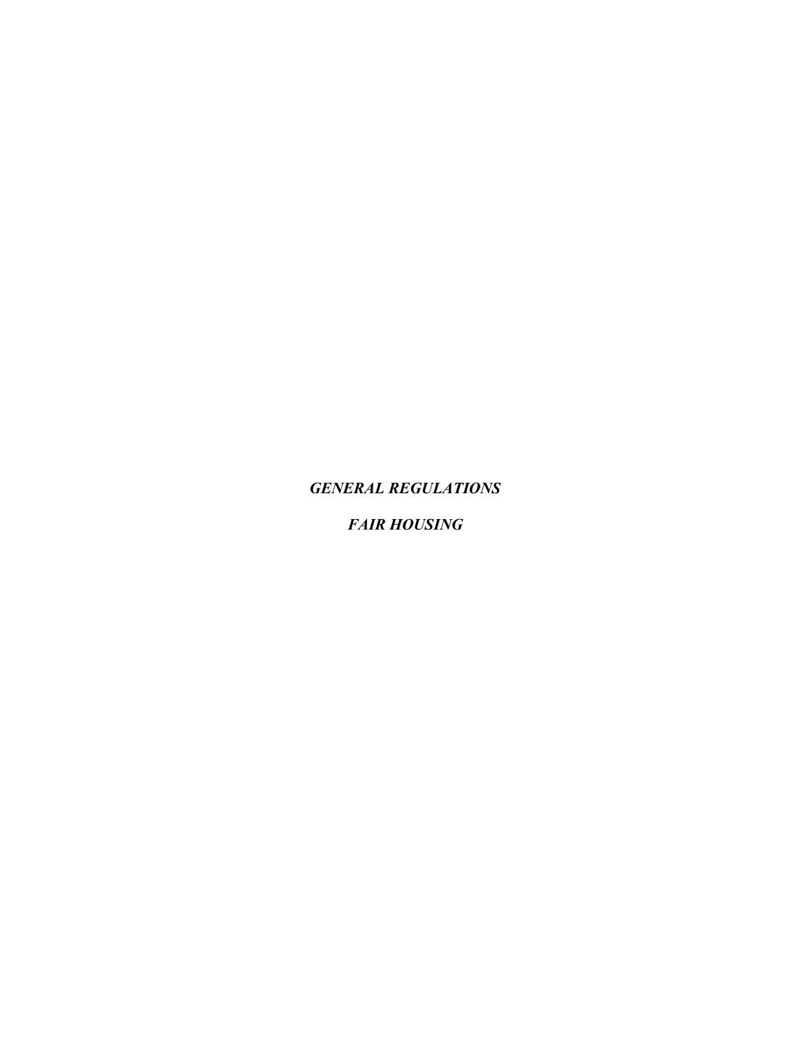***GENERAL REGULATIONS***

***FAIR HOUSING***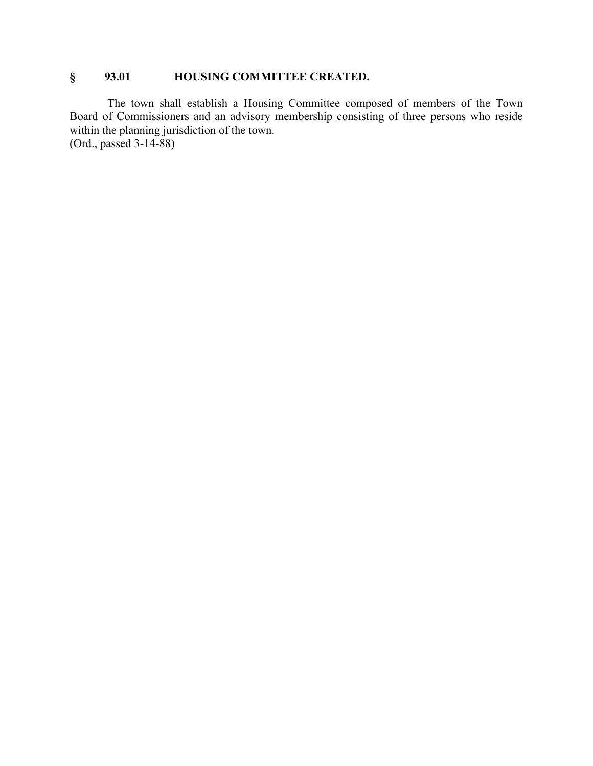## § 93.01 HOUSING COMMITTEE CREATED.

The town shall establish a Housing Committee composed of members of the Town Board of Commissioners and an advisory membership consisting of three persons who reside within the planning jurisdiction of the town.
(Ord., passed 3-14-88)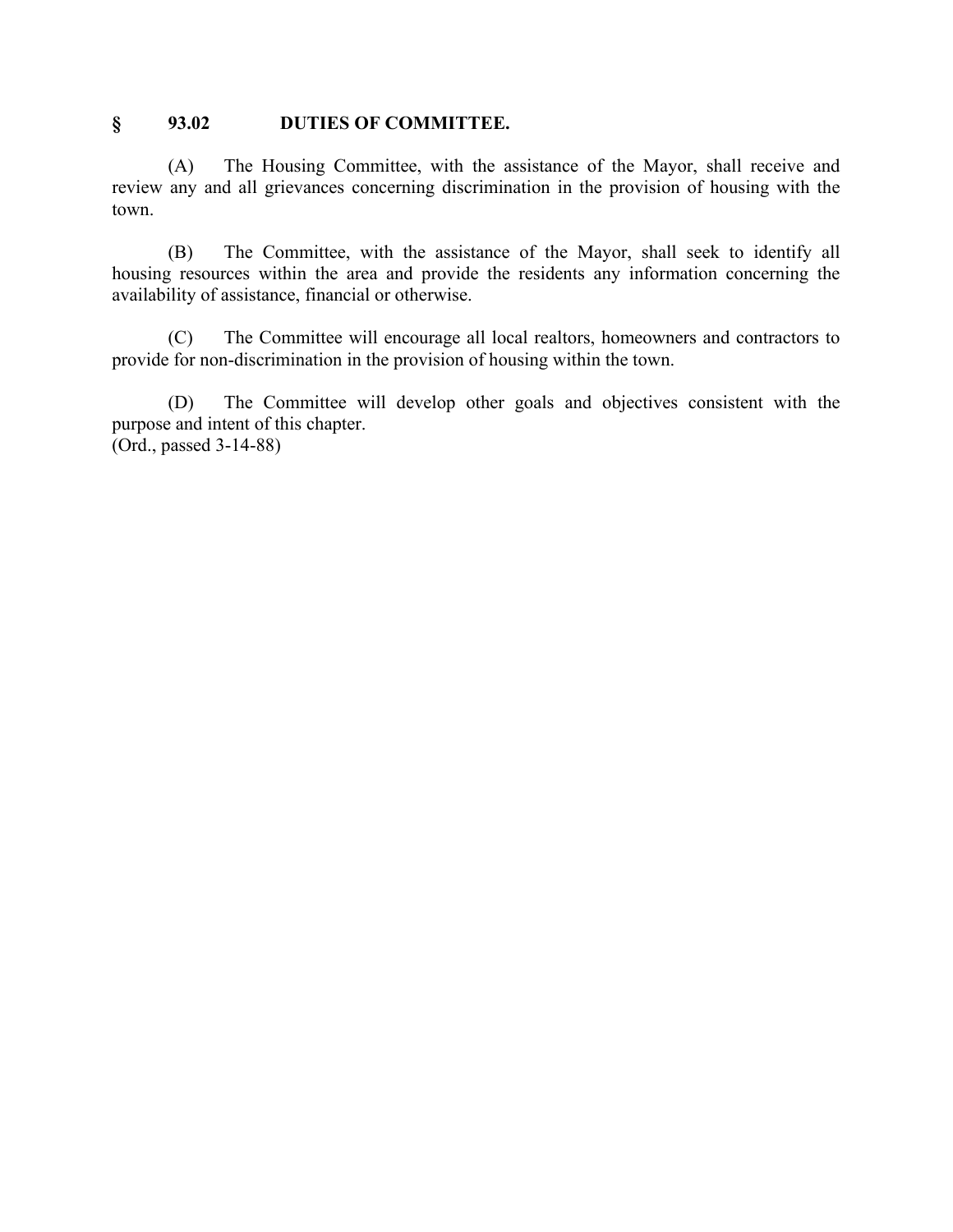## § 93.02 DUTIES OF COMMITTEE.

(A) The Housing Committee, with the assistance of the Mayor, shall receive and review any and all grievances concerning discrimination in the provision of housing with the town.

(B) The Committee, with the assistance of the Mayor, shall seek to identify all housing resources within the area and provide the residents any information concerning the availability of assistance, financial or otherwise.

(C) The Committee will encourage all local realtors, homeowners and contractors to provide for non-discrimination in the provision of housing within the town.

(D) The Committee will develop other goals and objectives consistent with the purpose and intent of this chapter.
(Ord., passed 3-14-88)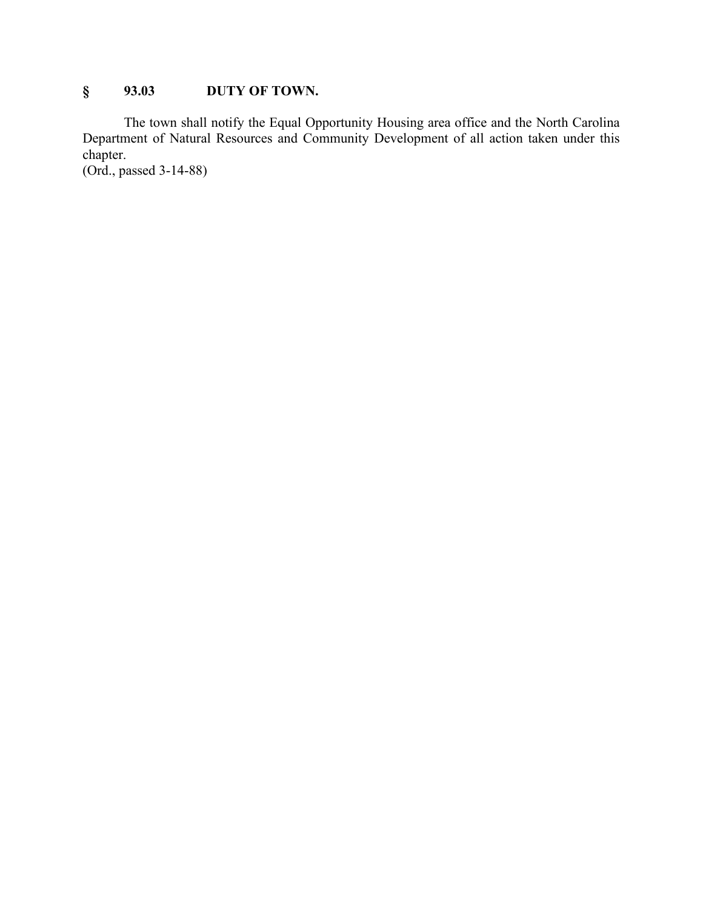### § 93.03 DUTY OF TOWN.

The town shall notify the Equal Opportunity Housing area office and the North Carolina Department of Natural Resources and Community Development of all action taken under this chapter.
(Ord., passed 3-14-88)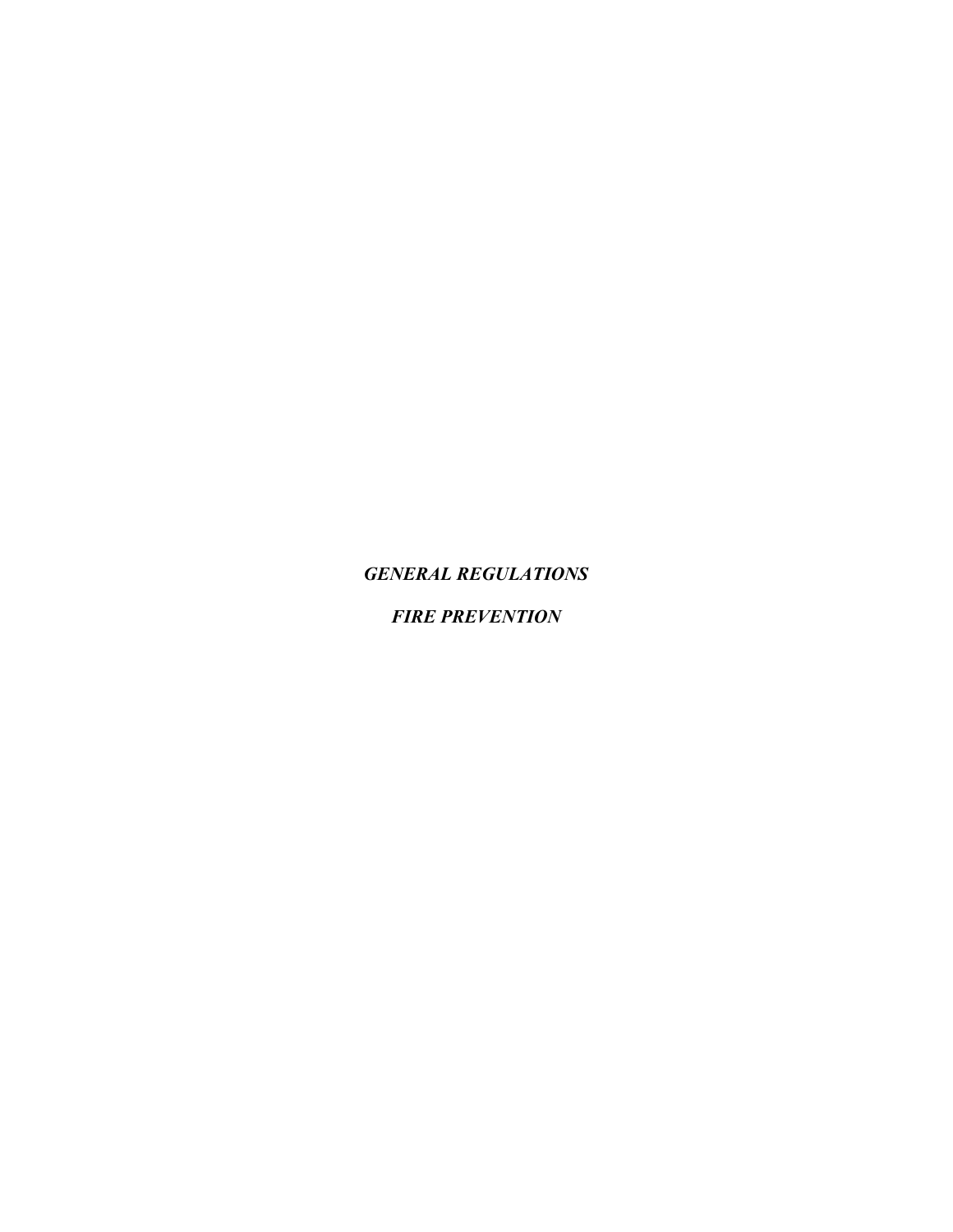***GENERAL REGULATIONS***

***FIRE PREVENTION***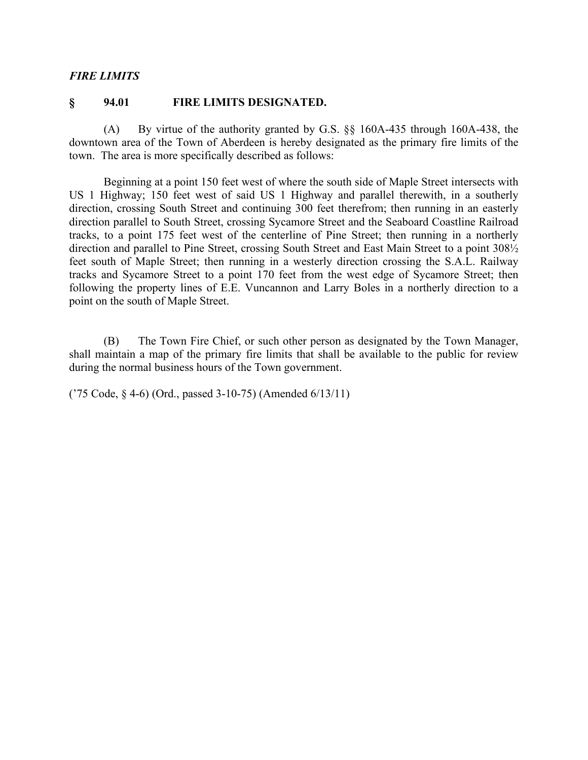***FIRE LIMITS***

**§ 94.01 FIRE LIMITS DESIGNATED.**

(A) By virtue of the authority granted by G.S. §§ 160A-435 through 160A-438, the downtown area of the Town of Aberdeen is hereby designated as the primary fire limits of the town. The area is more specifically described as follows:

Beginning at a point 150 feet west of where the south side of Maple Street intersects with US 1 Highway; 150 feet west of said US 1 Highway and parallel therewith, in a southerly direction, crossing South Street and continuing 300 feet therefrom; then running in an easterly direction parallel to South Street, crossing Sycamore Street and the Seaboard Coastline Railroad tracks, to a point 175 feet west of the centerline of Pine Street; then running in a northerly direction and parallel to Pine Street, crossing South Street and East Main Street to a point 308½ feet south of Maple Street; then running in a westerly direction crossing the S.A.L. Railway tracks and Sycamore Street to a point 170 feet from the west edge of Sycamore Street; then following the property lines of E.E. Vuncannon and Larry Boles in a northerly direction to a point on the south of Maple Street.

(B) The Town Fire Chief, or such other person as designated by the Town Manager, shall maintain a map of the primary fire limits that shall be available to the public for review during the normal business hours of the Town government.

('75 Code, § 4-6) (Ord., passed 3-10-75) (Amended 6/13/11)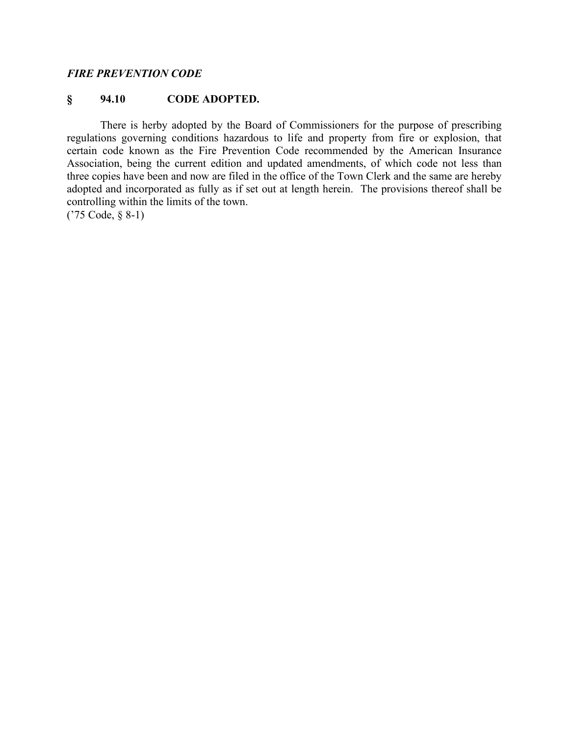*FIRE PREVENTION CODE*

### § 94.10 CODE ADOPTED.

There is herby adopted by the Board of Commissioners for the purpose of prescribing regulations governing conditions hazardous to life and property from fire or explosion, that certain code known as the Fire Prevention Code recommended by the American Insurance Association, being the current edition and updated amendments, of which code not less than three copies have been and now are filed in the office of the Town Clerk and the same are hereby adopted and incorporated as fully as if set out at length herein. The provisions thereof shall be controlling within the limits of the town.
('75 Code, § 8-1)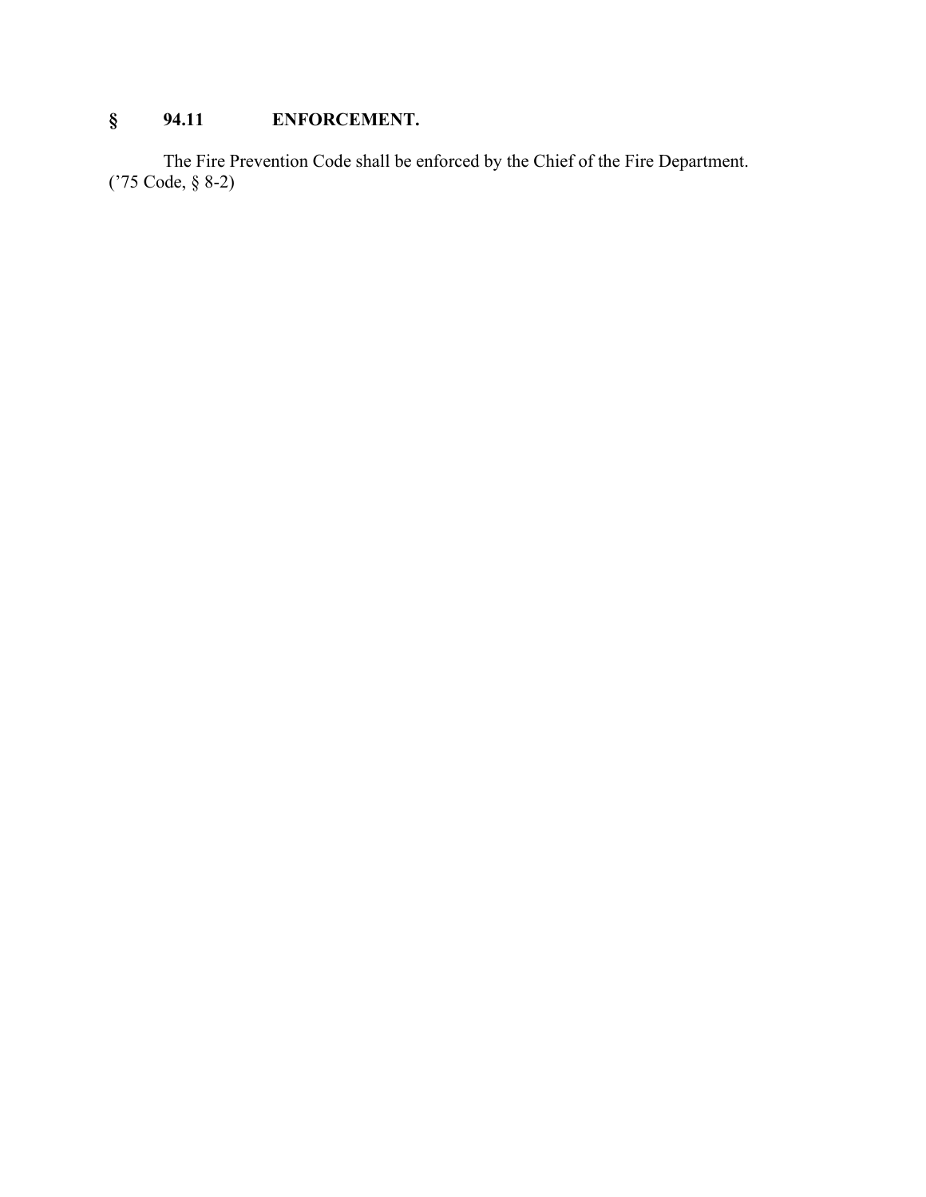## § 94.11 ENFORCEMENT.

The Fire Prevention Code shall be enforced by the Chief of the Fire Department.
('75 Code, § 8-2)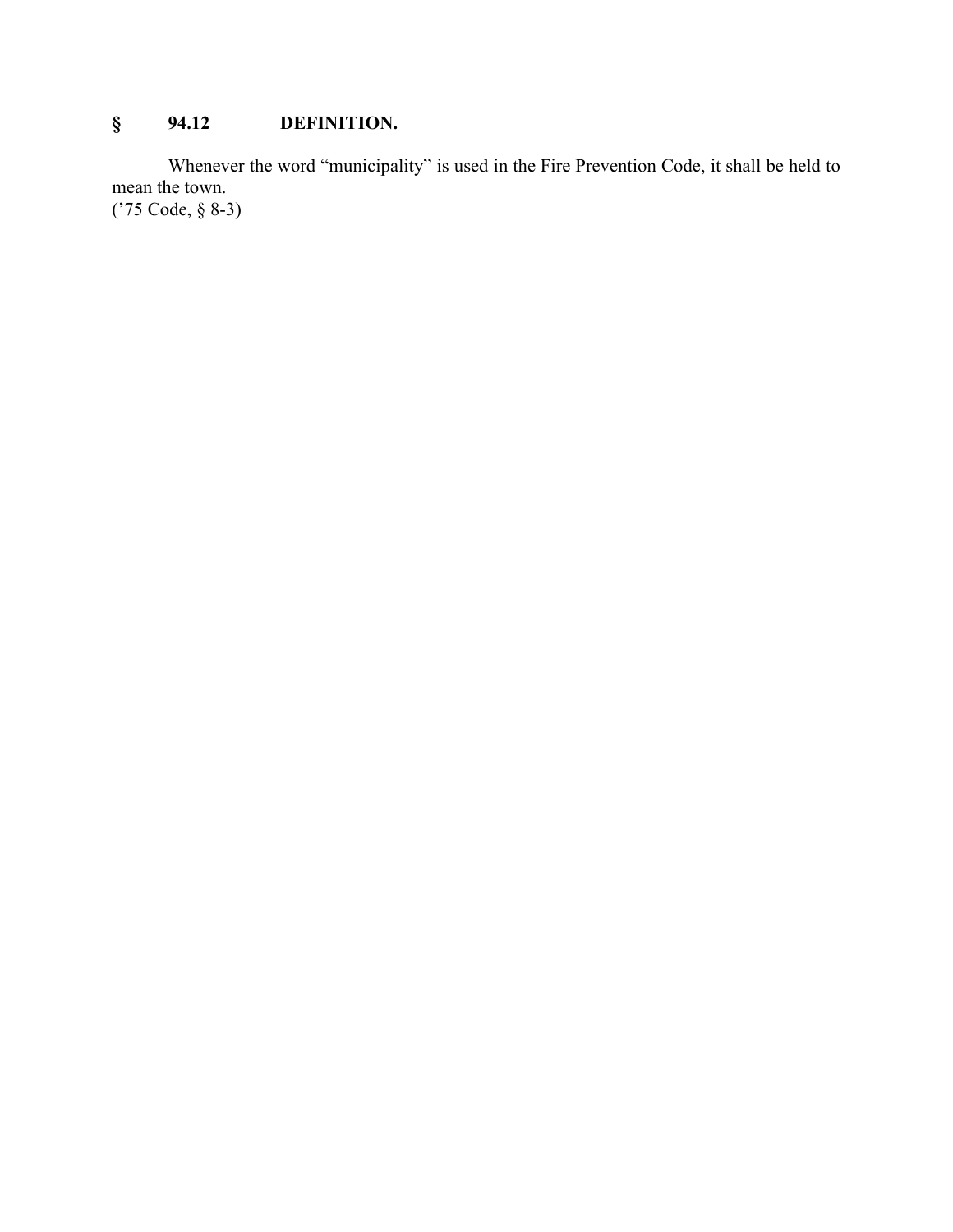**§ 94.12 DEFINITION.**

Whenever the word "municipality" is used in the Fire Prevention Code, it shall be held to mean the town.
('75 Code, § 8-3)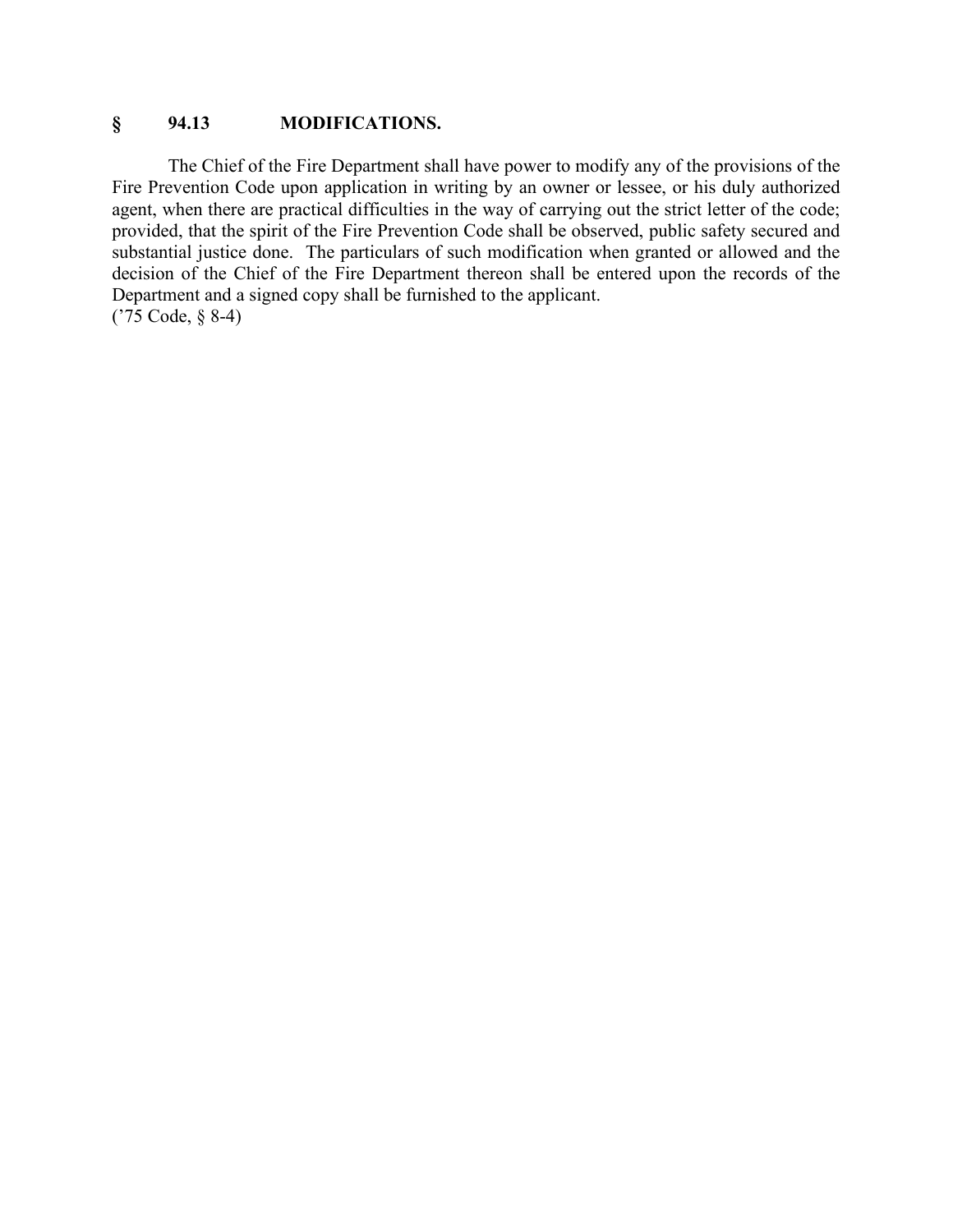## § 94.13 MODIFICATIONS.

The Chief of the Fire Department shall have power to modify any of the provisions of the Fire Prevention Code upon application in writing by an owner or lessee, or his duly authorized agent, when there are practical difficulties in the way of carrying out the strict letter of the code; provided, that the spirit of the Fire Prevention Code shall be observed, public safety secured and substantial justice done. The particulars of such modification when granted or allowed and the decision of the Chief of the Fire Department thereon shall be entered upon the records of the Department and a signed copy shall be furnished to the applicant.
('75 Code, § 8-4)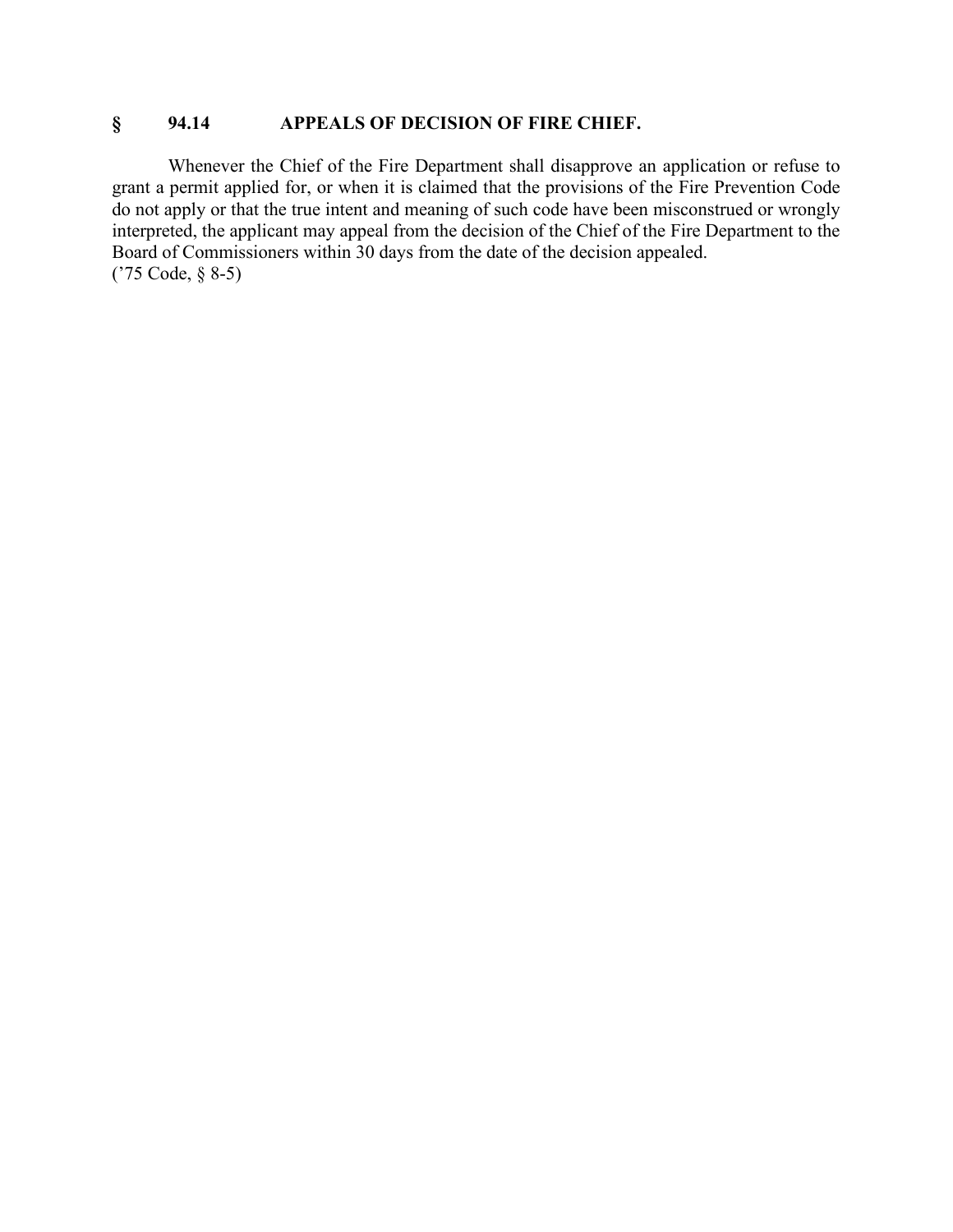## § 94.14 APPEALS OF DECISION OF FIRE CHIEF.

Whenever the Chief of the Fire Department shall disapprove an application or refuse to grant a permit applied for, or when it is claimed that the provisions of the Fire Prevention Code do not apply or that the true intent and meaning of such code have been misconstrued or wrongly interpreted, the applicant may appeal from the decision of the Chief of the Fire Department to the Board of Commissioners within 30 days from the date of the decision appealed.
('75 Code, § 8-5)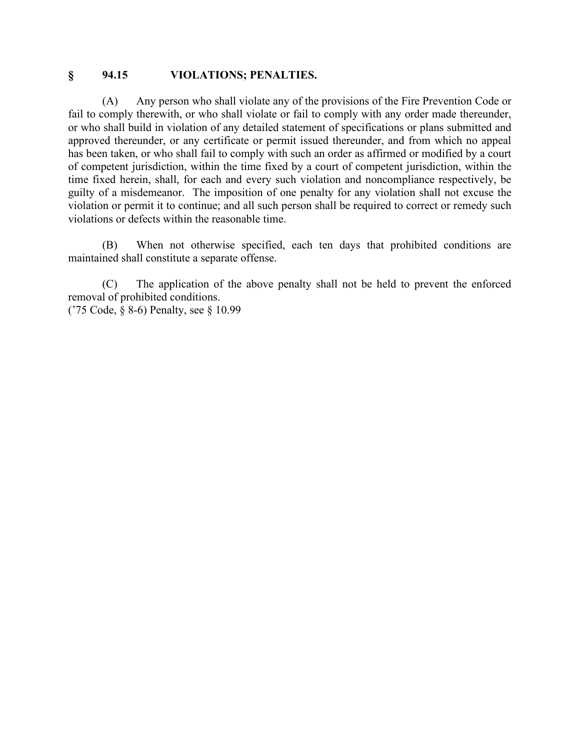## § 94.15 VIOLATIONS; PENALTIES.

(A) Any person who shall violate any of the provisions of the Fire Prevention Code or fail to comply therewith, or who shall violate or fail to comply with any order made thereunder, or who shall build in violation of any detailed statement of specifications or plans submitted and approved thereunder, or any certificate or permit issued thereunder, and from which no appeal has been taken, or who shall fail to comply with such an order as affirmed or modified by a court of competent jurisdiction, within the time fixed by a court of competent jurisdiction, within the time fixed herein, shall, for each and every such violation and noncompliance respectively, be guilty of a misdemeanor. The imposition of one penalty for any violation shall not excuse the violation or permit it to continue; and all such person shall be required to correct or remedy such violations or defects within the reasonable time.

(B) When not otherwise specified, each ten days that prohibited conditions are maintained shall constitute a separate offense.

(C) The application of the above penalty shall not be held to prevent the enforced removal of prohibited conditions.
('75 Code, § 8-6) Penalty, see § 10.99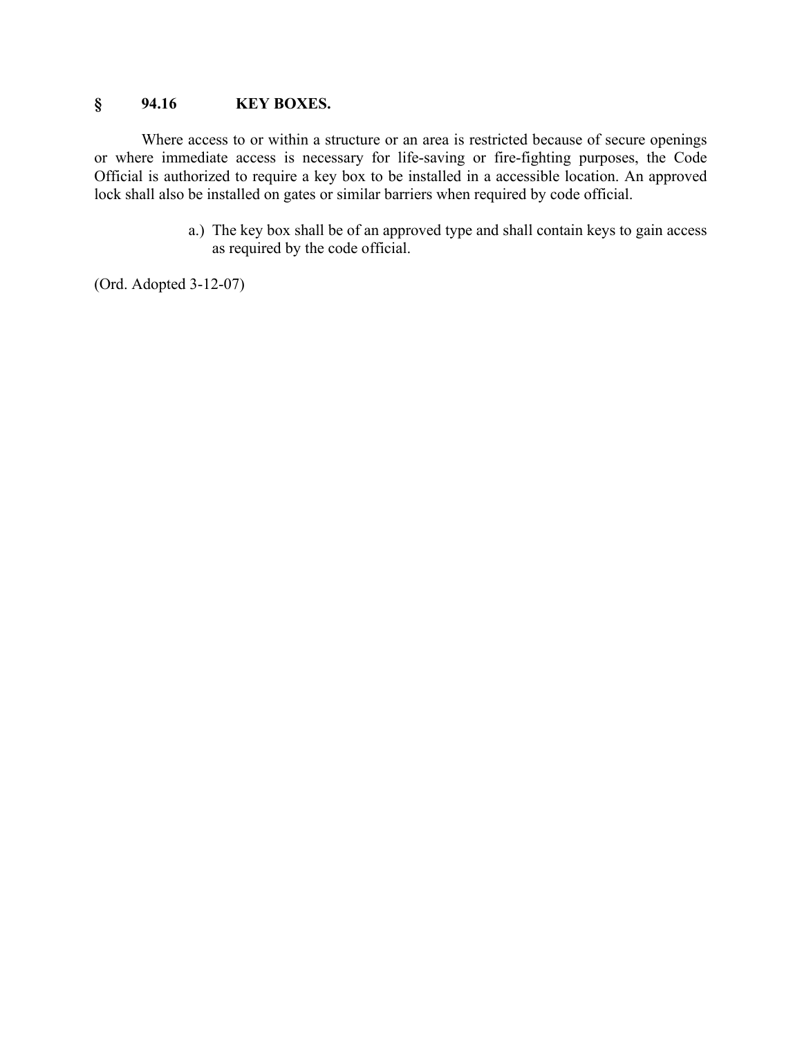## § 94.16 KEY BOXES.

Where access to or within a structure or an area is restricted because of secure openings or where immediate access is necessary for life-saving or fire-fighting purposes, the Code Official is authorized to require a key box to be installed in a accessible location. An approved lock shall also be installed on gates or similar barriers when required by code official.

a.) The key box shall be of an approved type and shall contain keys to gain access as required by the code official.

(Ord. Adopted 3-12-07)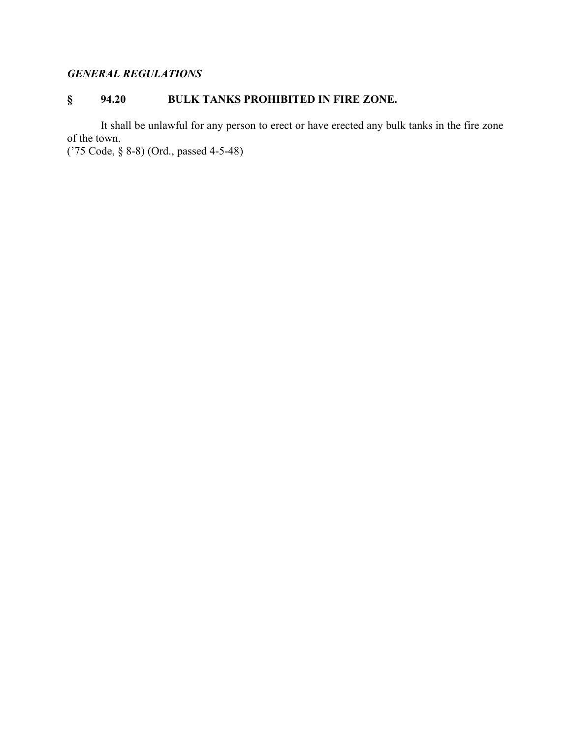*GENERAL REGULATIONS*

### § 94.20 BULK TANKS PROHIBITED IN FIRE ZONE.

It shall be unlawful for any person to erect or have erected any bulk tanks in the fire zone of the town.
('75 Code, § 8-8) (Ord., passed 4-5-48)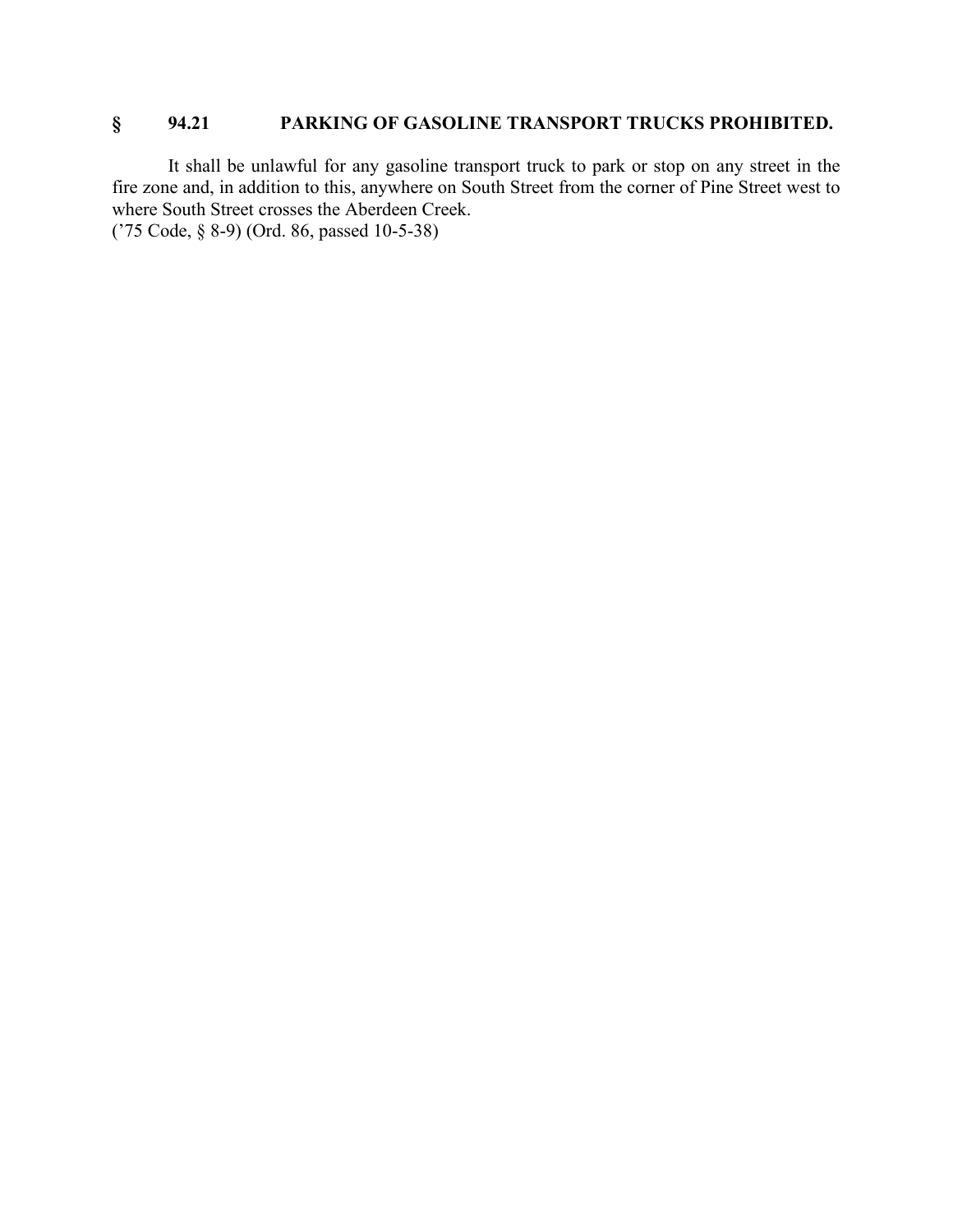## § 94.21 PARKING OF GASOLINE TRANSPORT TRUCKS PROHIBITED.

It shall be unlawful for any gasoline transport truck to park or stop on any street in the fire zone and, in addition to this, anywhere on South Street from the corner of Pine Street west to where South Street crosses the Aberdeen Creek.
('75 Code, § 8-9) (Ord. 86, passed 10-5-38)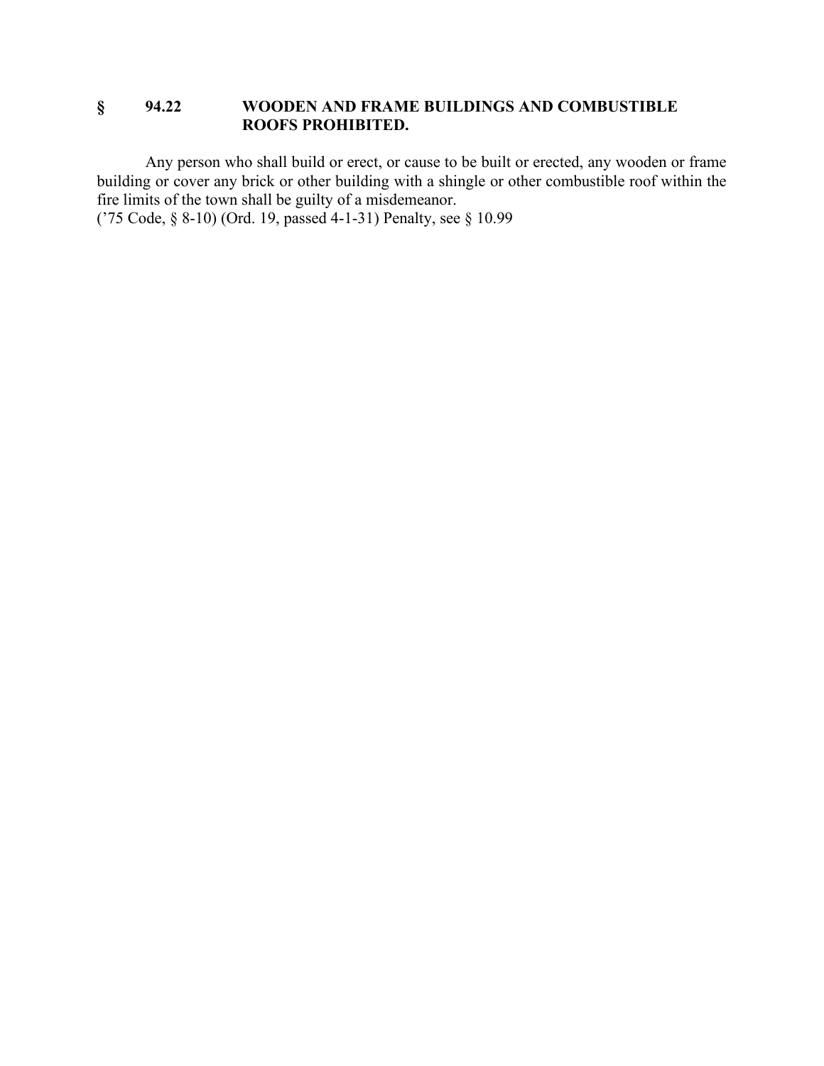## § 94.22 WOODEN AND FRAME BUILDINGS AND COMBUSTIBLE ROOFS PROHIBITED.

Any person who shall build or erect, or cause to be built or erected, any wooden or frame building or cover any brick or other building with a shingle or other combustible roof within the fire limits of the town shall be guilty of a misdemeanor.
(’75 Code, § 8-10) (Ord. 19, passed 4-1-31) Penalty, see § 10.99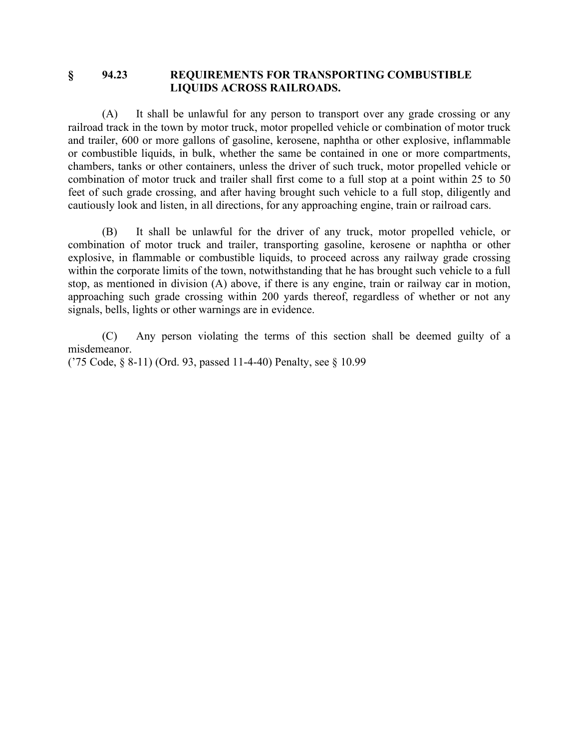## § 94.23 REQUIREMENTS FOR TRANSPORTING COMBUSTIBLE LIQUIDS ACROSS RAILROADS.

(A) It shall be unlawful for any person to transport over any grade crossing or any railroad track in the town by motor truck, motor propelled vehicle or combination of motor truck and trailer, 600 or more gallons of gasoline, kerosene, naphtha or other explosive, inflammable or combustible liquids, in bulk, whether the same be contained in one or more compartments, chambers, tanks or other containers, unless the driver of such truck, motor propelled vehicle or combination of motor truck and trailer shall first come to a full stop at a point within 25 to 50 feet of such grade crossing, and after having brought such vehicle to a full stop, diligently and cautiously look and listen, in all directions, for any approaching engine, train or railroad cars.

(B) It shall be unlawful for the driver of any truck, motor propelled vehicle, or combination of motor truck and trailer, transporting gasoline, kerosene or naphtha or other explosive, in flammable or combustible liquids, to proceed across any railway grade crossing within the corporate limits of the town, notwithstanding that he has brought such vehicle to a full stop, as mentioned in division (A) above, if there is any engine, train or railway car in motion, approaching such grade crossing within 200 yards thereof, regardless of whether or not any signals, bells, lights or other warnings are in evidence.

(C) Any person violating the terms of this section shall be deemed guilty of a misdemeanor.
('75 Code, § 8-11) (Ord. 93, passed 11-4-40) Penalty, see § 10.99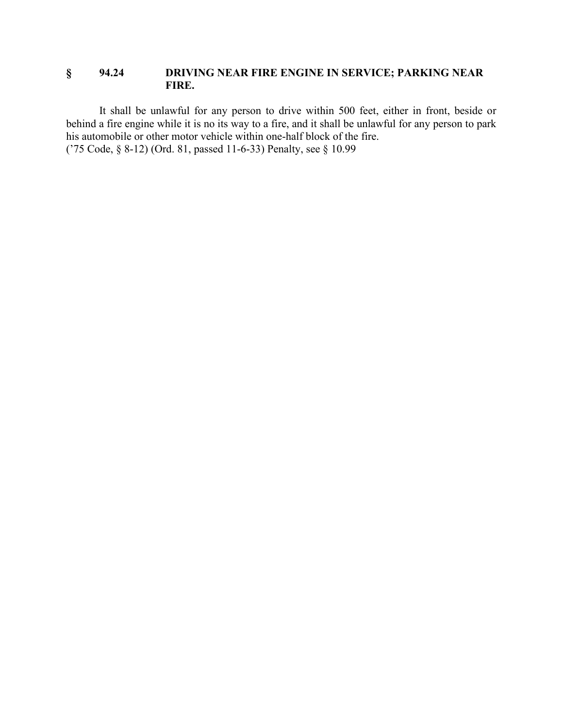## § 94.24 DRIVING NEAR FIRE ENGINE IN SERVICE; PARKING NEAR FIRE.

It shall be unlawful for any person to drive within 500 feet, either in front, beside or behind a fire engine while it is no its way to a fire, and it shall be unlawful for any person to park his automobile or other motor vehicle within one-half block of the fire.
('75 Code, § 8-12) (Ord. 81, passed 11-6-33) Penalty, see § 10.99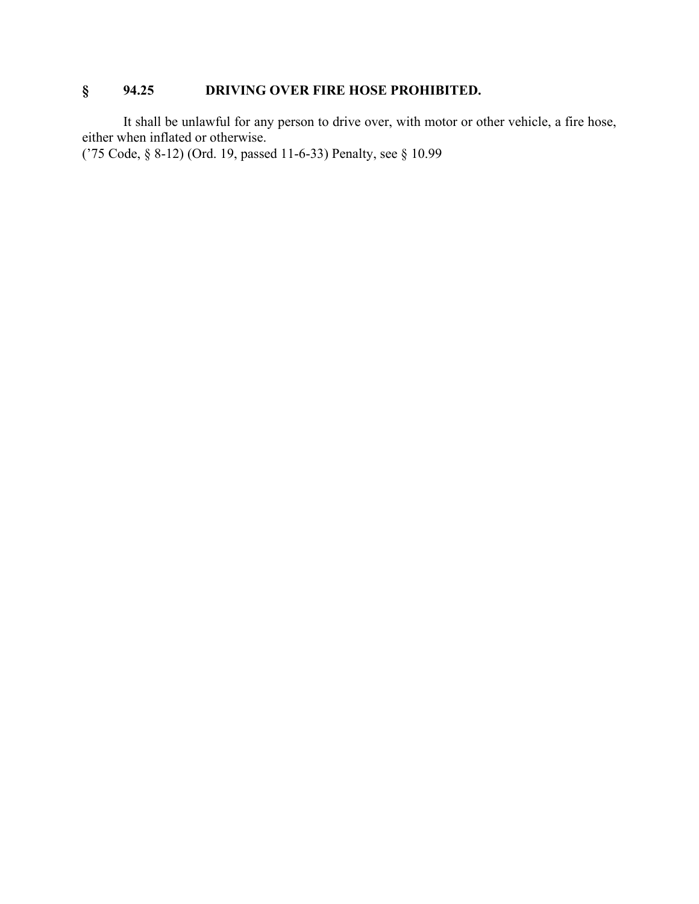## § 94.25 DRIVING OVER FIRE HOSE PROHIBITED.

It shall be unlawful for any person to drive over, with motor or other vehicle, a fire hose, either when inflated or otherwise.
('75 Code, § 8-12) (Ord. 19, passed 11-6-33) Penalty, see § 10.99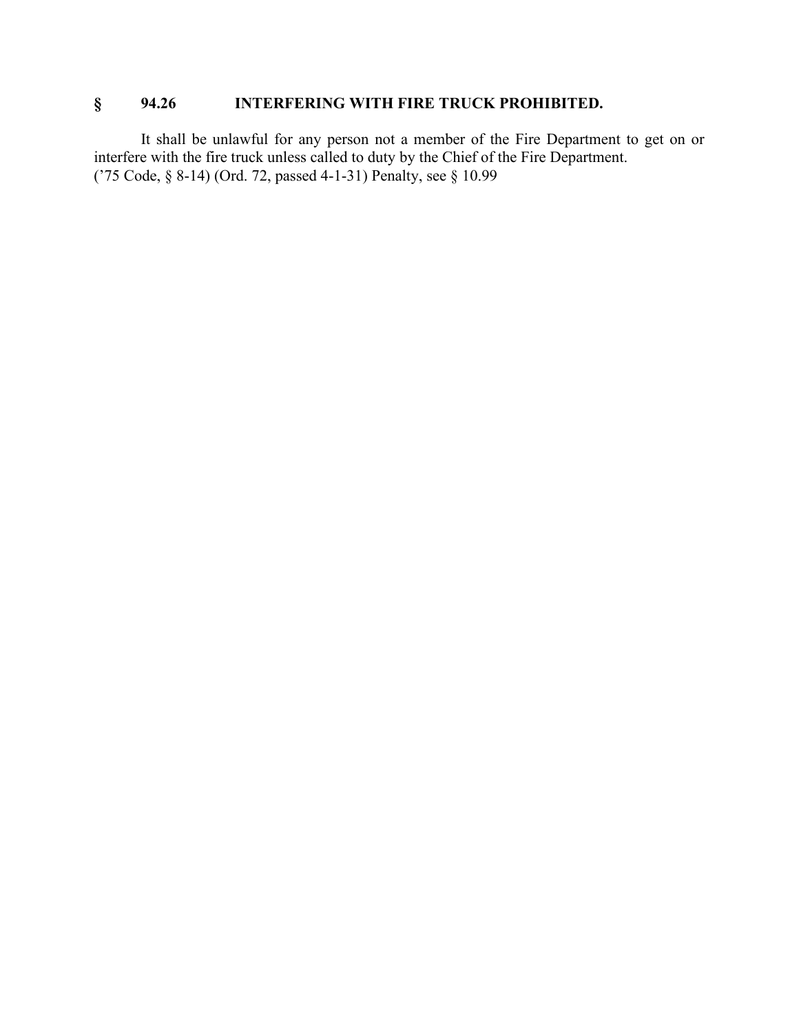## § 94.26 INTERFERING WITH FIRE TRUCK PROHIBITED.

It shall be unlawful for any person not a member of the Fire Department to get on or interfere with the fire truck unless called to duty by the Chief of the Fire Department.
('75 Code, § 8-14) (Ord. 72, passed 4-1-31) Penalty, see § 10.99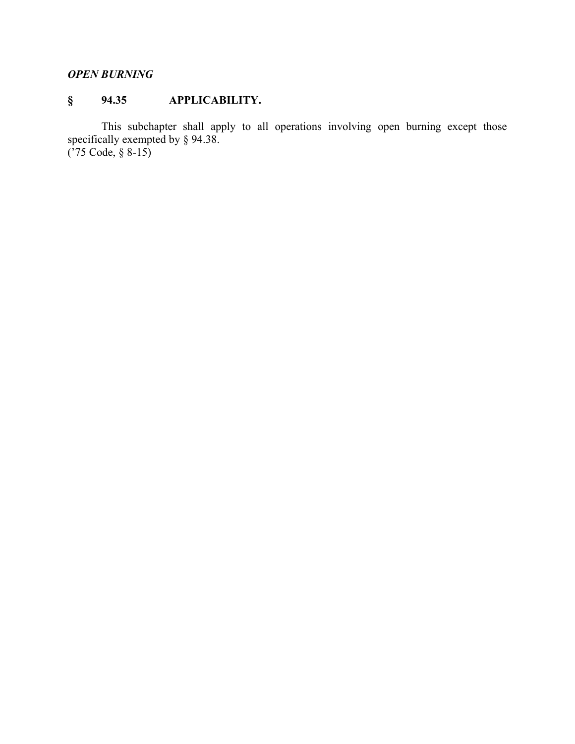***OPEN BURNING***

## § 94.35 APPLICABILITY.

This subchapter shall apply to all operations involving open burning except those specifically exempted by § 94.38.
('75 Code, § 8-15)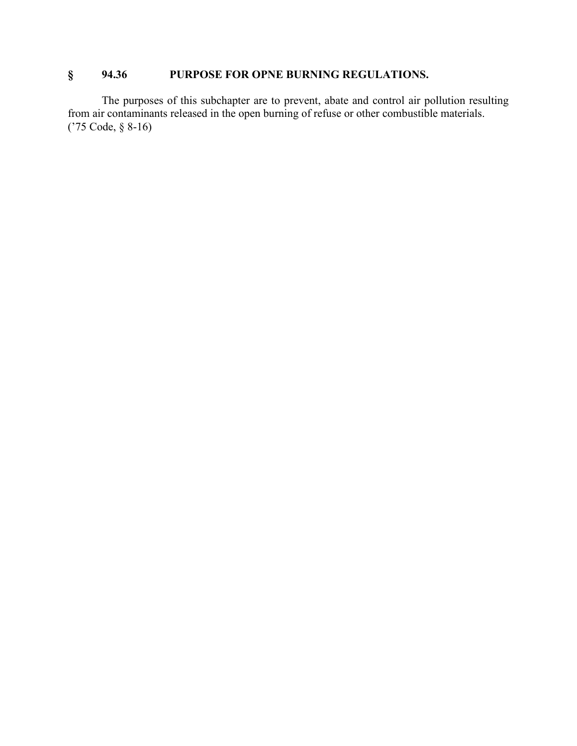## § 94.36 PURPOSE FOR OPNE BURNING REGULATIONS.

The purposes of this subchapter are to prevent, abate and control air pollution resulting from air contaminants released in the open burning of refuse or other combustible materials.
('75 Code, § 8-16)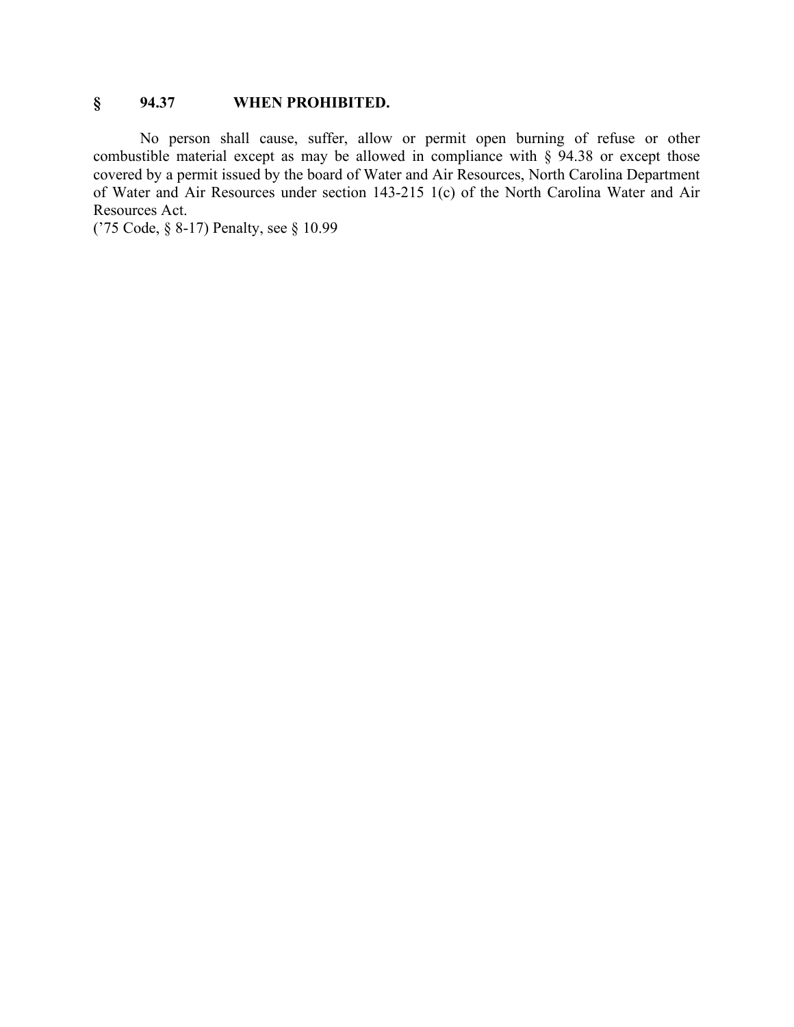## § 94.37 WHEN PROHIBITED.

No person shall cause, suffer, allow or permit open burning of refuse or other combustible material except as may be allowed in compliance with § 94.38 or except those covered by a permit issued by the board of Water and Air Resources, North Carolina Department of Water and Air Resources under section 143-215 1(c) of the North Carolina Water and Air Resources Act.
('75 Code, § 8-17) Penalty, see § 10.99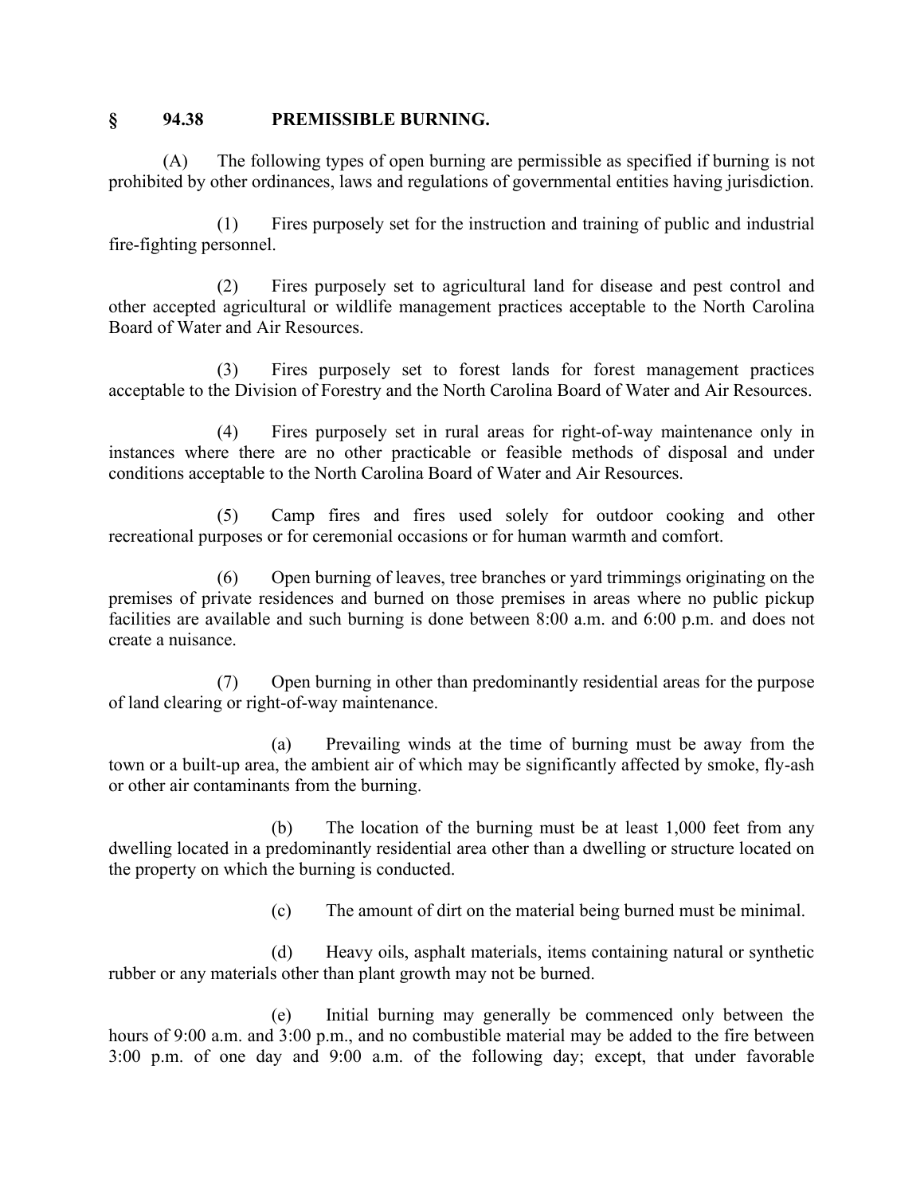## § 94.38 PREMISSIBLE BURNING.

(A) The following types of open burning are permissible as specified if burning is not prohibited by other ordinances, laws and regulations of governmental entities having jurisdiction.

(1) Fires purposely set for the instruction and training of public and industrial fire-fighting personnel.

(2) Fires purposely set to agricultural land for disease and pest control and other accepted agricultural or wildlife management practices acceptable to the North Carolina Board of Water and Air Resources.

(3) Fires purposely set to forest lands for forest management practices acceptable to the Division of Forestry and the North Carolina Board of Water and Air Resources.

(4) Fires purposely set in rural areas for right-of-way maintenance only in instances where there are no other practicable or feasible methods of disposal and under conditions acceptable to the North Carolina Board of Water and Air Resources.

(5) Camp fires and fires used solely for outdoor cooking and other recreational purposes or for ceremonial occasions or for human warmth and comfort.

(6) Open burning of leaves, tree branches or yard trimmings originating on the premises of private residences and burned on those premises in areas where no public pickup facilities are available and such burning is done between 8:00 a.m. and 6:00 p.m. and does not create a nuisance.

(7) Open burning in other than predominantly residential areas for the purpose of land clearing or right-of-way maintenance.

(a) Prevailing winds at the time of burning must be away from the town or a built-up area, the ambient air of which may be significantly affected by smoke, fly-ash or other air contaminants from the burning.

(b) The location of the burning must be at least 1,000 feet from any dwelling located in a predominantly residential area other than a dwelling or structure located on the property on which the burning is conducted.

(c) The amount of dirt on the material being burned must be minimal.

(d) Heavy oils, asphalt materials, items containing natural or synthetic rubber or any materials other than plant growth may not be burned.

(e) Initial burning may generally be commenced only between the hours of 9:00 a.m. and 3:00 p.m., and no combustible material may be added to the fire between 3:00 p.m. of one day and 9:00 a.m. of the following day; except, that under favorable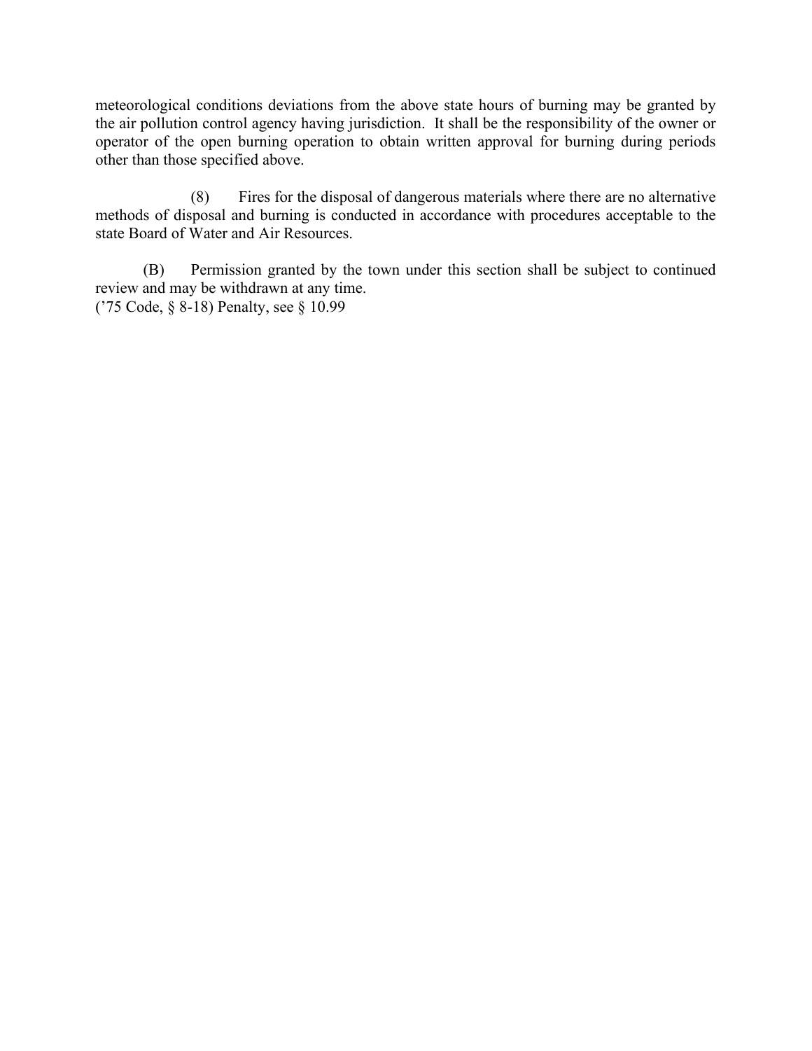meteorological conditions deviations from the above state hours of burning may be granted by the air pollution control agency having jurisdiction. It shall be the responsibility of the owner or operator of the open burning operation to obtain written approval for burning during periods other than those specified above.

(8) Fires for the disposal of dangerous materials where there are no alternative methods of disposal and burning is conducted in accordance with procedures acceptable to the state Board of Water and Air Resources.

(B) Permission granted by the town under this section shall be subject to continued review and may be withdrawn at any time.
('75 Code, § 8-18) Penalty, see § 10.99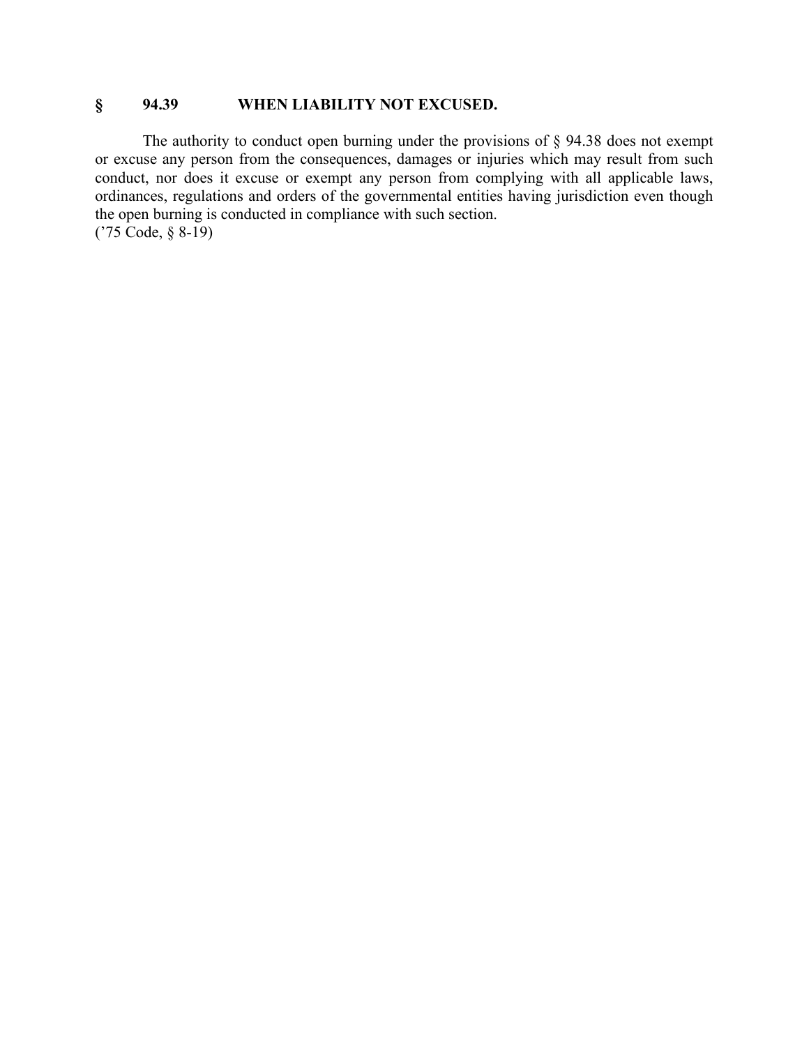## § 94.39 WHEN LIABILITY NOT EXCUSED.

The authority to conduct open burning under the provisions of § 94.38 does not exempt or excuse any person from the consequences, damages or injuries which may result from such conduct, nor does it excuse or exempt any person from complying with all applicable laws, ordinances, regulations and orders of the governmental entities having jurisdiction even though the open burning is conducted in compliance with such section.
('75 Code, § 8-19)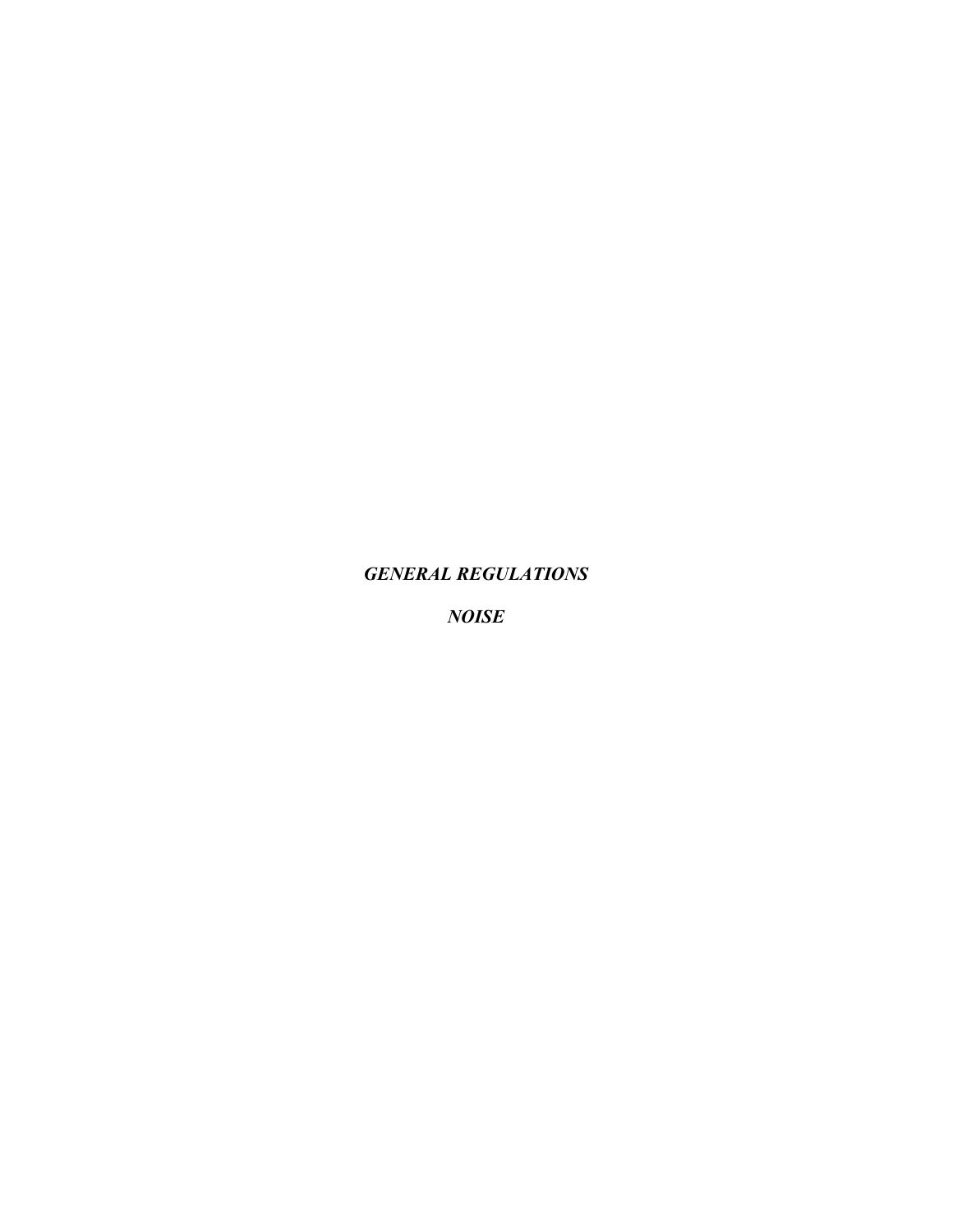***GENERAL REGULATIONS***

***NOISE***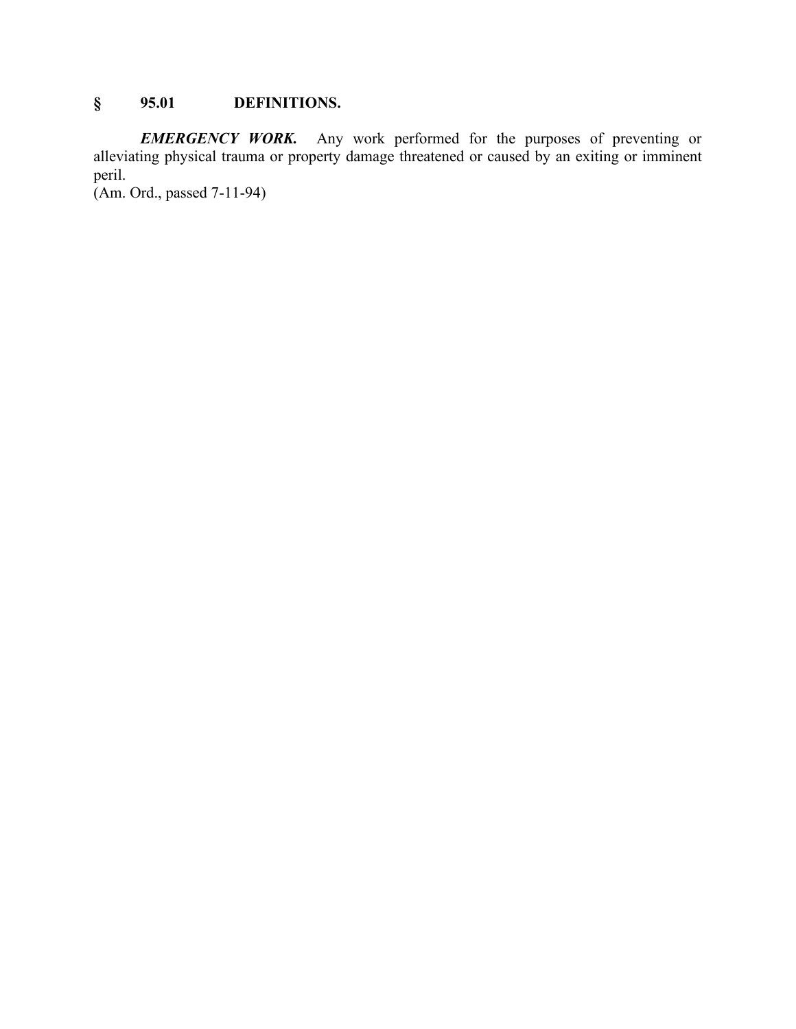## § 95.01 DEFINITIONS.

***EMERGENCY WORK.*** Any work performed for the purposes of preventing or alleviating physical trauma or property damage threatened or caused by an exiting or imminent peril.
(Am. Ord., passed 7-11-94)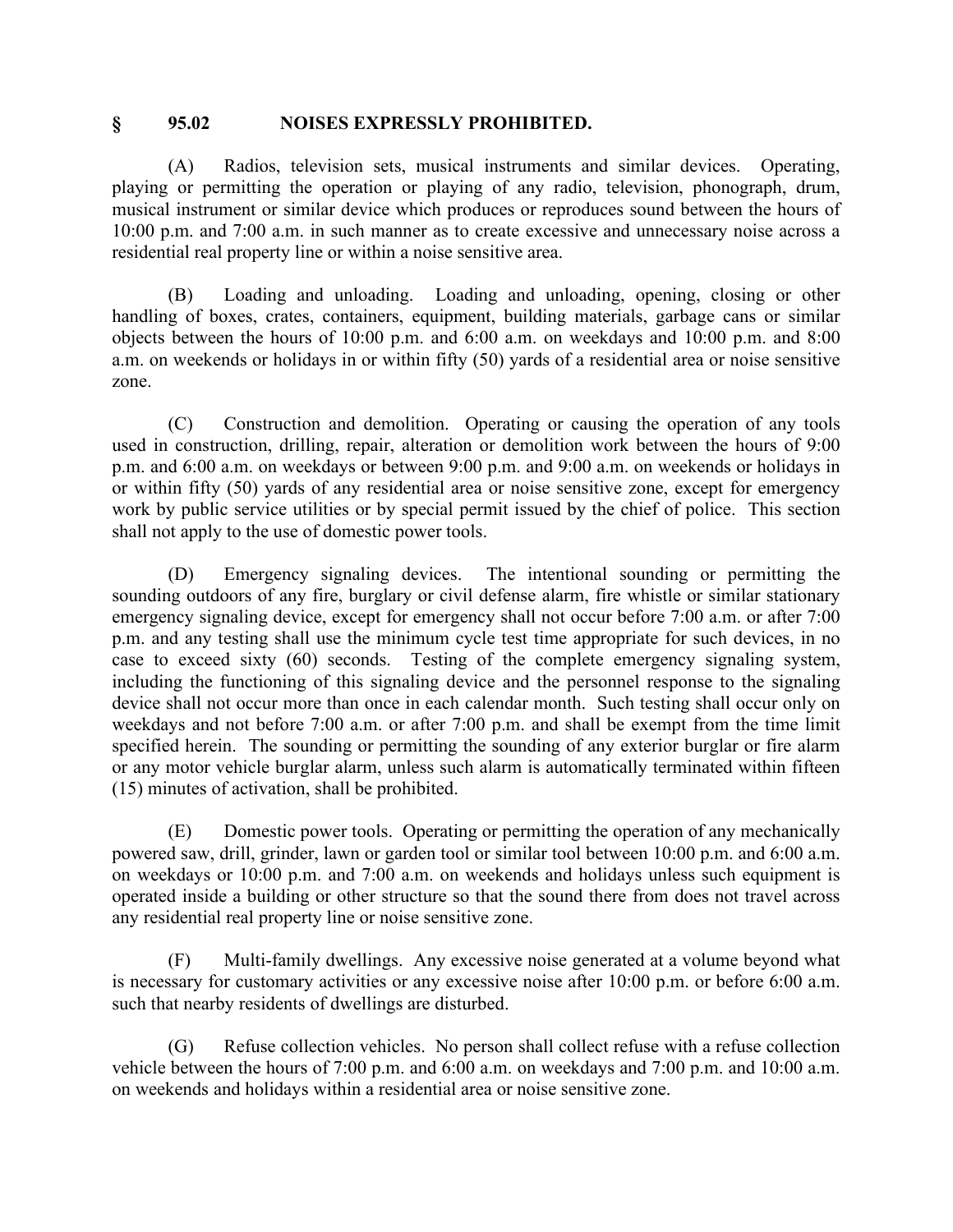## § 95.02 NOISES EXPRESSLY PROHIBITED.

(A) Radios, television sets, musical instruments and similar devices. Operating, playing or permitting the operation or playing of any radio, television, phonograph, drum, musical instrument or similar device which produces or reproduces sound between the hours of 10:00 p.m. and 7:00 a.m. in such manner as to create excessive and unnecessary noise across a residential real property line or within a noise sensitive area.

(B) Loading and unloading. Loading and unloading, opening, closing or other handling of boxes, crates, containers, equipment, building materials, garbage cans or similar objects between the hours of 10:00 p.m. and 6:00 a.m. on weekdays and 10:00 p.m. and 8:00 a.m. on weekends or holidays in or within fifty (50) yards of a residential area or noise sensitive zone.

(C) Construction and demolition. Operating or causing the operation of any tools used in construction, drilling, repair, alteration or demolition work between the hours of 9:00 p.m. and 6:00 a.m. on weekdays or between 9:00 p.m. and 9:00 a.m. on weekends or holidays in or within fifty (50) yards of any residential area or noise sensitive zone, except for emergency work by public service utilities or by special permit issued by the chief of police. This section shall not apply to the use of domestic power tools.

(D) Emergency signaling devices. The intentional sounding or permitting the sounding outdoors of any fire, burglary or civil defense alarm, fire whistle or similar stationary emergency signaling device, except for emergency shall not occur before 7:00 a.m. or after 7:00 p.m. and any testing shall use the minimum cycle test time appropriate for such devices, in no case to exceed sixty (60) seconds. Testing of the complete emergency signaling system, including the functioning of this signaling device and the personnel response to the signaling device shall not occur more than once in each calendar month. Such testing shall occur only on weekdays and not before 7:00 a.m. or after 7:00 p.m. and shall be exempt from the time limit specified herein. The sounding or permitting the sounding of any exterior burglar or fire alarm or any motor vehicle burglar alarm, unless such alarm is automatically terminated within fifteen (15) minutes of activation, shall be prohibited.

(E) Domestic power tools. Operating or permitting the operation of any mechanically powered saw, drill, grinder, lawn or garden tool or similar tool between 10:00 p.m. and 6:00 a.m. on weekdays or 10:00 p.m. and 7:00 a.m. on weekends and holidays unless such equipment is operated inside a building or other structure so that the sound there from does not travel across any residential real property line or noise sensitive zone.

(F) Multi-family dwellings. Any excessive noise generated at a volume beyond what is necessary for customary activities or any excessive noise after 10:00 p.m. or before 6:00 a.m. such that nearby residents of dwellings are disturbed.

(G) Refuse collection vehicles. No person shall collect refuse with a refuse collection vehicle between the hours of 7:00 p.m. and 6:00 a.m. on weekdays and 7:00 p.m. and 10:00 a.m. on weekends and holidays within a residential area or noise sensitive zone.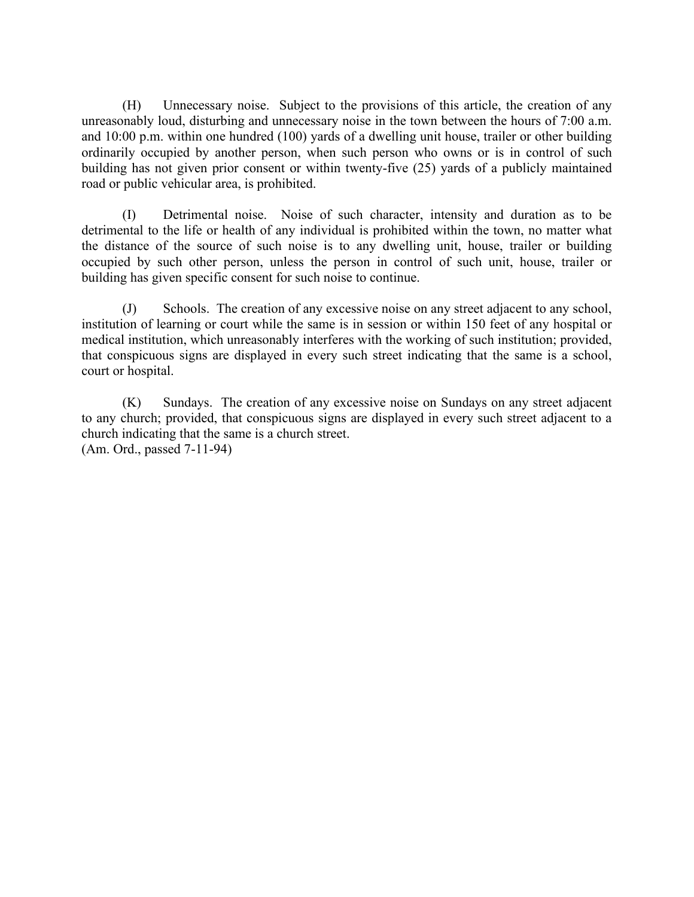(H) Unnecessary noise. Subject to the provisions of this article, the creation of any unreasonably loud, disturbing and unnecessary noise in the town between the hours of 7:00 a.m. and 10:00 p.m. within one hundred (100) yards of a dwelling unit house, trailer or other building ordinarily occupied by another person, when such person who owns or is in control of such building has not given prior consent or within twenty-five (25) yards of a publicly maintained road or public vehicular area, is prohibited.

(I) Detrimental noise. Noise of such character, intensity and duration as to be detrimental to the life or health of any individual is prohibited within the town, no matter what the distance of the source of such noise is to any dwelling unit, house, trailer or building occupied by such other person, unless the person in control of such unit, house, trailer or building has given specific consent for such noise to continue.

(J) Schools. The creation of any excessive noise on any street adjacent to any school, institution of learning or court while the same is in session or within 150 feet of any hospital or medical institution, which unreasonably interferes with the working of such institution; provided, that conspicuous signs are displayed in every such street indicating that the same is a school, court or hospital.

(K) Sundays. The creation of any excessive noise on Sundays on any street adjacent to any church; provided, that conspicuous signs are displayed in every such street adjacent to a church indicating that the same is a church street.
(Am. Ord., passed 7-11-94)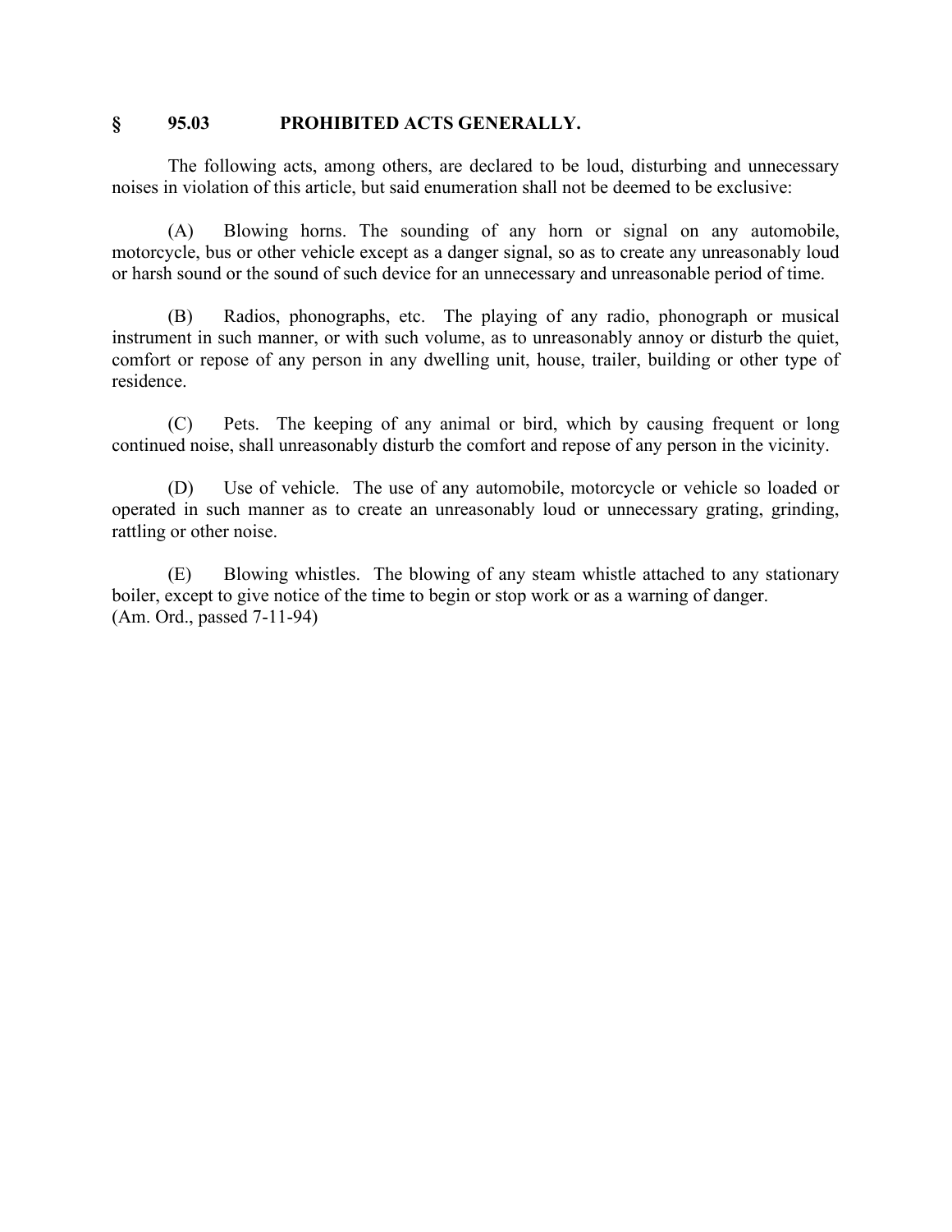## § 95.03 PROHIBITED ACTS GENERALLY.

The following acts, among others, are declared to be loud, disturbing and unnecessary noises in violation of this article, but said enumeration shall not be deemed to be exclusive:

(A) Blowing horns. The sounding of any horn or signal on any automobile, motorcycle, bus or other vehicle except as a danger signal, so as to create any unreasonably loud or harsh sound or the sound of such device for an unnecessary and unreasonable period of time.

(B) Radios, phonographs, etc. The playing of any radio, phonograph or musical instrument in such manner, or with such volume, as to unreasonably annoy or disturb the quiet, comfort or repose of any person in any dwelling unit, house, trailer, building or other type of residence.

(C) Pets. The keeping of any animal or bird, which by causing frequent or long continued noise, shall unreasonably disturb the comfort and repose of any person in the vicinity.

(D) Use of vehicle. The use of any automobile, motorcycle or vehicle so loaded or operated in such manner as to create an unreasonably loud or unnecessary grating, grinding, rattling or other noise.

(E) Blowing whistles. The blowing of any steam whistle attached to any stationary boiler, except to give notice of the time to begin or stop work or as a warning of danger.
(Am. Ord., passed 7-11-94)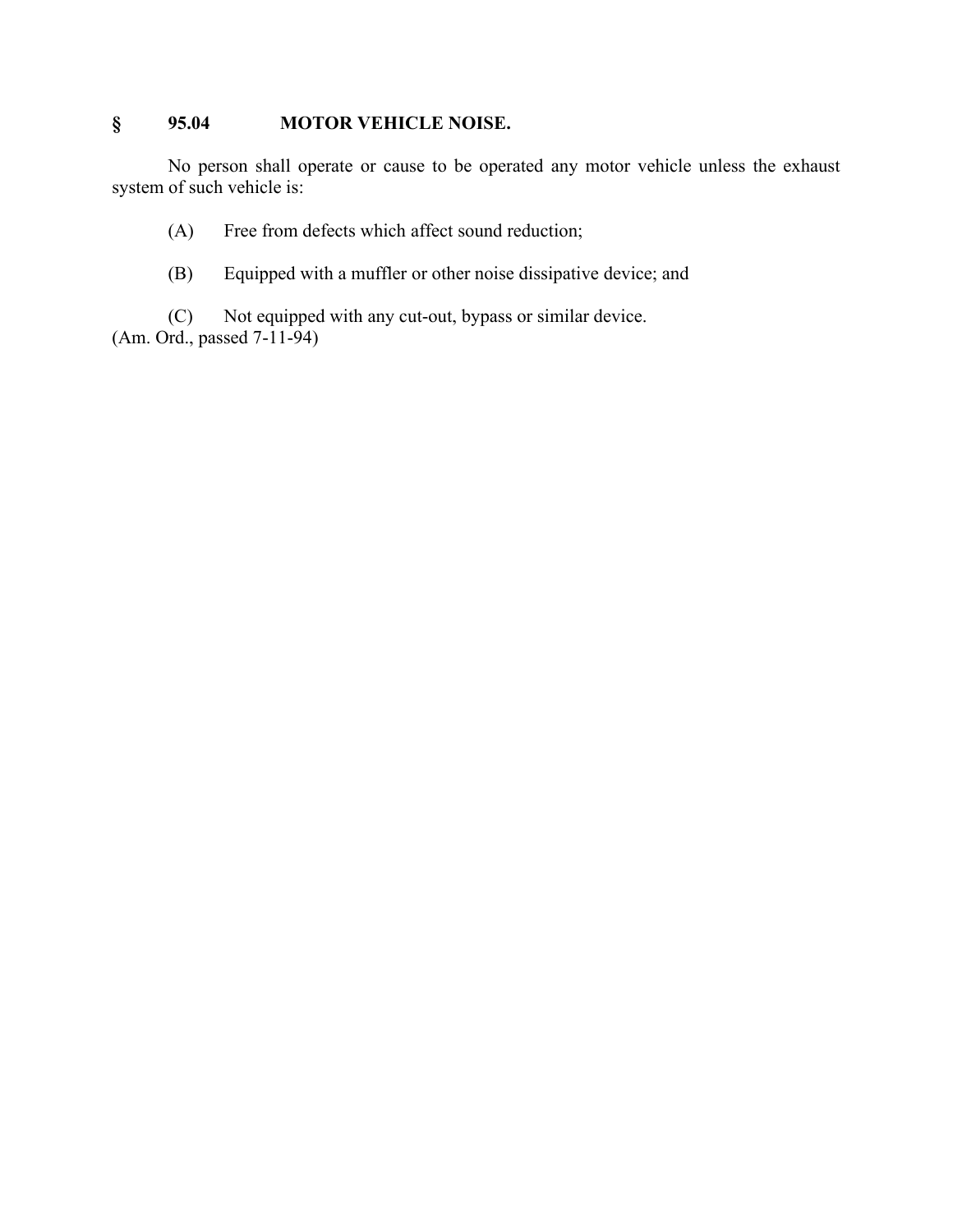## § 95.04 MOTOR VEHICLE NOISE.

No person shall operate or cause to be operated any motor vehicle unless the exhaust system of such vehicle is:

(A) Free from defects which affect sound reduction;

(B) Equipped with a muffler or other noise dissipative device; and

(C) Not equipped with any cut-out, bypass or similar device.
(Am. Ord., passed 7-11-94)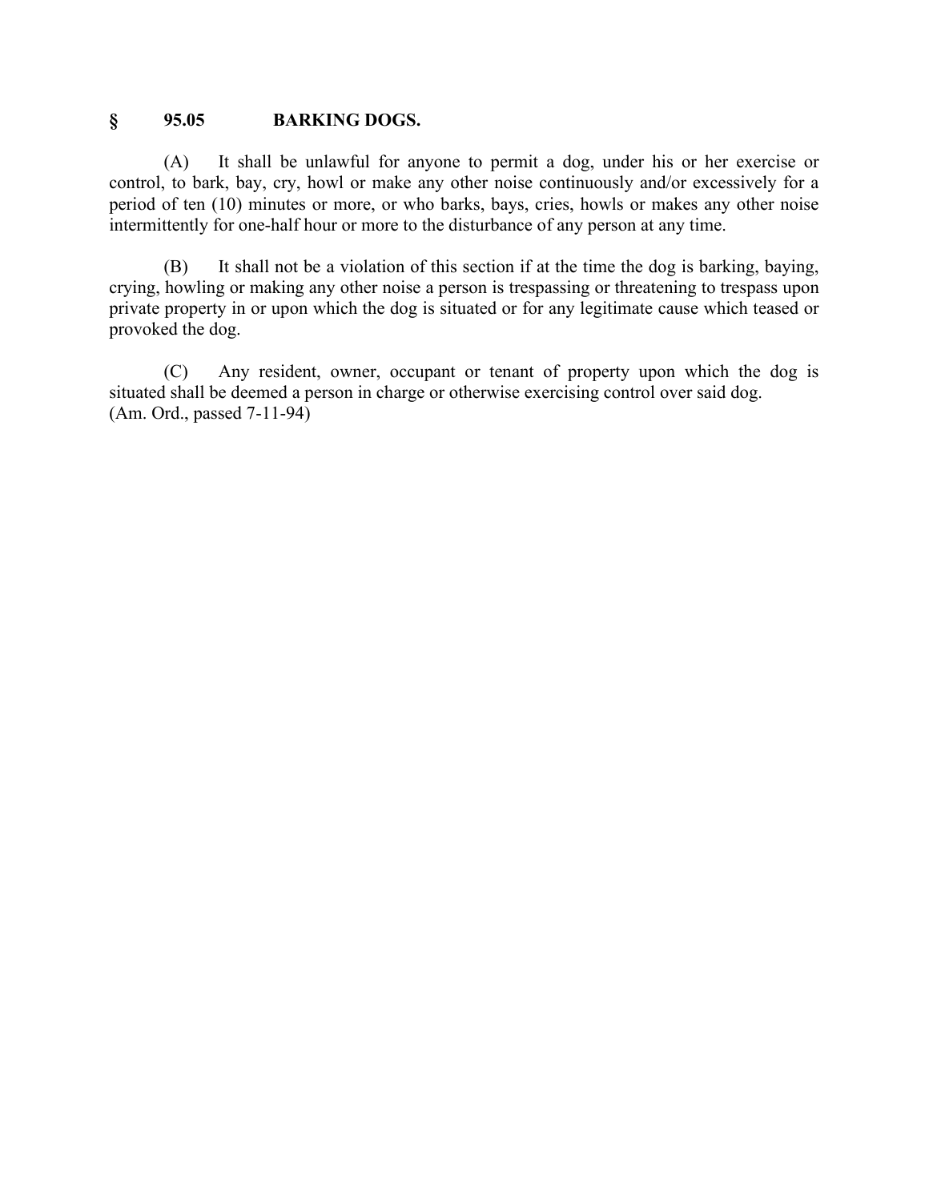## § 95.05 BARKING DOGS.

(A) It shall be unlawful for anyone to permit a dog, under his or her exercise or control, to bark, bay, cry, howl or make any other noise continuously and/or excessively for a period of ten (10) minutes or more, or who barks, bays, cries, howls or makes any other noise intermittently for one-half hour or more to the disturbance of any person at any time.

(B) It shall not be a violation of this section if at the time the dog is barking, baying, crying, howling or making any other noise a person is trespassing or threatening to trespass upon private property in or upon which the dog is situated or for any legitimate cause which teased or provoked the dog.

(C) Any resident, owner, occupant or tenant of property upon which the dog is situated shall be deemed a person in charge or otherwise exercising control over said dog.
(Am. Ord., passed 7-11-94)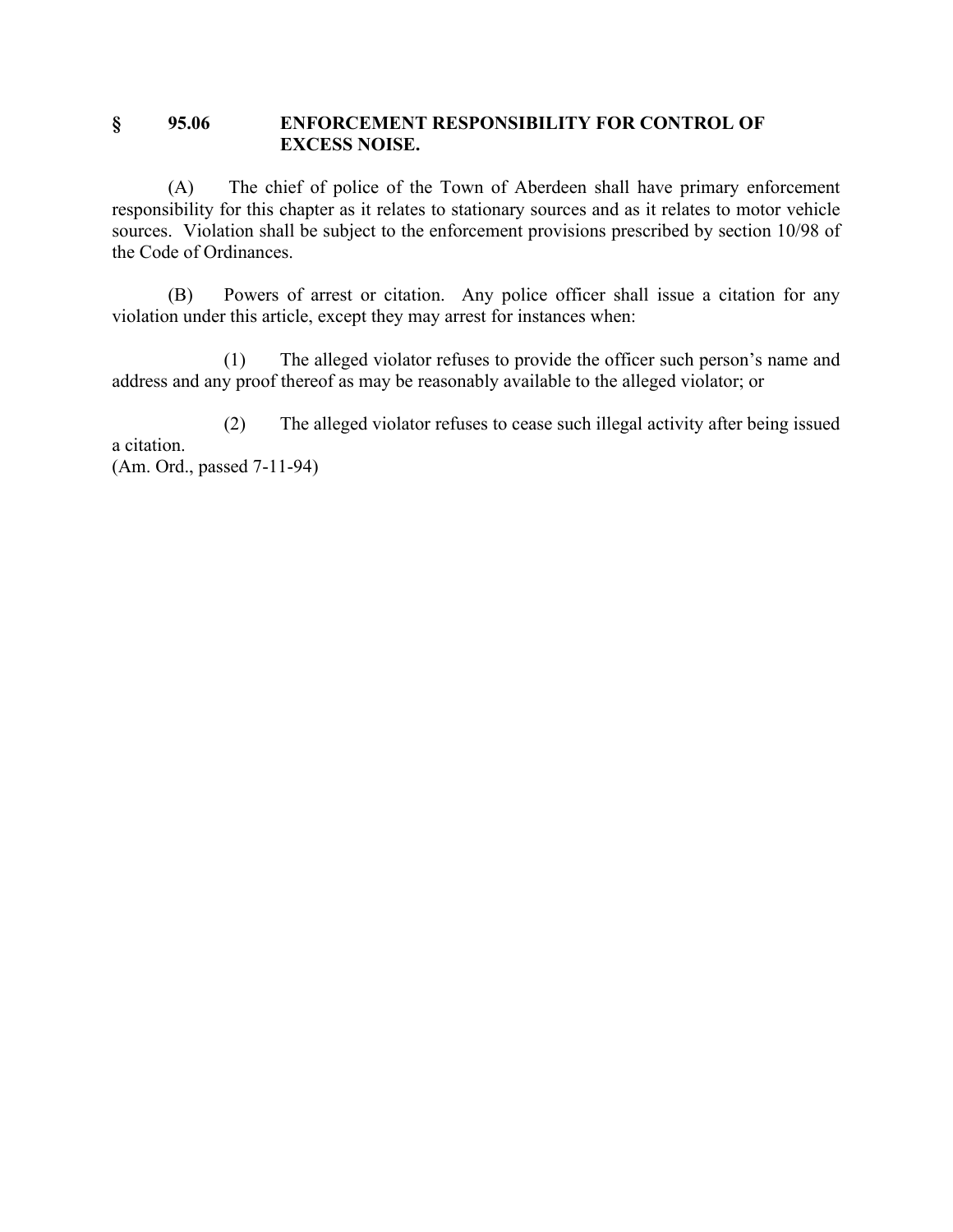## § 95.06 ENFORCEMENT RESPONSIBILITY FOR CONTROL OF EXCESS NOISE.

(A) The chief of police of the Town of Aberdeen shall have primary enforcement responsibility for this chapter as it relates to stationary sources and as it relates to motor vehicle sources. Violation shall be subject to the enforcement provisions prescribed by section 10/98 of the Code of Ordinances.

(B) Powers of arrest or citation. Any police officer shall issue a citation for any violation under this article, except they may arrest for instances when:

(1) The alleged violator refuses to provide the officer such person's name and address and any proof thereof as may be reasonably available to the alleged violator; or

(2) The alleged violator refuses to cease such illegal activity after being issued a citation.

(Am. Ord., passed 7-11-94)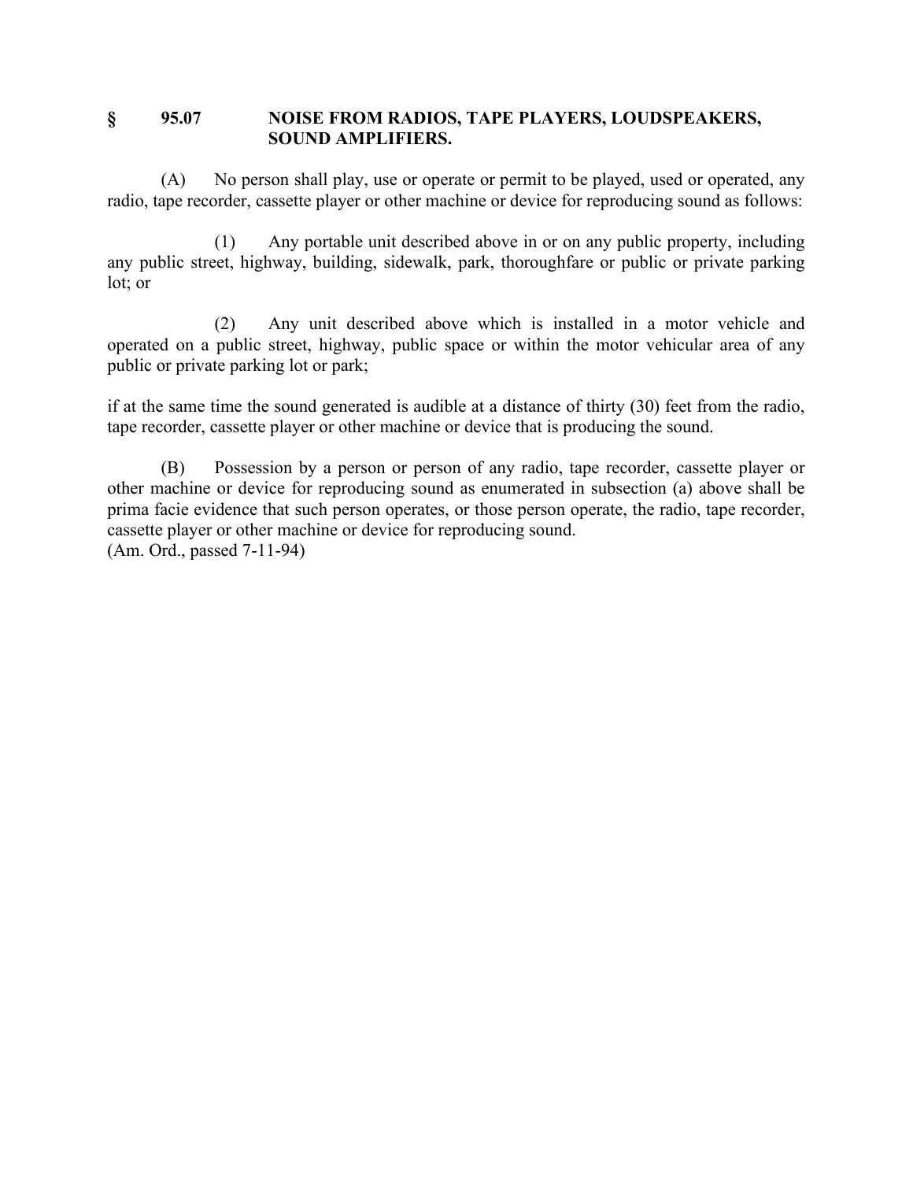## § 95.07 NOISE FROM RADIOS, TAPE PLAYERS, LOUDSPEAKERS, SOUND AMPLIFIERS.

(A) No person shall play, use or operate or permit to be played, used or operated, any radio, tape recorder, cassette player or other machine or device for reproducing sound as follows:

(1) Any portable unit described above in or on any public property, including any public street, highway, building, sidewalk, park, thoroughfare or public or private parking lot; or

(2) Any unit described above which is installed in a motor vehicle and operated on a public street, highway, public space or within the motor vehicular area of any public or private parking lot or park;

if at the same time the sound generated is audible at a distance of thirty (30) feet from the radio, tape recorder, cassette player or other machine or device that is producing the sound.

(B) Possession by a person or person of any radio, tape recorder, cassette player or other machine or device for reproducing sound as enumerated in subsection (a) above shall be prima facie evidence that such person operates, or those person operate, the radio, tape recorder, cassette player or other machine or device for reproducing sound.
(Am. Ord., passed 7-11-94)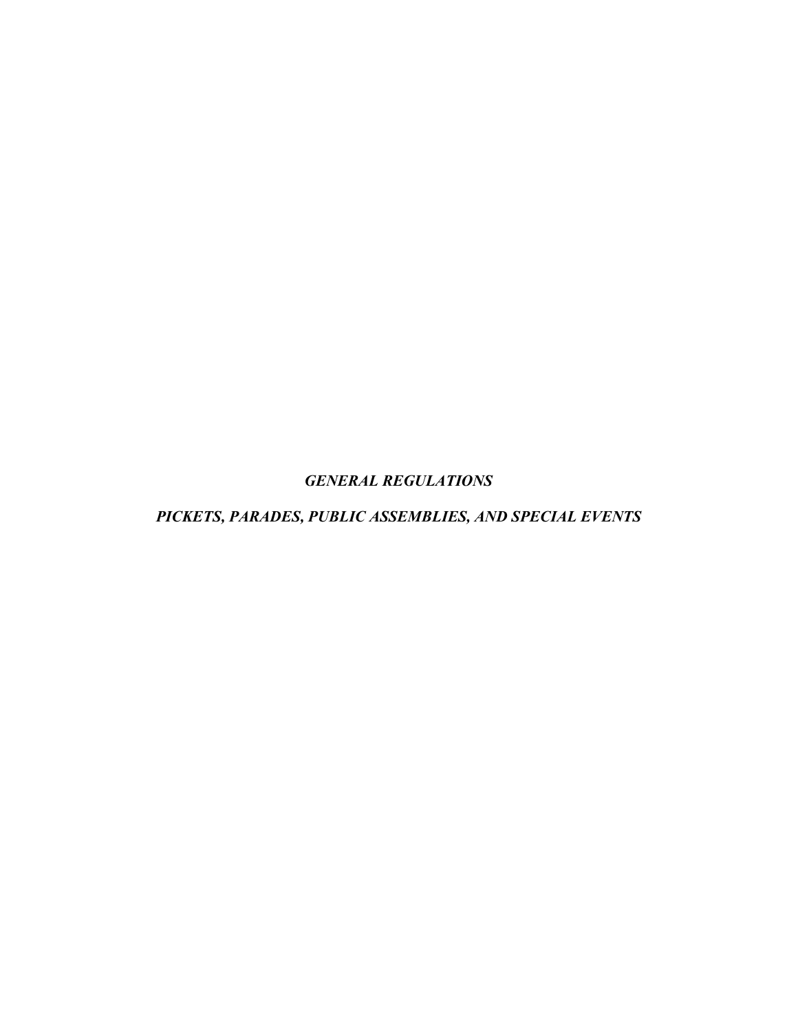***GENERAL REGULATIONS***

***PICKETS, PARADES, PUBLIC ASSEMBLIES, AND SPECIAL EVENTS***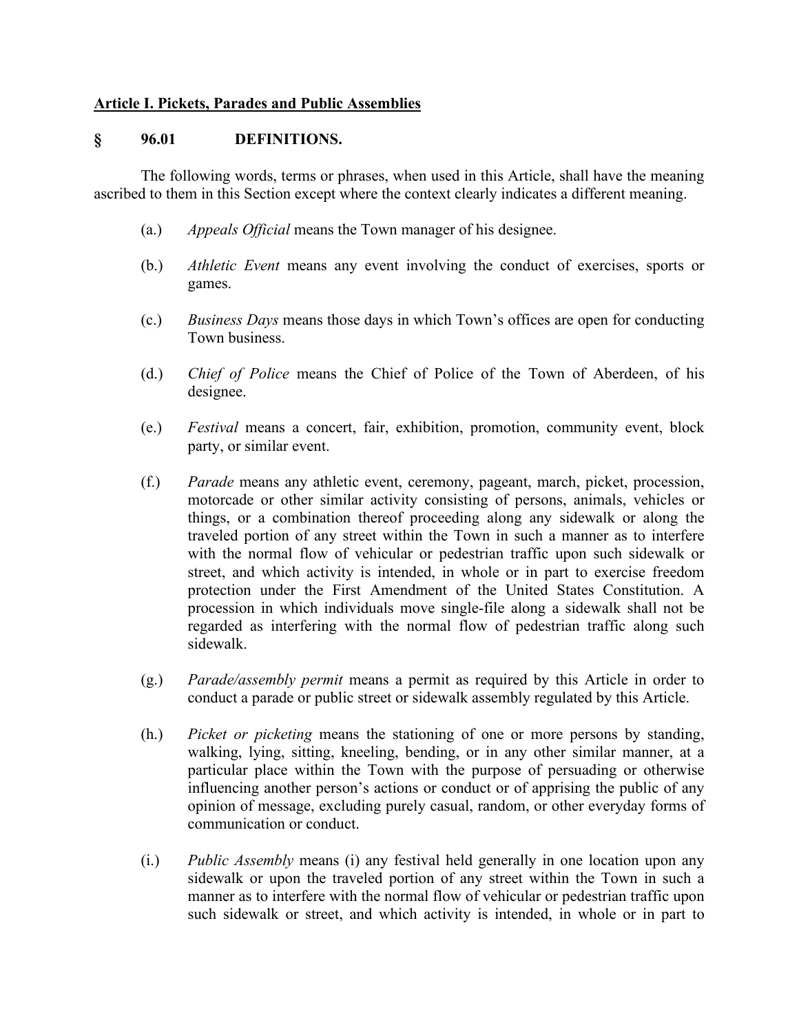**Article I. Pickets, Parades and Public Assemblies**

## § 96.01 DEFINITIONS.

The following words, terms or phrases, when used in this Article, shall have the meaning ascribed to them in this Section except where the context clearly indicates a different meaning.

(a.) *Appeals Official* means the Town manager of his designee.

(b.) *Athletic Event* means any event involving the conduct of exercises, sports or games.

(c.) *Business Days* means those days in which Town's offices are open for conducting Town business.

(d.) *Chief of Police* means the Chief of Police of the Town of Aberdeen, of his designee.

(e.) *Festival* means a concert, fair, exhibition, promotion, community event, block party, or similar event.

(f.) *Parade* means any athletic event, ceremony, pageant, march, picket, procession, motorcade or other similar activity consisting of persons, animals, vehicles or things, or a combination thereof proceeding along any sidewalk or along the traveled portion of any street within the Town in such a manner as to interfere with the normal flow of vehicular or pedestrian traffic upon such sidewalk or street, and which activity is intended, in whole or in part to exercise freedom protection under the First Amendment of the United States Constitution. A procession in which individuals move single-file along a sidewalk shall not be regarded as interfering with the normal flow of pedestrian traffic along such sidewalk.

(g.) *Parade/assembly permit* means a permit as required by this Article in order to conduct a parade or public street or sidewalk assembly regulated by this Article.

(h.) *Picket or picketing* means the stationing of one or more persons by standing, walking, lying, sitting, kneeling, bending, or in any other similar manner, at a particular place within the Town with the purpose of persuading or otherwise influencing another person's actions or conduct or of apprising the public of any opinion of message, excluding purely casual, random, or other everyday forms of communication or conduct.

(i.) *Public Assembly* means (i) any festival held generally in one location upon any sidewalk or upon the traveled portion of any street within the Town in such a manner as to interfere with the normal flow of vehicular or pedestrian traffic upon such sidewalk or street, and which activity is intended, in whole or in part to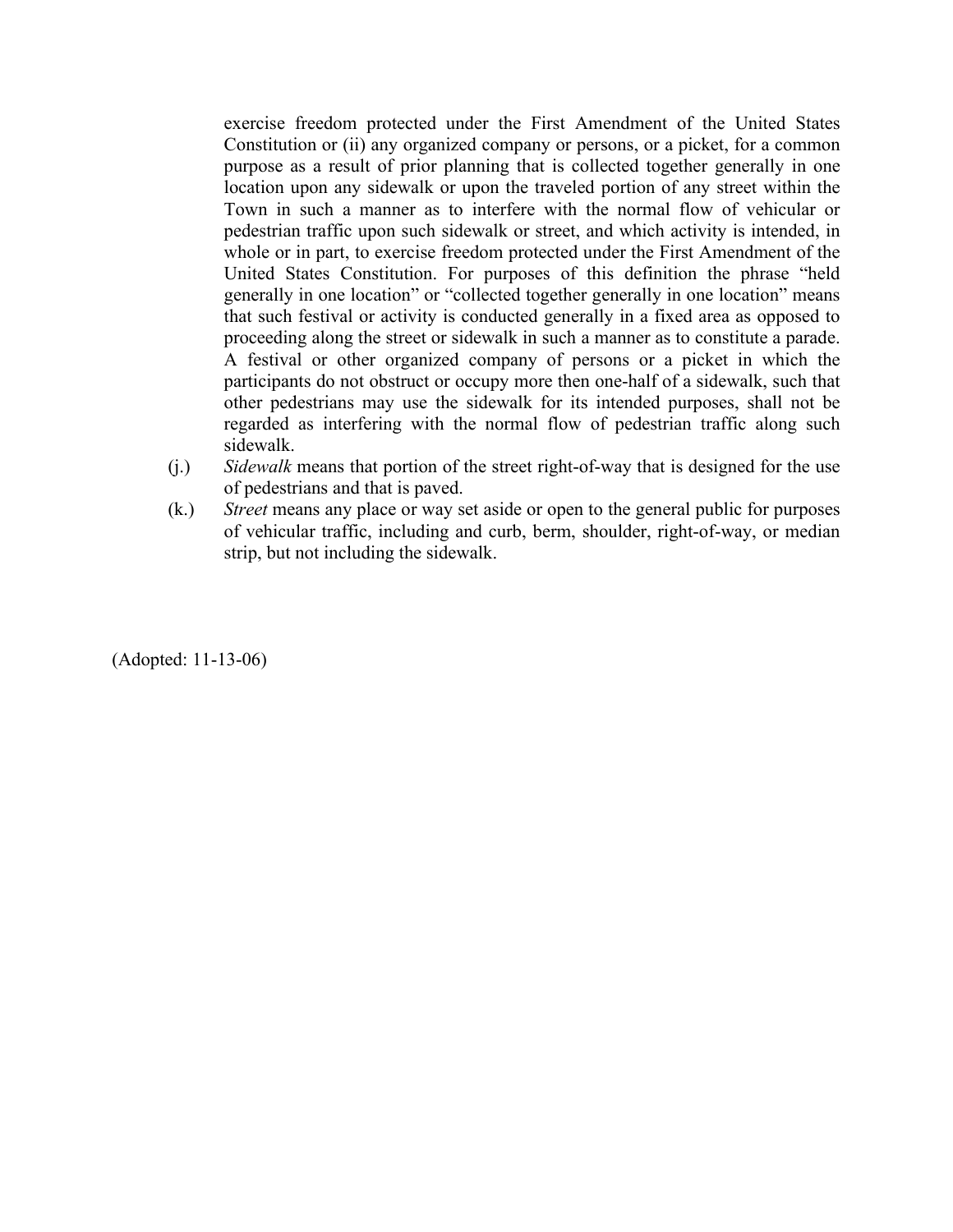exercise freedom protected under the First Amendment of the United States Constitution or (ii) any organized company or persons, or a picket, for a common purpose as a result of prior planning that is collected together generally in one location upon any sidewalk or upon the traveled portion of any street within the Town in such a manner as to interfere with the normal flow of vehicular or pedestrian traffic upon such sidewalk or street, and which activity is intended, in whole or in part, to exercise freedom protected under the First Amendment of the United States Constitution. For purposes of this definition the phrase "held generally in one location" or "collected together generally in one location" means that such festival or activity is conducted generally in a fixed area as opposed to proceeding along the street or sidewalk in such a manner as to constitute a parade. A festival or other organized company of persons or a picket in which the participants do not obstruct or occupy more then one-half of a sidewalk, such that other pedestrians may use the sidewalk for its intended purposes, shall not be regarded as interfering with the normal flow of pedestrian traffic along such sidewalk.

(j.) *Sidewalk* means that portion of the street right-of-way that is designed for the use of pedestrians and that is paved.

(k.) *Street* means any place or way set aside or open to the general public for purposes of vehicular traffic, including and curb, berm, shoulder, right-of-way, or median strip, but not including the sidewalk.

(Adopted: 11-13-06)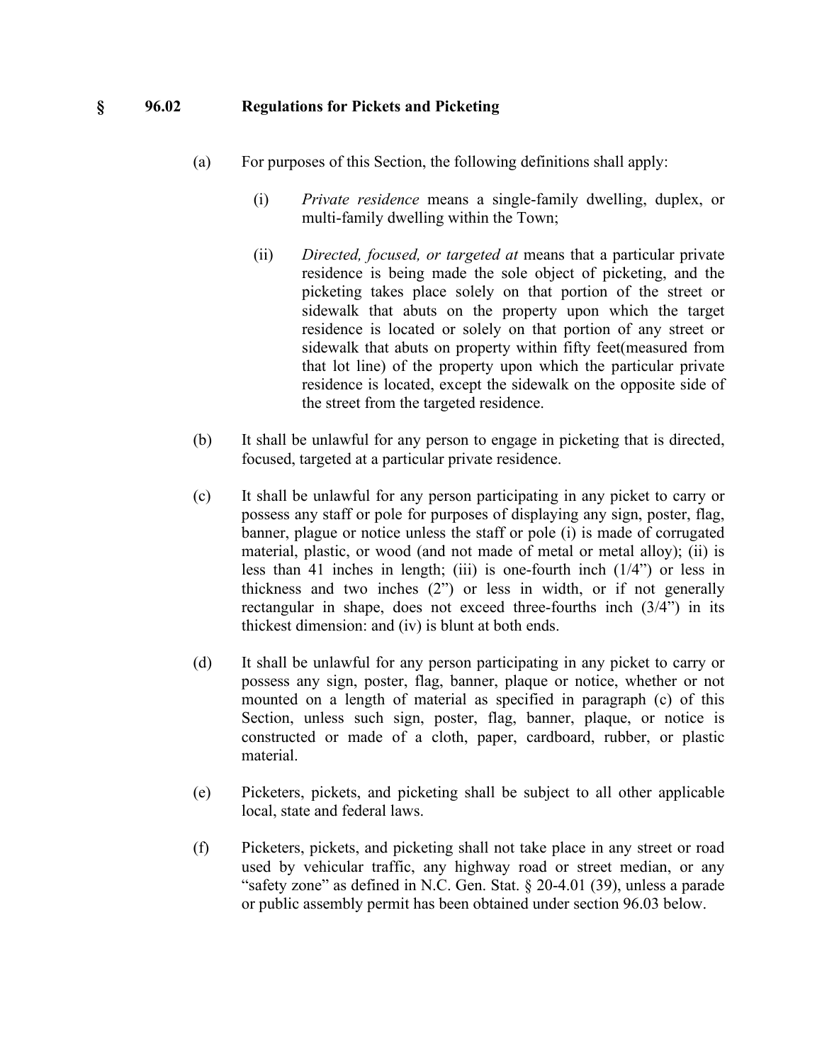## § 96.02 Regulations for Pickets and Picketing

(a) For purposes of this Section, the following definitions shall apply:

(i) *Private residence* means a single-family dwelling, duplex, or multi-family dwelling within the Town;

(ii) *Directed, focused, or targeted at* means that a particular private residence is being made the sole object of picketing, and the picketing takes place solely on that portion of the street or sidewalk that abuts on the property upon which the target residence is located or solely on that portion of any street or sidewalk that abuts on property within fifty feet(measured from that lot line) of the property upon which the particular private residence is located, except the sidewalk on the opposite side of the street from the targeted residence.

(b) It shall be unlawful for any person to engage in picketing that is directed, focused, targeted at a particular private residence.

(c) It shall be unlawful for any person participating in any picket to carry or possess any staff or pole for purposes of displaying any sign, poster, flag, banner, plague or notice unless the staff or pole (i) is made of corrugated material, plastic, or wood (and not made of metal or metal alloy); (ii) is less than 41 inches in length; (iii) is one-fourth inch (1/4") or less in thickness and two inches (2") or less in width, or if not generally rectangular in shape, does not exceed three-fourths inch (3/4") in its thickest dimension: and (iv) is blunt at both ends.

(d) It shall be unlawful for any person participating in any picket to carry or possess any sign, poster, flag, banner, plaque or notice, whether or not mounted on a length of material as specified in paragraph (c) of this Section, unless such sign, poster, flag, banner, plaque, or notice is constructed or made of a cloth, paper, cardboard, rubber, or plastic material.

(e) Picketers, pickets, and picketing shall be subject to all other applicable local, state and federal laws.

(f) Picketers, pickets, and picketing shall not take place in any street or road used by vehicular traffic, any highway road or street median, or any "safety zone" as defined in N.C. Gen. Stat. § 20-4.01 (39), unless a parade or public assembly permit has been obtained under section 96.03 below.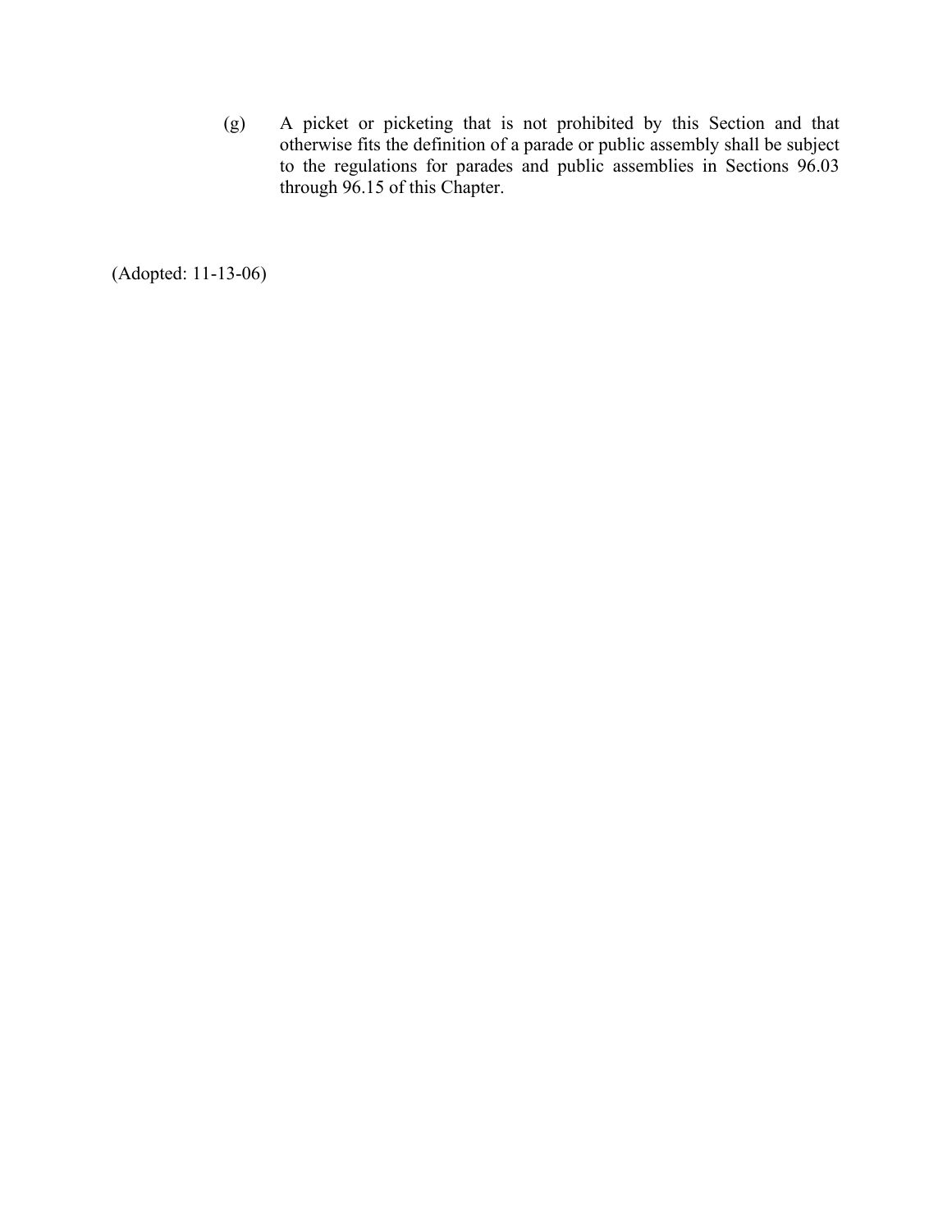(g) A picket or picketing that is not prohibited by this Section and that otherwise fits the definition of a parade or public assembly shall be subject to the regulations for parades and public assemblies in Sections 96.03 through 96.15 of this Chapter.

(Adopted: 11-13-06)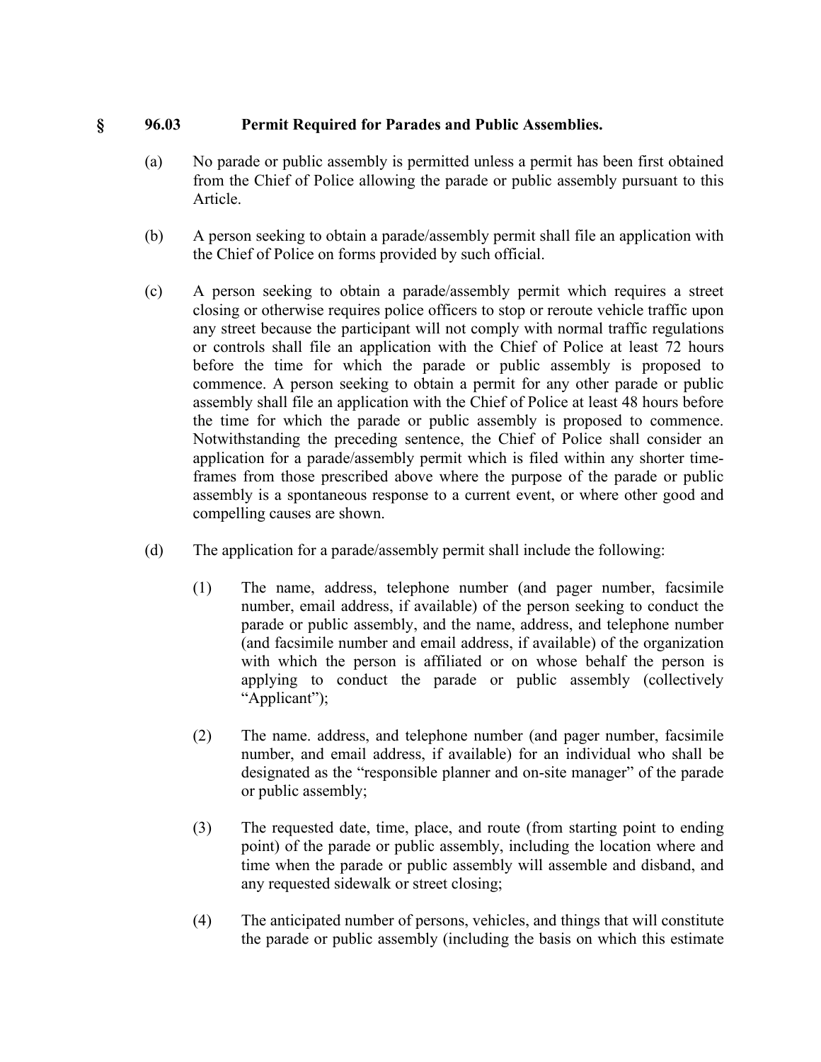## § 96.03 Permit Required for Parades and Public Assemblies.

(a) No parade or public assembly is permitted unless a permit has been first obtained from the Chief of Police allowing the parade or public assembly pursuant to this Article.

(b) A person seeking to obtain a parade/assembly permit shall file an application with the Chief of Police on forms provided by such official.

(c) A person seeking to obtain a parade/assembly permit which requires a street closing or otherwise requires police officers to stop or reroute vehicle traffic upon any street because the participant will not comply with normal traffic regulations or controls shall file an application with the Chief of Police at least 72 hours before the time for which the parade or public assembly is proposed to commence. A person seeking to obtain a permit for any other parade or public assembly shall file an application with the Chief of Police at least 48 hours before the time for which the parade or public assembly is proposed to commence. Notwithstanding the preceding sentence, the Chief of Police shall consider an application for a parade/assembly permit which is filed within any shorter time-frames from those prescribed above where the purpose of the parade or public assembly is a spontaneous response to a current event, or where other good and compelling causes are shown.

(d) The application for a parade/assembly permit shall include the following:

(1) The name, address, telephone number (and pager number, facsimile number, email address, if available) of the person seeking to conduct the parade or public assembly, and the name, address, and telephone number (and facsimile number and email address, if available) of the organization with which the person is affiliated or on whose behalf the person is applying to conduct the parade or public assembly (collectively "Applicant");

(2) The name. address, and telephone number (and pager number, facsimile number, and email address, if available) for an individual who shall be designated as the "responsible planner and on-site manager" of the parade or public assembly;

(3) The requested date, time, place, and route (from starting point to ending point) of the parade or public assembly, including the location where and time when the parade or public assembly will assemble and disband, and any requested sidewalk or street closing;

(4) The anticipated number of persons, vehicles, and things that will constitute the parade or public assembly (including the basis on which this estimate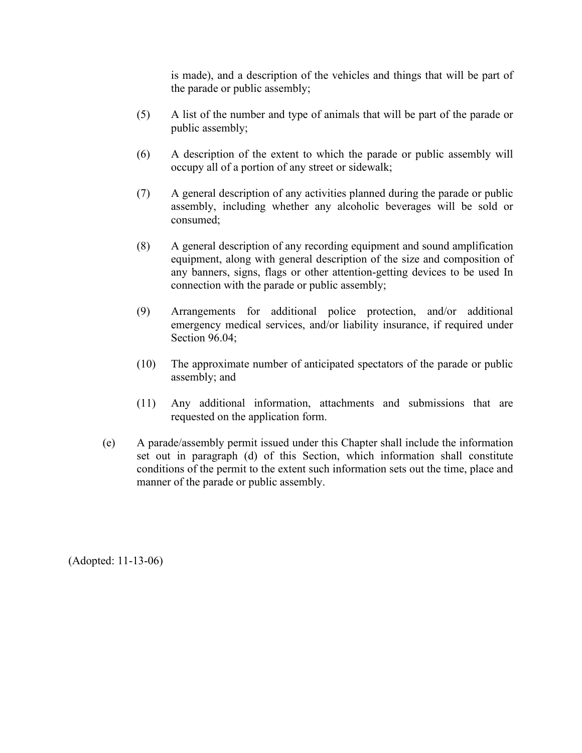is made), and a description of the vehicles and things that will be part of the parade or public assembly;

(5) A list of the number and type of animals that will be part of the parade or public assembly;

(6) A description of the extent to which the parade or public assembly will occupy all of a portion of any street or sidewalk;

(7) A general description of any activities planned during the parade or public assembly, including whether any alcoholic beverages will be sold or consumed;

(8) A general description of any recording equipment and sound amplification equipment, along with general description of the size and composition of any banners, signs, flags or other attention-getting devices to be used In connection with the parade or public assembly;

(9) Arrangements for additional police protection, and/or additional emergency medical services, and/or liability insurance, if required under Section 96.04;

(10) The approximate number of anticipated spectators of the parade or public assembly; and

(11) Any additional information, attachments and submissions that are requested on the application form.

(e) A parade/assembly permit issued under this Chapter shall include the information set out in paragraph (d) of this Section, which information shall constitute conditions of the permit to the extent such information sets out the time, place and manner of the parade or public assembly.

(Adopted: 11-13-06)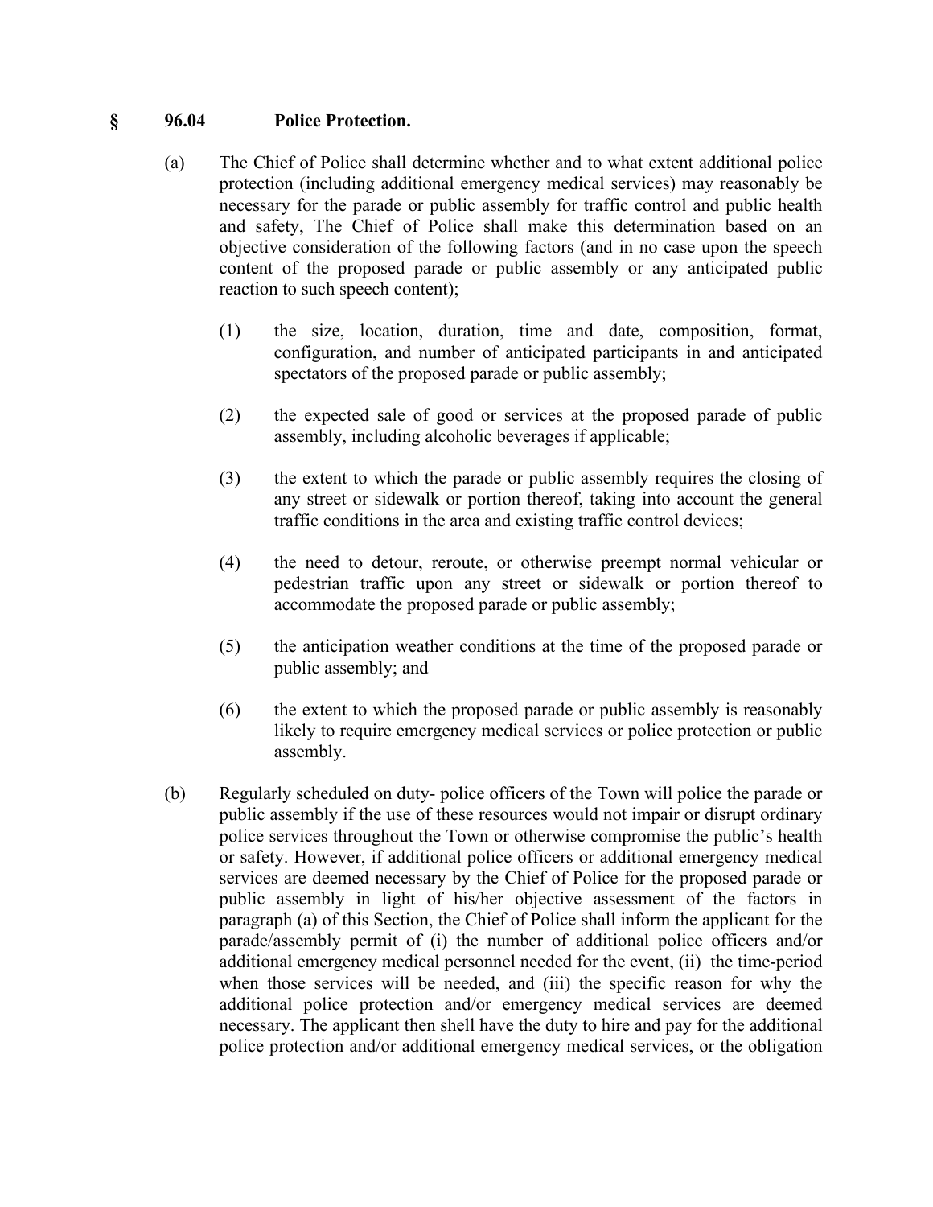## § 96.04 Police Protection.

(a) The Chief of Police shall determine whether and to what extent additional police protection (including additional emergency medical services) may reasonably be necessary for the parade or public assembly for traffic control and public health and safety, The Chief of Police shall make this determination based on an objective consideration of the following factors (and in no case upon the speech content of the proposed parade or public assembly or any anticipated public reaction to such speech content);

(1) the size, location, duration, time and date, composition, format, configuration, and number of anticipated participants in and anticipated spectators of the proposed parade or public assembly;

(2) the expected sale of good or services at the proposed parade of public assembly, including alcoholic beverages if applicable;

(3) the extent to which the parade or public assembly requires the closing of any street or sidewalk or portion thereof, taking into account the general traffic conditions in the area and existing traffic control devices;

(4) the need to detour, reroute, or otherwise preempt normal vehicular or pedestrian traffic upon any street or sidewalk or portion thereof to accommodate the proposed parade or public assembly;

(5) the anticipation weather conditions at the time of the proposed parade or public assembly; and

(6) the extent to which the proposed parade or public assembly is reasonably likely to require emergency medical services or police protection or public assembly.

(b) Regularly scheduled on duty- police officers of the Town will police the parade or public assembly if the use of these resources would not impair or disrupt ordinary police services throughout the Town or otherwise compromise the public's health or safety. However, if additional police officers or additional emergency medical services are deemed necessary by the Chief of Police for the proposed parade or public assembly in light of his/her objective assessment of the factors in paragraph (a) of this Section, the Chief of Police shall inform the applicant for the parade/assembly permit of (i) the number of additional police officers and/or additional emergency medical personnel needed for the event, (ii) the time-period when those services will be needed, and (iii) the specific reason for why the additional police protection and/or emergency medical services are deemed necessary. The applicant then shell have the duty to hire and pay for the additional police protection and/or additional emergency medical services, or the obligation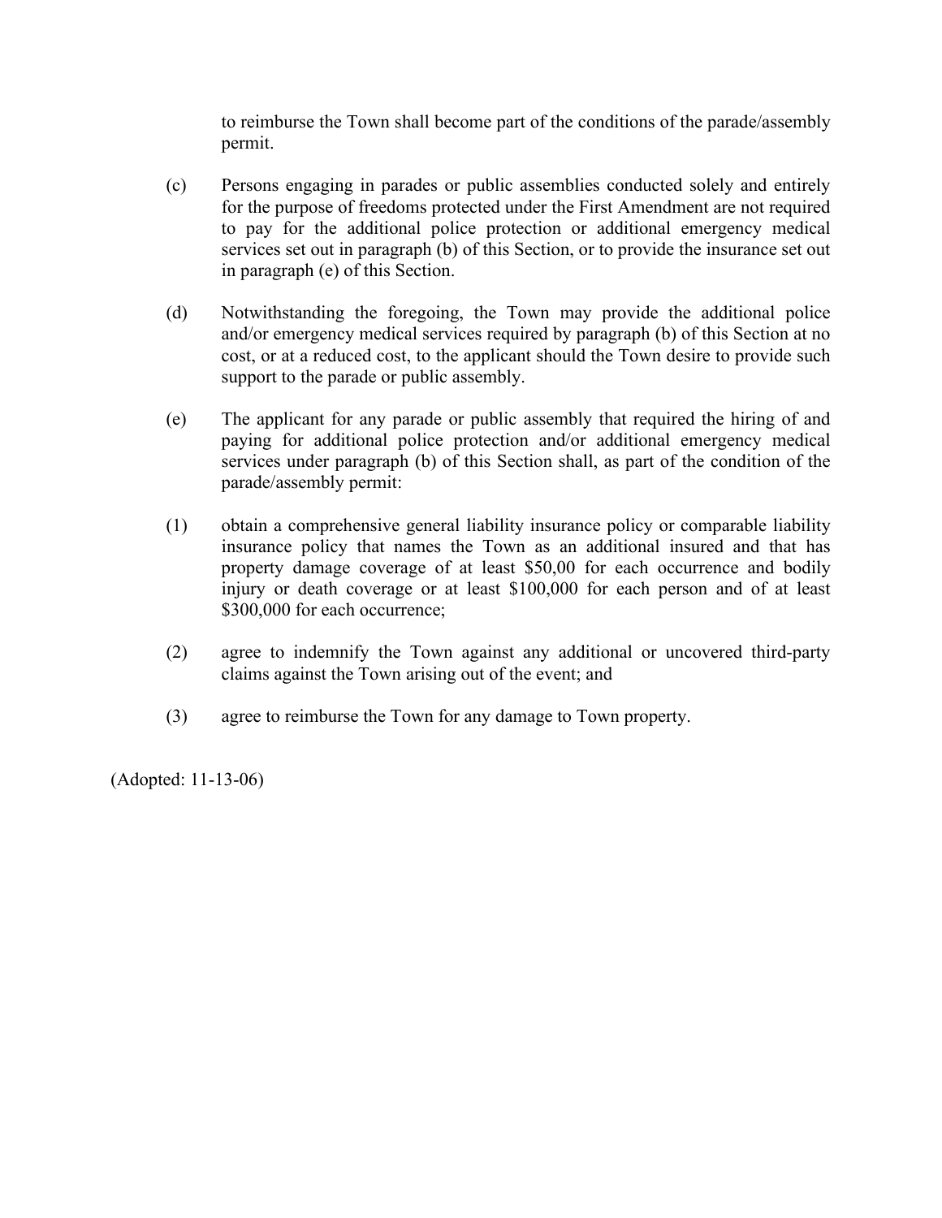to reimburse the Town shall become part of the conditions of the parade/assembly permit.

(c) Persons engaging in parades or public assemblies conducted solely and entirely for the purpose of freedoms protected under the First Amendment are not required to pay for the additional police protection or additional emergency medical services set out in paragraph (b) of this Section, or to provide the insurance set out in paragraph (e) of this Section.

(d) Notwithstanding the foregoing, the Town may provide the additional police and/or emergency medical services required by paragraph (b) of this Section at no cost, or at a reduced cost, to the applicant should the Town desire to provide such support to the parade or public assembly.

(e) The applicant for any parade or public assembly that required the hiring of and paying for additional police protection and/or additional emergency medical services under paragraph (b) of this Section shall, as part of the condition of the parade/assembly permit:

(1) obtain a comprehensive general liability insurance policy or comparable liability insurance policy that names the Town as an additional insured and that has property damage coverage of at least $50,00 for each occurrence and bodily injury or death coverage or at least $100,000 for each person and of at least $300,000 for each occurrence;

(2) agree to indemnify the Town against any additional or uncovered third-party claims against the Town arising out of the event; and

(3) agree to reimburse the Town for any damage to Town property.

(Adopted: 11-13-06)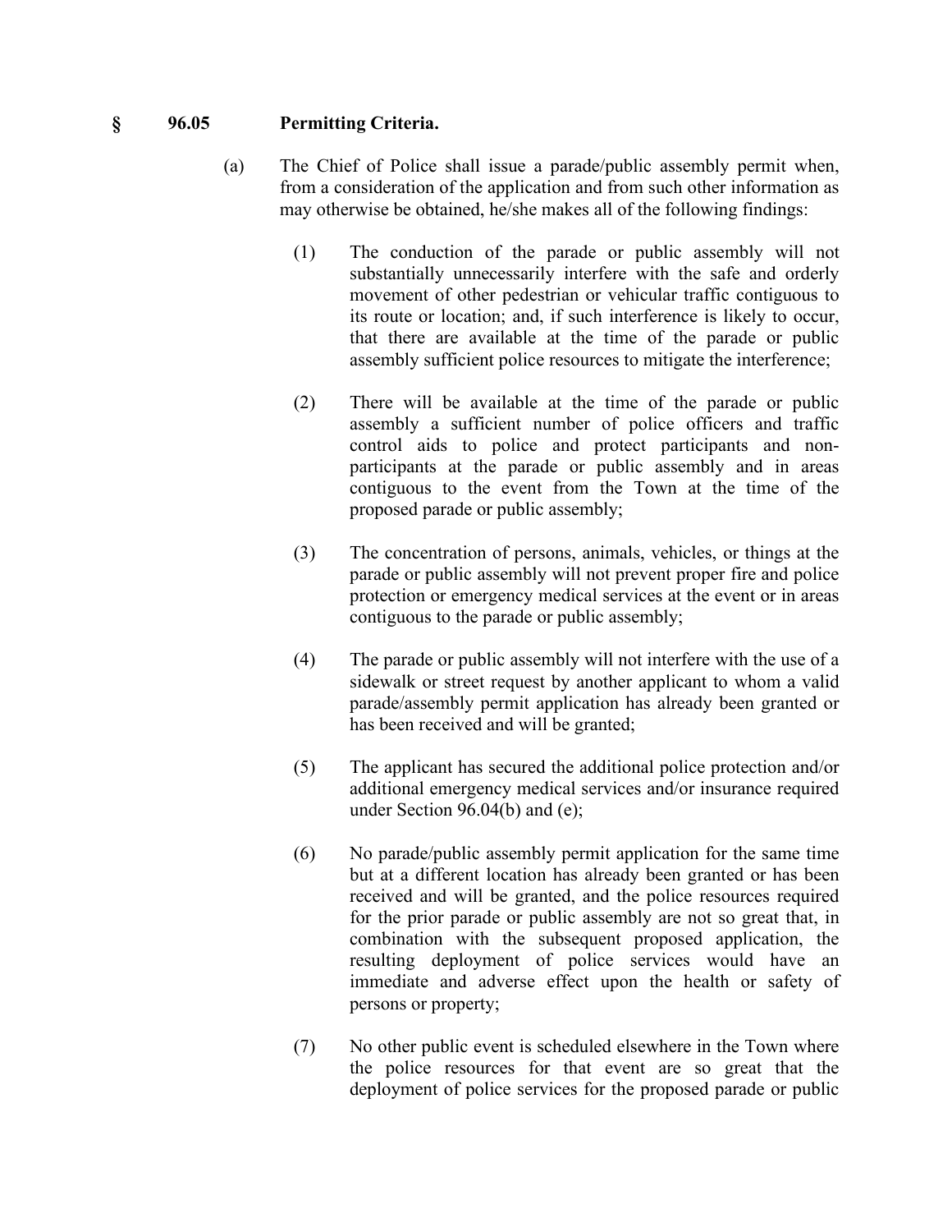## § 96.05 Permitting Criteria.

(a) The Chief of Police shall issue a parade/public assembly permit when, from a consideration of the application and from such other information as may otherwise be obtained, he/she makes all of the following findings:

(1) The conduction of the parade or public assembly will not substantially unnecessarily interfere with the safe and orderly movement of other pedestrian or vehicular traffic contiguous to its route or location; and, if such interference is likely to occur, that there are available at the time of the parade or public assembly sufficient police resources to mitigate the interference;

(2) There will be available at the time of the parade or public assembly a sufficient number of police officers and traffic control aids to police and protect participants and non-participants at the parade or public assembly and in areas contiguous to the event from the Town at the time of the proposed parade or public assembly;

(3) The concentration of persons, animals, vehicles, or things at the parade or public assembly will not prevent proper fire and police protection or emergency medical services at the event or in areas contiguous to the parade or public assembly;

(4) The parade or public assembly will not interfere with the use of a sidewalk or street request by another applicant to whom a valid parade/assembly permit application has already been granted or has been received and will be granted;

(5) The applicant has secured the additional police protection and/or additional emergency medical services and/or insurance required under Section 96.04(b) and (e);

(6) No parade/public assembly permit application for the same time but at a different location has already been granted or has been received and will be granted, and the police resources required for the prior parade or public assembly are not so great that, in combination with the subsequent proposed application, the resulting deployment of police services would have an immediate and adverse effect upon the health or safety of persons or property;

(7) No other public event is scheduled elsewhere in the Town where the police resources for that event are so great that the deployment of police services for the proposed parade or public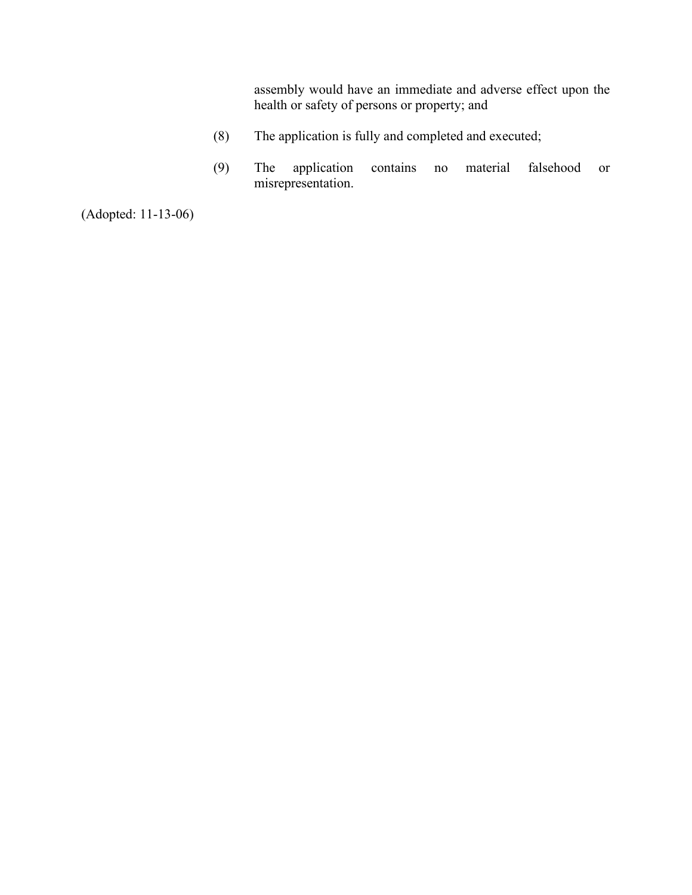assembly would have an immediate and adverse effect upon the health or safety of persons or property; and

(8) The application is fully and completed and executed;

(9) The application contains no material falsehood or misrepresentation.

(Adopted: 11-13-06)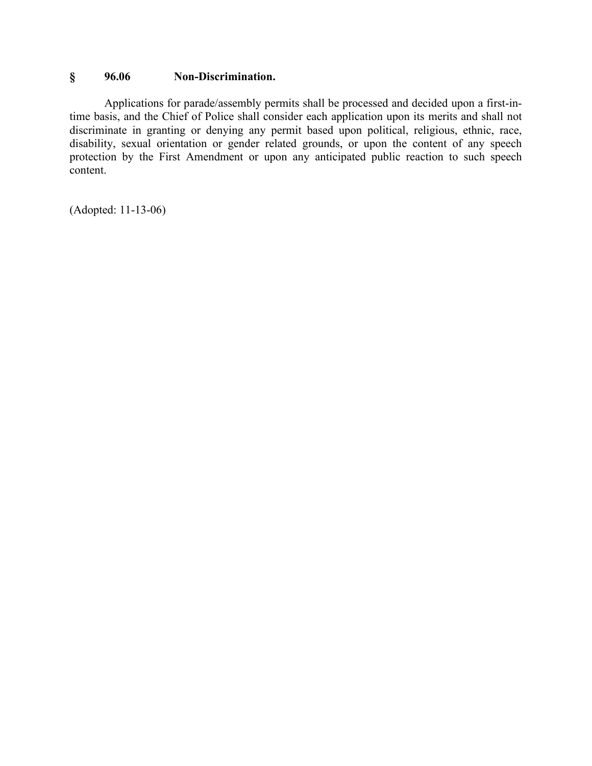## § 96.06 Non-Discrimination.

Applications for parade/assembly permits shall be processed and decided upon a first-in-time basis, and the Chief of Police shall consider each application upon its merits and shall not discriminate in granting or denying any permit based upon political, religious, ethnic, race, disability, sexual orientation or gender related grounds, or upon the content of any speech protection by the First Amendment or upon any anticipated public reaction to such speech content.

(Adopted: 11-13-06)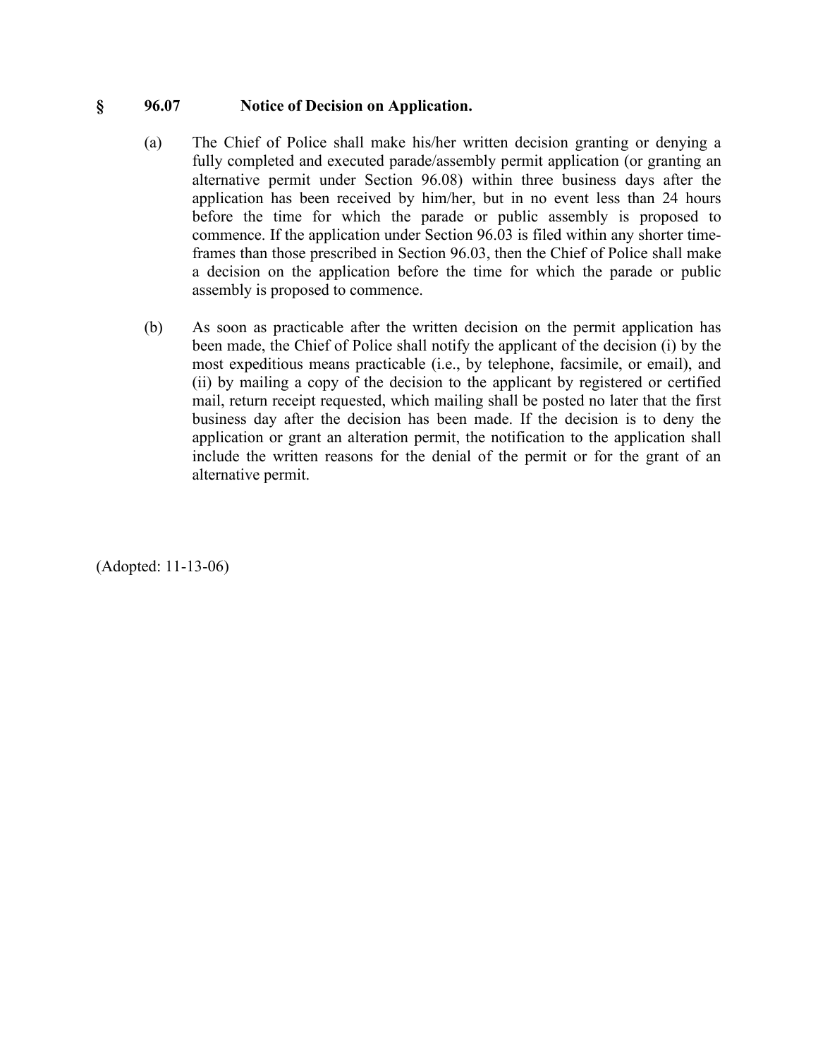## § 96.07 Notice of Decision on Application.

(a) The Chief of Police shall make his/her written decision granting or denying a fully completed and executed parade/assembly permit application (or granting an alternative permit under Section 96.08) within three business days after the application has been received by him/her, but in no event less than 24 hours before the time for which the parade or public assembly is proposed to commence. If the application under Section 96.03 is filed within any shorter time-frames than those prescribed in Section 96.03, then the Chief of Police shall make a decision on the application before the time for which the parade or public assembly is proposed to commence.

(b) As soon as practicable after the written decision on the permit application has been made, the Chief of Police shall notify the applicant of the decision (i) by the most expeditious means practicable (i.e., by telephone, facsimile, or email), and (ii) by mailing a copy of the decision to the applicant by registered or certified mail, return receipt requested, which mailing shall be posted no later that the first business day after the decision has been made. If the decision is to deny the application or grant an alteration permit, the notification to the application shall include the written reasons for the denial of the permit or for the grant of an alternative permit.

(Adopted: 11-13-06)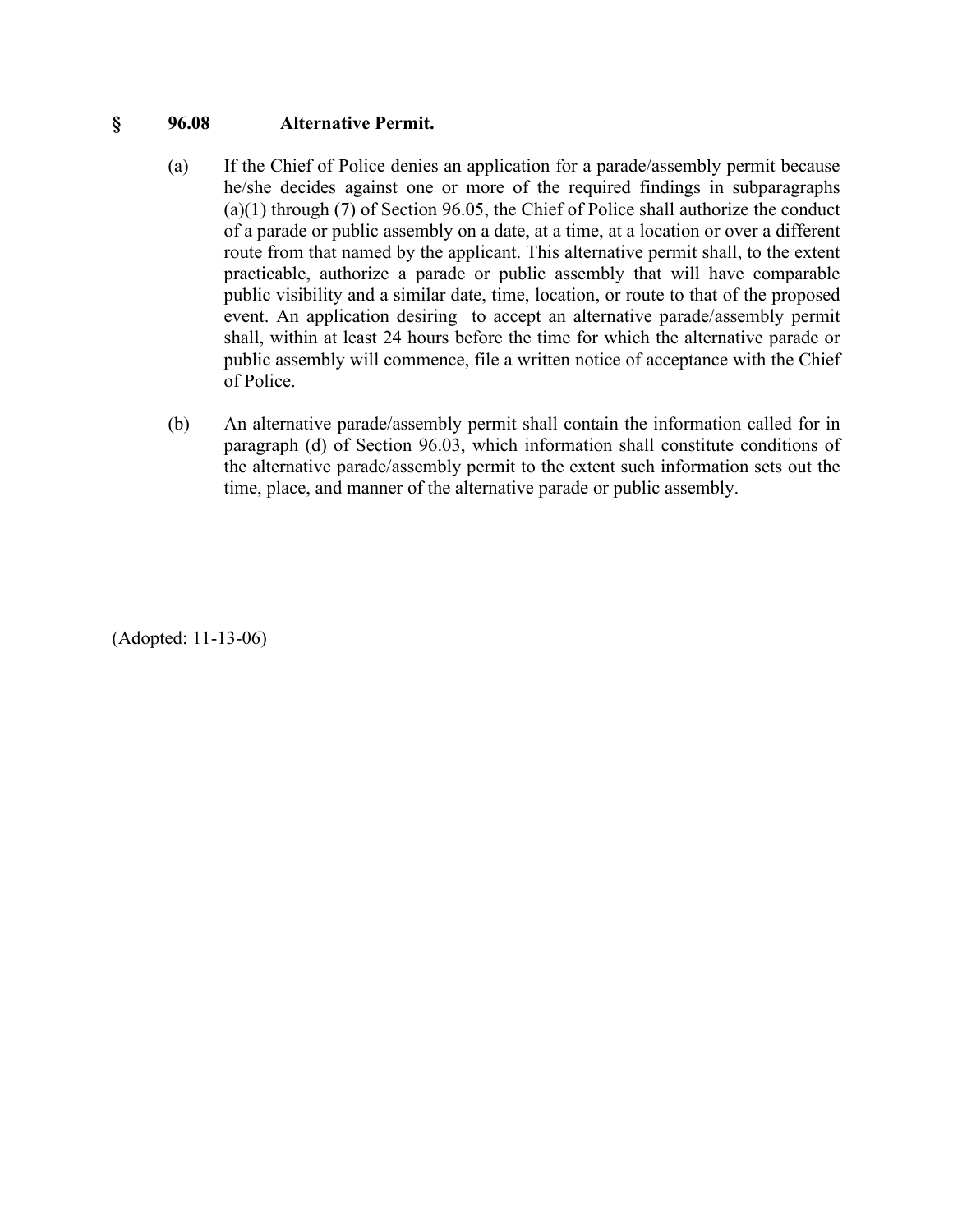## § 96.08 Alternative Permit.

(a) If the Chief of Police denies an application for a parade/assembly permit because he/she decides against one or more of the required findings in subparagraphs (a)(1) through (7) of Section 96.05, the Chief of Police shall authorize the conduct of a parade or public assembly on a date, at a time, at a location or over a different route from that named by the applicant. This alternative permit shall, to the extent practicable, authorize a parade or public assembly that will have comparable public visibility and a similar date, time, location, or route to that of the proposed event. An application desiring to accept an alternative parade/assembly permit shall, within at least 24 hours before the time for which the alternative parade or public assembly will commence, file a written notice of acceptance with the Chief of Police.

(b) An alternative parade/assembly permit shall contain the information called for in paragraph (d) of Section 96.03, which information shall constitute conditions of the alternative parade/assembly permit to the extent such information sets out the time, place, and manner of the alternative parade or public assembly.

(Adopted: 11-13-06)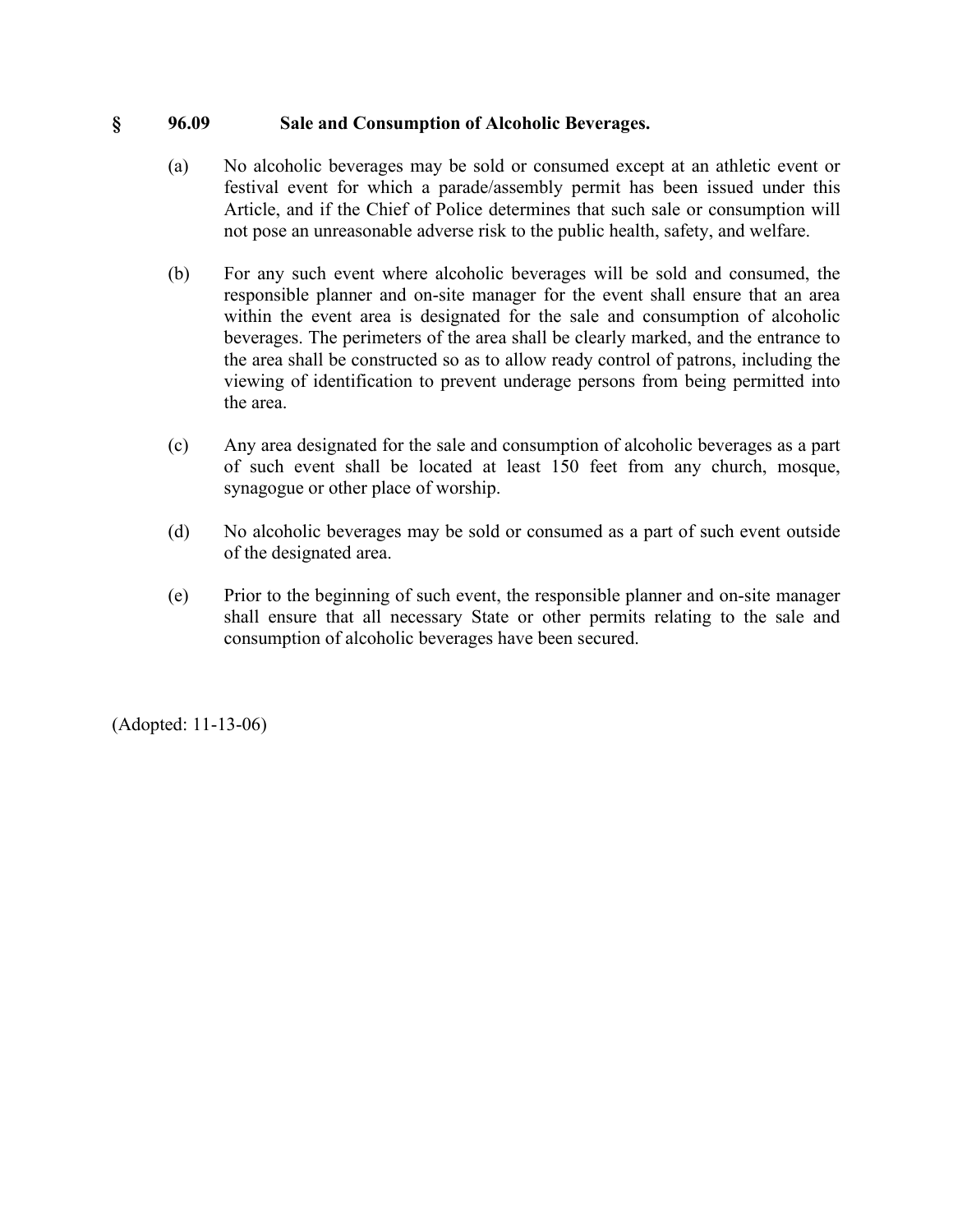## § 96.09 Sale and Consumption of Alcoholic Beverages.

(a) No alcoholic beverages may be sold or consumed except at an athletic event or festival event for which a parade/assembly permit has been issued under this Article, and if the Chief of Police determines that such sale or consumption will not pose an unreasonable adverse risk to the public health, safety, and welfare.

(b) For any such event where alcoholic beverages will be sold and consumed, the responsible planner and on-site manager for the event shall ensure that an area within the event area is designated for the sale and consumption of alcoholic beverages. The perimeters of the area shall be clearly marked, and the entrance to the area shall be constructed so as to allow ready control of patrons, including the viewing of identification to prevent underage persons from being permitted into the area.

(c) Any area designated for the sale and consumption of alcoholic beverages as a part of such event shall be located at least 150 feet from any church, mosque, synagogue or other place of worship.

(d) No alcoholic beverages may be sold or consumed as a part of such event outside of the designated area.

(e) Prior to the beginning of such event, the responsible planner and on-site manager shall ensure that all necessary State or other permits relating to the sale and consumption of alcoholic beverages have been secured.

(Adopted: 11-13-06)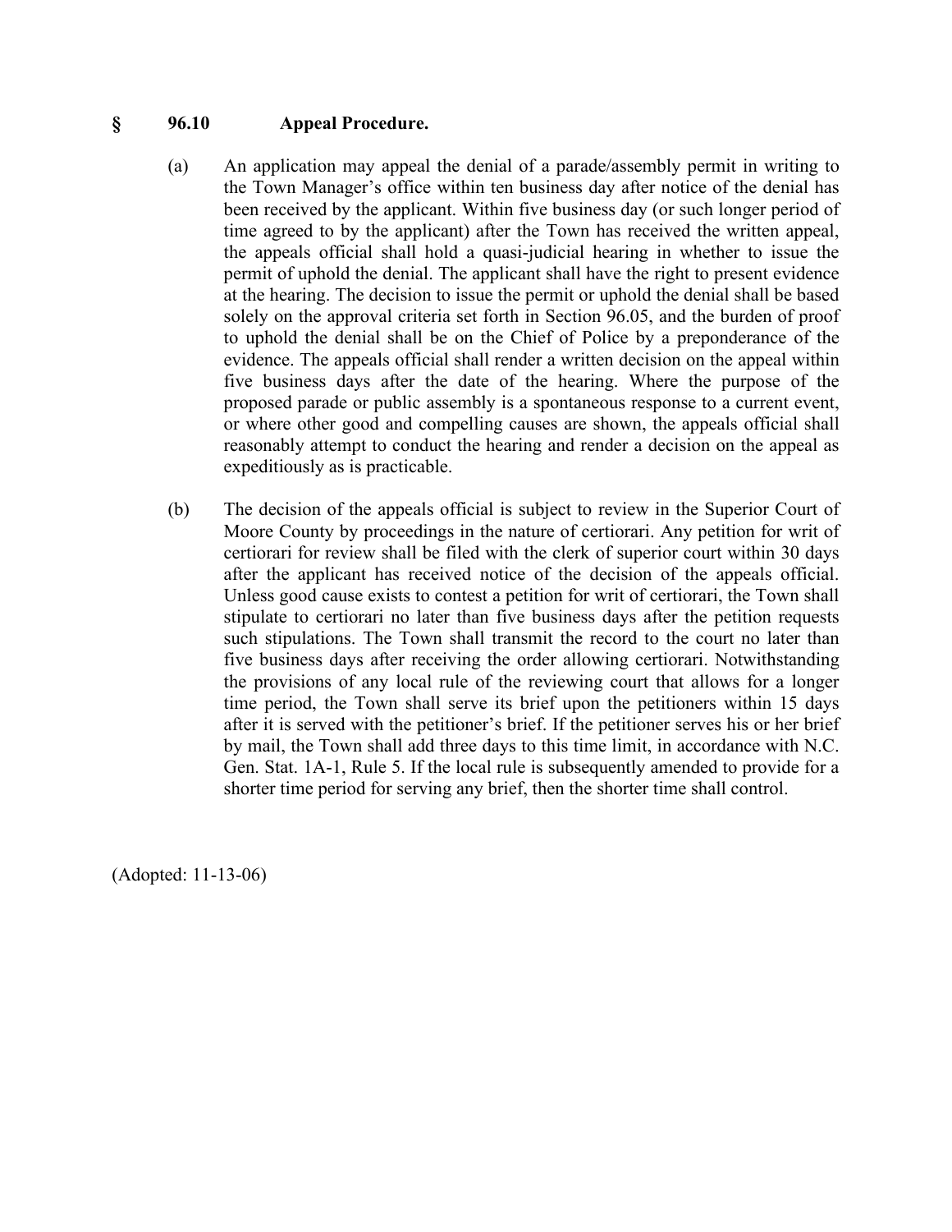## § 96.10 Appeal Procedure.

(a) An application may appeal the denial of a parade/assembly permit in writing to the Town Manager's office within ten business day after notice of the denial has been received by the applicant. Within five business day (or such longer period of time agreed to by the applicant) after the Town has received the written appeal, the appeals official shall hold a quasi-judicial hearing in whether to issue the permit of uphold the denial. The applicant shall have the right to present evidence at the hearing. The decision to issue the permit or uphold the denial shall be based solely on the approval criteria set forth in Section 96.05, and the burden of proof to uphold the denial shall be on the Chief of Police by a preponderance of the evidence. The appeals official shall render a written decision on the appeal within five business days after the date of the hearing. Where the purpose of the proposed parade or public assembly is a spontaneous response to a current event, or where other good and compelling causes are shown, the appeals official shall reasonably attempt to conduct the hearing and render a decision on the appeal as expeditiously as is practicable.

(b) The decision of the appeals official is subject to review in the Superior Court of Moore County by proceedings in the nature of certiorari. Any petition for writ of certiorari for review shall be filed with the clerk of superior court within 30 days after the applicant has received notice of the decision of the appeals official. Unless good cause exists to contest a petition for writ of certiorari, the Town shall stipulate to certiorari no later than five business days after the petition requests such stipulations. The Town shall transmit the record to the court no later than five business days after receiving the order allowing certiorari. Notwithstanding the provisions of any local rule of the reviewing court that allows for a longer time period, the Town shall serve its brief upon the petitioners within 15 days after it is served with the petitioner's brief. If the petitioner serves his or her brief by mail, the Town shall add three days to this time limit, in accordance with N.C. Gen. Stat. 1A-1, Rule 5. If the local rule is subsequently amended to provide for a shorter time period for serving any brief, then the shorter time shall control.

(Adopted: 11-13-06)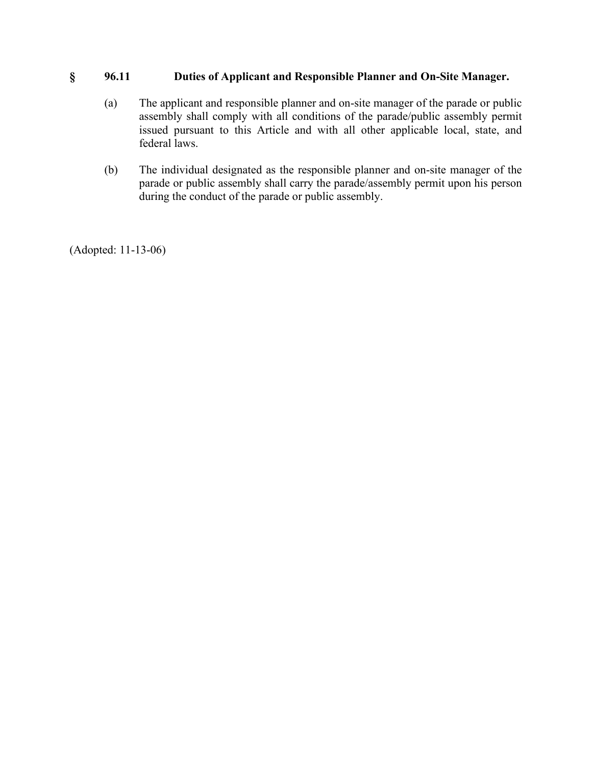## § 96.11 Duties of Applicant and Responsible Planner and On-Site Manager.

(a) The applicant and responsible planner and on-site manager of the parade or public assembly shall comply with all conditions of the parade/public assembly permit issued pursuant to this Article and with all other applicable local, state, and federal laws.

(b) The individual designated as the responsible planner and on-site manager of the parade or public assembly shall carry the parade/assembly permit upon his person during the conduct of the parade or public assembly.

(Adopted: 11-13-06)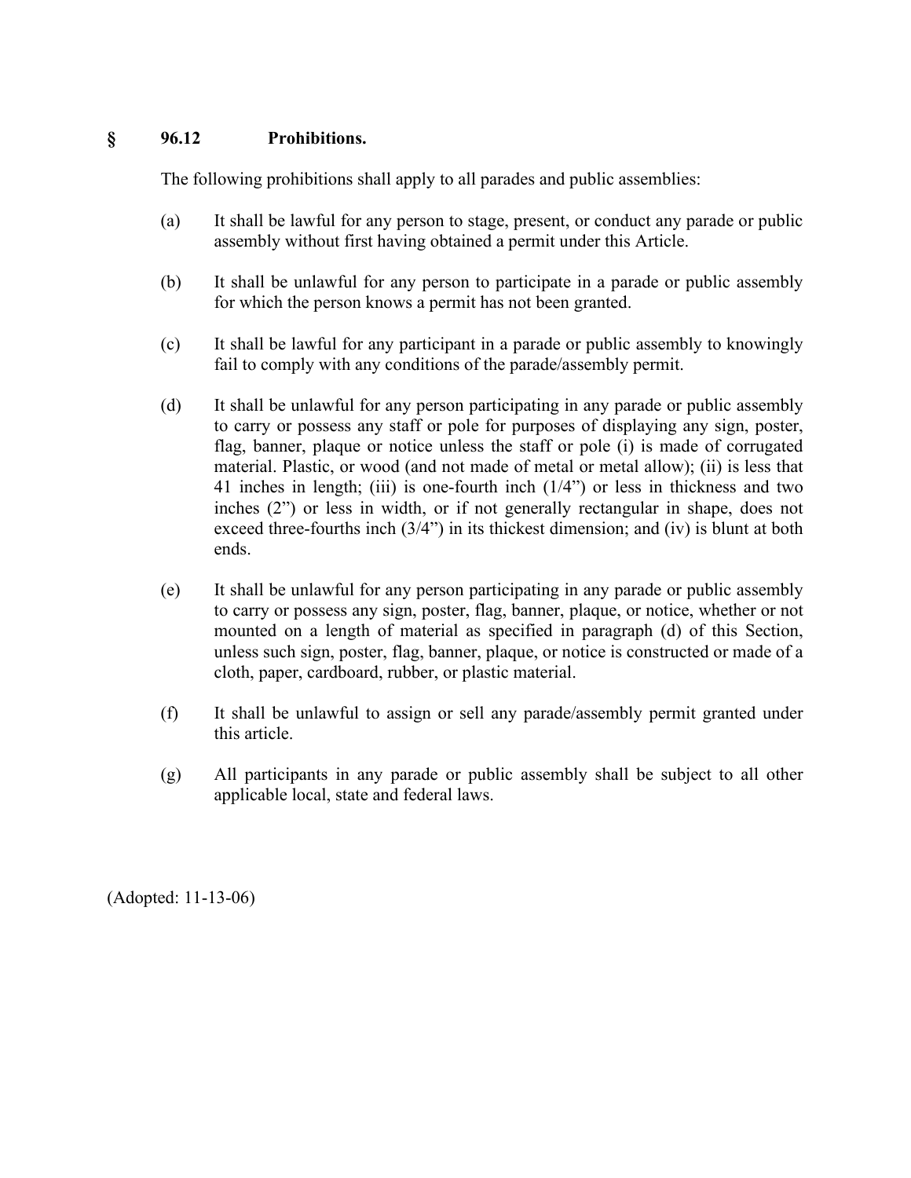## § 96.12 Prohibitions.

The following prohibitions shall apply to all parades and public assemblies:

(a) It shall be lawful for any person to stage, present, or conduct any parade or public assembly without first having obtained a permit under this Article.

(b) It shall be unlawful for any person to participate in a parade or public assembly for which the person knows a permit has not been granted.

(c) It shall be lawful for any participant in a parade or public assembly to knowingly fail to comply with any conditions of the parade/assembly permit.

(d) It shall be unlawful for any person participating in any parade or public assembly to carry or possess any staff or pole for purposes of displaying any sign, poster, flag, banner, plaque or notice unless the staff or pole (i) is made of corrugated material. Plastic, or wood (and not made of metal or metal allow); (ii) is less that 41 inches in length; (iii) is one-fourth inch (1/4") or less in thickness and two inches (2") or less in width, or if not generally rectangular in shape, does not exceed three-fourths inch (3/4") in its thickest dimension; and (iv) is blunt at both ends.

(e) It shall be unlawful for any person participating in any parade or public assembly to carry or possess any sign, poster, flag, banner, plaque, or notice, whether or not mounted on a length of material as specified in paragraph (d) of this Section, unless such sign, poster, flag, banner, plaque, or notice is constructed or made of a cloth, paper, cardboard, rubber, or plastic material.

(f) It shall be unlawful to assign or sell any parade/assembly permit granted under this article.

(g) All participants in any parade or public assembly shall be subject to all other applicable local, state and federal laws.

(Adopted: 11-13-06)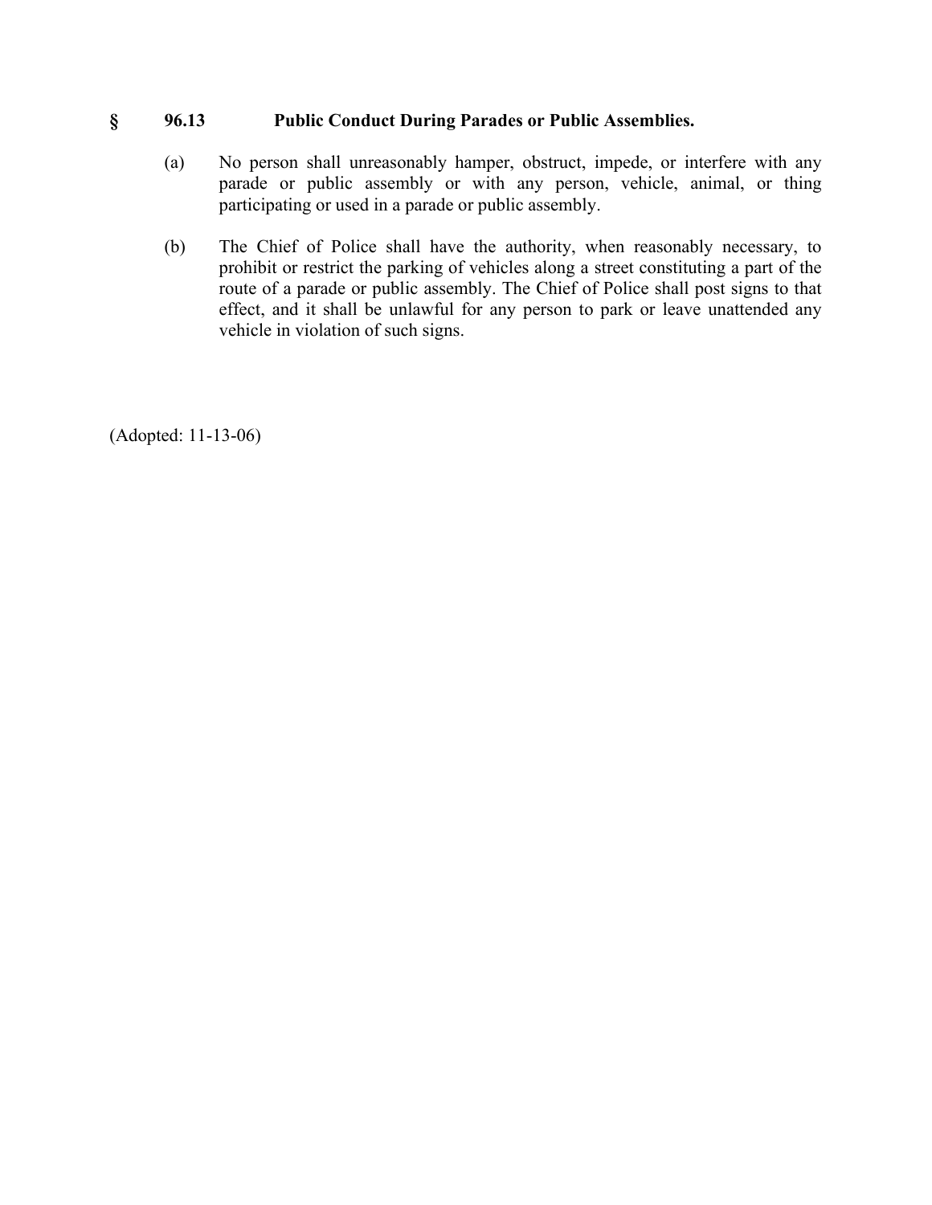## § 96.13 Public Conduct During Parades or Public Assemblies.

(a) No person shall unreasonably hamper, obstruct, impede, or interfere with any parade or public assembly or with any person, vehicle, animal, or thing participating or used in a parade or public assembly.

(b) The Chief of Police shall have the authority, when reasonably necessary, to prohibit or restrict the parking of vehicles along a street constituting a part of the route of a parade or public assembly. The Chief of Police shall post signs to that effect, and it shall be unlawful for any person to park or leave unattended any vehicle in violation of such signs.

(Adopted: 11-13-06)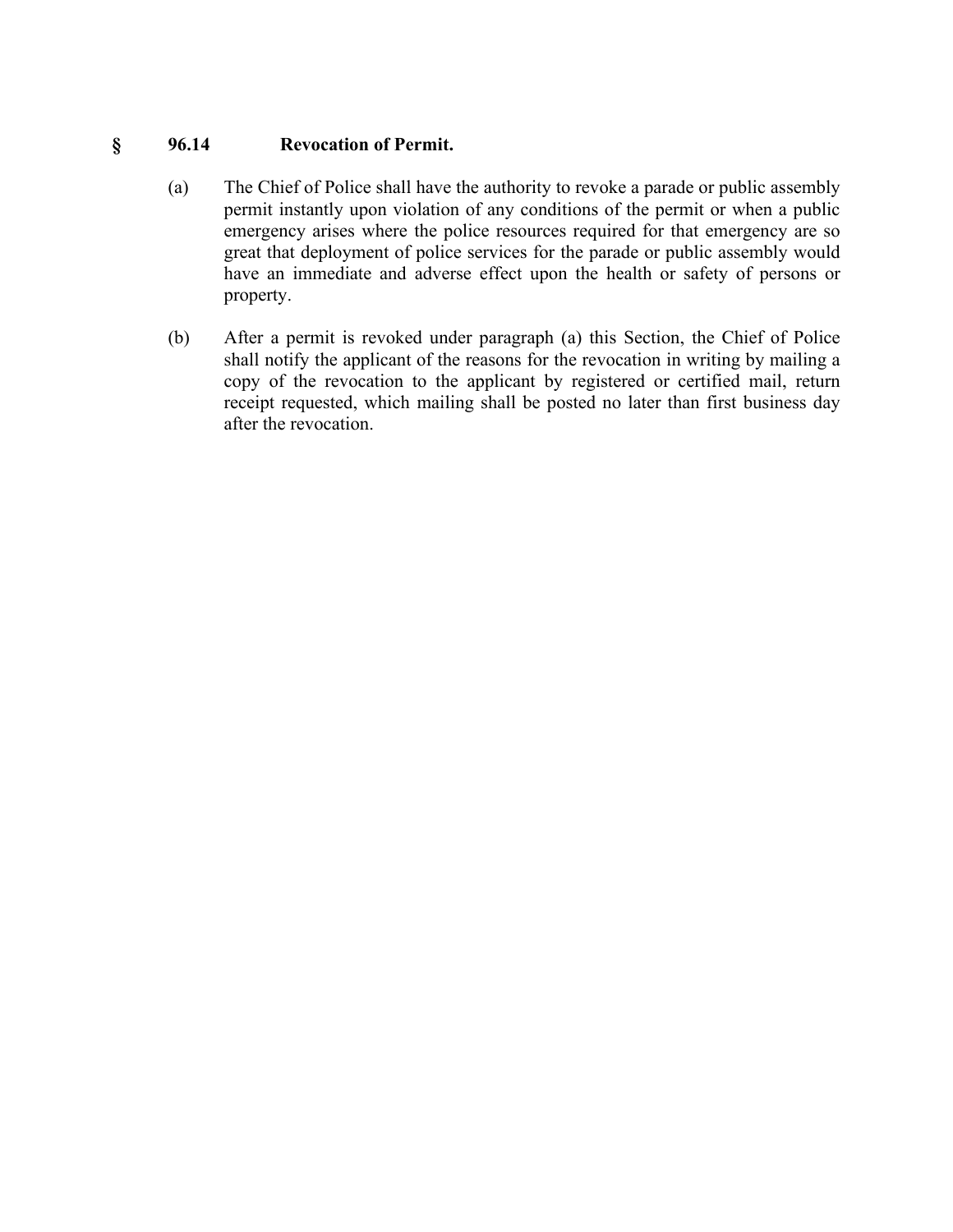### § 96.14 Revocation of Permit.

(a) The Chief of Police shall have the authority to revoke a parade or public assembly permit instantly upon violation of any conditions of the permit or when a public emergency arises where the police resources required for that emergency are so great that deployment of police services for the parade or public assembly would have an immediate and adverse effect upon the health or safety of persons or property.

(b) After a permit is revoked under paragraph (a) this Section, the Chief of Police shall notify the applicant of the reasons for the revocation in writing by mailing a copy of the revocation to the applicant by registered or certified mail, return receipt requested, which mailing shall be posted no later than first business day after the revocation.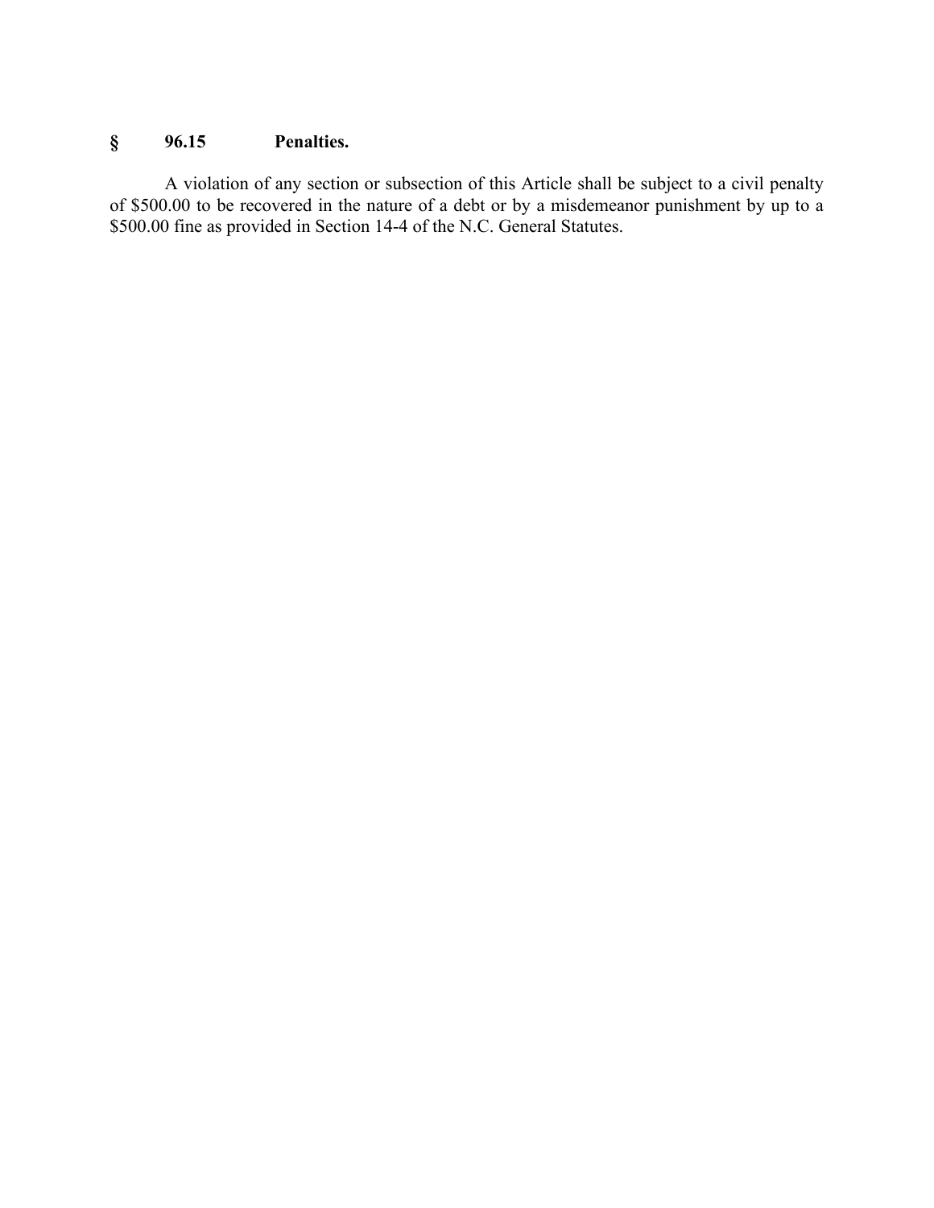## § 96.15 Penalties.

A violation of any section or subsection of this Article shall be subject to a civil penalty of $500.00 to be recovered in the nature of a debt or by a misdemeanor punishment by up to a $500.00 fine as provided in Section 14-4 of the N.C. General Statutes.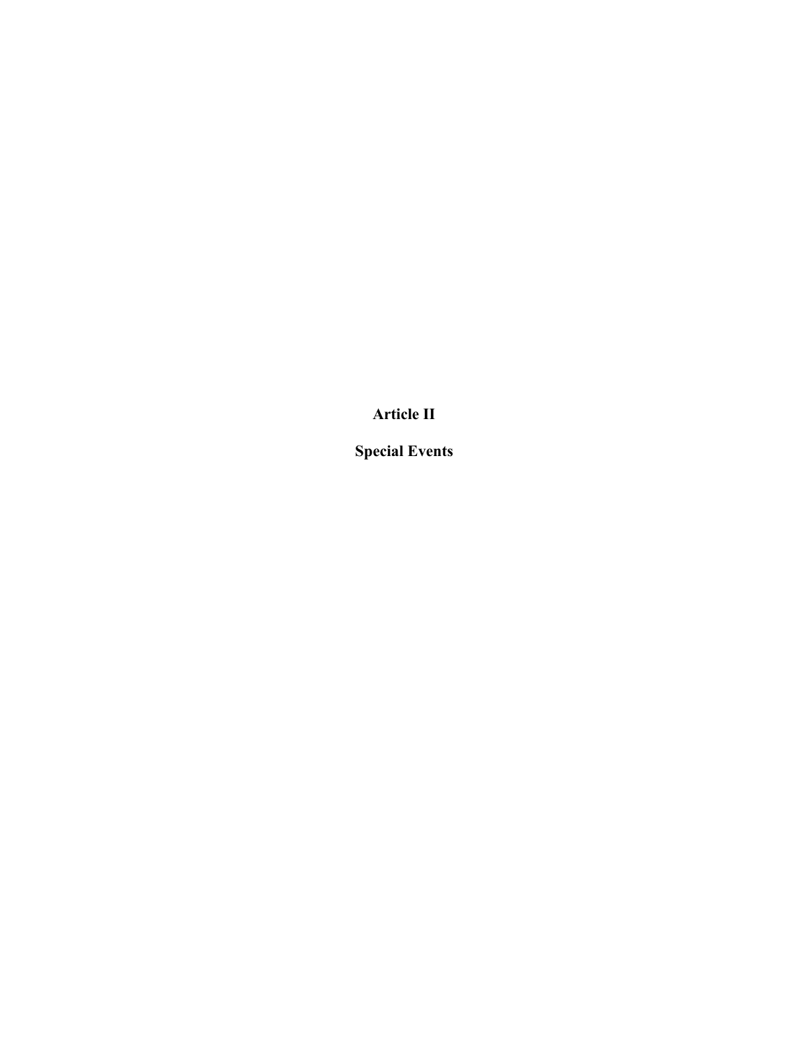# Article II

## Special Events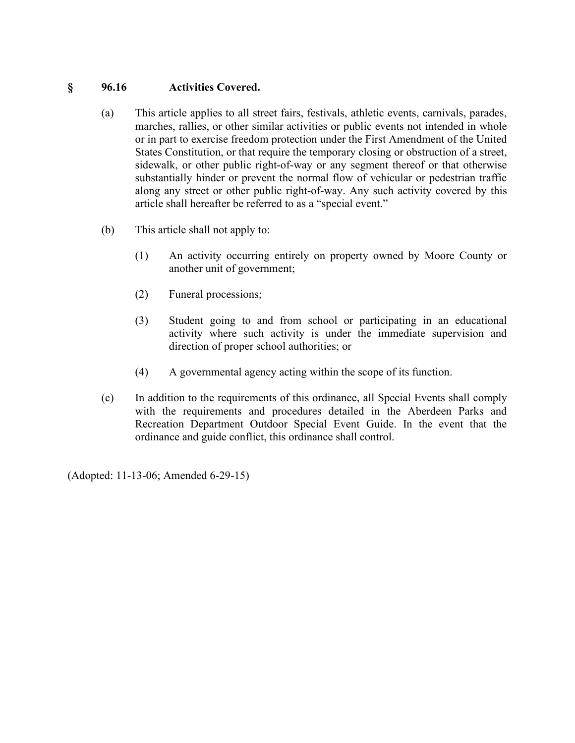## § 96.16 Activities Covered.

(a) This article applies to all street fairs, festivals, athletic events, carnivals, parades, marches, rallies, or other similar activities or public events not intended in whole or in part to exercise freedom protection under the First Amendment of the United States Constitution, or that require the temporary closing or obstruction of a street, sidewalk, or other public right-of-way or any segment thereof or that otherwise substantially hinder or prevent the normal flow of vehicular or pedestrian traffic along any street or other public right-of-way. Any such activity covered by this article shall hereafter be referred to as a "special event."

(b) This article shall not apply to:

(1) An activity occurring entirely on property owned by Moore County or another unit of government;

(2) Funeral processions;

(3) Student going to and from school or participating in an educational activity where such activity is under the immediate supervision and direction of proper school authorities; or

(4) A governmental agency acting within the scope of its function.

(c) In addition to the requirements of this ordinance, all Special Events shall comply with the requirements and procedures detailed in the Aberdeen Parks and Recreation Department Outdoor Special Event Guide. In the event that the ordinance and guide conflict, this ordinance shall control.

(Adopted: 11-13-06; Amended 6-29-15)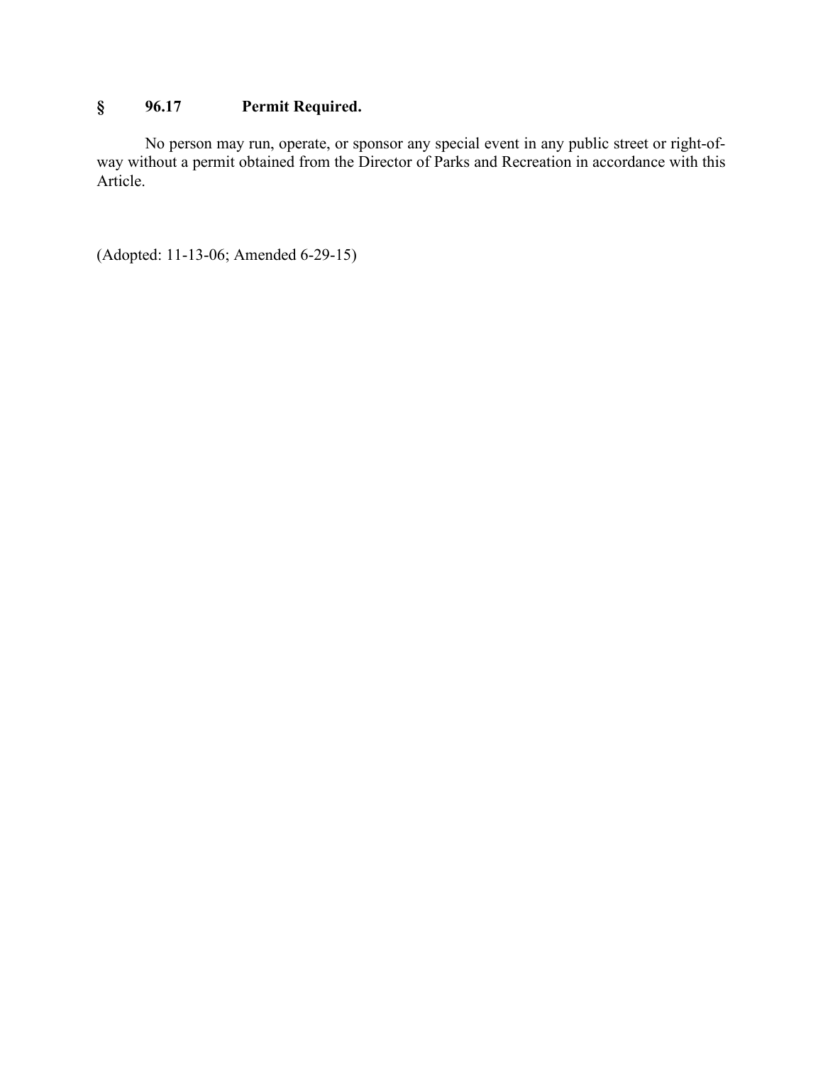## § 96.17 Permit Required.

No person may run, operate, or sponsor any special event in any public street or right-of-way without a permit obtained from the Director of Parks and Recreation in accordance with this Article.

(Adopted: 11-13-06; Amended 6-29-15)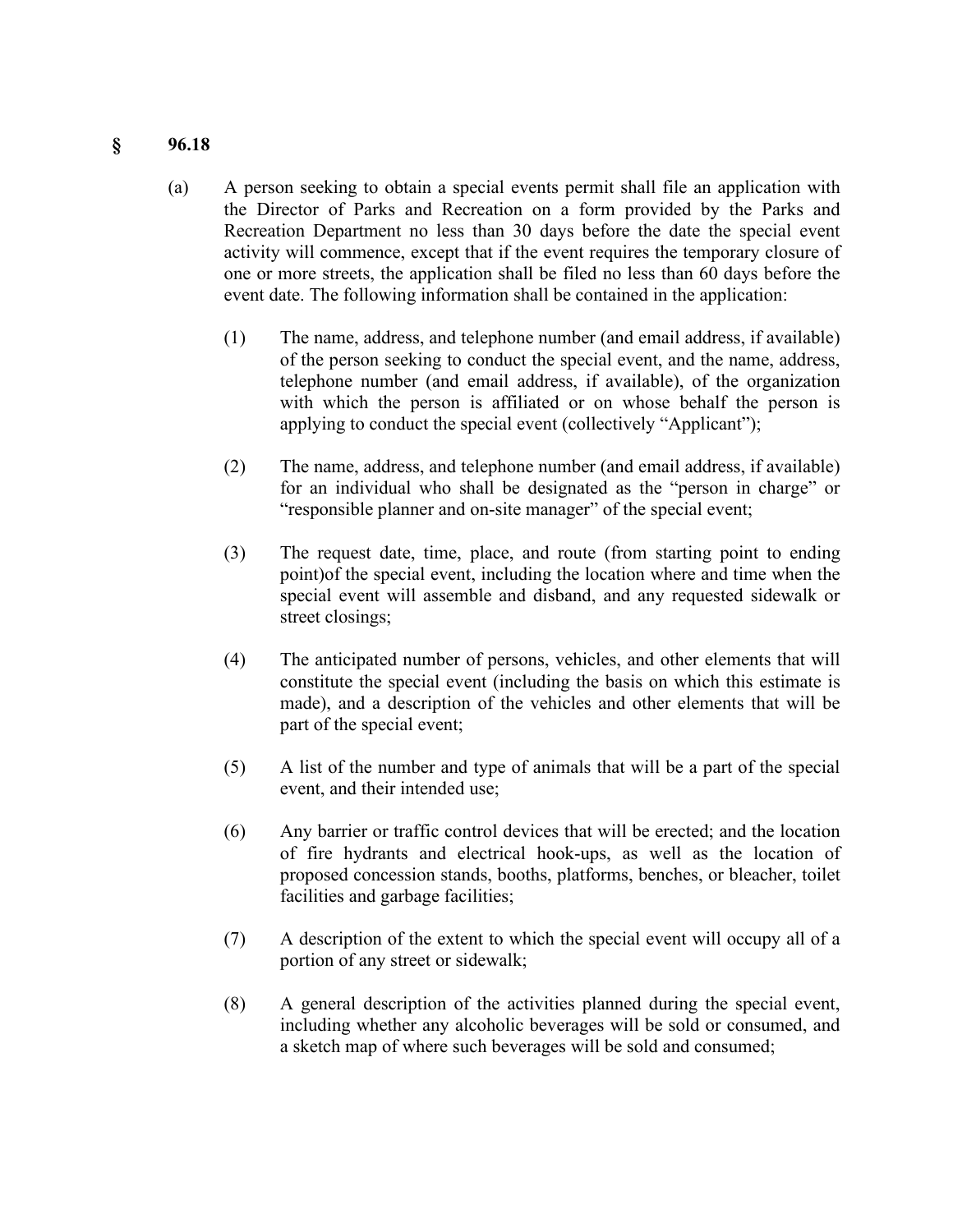## § 96.18

(a) A person seeking to obtain a special events permit shall file an application with the Director of Parks and Recreation on a form provided by the Parks and Recreation Department no less than 30 days before the date the special event activity will commence, except that if the event requires the temporary closure of one or more streets, the application shall be filed no less than 60 days before the event date. The following information shall be contained in the application:

(1) The name, address, and telephone number (and email address, if available) of the person seeking to conduct the special event, and the name, address, telephone number (and email address, if available), of the organization with which the person is affiliated or on whose behalf the person is applying to conduct the special event (collectively "Applicant");

(2) The name, address, and telephone number (and email address, if available) for an individual who shall be designated as the "person in charge" or "responsible planner and on-site manager" of the special event;

(3) The request date, time, place, and route (from starting point to ending point)of the special event, including the location where and time when the special event will assemble and disband, and any requested sidewalk or street closings;

(4) The anticipated number of persons, vehicles, and other elements that will constitute the special event (including the basis on which this estimate is made), and a description of the vehicles and other elements that will be part of the special event;

(5) A list of the number and type of animals that will be a part of the special event, and their intended use;

(6) Any barrier or traffic control devices that will be erected; and the location of fire hydrants and electrical hook-ups, as well as the location of proposed concession stands, booths, platforms, benches, or bleacher, toilet facilities and garbage facilities;

(7) A description of the extent to which the special event will occupy all of a portion of any street or sidewalk;

(8) A general description of the activities planned during the special event, including whether any alcoholic beverages will be sold or consumed, and a sketch map of where such beverages will be sold and consumed;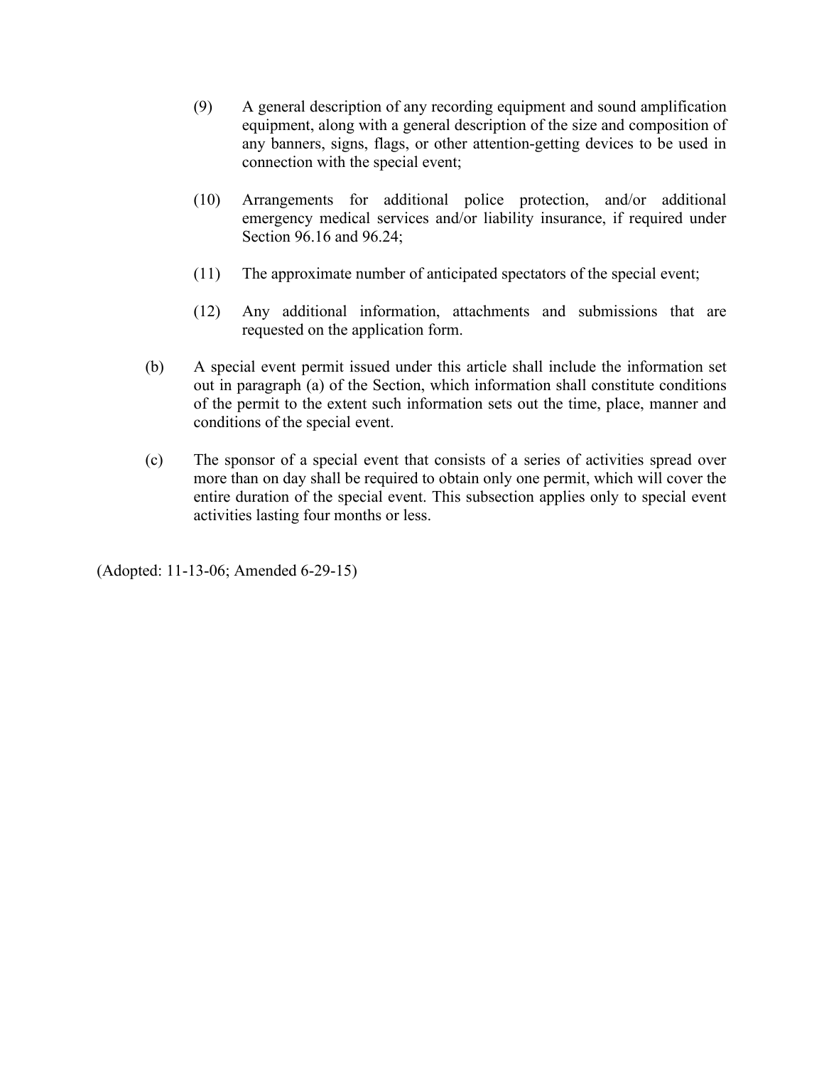(9) A general description of any recording equipment and sound amplification equipment, along with a general description of the size and composition of any banners, signs, flags, or other attention-getting devices to be used in connection with the special event;

(10) Arrangements for additional police protection, and/or additional emergency medical services and/or liability insurance, if required under Section 96.16 and 96.24;

(11) The approximate number of anticipated spectators of the special event;

(12) Any additional information, attachments and submissions that are requested on the application form.

(b) A special event permit issued under this article shall include the information set out in paragraph (a) of the Section, which information shall constitute conditions of the permit to the extent such information sets out the time, place, manner and conditions of the special event.

(c) The sponsor of a special event that consists of a series of activities spread over more than on day shall be required to obtain only one permit, which will cover the entire duration of the special event. This subsection applies only to special event activities lasting four months or less.

(Adopted: 11-13-06; Amended 6-29-15)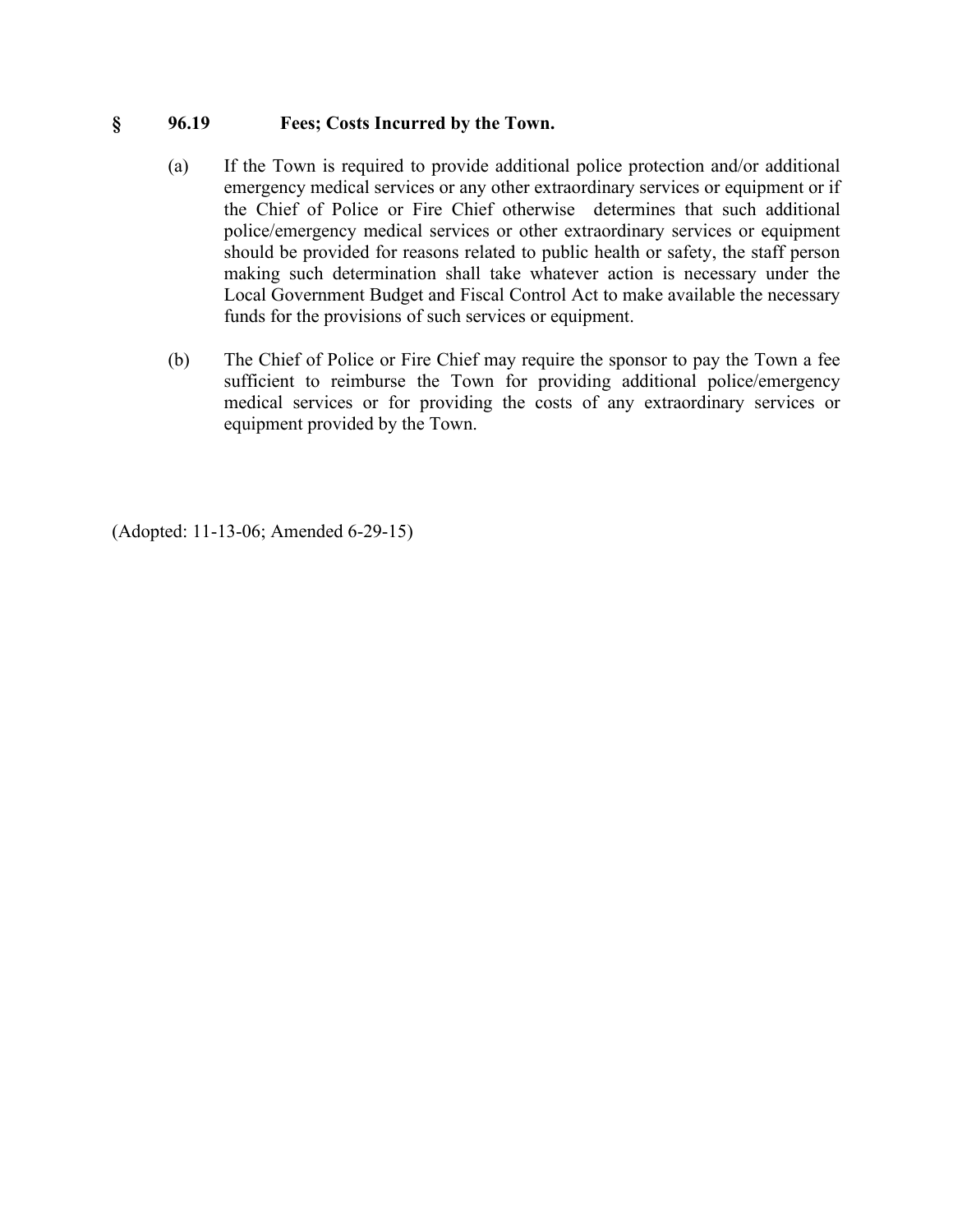## § 96.19 Fees; Costs Incurred by the Town.

(a) If the Town is required to provide additional police protection and/or additional emergency medical services or any other extraordinary services or equipment or if the Chief of Police or Fire Chief otherwise determines that such additional police/emergency medical services or other extraordinary services or equipment should be provided for reasons related to public health or safety, the staff person making such determination shall take whatever action is necessary under the Local Government Budget and Fiscal Control Act to make available the necessary funds for the provisions of such services or equipment.

(b) The Chief of Police or Fire Chief may require the sponsor to pay the Town a fee sufficient to reimburse the Town for providing additional police/emergency medical services or for providing the costs of any extraordinary services or equipment provided by the Town.

(Adopted: 11-13-06; Amended 6-29-15)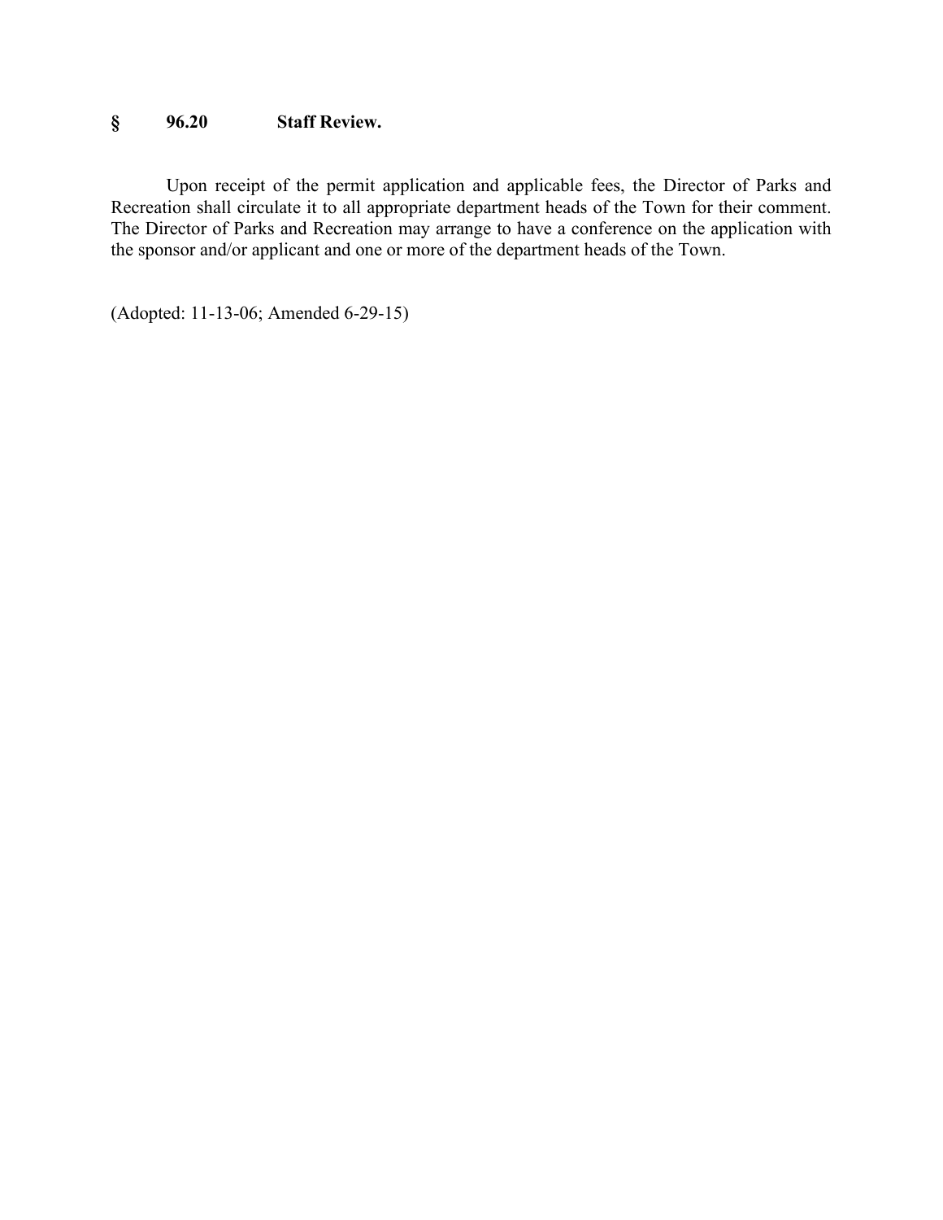## § 96.20 Staff Review.

Upon receipt of the permit application and applicable fees, the Director of Parks and Recreation shall circulate it to all appropriate department heads of the Town for their comment. The Director of Parks and Recreation may arrange to have a conference on the application with the sponsor and/or applicant and one or more of the department heads of the Town.

(Adopted: 11-13-06; Amended 6-29-15)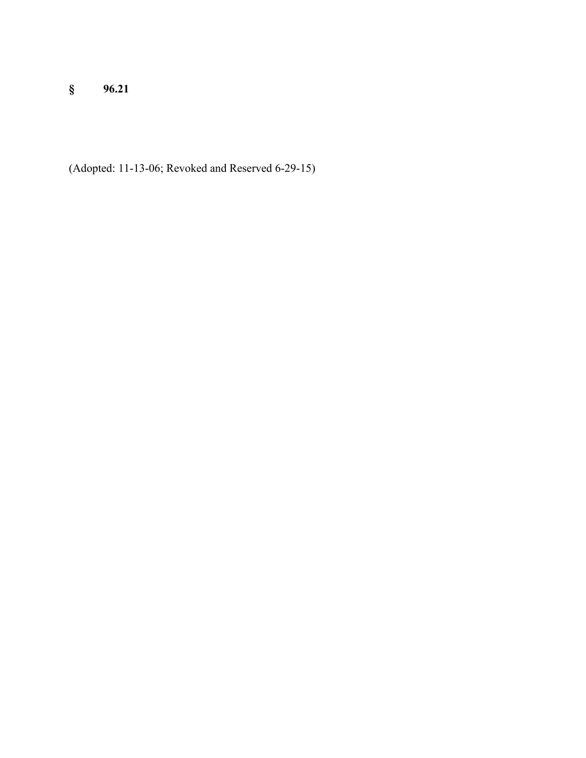**§ 96.21**

(Adopted: 11-13-06; Revoked and Reserved 6-29-15)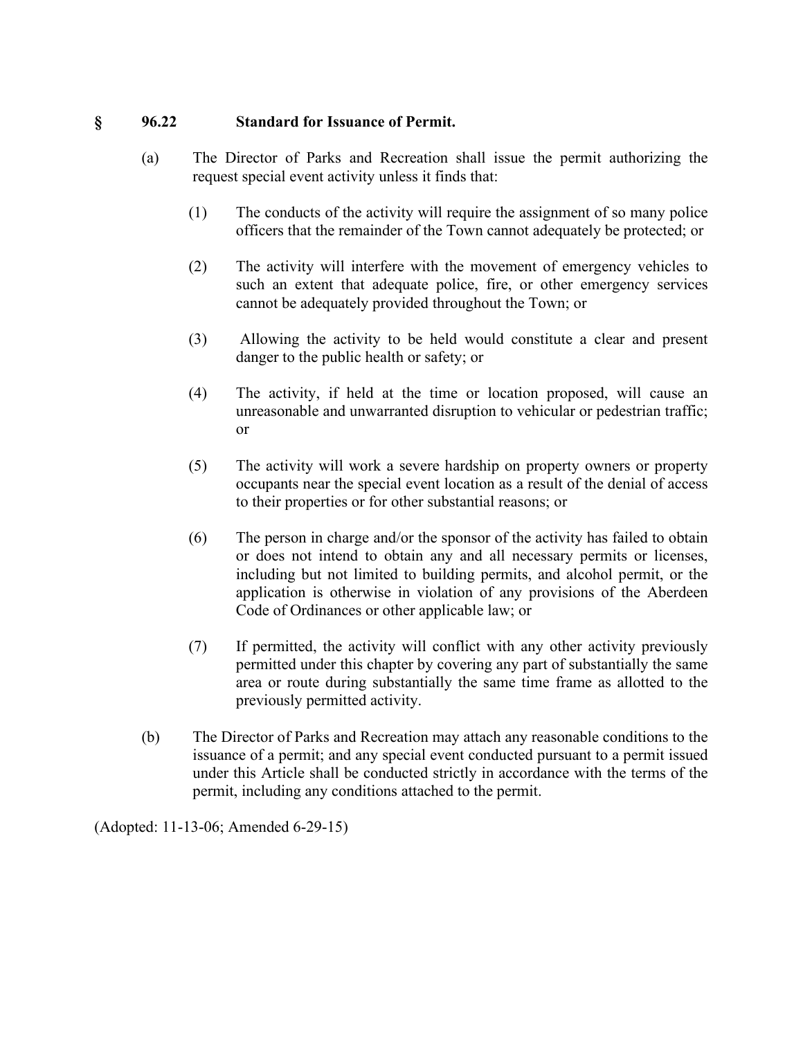## § 96.22 Standard for Issuance of Permit.

(a) The Director of Parks and Recreation shall issue the permit authorizing the request special event activity unless it finds that:

(1) The conducts of the activity will require the assignment of so many police officers that the remainder of the Town cannot adequately be protected; or

(2) The activity will interfere with the movement of emergency vehicles to such an extent that adequate police, fire, or other emergency services cannot be adequately provided throughout the Town; or

(3) Allowing the activity to be held would constitute a clear and present danger to the public health or safety; or

(4) The activity, if held at the time or location proposed, will cause an unreasonable and unwarranted disruption to vehicular or pedestrian traffic; or

(5) The activity will work a severe hardship on property owners or property occupants near the special event location as a result of the denial of access to their properties or for other substantial reasons; or

(6) The person in charge and/or the sponsor of the activity has failed to obtain or does not intend to obtain any and all necessary permits or licenses, including but not limited to building permits, and alcohol permit, or the application is otherwise in violation of any provisions of the Aberdeen Code of Ordinances or other applicable law; or

(7) If permitted, the activity will conflict with any other activity previously permitted under this chapter by covering any part of substantially the same area or route during substantially the same time frame as allotted to the previously permitted activity.

(b) The Director of Parks and Recreation may attach any reasonable conditions to the issuance of a permit; and any special event conducted pursuant to a permit issued under this Article shall be conducted strictly in accordance with the terms of the permit, including any conditions attached to the permit.

(Adopted: 11-13-06; Amended 6-29-15)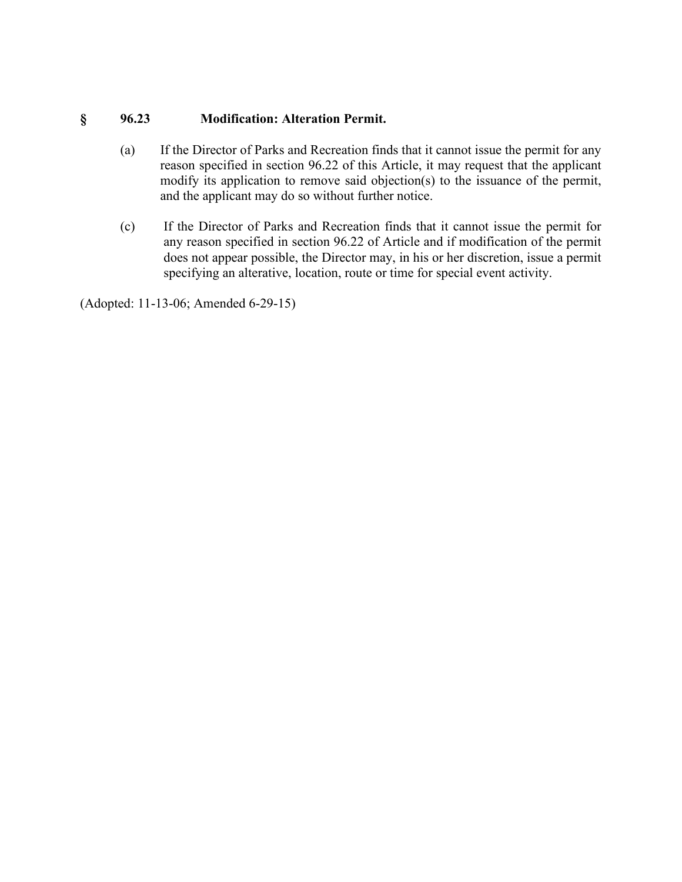## § 96.23 Modification: Alteration Permit.

(a) If the Director of Parks and Recreation finds that it cannot issue the permit for any reason specified in section 96.22 of this Article, it may request that the applicant modify its application to remove said objection(s) to the issuance of the permit, and the applicant may do so without further notice.

(c) If the Director of Parks and Recreation finds that it cannot issue the permit for any reason specified in section 96.22 of Article and if modification of the permit does not appear possible, the Director may, in his or her discretion, issue a permit specifying an alterative, location, route or time for special event activity.

(Adopted: 11-13-06; Amended 6-29-15)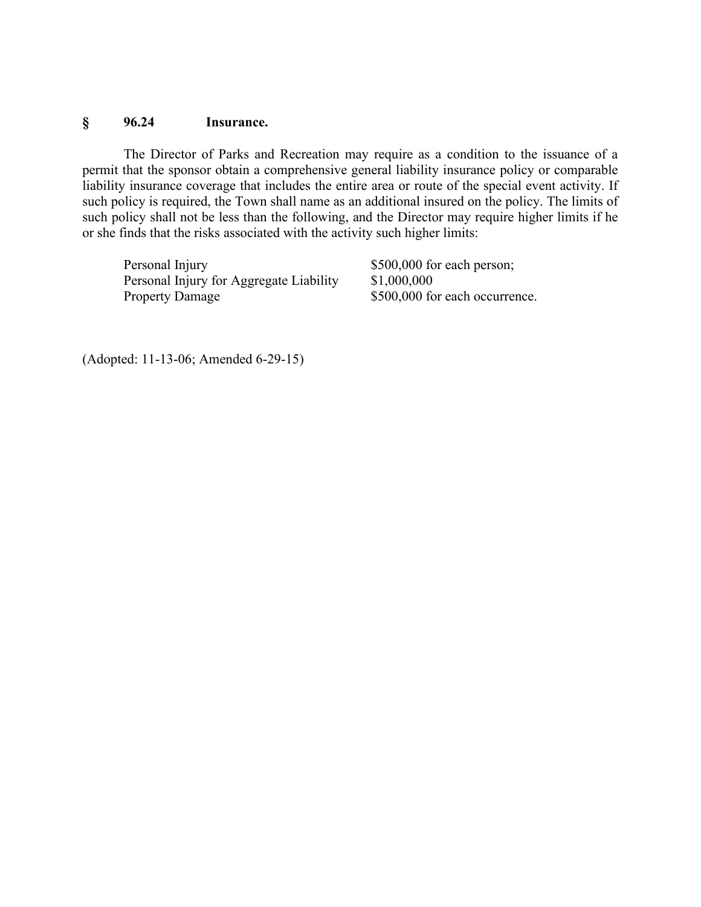## § 96.24 Insurance.

The Director of Parks and Recreation may require as a condition to the issuance of a permit that the sponsor obtain a comprehensive general liability insurance policy or comparable liability insurance coverage that includes the entire area or route of the special event activity. If such policy is required, the Town shall name as an additional insured on the policy. The limits of such policy shall not be less than the following, and the Director may require higher limits if he or she finds that the risks associated with the activity such higher limits:

| | |
|---|---|
| Personal Injury | $500,000 for each person; |
| Personal Injury for Aggregate Liability | $1,000,000 |
| Property Damage | $500,000 for each occurrence. |

(Adopted: 11-13-06; Amended 6-29-15)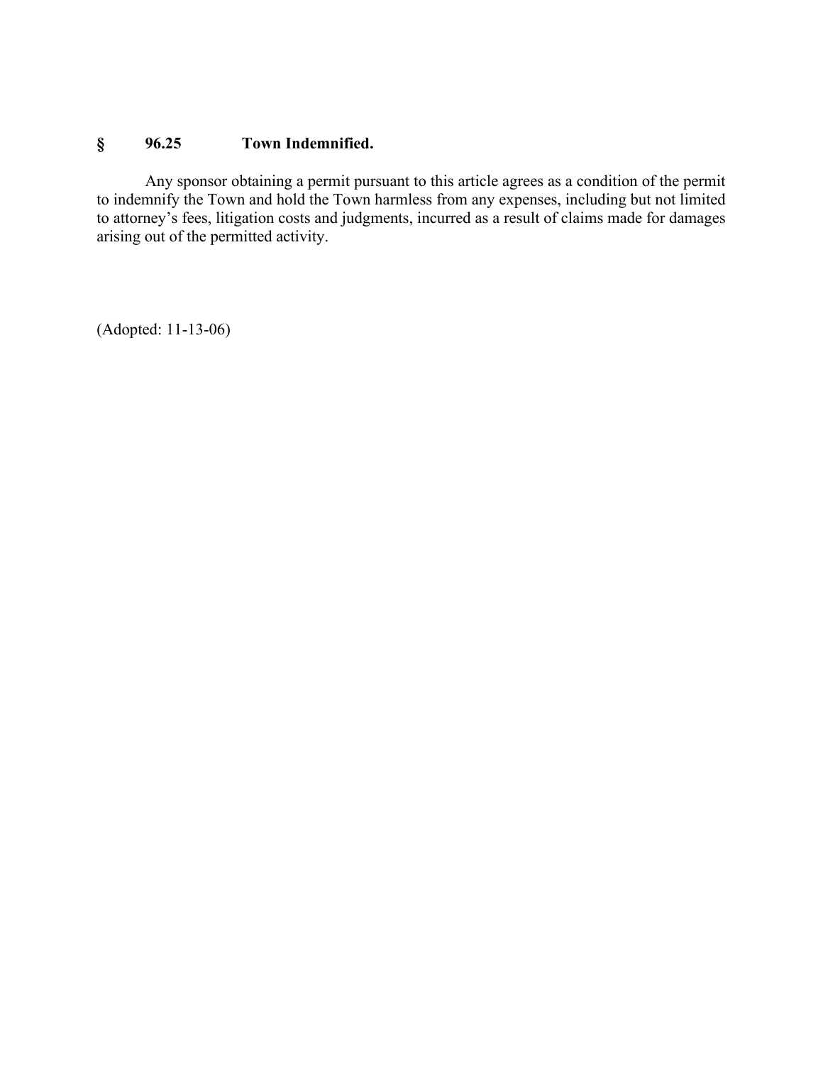## § 96.25 Town Indemnified.

Any sponsor obtaining a permit pursuant to this article agrees as a condition of the permit to indemnify the Town and hold the Town harmless from any expenses, including but not limited to attorney's fees, litigation costs and judgments, incurred as a result of claims made for damages arising out of the permitted activity.

(Adopted: 11-13-06)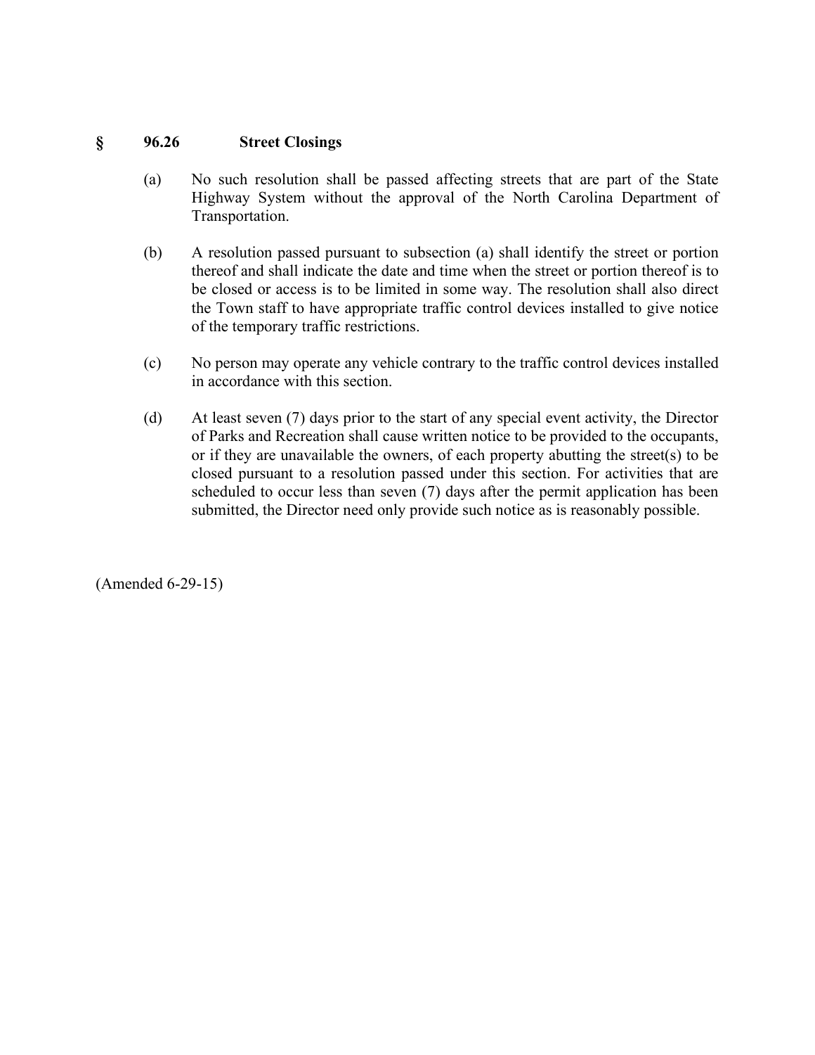## § 96.26 Street Closings

(a) No such resolution shall be passed affecting streets that are part of the State Highway System without the approval of the North Carolina Department of Transportation.

(b) A resolution passed pursuant to subsection (a) shall identify the street or portion thereof and shall indicate the date and time when the street or portion thereof is to be closed or access is to be limited in some way. The resolution shall also direct the Town staff to have appropriate traffic control devices installed to give notice of the temporary traffic restrictions.

(c) No person may operate any vehicle contrary to the traffic control devices installed in accordance with this section.

(d) At least seven (7) days prior to the start of any special event activity, the Director of Parks and Recreation shall cause written notice to be provided to the occupants, or if they are unavailable the owners, of each property abutting the street(s) to be closed pursuant to a resolution passed under this section. For activities that are scheduled to occur less than seven (7) days after the permit application has been submitted, the Director need only provide such notice as is reasonably possible.

(Amended 6-29-15)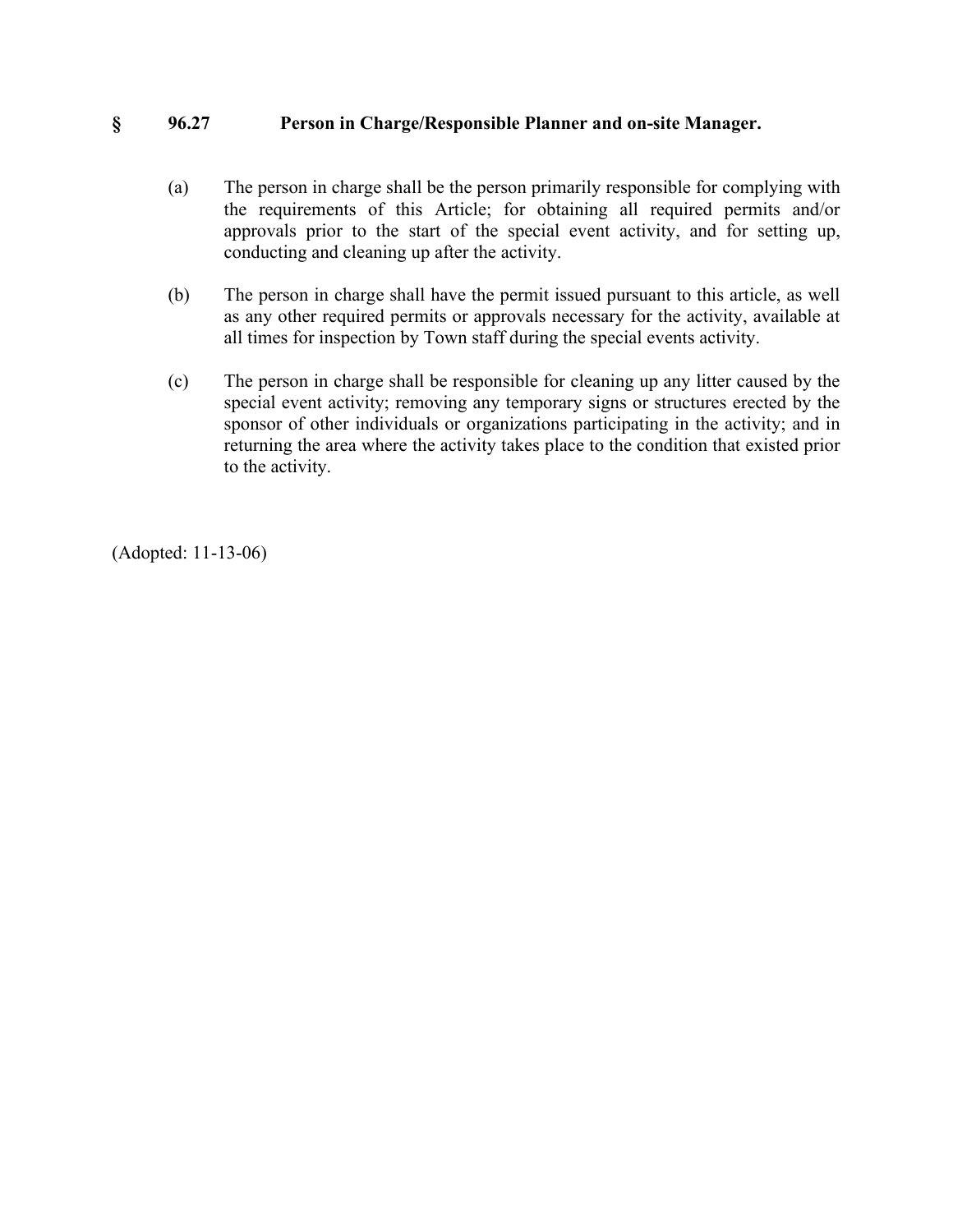## § 96.27 Person in Charge/Responsible Planner and on-site Manager.

(a) The person in charge shall be the person primarily responsible for complying with the requirements of this Article; for obtaining all required permits and/or approvals prior to the start of the special event activity, and for setting up, conducting and cleaning up after the activity.

(b) The person in charge shall have the permit issued pursuant to this article, as well as any other required permits or approvals necessary for the activity, available at all times for inspection by Town staff during the special events activity.

(c) The person in charge shall be responsible for cleaning up any litter caused by the special event activity; removing any temporary signs or structures erected by the sponsor of other individuals or organizations participating in the activity; and in returning the area where the activity takes place to the condition that existed prior to the activity.

(Adopted: 11-13-06)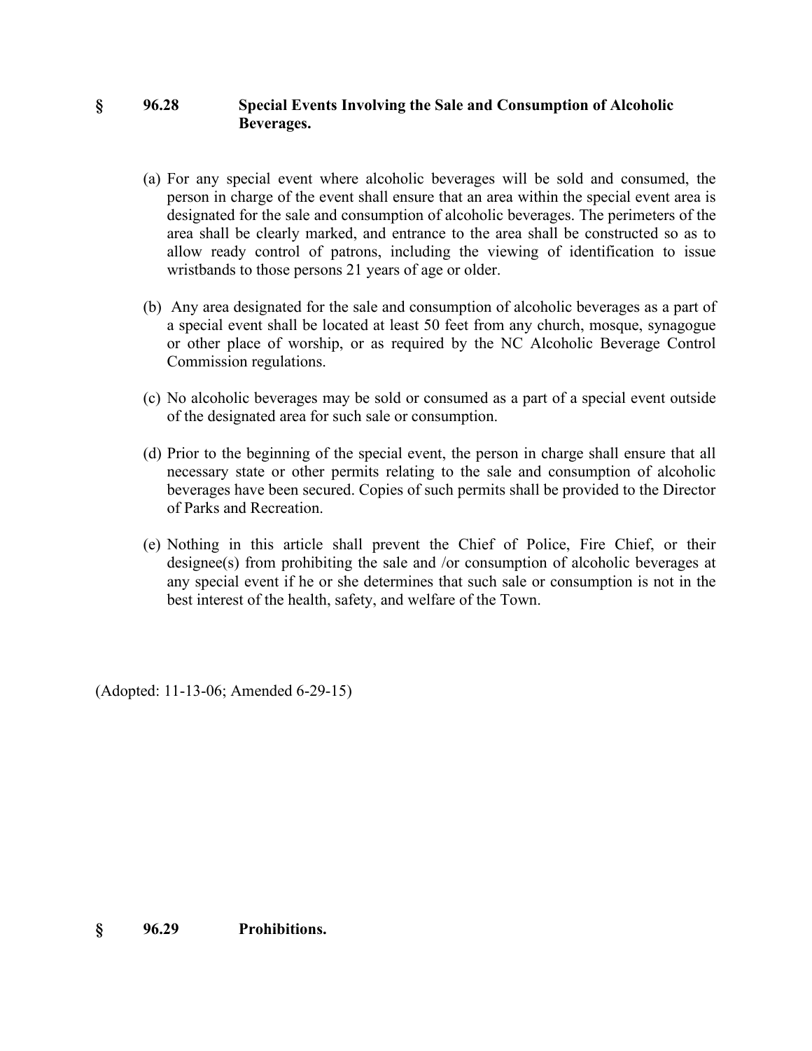## § 96.28 Special Events Involving the Sale and Consumption of Alcoholic Beverages.

(a) For any special event where alcoholic beverages will be sold and consumed, the person in charge of the event shall ensure that an area within the special event area is designated for the sale and consumption of alcoholic beverages. The perimeters of the area shall be clearly marked, and entrance to the area shall be constructed so as to allow ready control of patrons, including the viewing of identification to issue wristbands to those persons 21 years of age or older.

(b) Any area designated for the sale and consumption of alcoholic beverages as a part of a special event shall be located at least 50 feet from any church, mosque, synagogue or other place of worship, or as required by the NC Alcoholic Beverage Control Commission regulations.

(c) No alcoholic beverages may be sold or consumed as a part of a special event outside of the designated area for such sale or consumption.

(d) Prior to the beginning of the special event, the person in charge shall ensure that all necessary state or other permits relating to the sale and consumption of alcoholic beverages have been secured. Copies of such permits shall be provided to the Director of Parks and Recreation.

(e) Nothing in this article shall prevent the Chief of Police, Fire Chief, or their designee(s) from prohibiting the sale and /or consumption of alcoholic beverages at any special event if he or she determines that such sale or consumption is not in the best interest of the health, safety, and welfare of the Town.

(Adopted: 11-13-06; Amended 6-29-15)

## § 96.29 Prohibitions.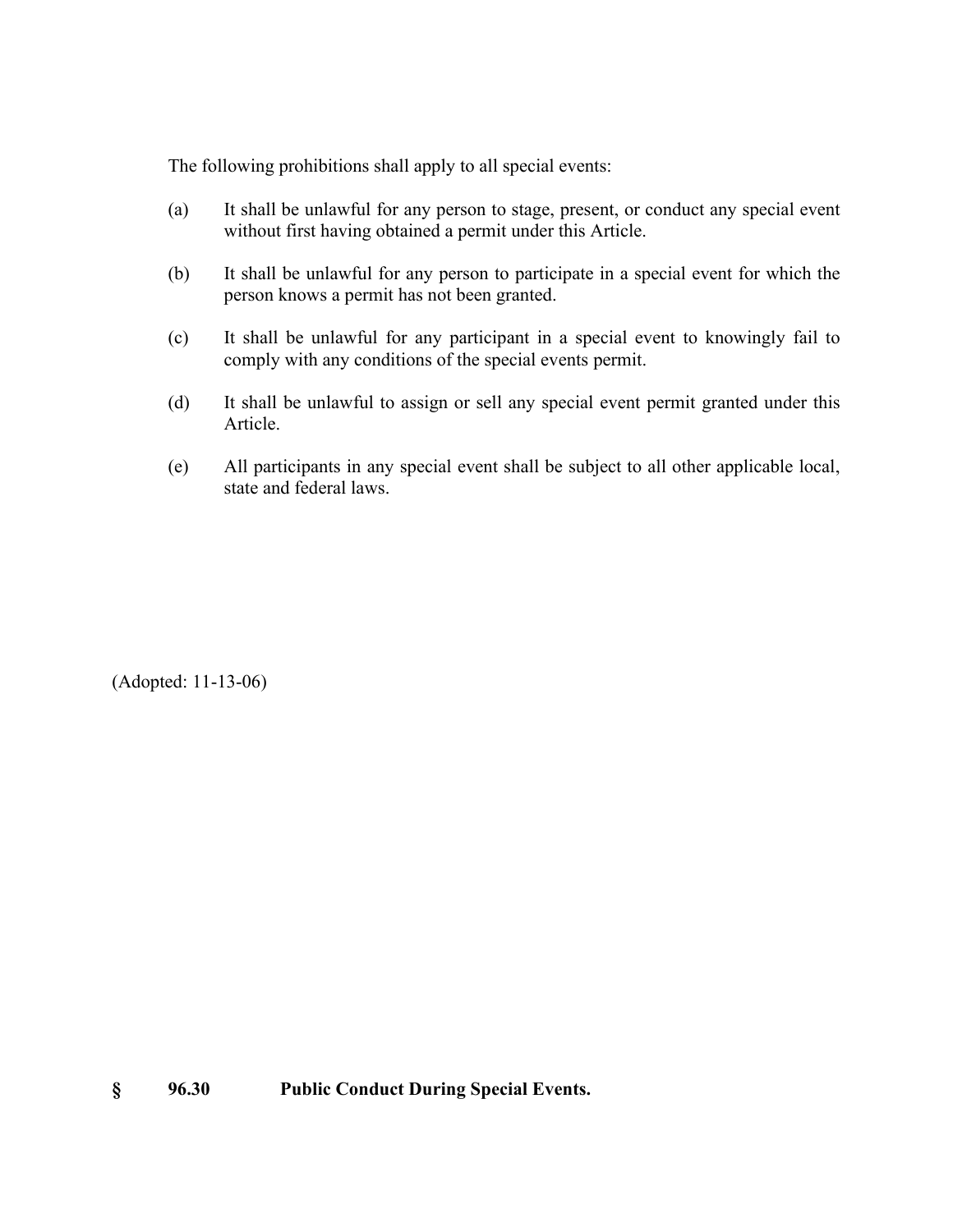The following prohibitions shall apply to all special events:

(a) It shall be unlawful for any person to stage, present, or conduct any special event without first having obtained a permit under this Article.

(b) It shall be unlawful for any person to participate in a special event for which the person knows a permit has not been granted.

(c) It shall be unlawful for any participant in a special event to knowingly fail to comply with any conditions of the special events permit.

(d) It shall be unlawful to assign or sell any special event permit granted under this Article.

(e) All participants in any special event shall be subject to all other applicable local, state and federal laws.

(Adopted: 11-13-06)

## § 96.30 Public Conduct During Special Events.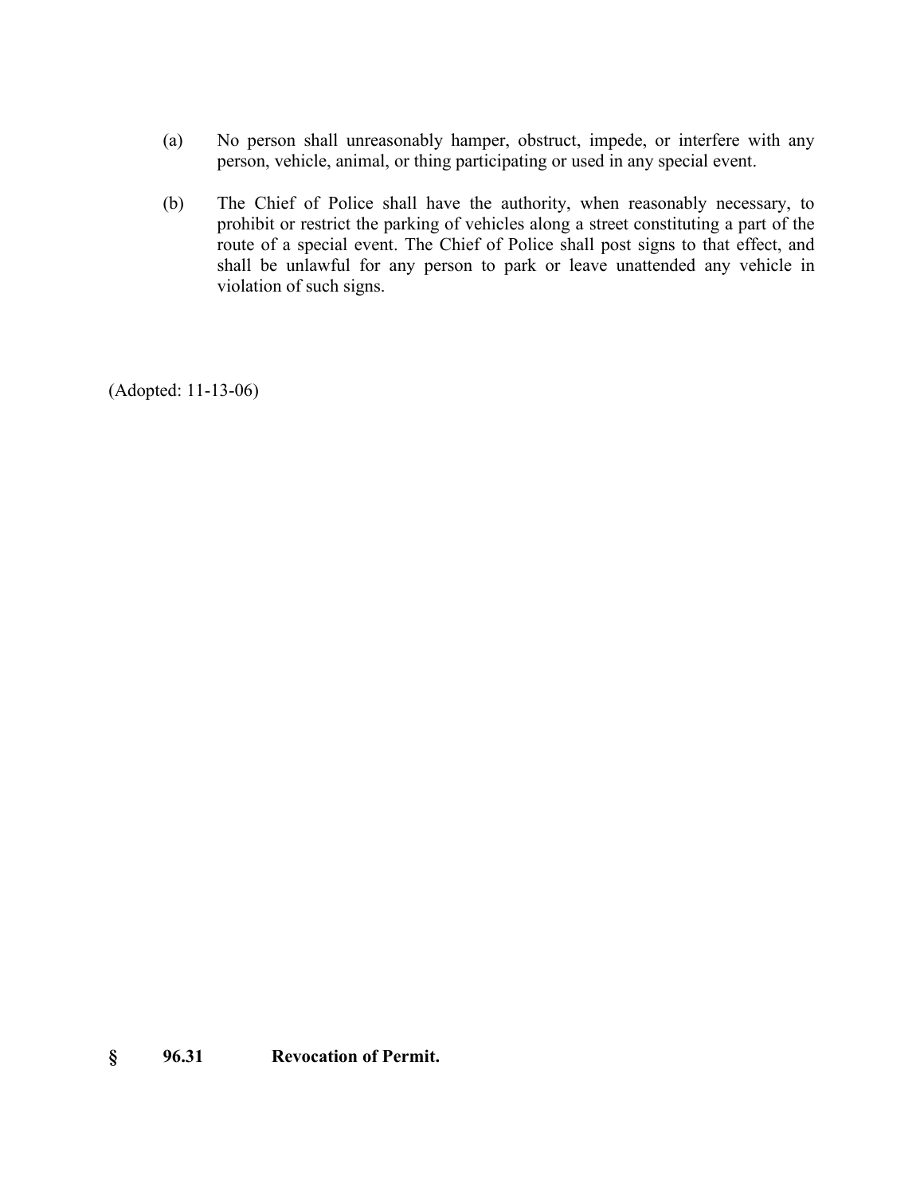(a) No person shall unreasonably hamper, obstruct, impede, or interfere with any person, vehicle, animal, or thing participating or used in any special event.

(b) The Chief of Police shall have the authority, when reasonably necessary, to prohibit or restrict the parking of vehicles along a street constituting a part of the route of a special event. The Chief of Police shall post signs to that effect, and shall be unlawful for any person to park or leave unattended any vehicle in violation of such signs.

(Adopted: 11-13-06)

**§ 96.31 Revocation of Permit.**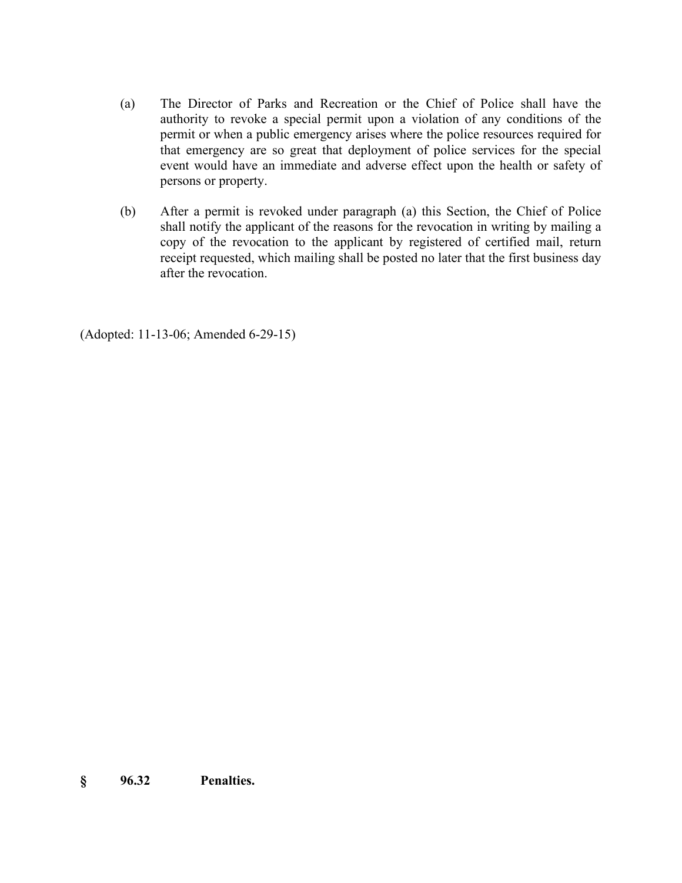(a) The Director of Parks and Recreation or the Chief of Police shall have the authority to revoke a special permit upon a violation of any conditions of the permit or when a public emergency arises where the police resources required for that emergency are so great that deployment of police services for the special event would have an immediate and adverse effect upon the health or safety of persons or property.

(b) After a permit is revoked under paragraph (a) this Section, the Chief of Police shall notify the applicant of the reasons for the revocation in writing by mailing a copy of the revocation to the applicant by registered of certified mail, return receipt requested, which mailing shall be posted no later that the first business day after the revocation.

(Adopted: 11-13-06; Amended 6-29-15)

## § 96.32 Penalties.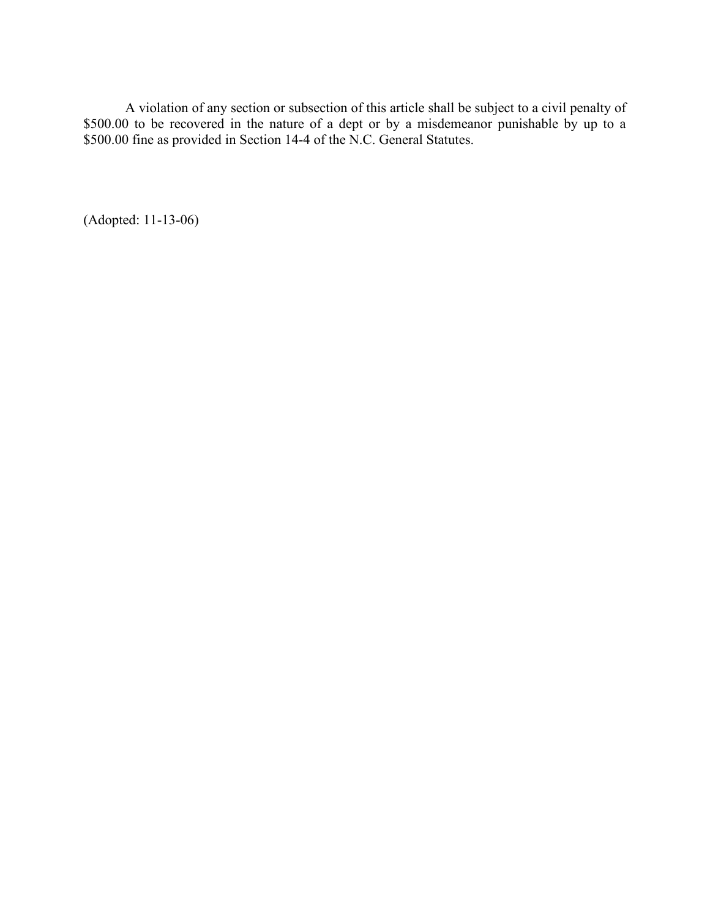A violation of any section or subsection of this article shall be subject to a civil penalty of $500.00 to be recovered in the nature of a dept or by a misdemeanor punishable by up to a $500.00 fine as provided in Section 14-4 of the N.C. General Statutes.

(Adopted: 11-13-06)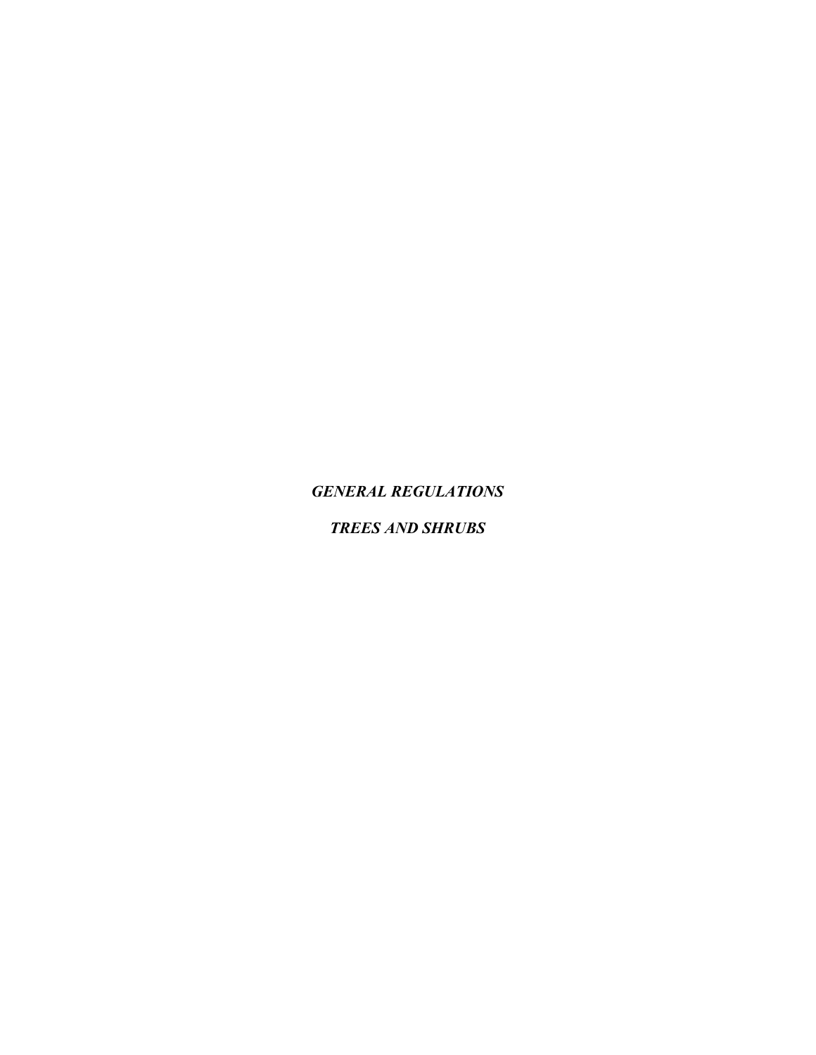***GENERAL REGULATIONS***

***TREES AND SHRUBS***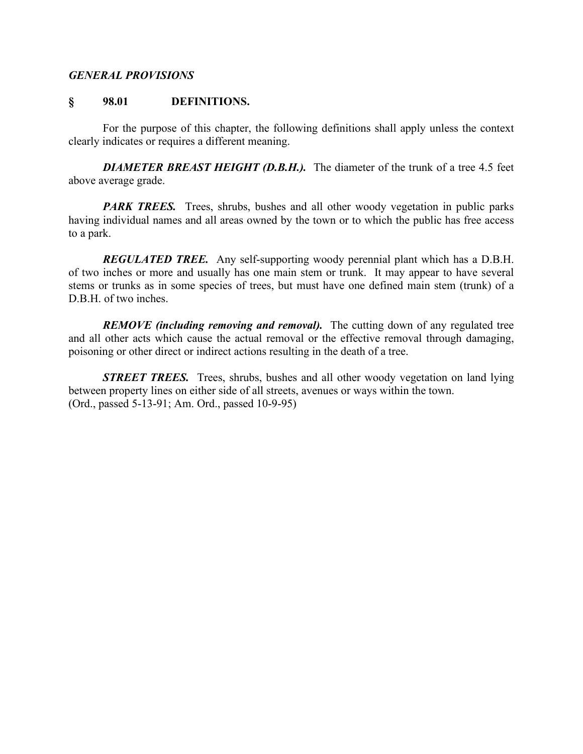*GENERAL PROVISIONS*

## § 98.01 DEFINITIONS.

For the purpose of this chapter, the following definitions shall apply unless the context clearly indicates or requires a different meaning.

***DIAMETER BREAST HEIGHT (D.B.H.).*** The diameter of the trunk of a tree 4.5 feet above average grade.

***PARK TREES.*** Trees, shrubs, bushes and all other woody vegetation in public parks having individual names and all areas owned by the town or to which the public has free access to a park.

***REGULATED TREE.*** Any self-supporting woody perennial plant which has a D.B.H. of two inches or more and usually has one main stem or trunk. It may appear to have several stems or trunks as in some species of trees, but must have one defined main stem (trunk) of a D.B.H. of two inches.

***REMOVE (including removing and removal).*** The cutting down of any regulated tree and all other acts which cause the actual removal or the effective removal through damaging, poisoning or other direct or indirect actions resulting in the death of a tree.

***STREET TREES.*** Trees, shrubs, bushes and all other woody vegetation on land lying between property lines on either side of all streets, avenues or ways within the town.
(Ord., passed 5-13-91; Am. Ord., passed 10-9-95)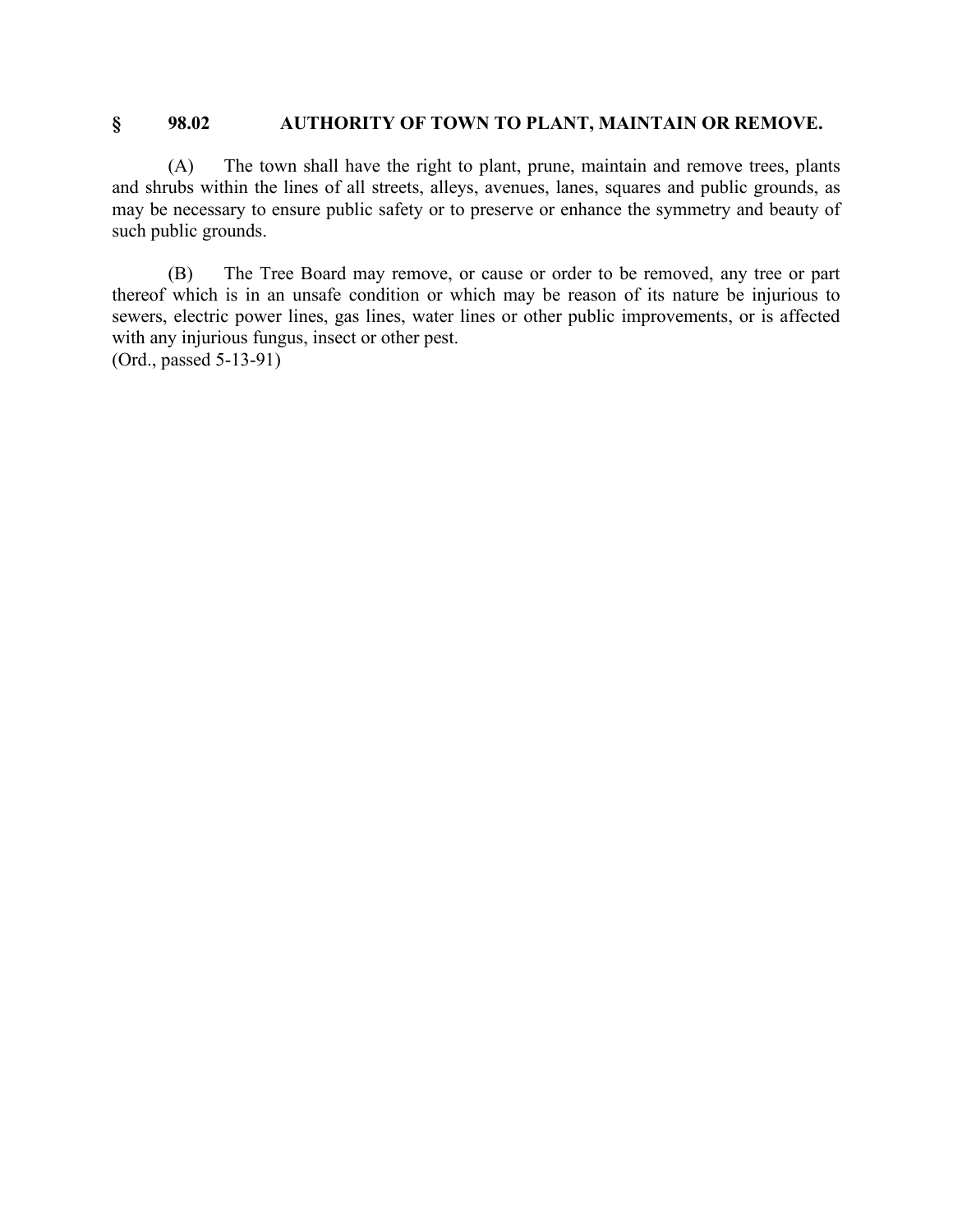## § 98.02 AUTHORITY OF TOWN TO PLANT, MAINTAIN OR REMOVE.

(A) The town shall have the right to plant, prune, maintain and remove trees, plants and shrubs within the lines of all streets, alleys, avenues, lanes, squares and public grounds, as may be necessary to ensure public safety or to preserve or enhance the symmetry and beauty of such public grounds.

(B) The Tree Board may remove, or cause or order to be removed, any tree or part thereof which is in an unsafe condition or which may be reason of its nature be injurious to sewers, electric power lines, gas lines, water lines or other public improvements, or is affected with any injurious fungus, insect or other pest.
(Ord., passed 5-13-91)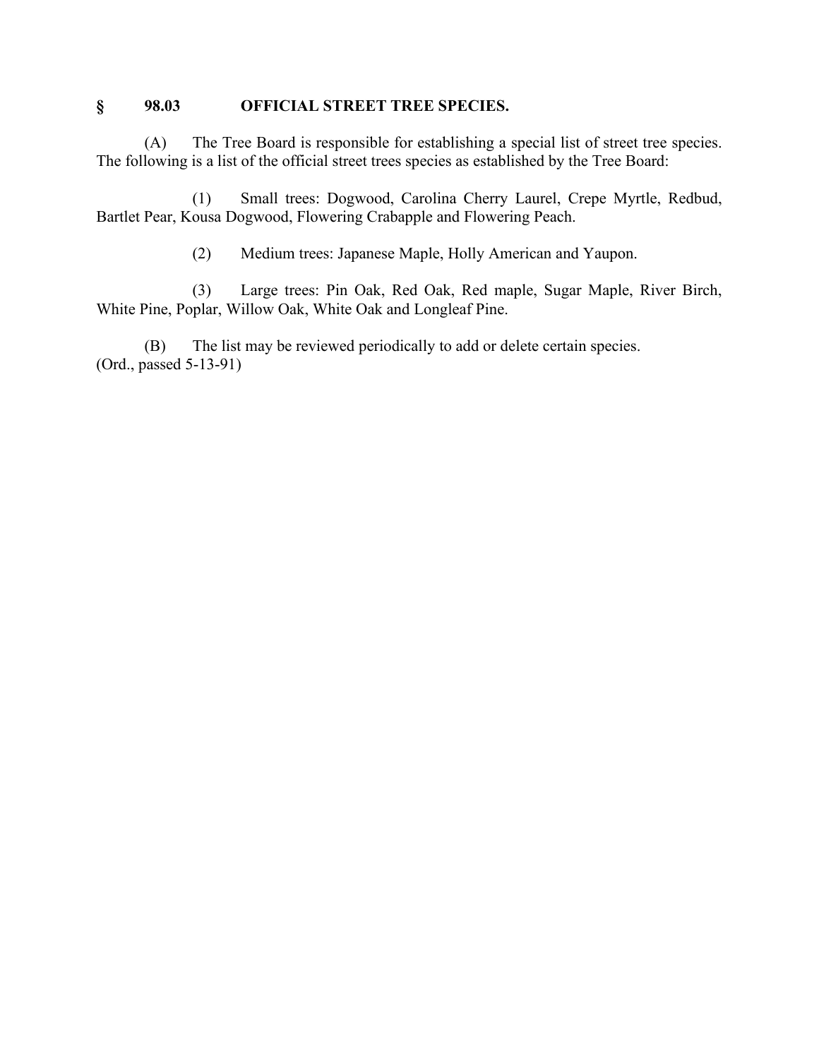## § 98.03 OFFICIAL STREET TREE SPECIES.

(A) The Tree Board is responsible for establishing a special list of street tree species. The following is a list of the official street trees species as established by the Tree Board:

(1) Small trees: Dogwood, Carolina Cherry Laurel, Crepe Myrtle, Redbud, Bartlet Pear, Kousa Dogwood, Flowering Crabapple and Flowering Peach.

(2) Medium trees: Japanese Maple, Holly American and Yaupon.

(3) Large trees: Pin Oak, Red Oak, Red maple, Sugar Maple, River Birch, White Pine, Poplar, Willow Oak, White Oak and Longleaf Pine.

(B) The list may be reviewed periodically to add or delete certain species.
(Ord., passed 5-13-91)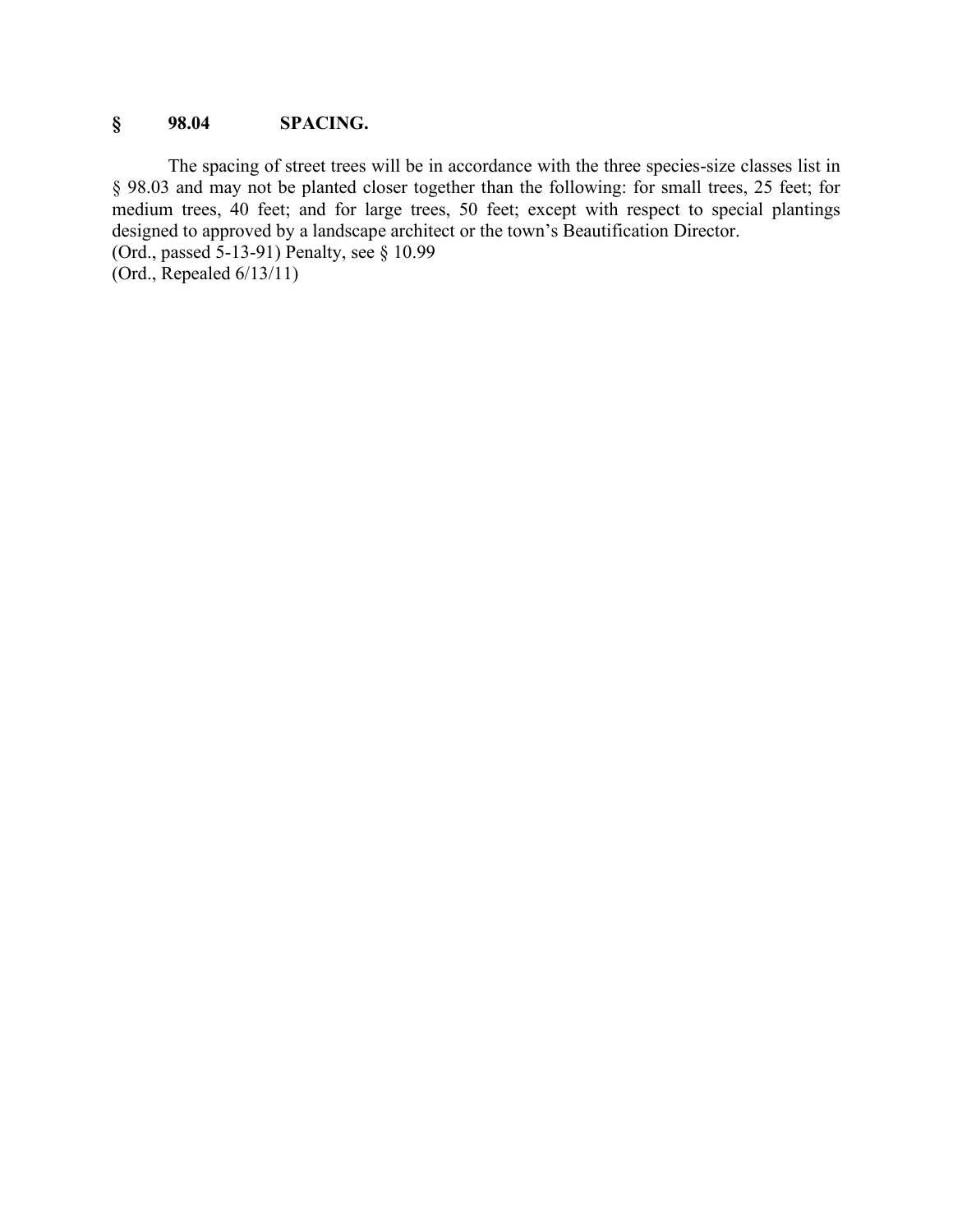## § 98.04 SPACING.

The spacing of street trees will be in accordance with the three species-size classes list in § 98.03 and may not be planted closer together than the following: for small trees, 25 feet; for medium trees, 40 feet; and for large trees, 50 feet; except with respect to special plantings designed to approved by a landscape architect or the town's Beautification Director.
(Ord., passed 5-13-91) Penalty, see § 10.99
(Ord., Repealed 6/13/11)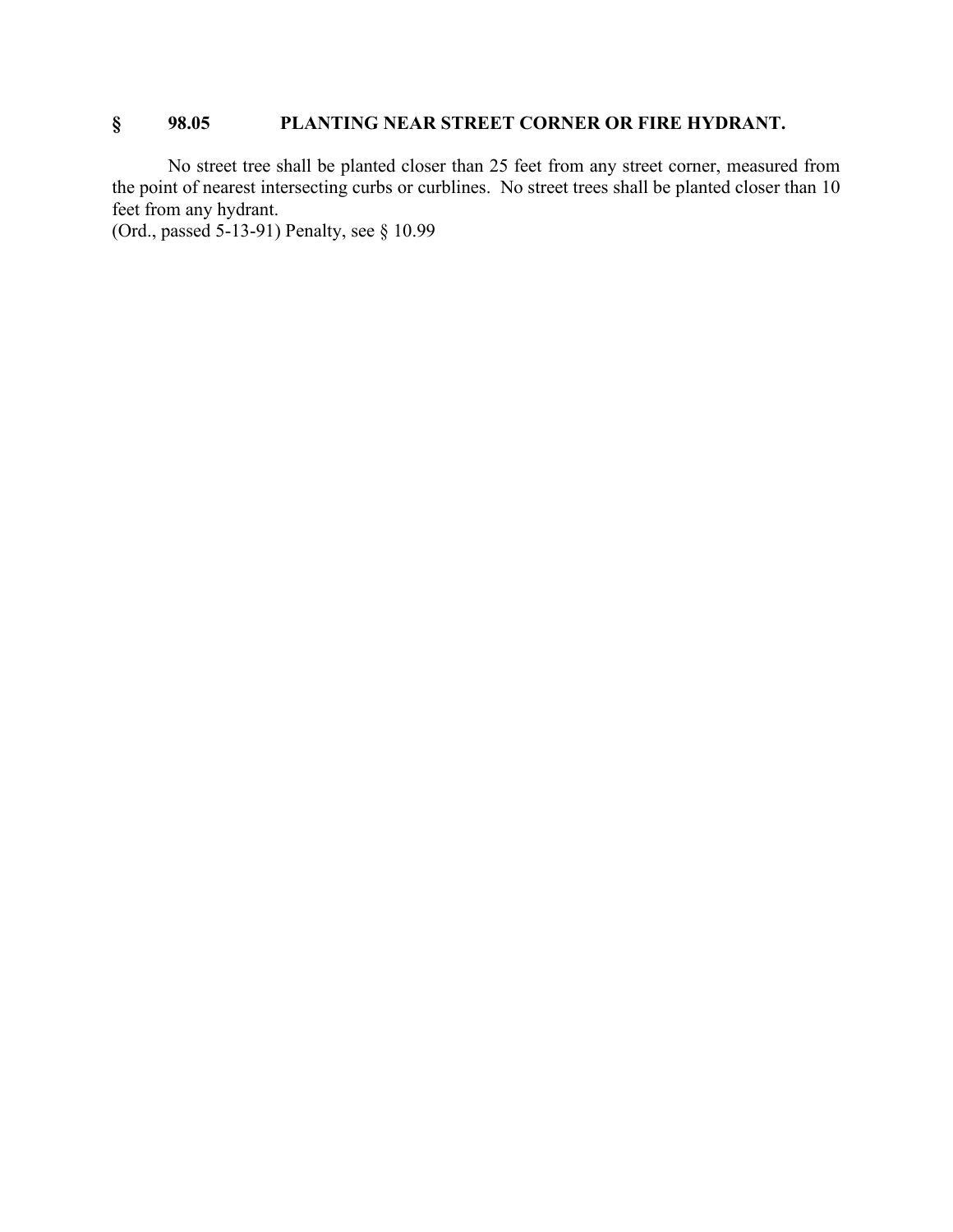## § 98.05 PLANTING NEAR STREET CORNER OR FIRE HYDRANT.

No street tree shall be planted closer than 25 feet from any street corner, measured from the point of nearest intersecting curbs or curblines. No street trees shall be planted closer than 10 feet from any hydrant.

(Ord., passed 5-13-91) Penalty, see § 10.99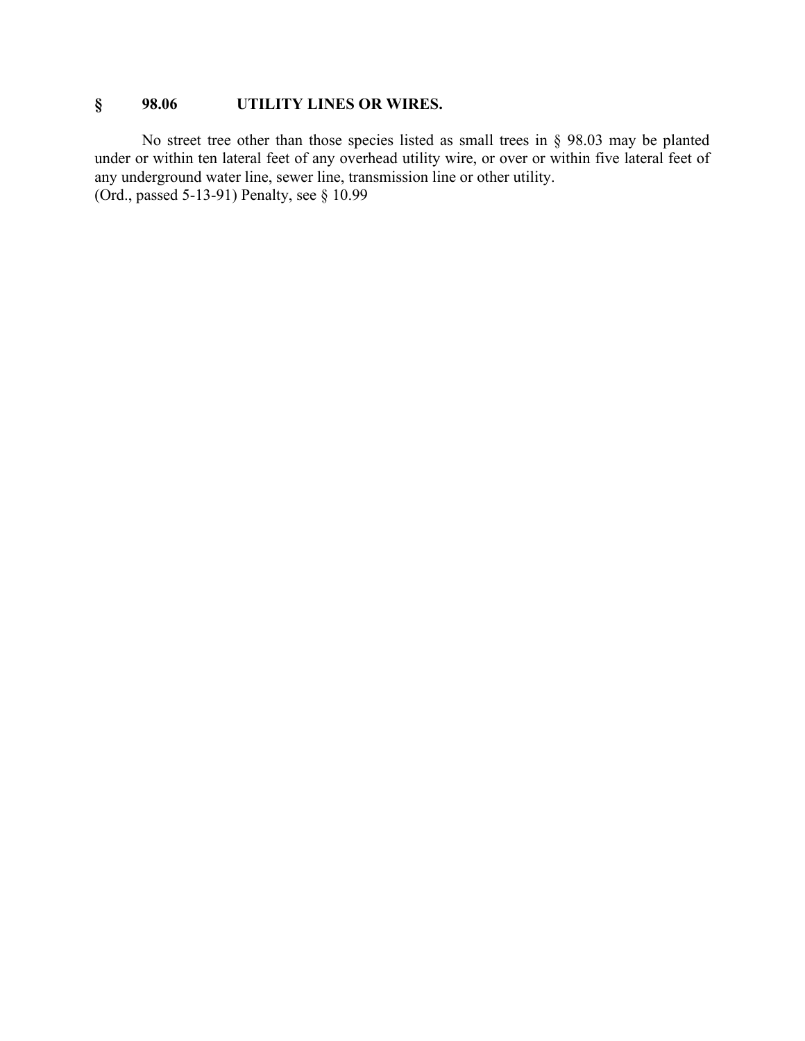## § 98.06 UTILITY LINES OR WIRES.

No street tree other than those species listed as small trees in § 98.03 may be planted under or within ten lateral feet of any overhead utility wire, or over or within five lateral feet of any underground water line, sewer line, transmission line or other utility.
(Ord., passed 5-13-91) Penalty, see § 10.99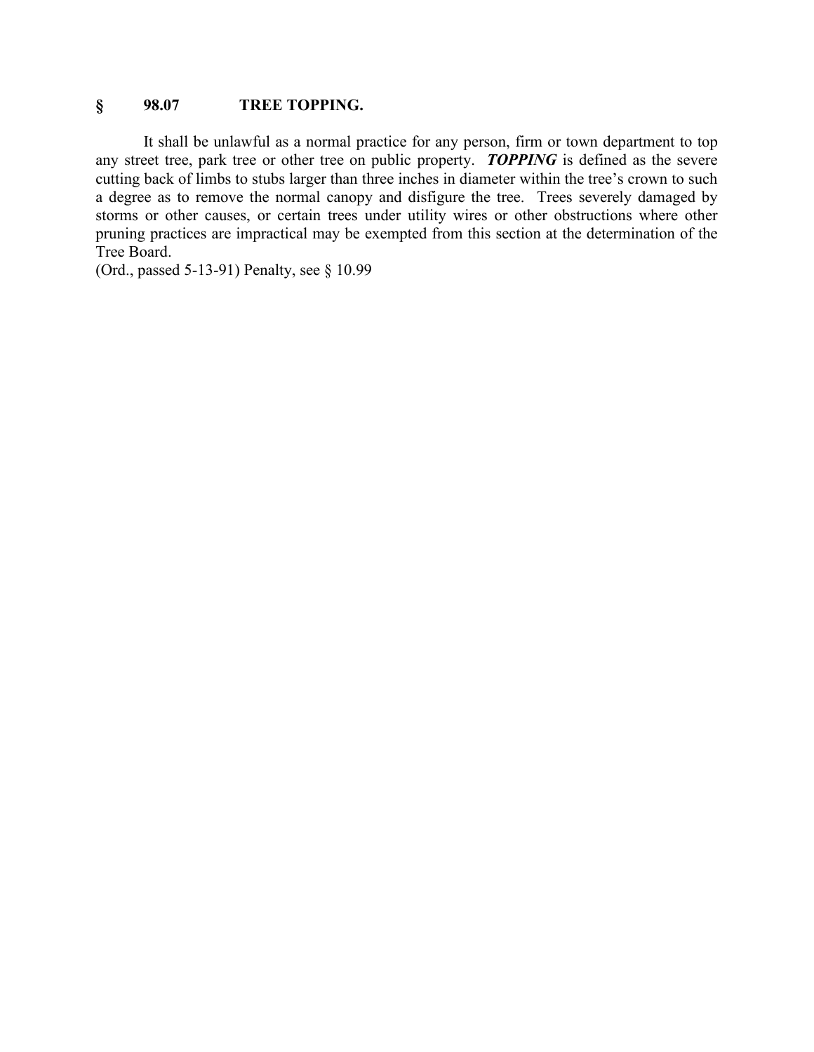## § 98.07 TREE TOPPING.

It shall be unlawful as a normal practice for any person, firm or town department to top any street tree, park tree or other tree on public property. ***TOPPING*** is defined as the severe cutting back of limbs to stubs larger than three inches in diameter within the tree's crown to such a degree as to remove the normal canopy and disfigure the tree. Trees severely damaged by storms or other causes, or certain trees under utility wires or other obstructions where other pruning practices are impractical may be exempted from this section at the determination of the Tree Board.

(Ord., passed 5-13-91) Penalty, see § 10.99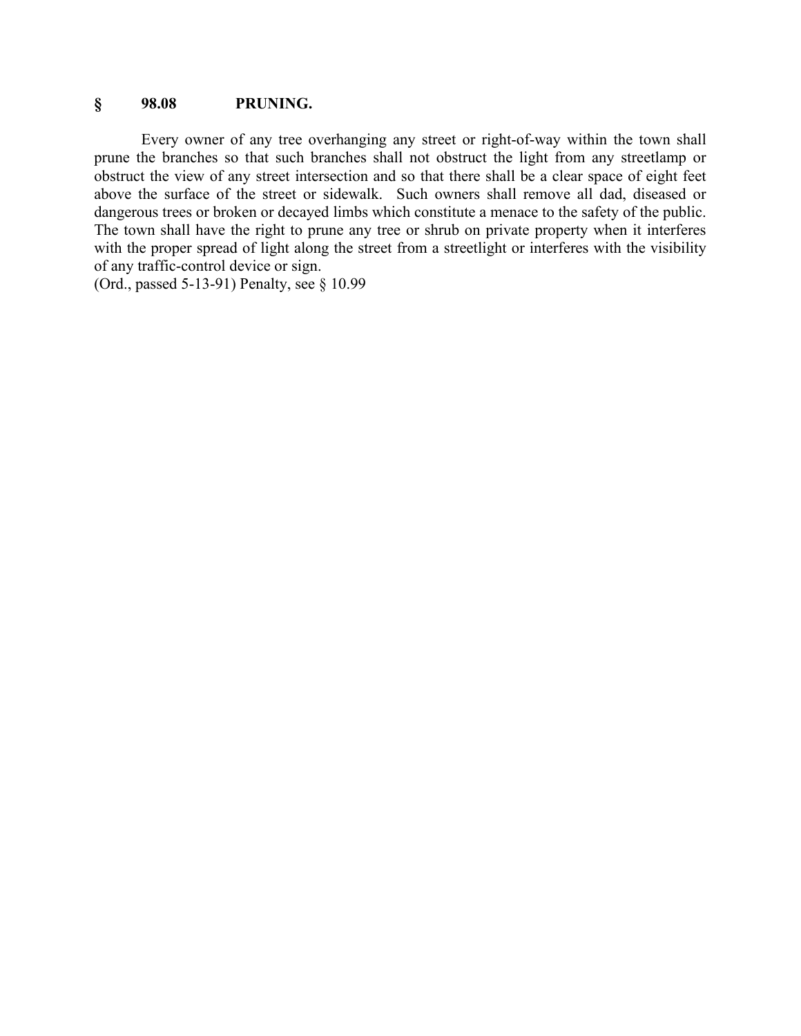## § 98.08 PRUNING.

Every owner of any tree overhanging any street or right-of-way within the town shall prune the branches so that such branches shall not obstruct the light from any streetlamp or obstruct the view of any street intersection and so that there shall be a clear space of eight feet above the surface of the street or sidewalk. Such owners shall remove all dad, diseased or dangerous trees or broken or decayed limbs which constitute a menace to the safety of the public. The town shall have the right to prune any tree or shrub on private property when it interferes with the proper spread of light along the street from a streetlight or interferes with the visibility of any traffic-control device or sign.

(Ord., passed 5-13-91) Penalty, see § 10.99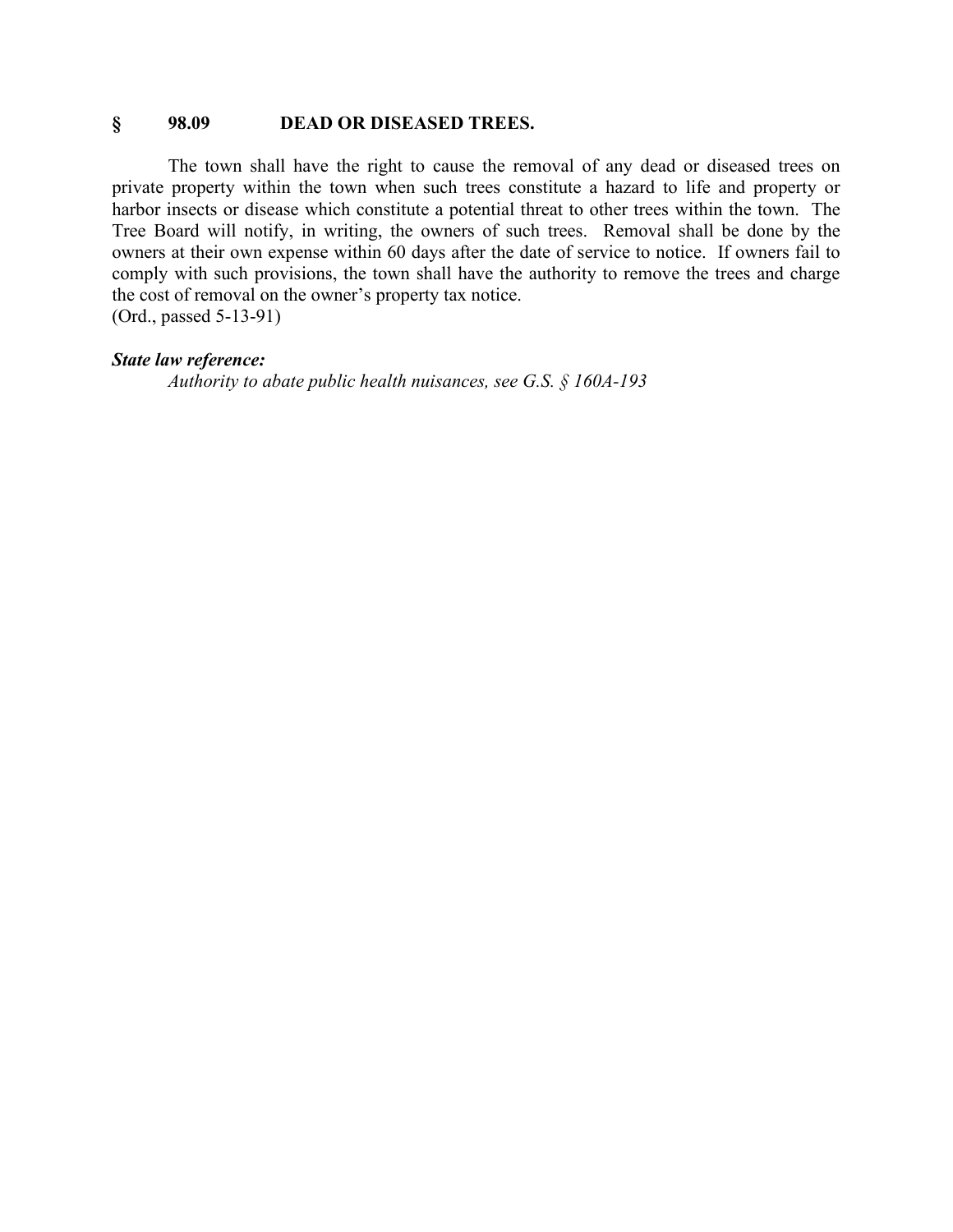## § 98.09 DEAD OR DISEASED TREES.

The town shall have the right to cause the removal of any dead or diseased trees on private property within the town when such trees constitute a hazard to life and property or harbor insects or disease which constitute a potential threat to other trees within the town. The Tree Board will notify, in writing, the owners of such trees. Removal shall be done by the owners at their own expense within 60 days after the date of service to notice. If owners fail to comply with such provisions, the town shall have the authority to remove the trees and charge the cost of removal on the owner's property tax notice.
(Ord., passed 5-13-91)

***State law reference:***

*Authority to abate public health nuisances, see G.S. § 160A-193*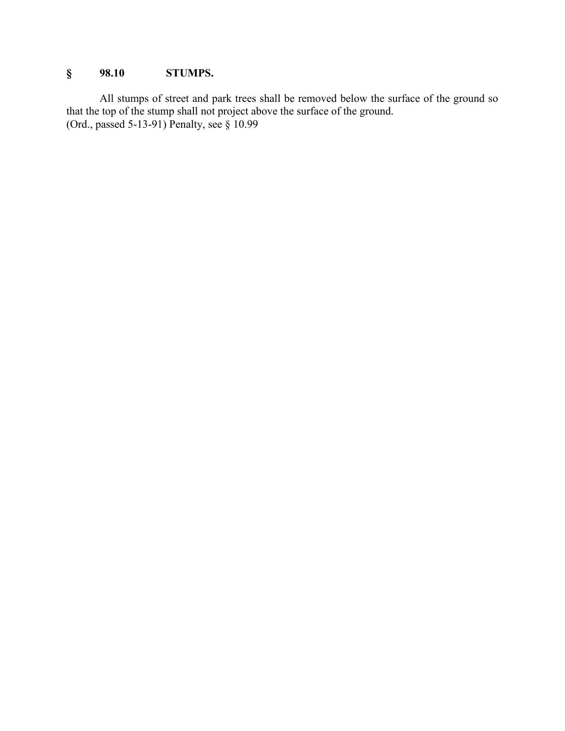## § 98.10 STUMPS.

All stumps of street and park trees shall be removed below the surface of the ground so that the top of the stump shall not project above the surface of the ground.
(Ord., passed 5-13-91) Penalty, see § 10.99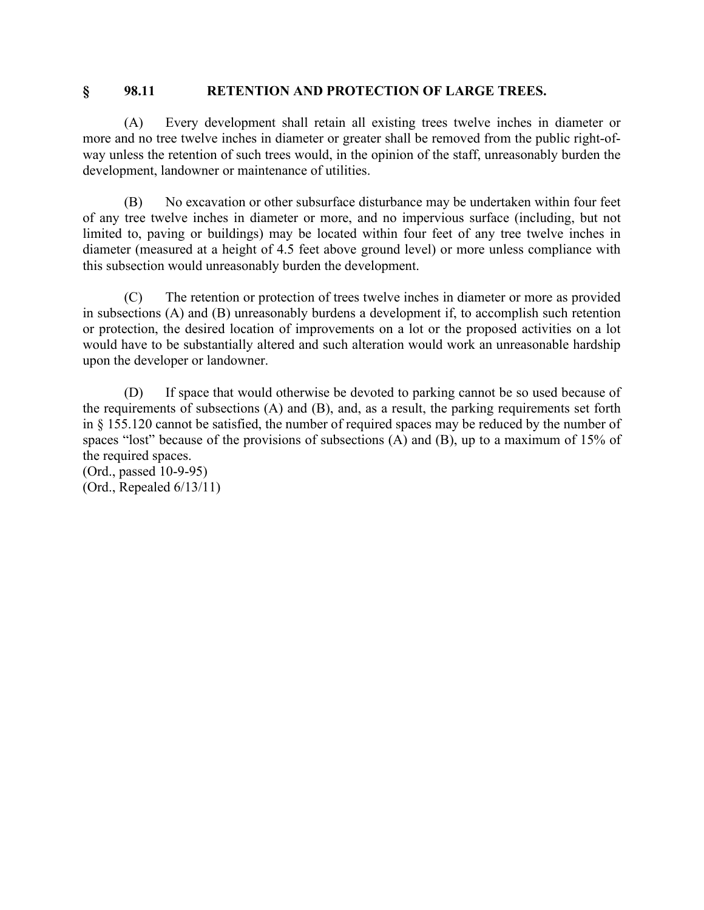## § 98.11 RETENTION AND PROTECTION OF LARGE TREES.

(A) Every development shall retain all existing trees twelve inches in diameter or more and no tree twelve inches in diameter or greater shall be removed from the public right-of-way unless the retention of such trees would, in the opinion of the staff, unreasonably burden the development, landowner or maintenance of utilities.

(B) No excavation or other subsurface disturbance may be undertaken within four feet of any tree twelve inches in diameter or more, and no impervious surface (including, but not limited to, paving or buildings) may be located within four feet of any tree twelve inches in diameter (measured at a height of 4.5 feet above ground level) or more unless compliance with this subsection would unreasonably burden the development.

(C) The retention or protection of trees twelve inches in diameter or more as provided in subsections (A) and (B) unreasonably burdens a development if, to accomplish such retention or protection, the desired location of improvements on a lot or the proposed activities on a lot would have to be substantially altered and such alteration would work an unreasonable hardship upon the developer or landowner.

(D) If space that would otherwise be devoted to parking cannot be so used because of the requirements of subsections (A) and (B), and, as a result, the parking requirements set forth in § 155.120 cannot be satisfied, the number of required spaces may be reduced by the number of spaces "lost" because of the provisions of subsections (A) and (B), up to a maximum of 15% of the required spaces.

(Ord., passed 10-9-95)
(Ord., Repealed 6/13/11)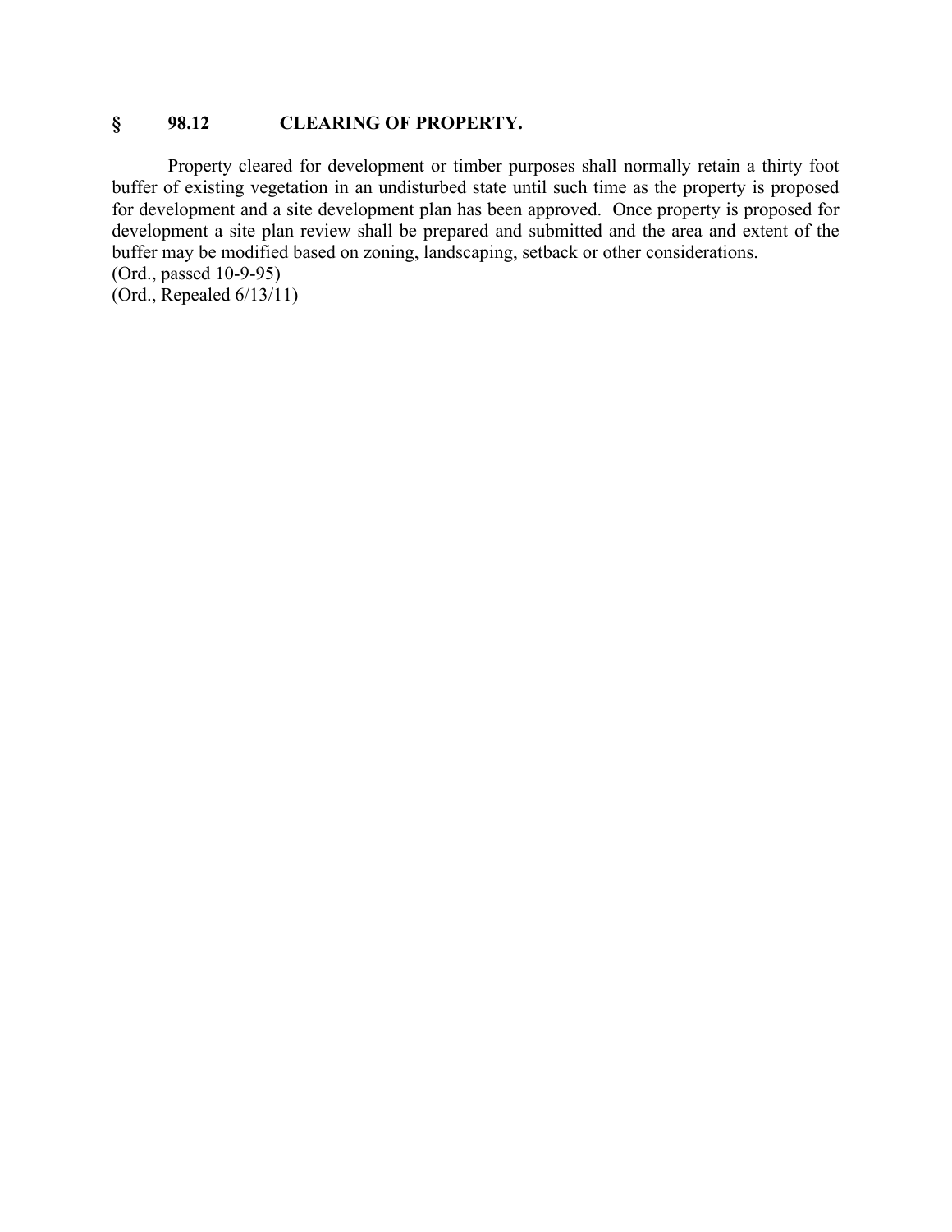## § 98.12 CLEARING OF PROPERTY.

Property cleared for development or timber purposes shall normally retain a thirty foot buffer of existing vegetation in an undisturbed state until such time as the property is proposed for development and a site development plan has been approved. Once property is proposed for development a site plan review shall be prepared and submitted and the area and extent of the buffer may be modified based on zoning, landscaping, setback or other considerations.
(Ord., passed 10-9-95)
(Ord., Repealed 6/13/11)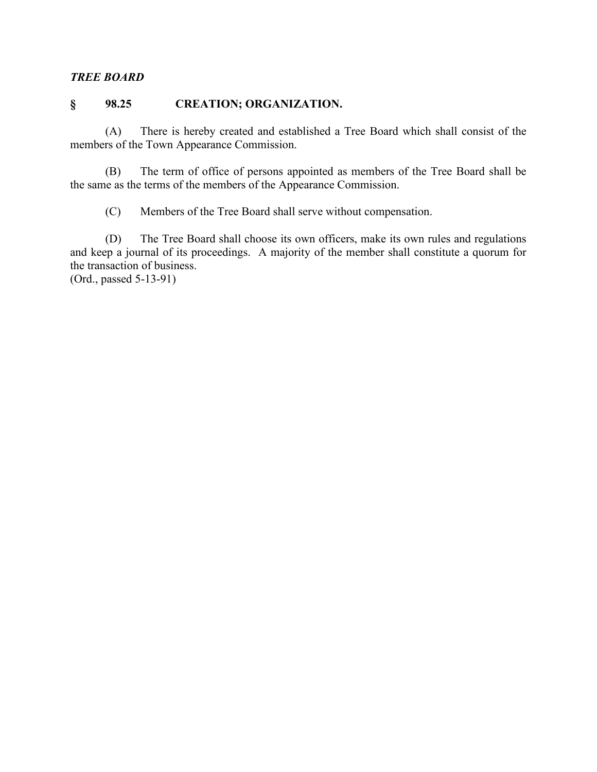***TREE BOARD***

### § 98.25 CREATION; ORGANIZATION.

(A) There is hereby created and established a Tree Board which shall consist of the members of the Town Appearance Commission.

(B) The term of office of persons appointed as members of the Tree Board shall be the same as the terms of the members of the Appearance Commission.

(C) Members of the Tree Board shall serve without compensation.

(D) The Tree Board shall choose its own officers, make its own rules and regulations and keep a journal of its proceedings. A majority of the member shall constitute a quorum for the transaction of business.
(Ord., passed 5-13-91)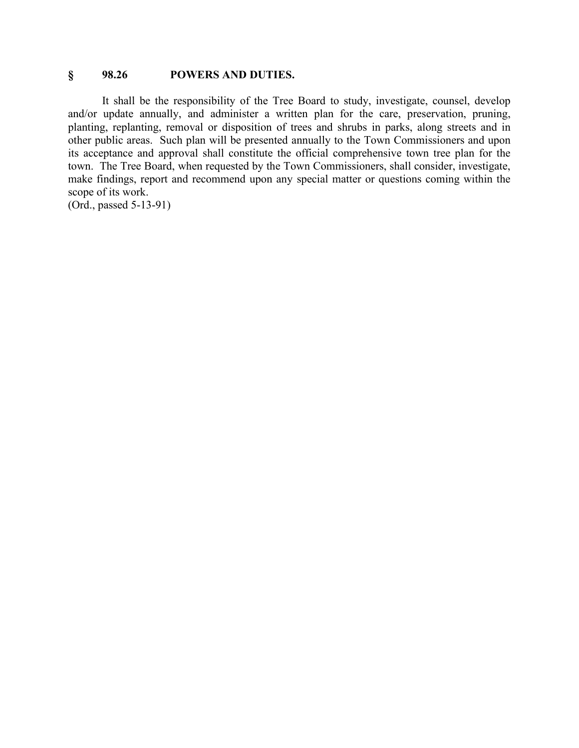## § 98.26 POWERS AND DUTIES.

It shall be the responsibility of the Tree Board to study, investigate, counsel, develop and/or update annually, and administer a written plan for the care, preservation, pruning, planting, replanting, removal or disposition of trees and shrubs in parks, along streets and in other public areas. Such plan will be presented annually to the Town Commissioners and upon its acceptance and approval shall constitute the official comprehensive town tree plan for the town. The Tree Board, when requested by the Town Commissioners, shall consider, investigate, make findings, report and recommend upon any special matter or questions coming within the scope of its work.
(Ord., passed 5-13-91)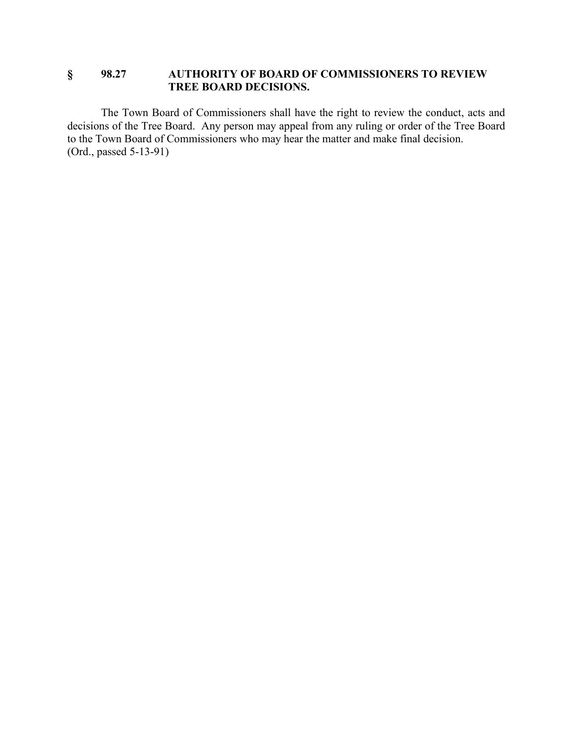## § 98.27 AUTHORITY OF BOARD OF COMMISSIONERS TO REVIEW TREE BOARD DECISIONS.

The Town Board of Commissioners shall have the right to review the conduct, acts and decisions of the Tree Board. Any person may appeal from any ruling or order of the Tree Board to the Town Board of Commissioners who may hear the matter and make final decision.
(Ord., passed 5-13-91)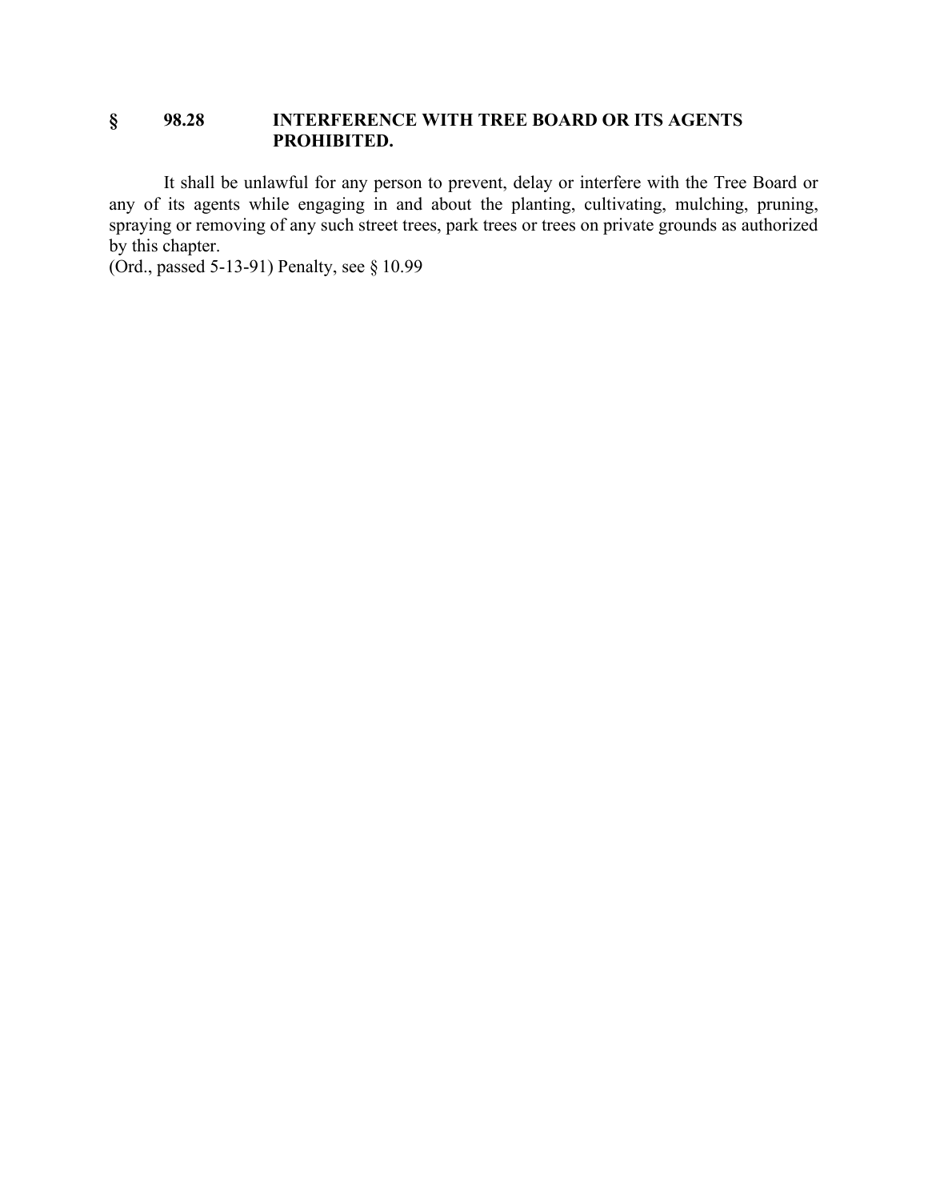### § 98.28 INTERFERENCE WITH TREE BOARD OR ITS AGENTS PROHIBITED.

It shall be unlawful for any person to prevent, delay or interfere with the Tree Board or any of its agents while engaging in and about the planting, cultivating, mulching, pruning, spraying or removing of any such street trees, park trees or trees on private grounds as authorized by this chapter.

(Ord., passed 5-13-91) Penalty, see § 10.99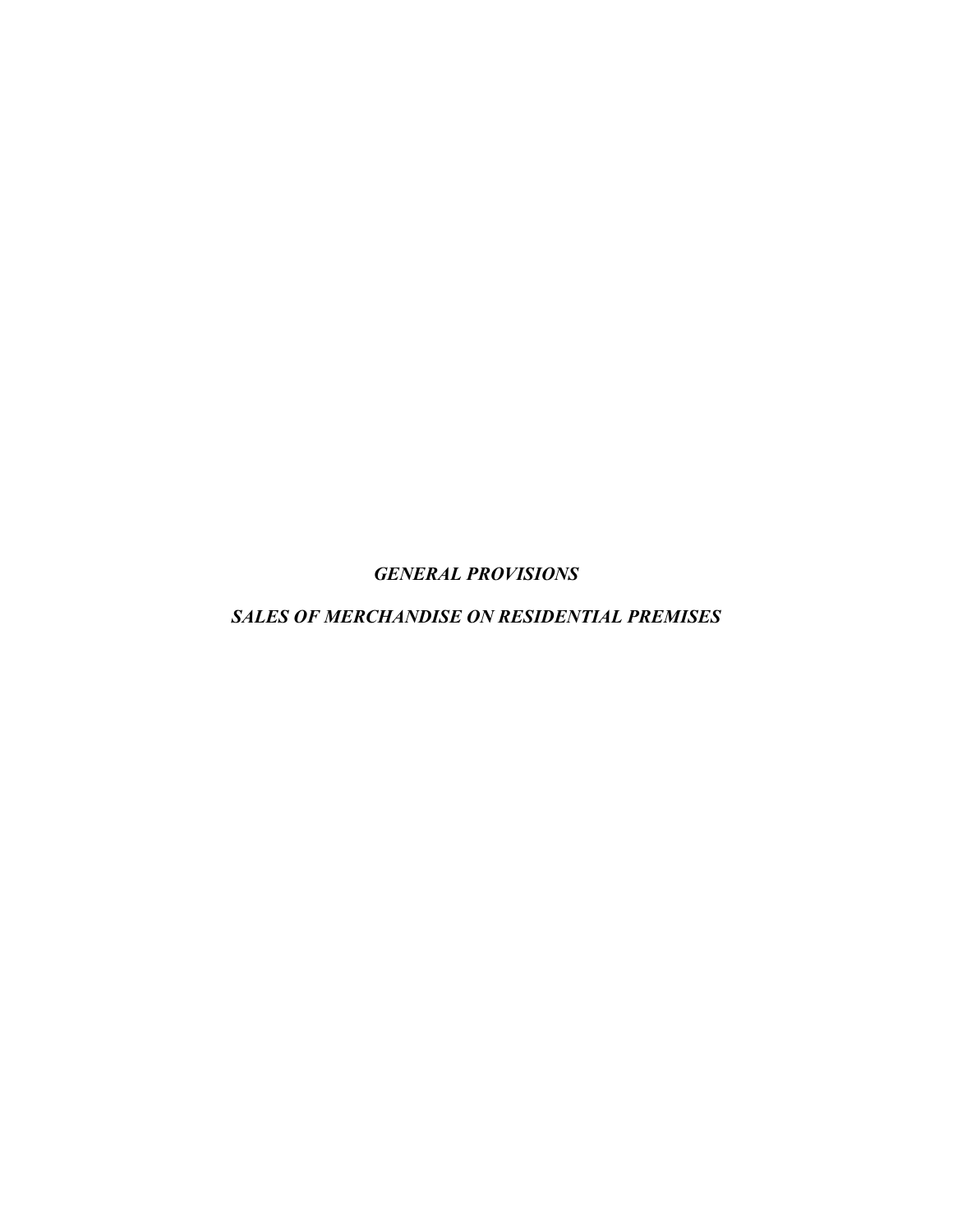***GENERAL PROVISIONS***

***SALES OF MERCHANDISE ON RESIDENTIAL PREMISES***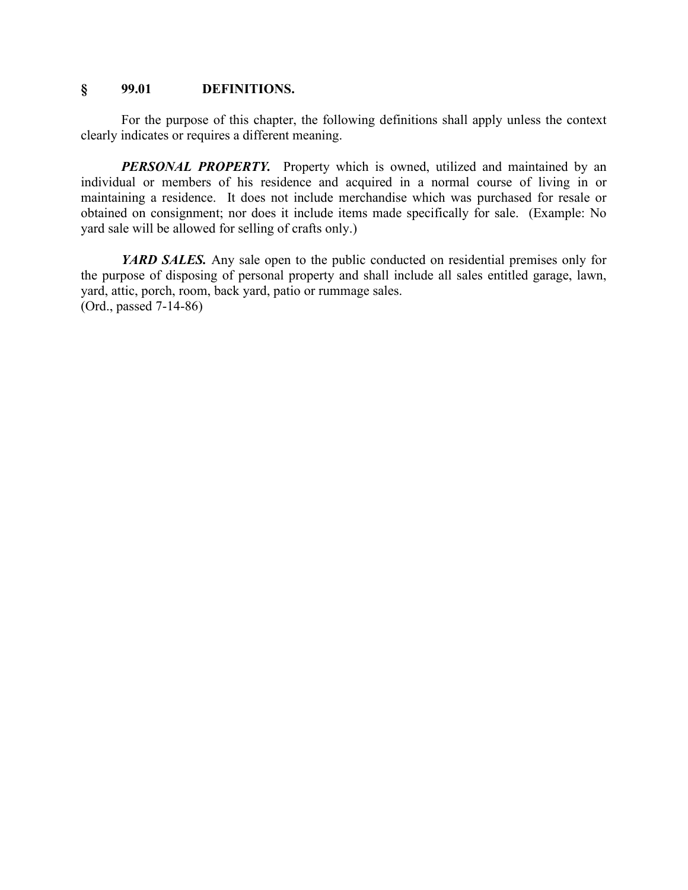## § 99.01 DEFINITIONS.

For the purpose of this chapter, the following definitions shall apply unless the context clearly indicates or requires a different meaning.

***PERSONAL PROPERTY.*** Property which is owned, utilized and maintained by an individual or members of his residence and acquired in a normal course of living in or maintaining a residence. It does not include merchandise which was purchased for resale or obtained on consignment; nor does it include items made specifically for sale. (Example: No yard sale will be allowed for selling of crafts only.)

***YARD SALES.*** Any sale open to the public conducted on residential premises only for the purpose of disposing of personal property and shall include all sales entitled garage, lawn, yard, attic, porch, room, back yard, patio or rummage sales.
(Ord., passed 7-14-86)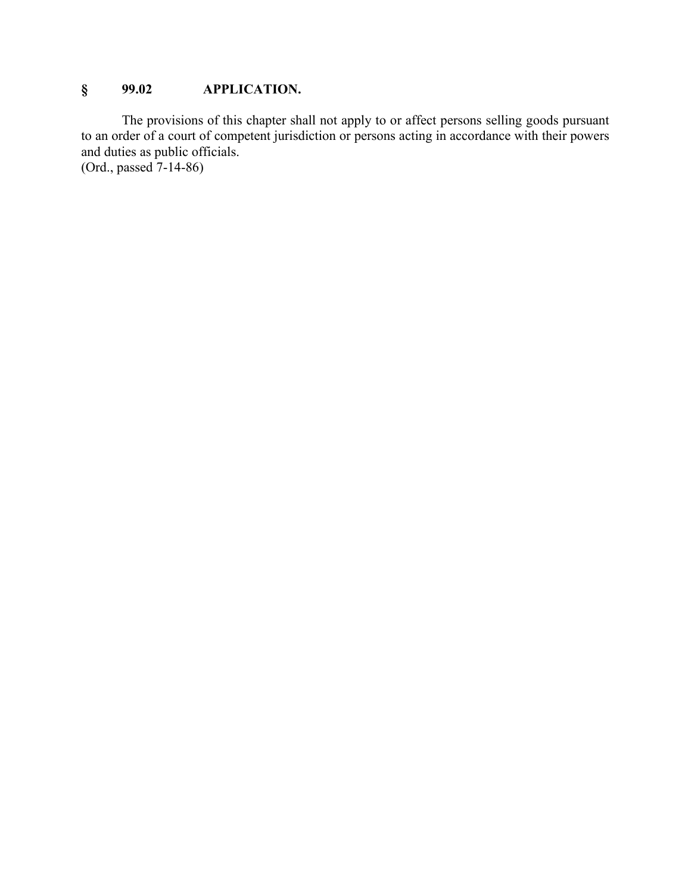## § 99.02 APPLICATION.

The provisions of this chapter shall not apply to or affect persons selling goods pursuant to an order of a court of competent jurisdiction or persons acting in accordance with their powers and duties as public officials.
(Ord., passed 7-14-86)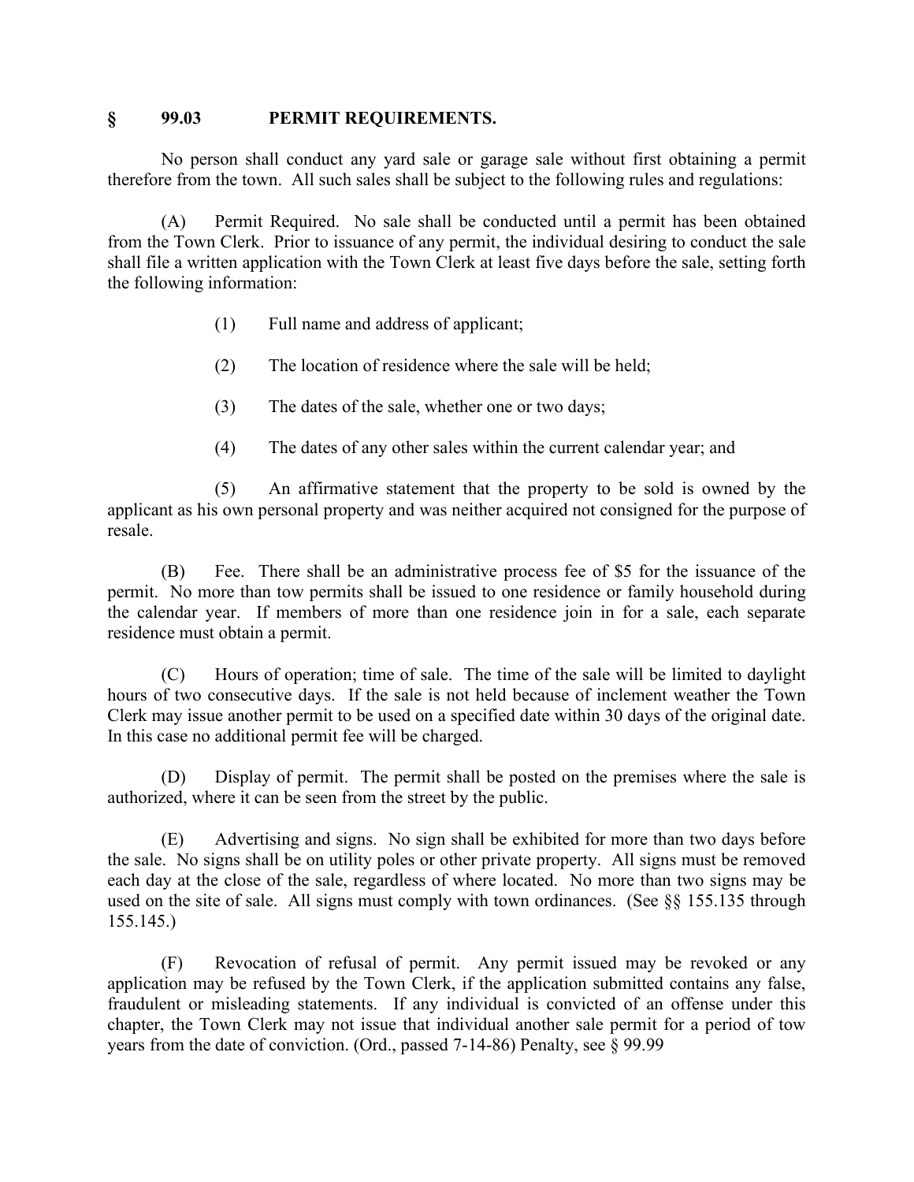## § 99.03 PERMIT REQUIREMENTS.

No person shall conduct any yard sale or garage sale without first obtaining a permit therefore from the town. All such sales shall be subject to the following rules and regulations:

(A) Permit Required. No sale shall be conducted until a permit has been obtained from the Town Clerk. Prior to issuance of any permit, the individual desiring to conduct the sale shall file a written application with the Town Clerk at least five days before the sale, setting forth the following information:

(1) Full name and address of applicant;

(2) The location of residence where the sale will be held;

(3) The dates of the sale, whether one or two days;

(4) The dates of any other sales within the current calendar year; and

(5) An affirmative statement that the property to be sold is owned by the applicant as his own personal property and was neither acquired not consigned for the purpose of resale.

(B) Fee. There shall be an administrative process fee of $5 for the issuance of the permit. No more than tow permits shall be issued to one residence or family household during the calendar year. If members of more than one residence join in for a sale, each separate residence must obtain a permit.

(C) Hours of operation; time of sale. The time of the sale will be limited to daylight hours of two consecutive days. If the sale is not held because of inclement weather the Town Clerk may issue another permit to be used on a specified date within 30 days of the original date. In this case no additional permit fee will be charged.

(D) Display of permit. The permit shall be posted on the premises where the sale is authorized, where it can be seen from the street by the public.

(E) Advertising and signs. No sign shall be exhibited for more than two days before the sale. No signs shall be on utility poles or other private property. All signs must be removed each day at the close of the sale, regardless of where located. No more than two signs may be used on the site of sale. All signs must comply with town ordinances. (See §§ 155.135 through 155.145.)

(F) Revocation of refusal of permit. Any permit issued may be revoked or any application may be refused by the Town Clerk, if the application submitted contains any false, fraudulent or misleading statements. If any individual is convicted of an offense under this chapter, the Town Clerk may not issue that individual another sale permit for a period of tow years from the date of conviction. (Ord., passed 7-14-86) Penalty, see § 99.99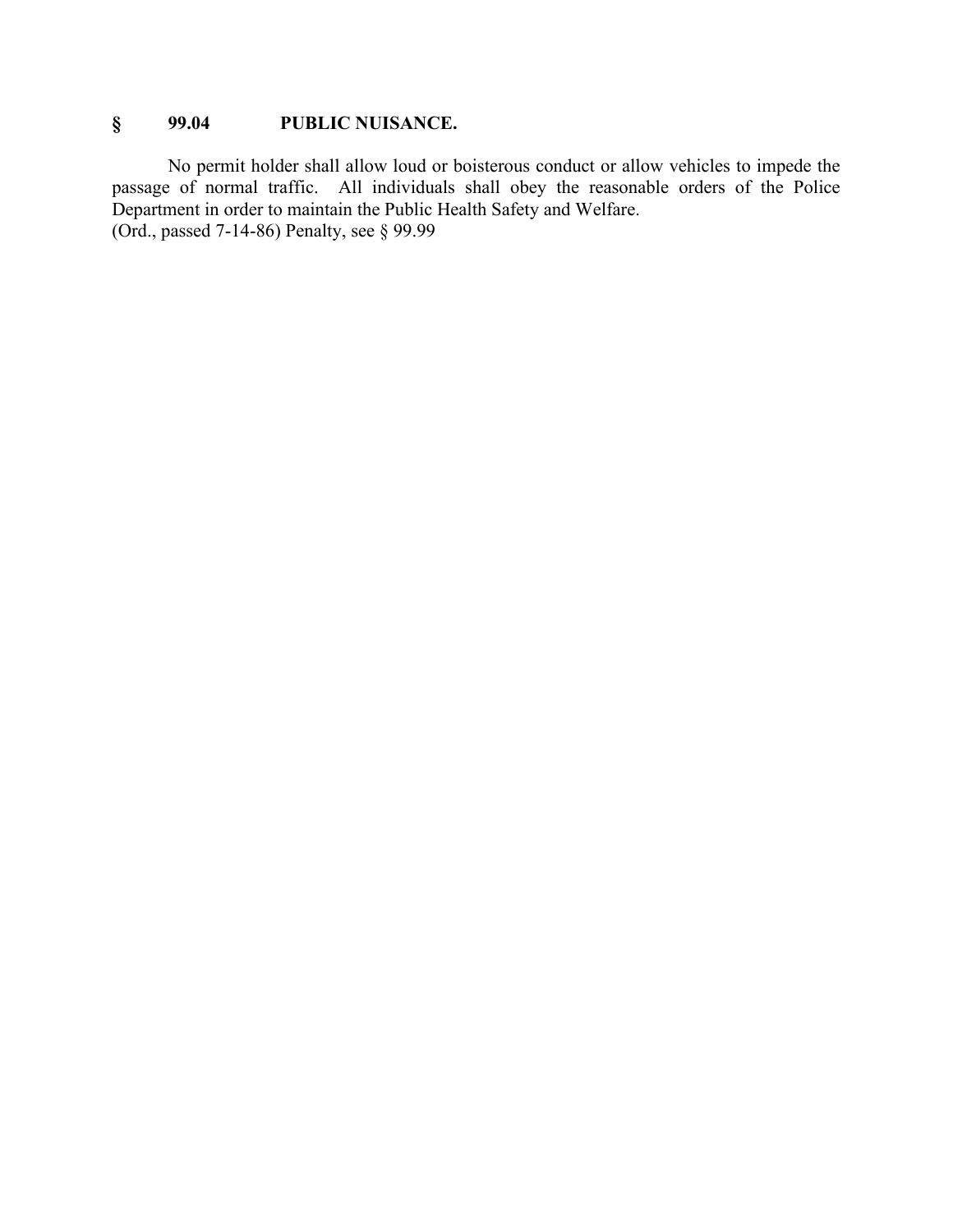## § 99.04 PUBLIC NUISANCE.

No permit holder shall allow loud or boisterous conduct or allow vehicles to impede the passage of normal traffic. All individuals shall obey the reasonable orders of the Police Department in order to maintain the Public Health Safety and Welfare.
(Ord., passed 7-14-86) Penalty, see § 99.99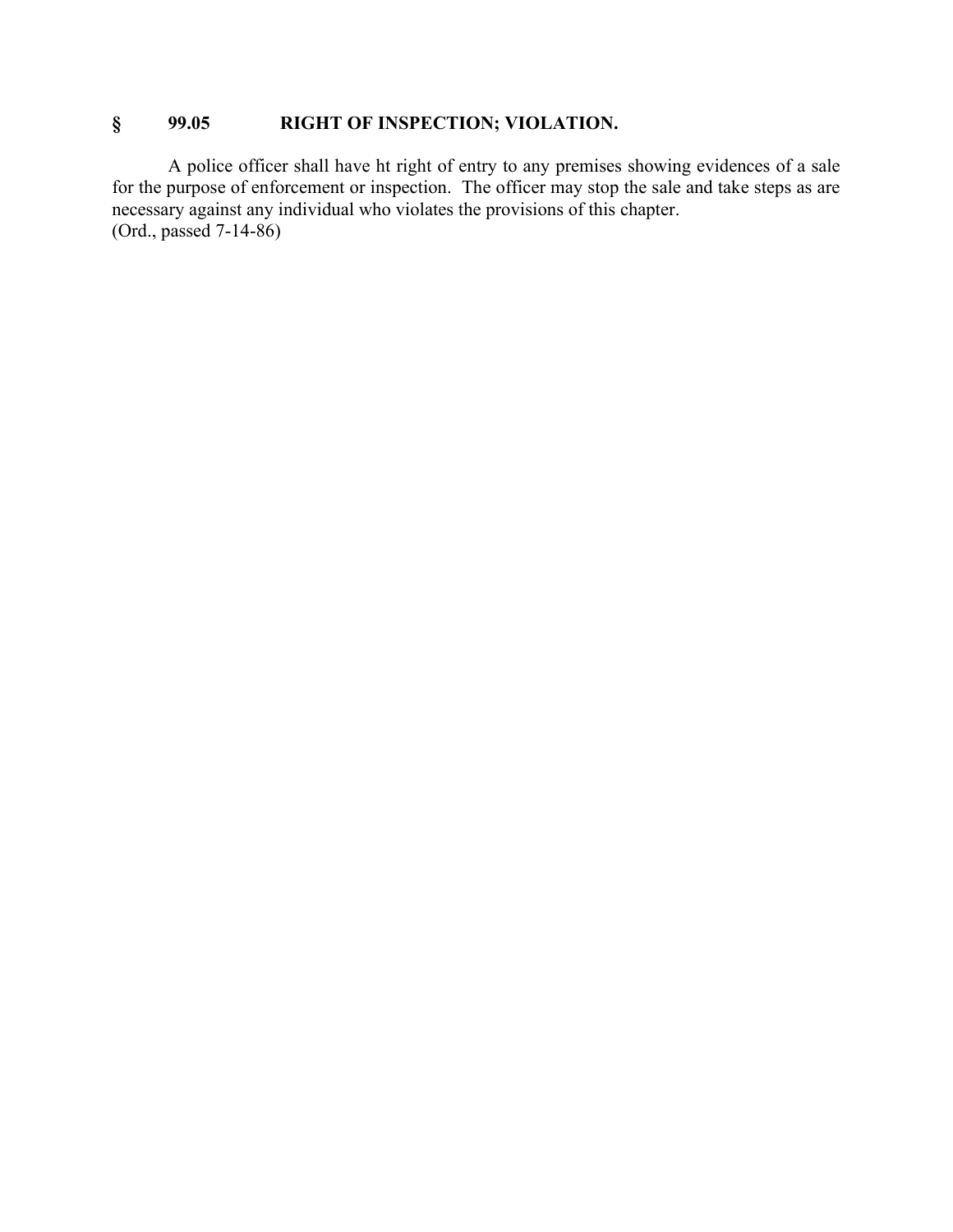## § 99.05 RIGHT OF INSPECTION; VIOLATION.

A police officer shall have ht right of entry to any premises showing evidences of a sale for the purpose of enforcement or inspection. The officer may stop the sale and take steps as are necessary against any individual who violates the provisions of this chapter.
(Ord., passed 7-14-86)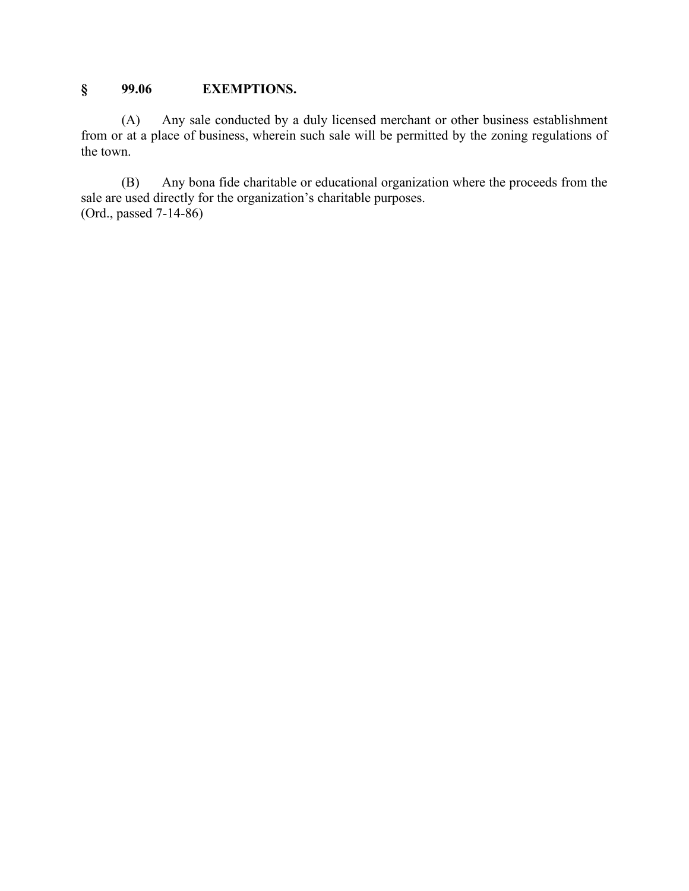## § 99.06 EXEMPTIONS.

(A) Any sale conducted by a duly licensed merchant or other business establishment from or at a place of business, wherein such sale will be permitted by the zoning regulations of the town.

(B) Any bona fide charitable or educational organization where the proceeds from the sale are used directly for the organization's charitable purposes.
(Ord., passed 7-14-86)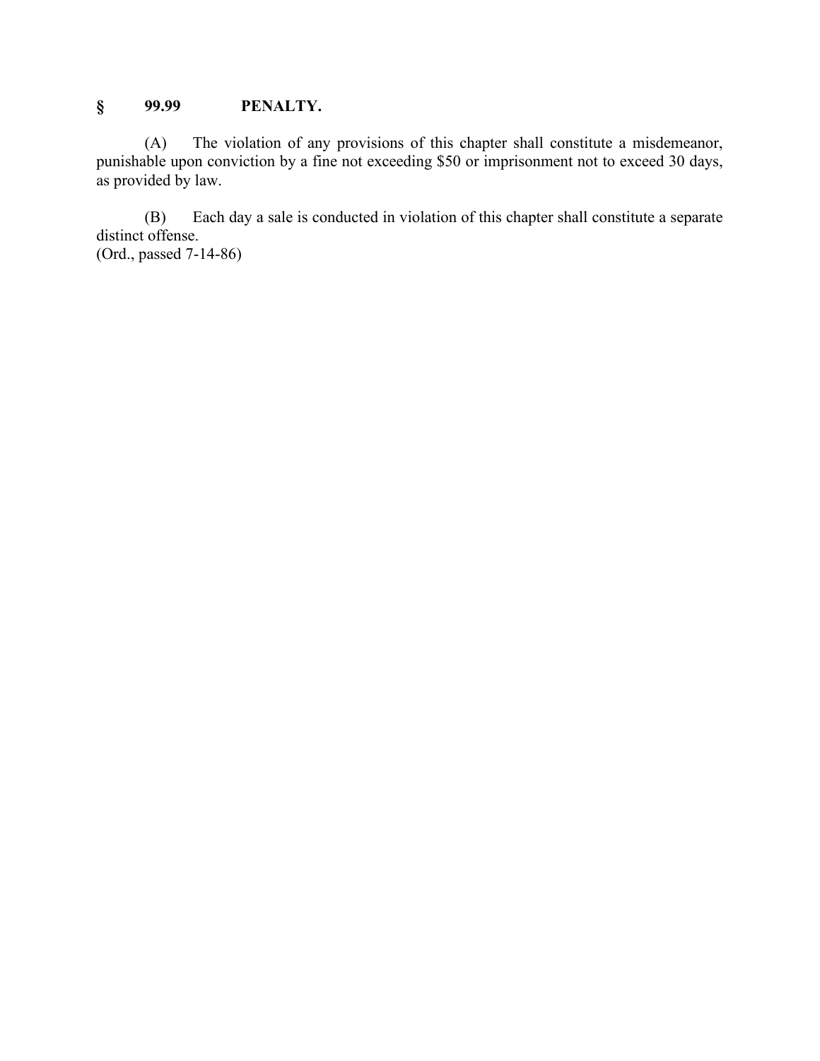## § 99.99 PENALTY.

(A) The violation of any provisions of this chapter shall constitute a misdemeanor, punishable upon conviction by a fine not exceeding $50 or imprisonment not to exceed 30 days, as provided by law.

(B) Each day a sale is conducted in violation of this chapter shall constitute a separate distinct offense.
(Ord., passed 7-14-86)